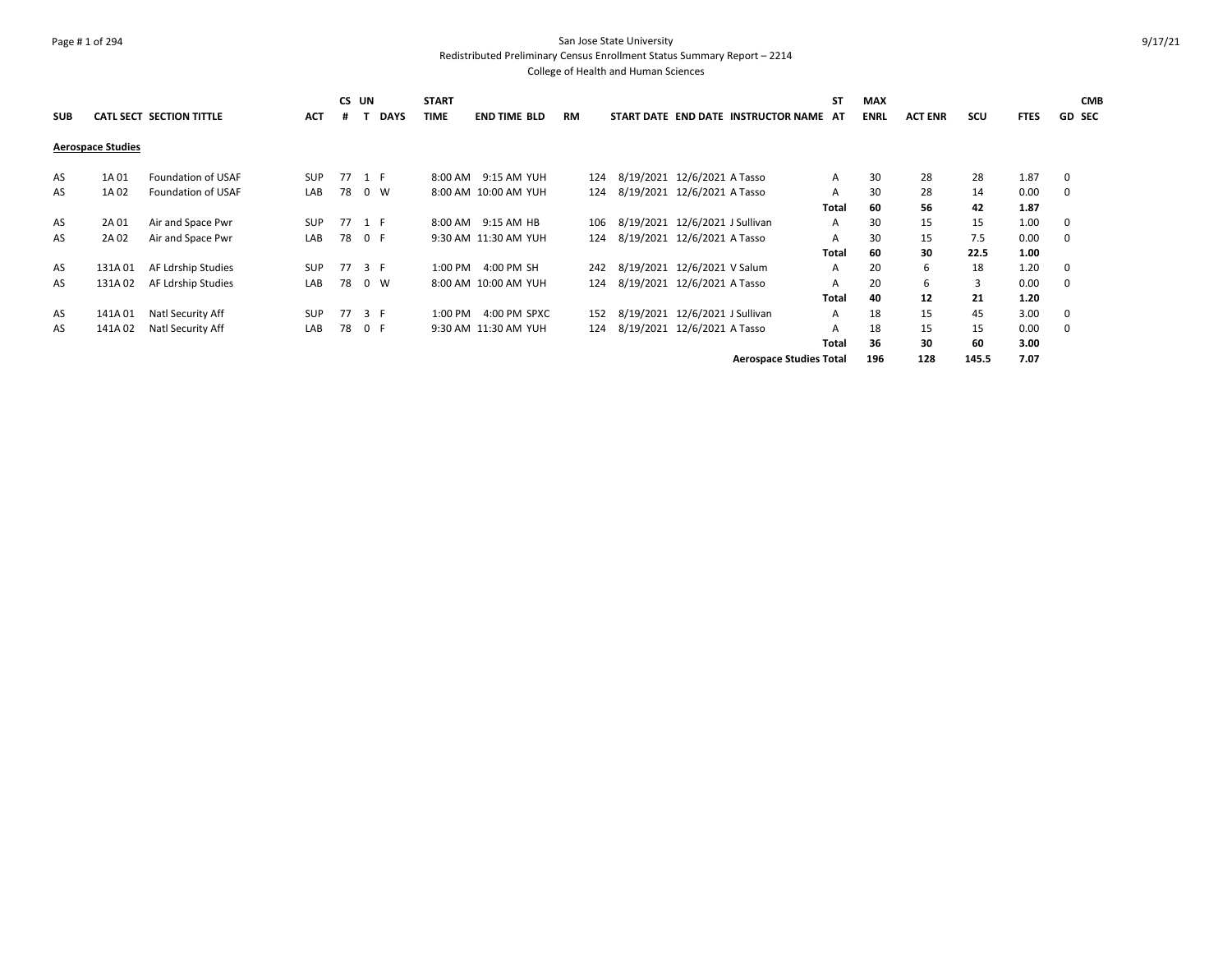San Jose State University

Redistributed Preliminary Census Enrollment Status Summary Report – 2214

College of Health and Human Sciences

| SUB | CATL SECT | SECTION TITTLE | ACT | CS # | UN T | DAYS | START TIME | END TIME | BLD | RM | START DATE | END DATE | INSTRUCTOR NAME | ST AT | MAX ENRL | ACT ENR | SCU | FTES | GD | CMB SEC |
|---|---|---|---|---|---|---|---|---|---|---|---|---|---|---|---|---|---|---|---|---|
| **Aerospace Studies** | | | | | | | | | | | | | | | | | | | | |
| AS | 1A 01 | Foundation of USAF | SUP | 77 | 1 | F | 8:00 AM | 9:15 AM | YUH | 124 | 8/19/2021 | 12/6/2021 | A Tasso | A | 30 | 28 | 28 | 1.87 | 0 | |
| AS | 1A 02 | Foundation of USAF | LAB | 78 | 0 | W | 8:00 AM | 10:00 AM | YUH | 124 | 8/19/2021 | 12/6/2021 | A Tasso | A | 30 | 28 | 14 | 0.00 | 0 | |
| | | | | | | | | | | | | | | **Total** | **60** | **56** | **42** | **1.87** | | |
| AS | 2A 01 | Air and Space Pwr | SUP | 77 | 1 | F | 8:00 AM | 9:15 AM | HB | 106 | 8/19/2021 | 12/6/2021 | J Sullivan | A | 30 | 15 | 15 | 1.00 | 0 | |
| AS | 2A 02 | Air and Space Pwr | LAB | 78 | 0 | F | 9:30 AM | 11:30 AM | YUH | 124 | 8/19/2021 | 12/6/2021 | A Tasso | A | 30 | 15 | 7.5 | 0.00 | 0 | |
| | | | | | | | | | | | | | | **Total** | **60** | **30** | **22.5** | **1.00** | | |
| AS | 131A 01 | AF Ldrship Studies | SUP | 77 | 3 | F | 1:00 PM | 4:00 PM | SH | 242 | 8/19/2021 | 12/6/2021 | V Salum | A | 20 | 6 | 18 | 1.20 | 0 | |
| AS | 131A 02 | AF Ldrship Studies | LAB | 78 | 0 | W | 8:00 AM | 10:00 AM | YUH | 124 | 8/19/2021 | 12/6/2021 | A Tasso | A | 20 | 6 | 3 | 0.00 | 0 | |
| | | | | | | | | | | | | | | **Total** | **40** | **12** | **21** | **1.20** | | |
| AS | 141A 01 | Natl Security Aff | SUP | 77 | 3 | F | 1:00 PM | 4:00 PM | SPXC | 152 | 8/19/2021 | 12/6/2021 | J Sullivan | A | 18 | 15 | 45 | 3.00 | 0 | |
| AS | 141A 02 | Natl Security Aff | LAB | 78 | 0 | F | 9:30 AM | 11:30 AM | YUH | 124 | 8/19/2021 | 12/6/2021 | A Tasso | A | 18 | 15 | 15 | 0.00 | 0 | |
| | | | | | | | | | | | | | | **Total** | **36** | **30** | **60** | **3.00** | | |
| | | | | | | | | | | | | | **Aerospace Studies Total** | | **196** | **128** | **145.5** | **7.07** | | |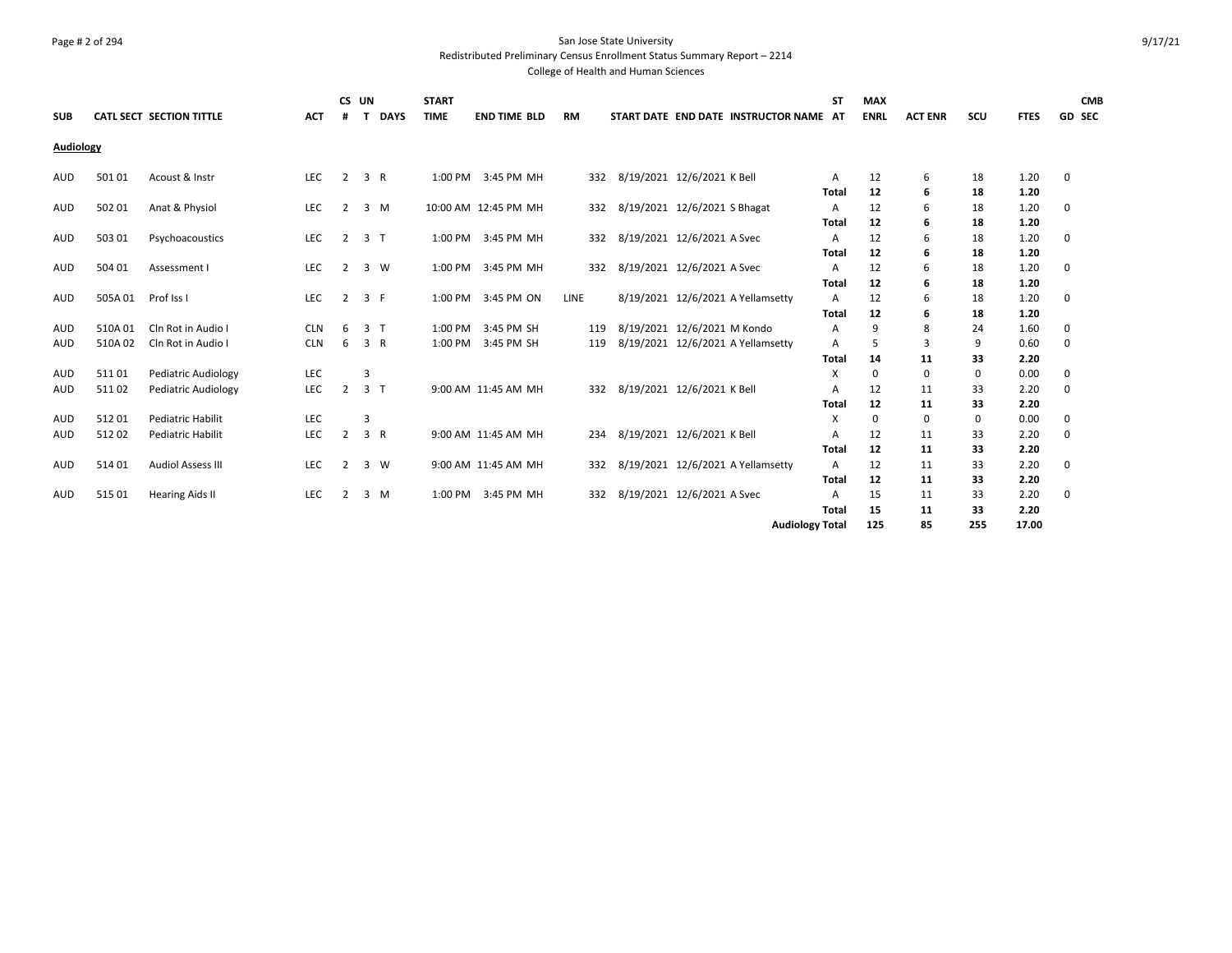# San Jose State University

Redistributed Preliminary Census Enrollment Status Summary Report – 2214

College of Health and Human Sciences

| SUB | CATL SECT | SECTION TITTLE | ACT | CS # | UN T | DAYS | START TIME | END TIME | BLD | RM | START DATE | END DATE | INSTRUCTOR NAME | ST AT | MAX ENRL | ACT ENR | SCU | FTES | GD | CMB SEC |
|---|---|---|---|---|---|---|---|---|---|---|---|---|---|---|---|---|---|---|---|---|
| **Audiology** | | | | | | | | | | | | | | | | | | | | |
| AUD | 501 01 | Acoust & Instr | LEC | 2 | 3 | R | 1:00 PM | 3:45 PM | MH | 332 | 8/19/2021 | 12/6/2021 | K Bell | A | 12 | 6 | 18 | 1.20 | 0 | |
| | | | | | | | | | | | | | | **Total** | **12** | **6** | **18** | **1.20** | | |
| AUD | 502 01 | Anat & Physiol | LEC | 2 | 3 | M | 10:00 AM | 12:45 PM | MH | 332 | 8/19/2021 | 12/6/2021 | S Bhagat | A | 12 | 6 | 18 | 1.20 | 0 | |
| | | | | | | | | | | | | | | **Total** | **12** | **6** | **18** | **1.20** | | |
| AUD | 503 01 | Psychoacoustics | LEC | 2 | 3 | T | 1:00 PM | 3:45 PM | MH | 332 | 8/19/2021 | 12/6/2021 | A Svec | A | 12 | 6 | 18 | 1.20 | 0 | |
| | | | | | | | | | | | | | | **Total** | **12** | **6** | **18** | **1.20** | | |
| AUD | 504 01 | Assessment I | LEC | 2 | 3 | W | 1:00 PM | 3:45 PM | MH | 332 | 8/19/2021 | 12/6/2021 | A Svec | A | 12 | 6 | 18 | 1.20 | 0 | |
| | | | | | | | | | | | | | | **Total** | **12** | **6** | **18** | **1.20** | | |
| AUD | 505A 01 | Prof Iss I | LEC | 2 | 3 | F | 1:00 PM | 3:45 PM | ON | LINE | 8/19/2021 | 12/6/2021 | A Yellamsetty | A | 12 | 6 | 18 | 1.20 | 0 | |
| | | | | | | | | | | | | | | **Total** | **12** | **6** | **18** | **1.20** | | |
| AUD | 510A 01 | Cln Rot in Audio I | CLN | 6 | 3 | T | 1:00 PM | 3:45 PM | SH | 119 | 8/19/2021 | 12/6/2021 | M Kondo | A | 9 | 8 | 24 | 1.60 | 0 | |
| AUD | 510A 02 | Cln Rot in Audio I | CLN | 6 | 3 | R | 1:00 PM | 3:45 PM | SH | 119 | 8/19/2021 | 12/6/2021 | A Yellamsetty | A | 5 | 3 | 9 | 0.60 | 0 | |
| | | | | | | | | | | | | | | **Total** | **14** | **11** | **33** | **2.20** | | |
| AUD | 511 01 | Pediatric Audiology | LEC | | 3 | | | | | | | | | X | 0 | 0 | 0 | 0.00 | 0 | |
| AUD | 511 02 | Pediatric Audiology | LEC | 2 | 3 | T | 9:00 AM | 11:45 AM | MH | 332 | 8/19/2021 | 12/6/2021 | K Bell | A | 12 | 11 | 33 | 2.20 | 0 | |
| | | | | | | | | | | | | | | **Total** | **12** | **11** | **33** | **2.20** | | |
| AUD | 512 01 | Pediatric Habilit | LEC | | 3 | | | | | | | | | X | 0 | 0 | 0 | 0.00 | 0 | |
| AUD | 512 02 | Pediatric Habilit | LEC | 2 | 3 | R | 9:00 AM | 11:45 AM | MH | 234 | 8/19/2021 | 12/6/2021 | K Bell | A | 12 | 11 | 33 | 2.20 | 0 | |
| | | | | | | | | | | | | | | **Total** | **12** | **11** | **33** | **2.20** | | |
| AUD | 514 01 | Audiol Assess III | LEC | 2 | 3 | W | 9:00 AM | 11:45 AM | MH | 332 | 8/19/2021 | 12/6/2021 | A Yellamsetty | A | 12 | 11 | 33 | 2.20 | 0 | |
| | | | | | | | | | | | | | | **Total** | **12** | **11** | **33** | **2.20** | | |
| AUD | 515 01 | Hearing Aids II | LEC | 2 | 3 | M | 1:00 PM | 3:45 PM | MH | 332 | 8/19/2021 | 12/6/2021 | A Svec | A | 15 | 11 | 33 | 2.20 | 0 | |
| | | | | | | | | | | | | | | **Total** | **15** | **11** | **33** | **2.20** | | |
| | | | | | | | | | | | | | | **Audiology Total** | **125** | **85** | **255** | **17.00** | | |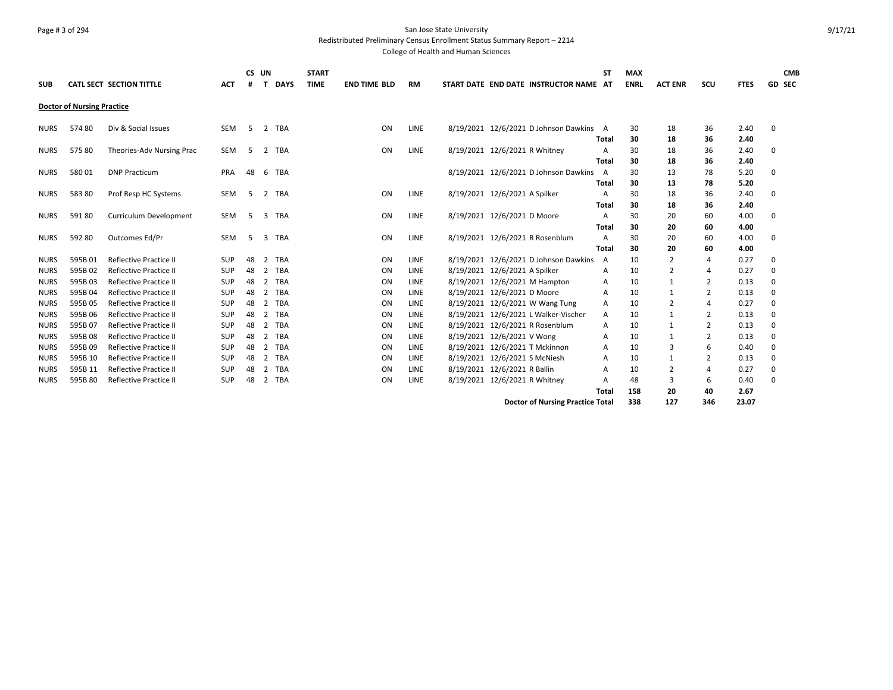San Jose State University

Redistributed Preliminary Census Enrollment Status Summary Report – 2214

College of Health and Human Sciences

| SUB | CATL SECT | SECTION TITTLE | ACT | CS # | UN T | DAYS | START TIME | END TIME | BLD | RM | START DATE | END DATE | INSTRUCTOR NAME | ST AT | MAX ENRL | ACT ENR | SCU | FTES | GD | CMB SEC |
|---|---|---|---|---|---|---|---|---|---|---|---|---|---|---|---|---|---|---|---|---|
| **Doctor of Nursing Practice** | | | | | | | | | | | | | | | | | | | | |
| NURS | 574 80 | Div & Social Issues | SEM | 5 | 2 | TBA | | | ON | LINE | 8/19/2021 | 12/6/2021 | D Johnson Dawkins | A | 30 | 18 | 36 | 2.40 | 0 | |
| | | | | | | | | | | | | | | **Total** | **30** | **18** | **36** | **2.40** | | |
| NURS | 575 80 | Theories-Adv Nursing Prac | SEM | 5 | 2 | TBA | | | ON | LINE | 8/19/2021 | 12/6/2021 | R Whitney | A | 30 | 18 | 36 | 2.40 | 0 | |
| | | | | | | | | | | | | | | **Total** | **30** | **18** | **36** | **2.40** | | |
| NURS | 580 01 | DNP Practicum | PRA | 48 | 6 | TBA | | | | | 8/19/2021 | 12/6/2021 | D Johnson Dawkins | A | 30 | 13 | 78 | 5.20 | 0 | |
| | | | | | | | | | | | | | | **Total** | **30** | **13** | **78** | **5.20** | | |
| NURS | 583 80 | Prof Resp HC Systems | SEM | 5 | 2 | TBA | | | ON | LINE | 8/19/2021 | 12/6/2021 | A Spilker | A | 30 | 18 | 36 | 2.40 | 0 | |
| | | | | | | | | | | | | | | **Total** | **30** | **18** | **36** | **2.40** | | |
| NURS | 591 80 | Curriculum Development | SEM | 5 | 3 | TBA | | | ON | LINE | 8/19/2021 | 12/6/2021 | D Moore | A | 30 | 20 | 60 | 4.00 | 0 | |
| | | | | | | | | | | | | | | **Total** | **30** | **20** | **60** | **4.00** | | |
| NURS | 592 80 | Outcomes Ed/Pr | SEM | 5 | 3 | TBA | | | ON | LINE | 8/19/2021 | 12/6/2021 | R Rosenblum | A | 30 | 20 | 60 | 4.00 | 0 | |
| | | | | | | | | | | | | | | **Total** | **30** | **20** | **60** | **4.00** | | |
| NURS | 595B 01 | Reflective Practice II | SUP | 48 | 2 | TBA | | | ON | LINE | 8/19/2021 | 12/6/2021 | D Johnson Dawkins | A | 10 | 2 | 4 | 0.27 | 0 | |
| NURS | 595B 02 | Reflective Practice II | SUP | 48 | 2 | TBA | | | ON | LINE | 8/19/2021 | 12/6/2021 | A Spilker | A | 10 | 2 | 4 | 0.27 | 0 | |
| NURS | 595B 03 | Reflective Practice II | SUP | 48 | 2 | TBA | | | ON | LINE | 8/19/2021 | 12/6/2021 | M Hampton | A | 10 | 1 | 2 | 0.13 | 0 | |
| NURS | 595B 04 | Reflective Practice II | SUP | 48 | 2 | TBA | | | ON | LINE | 8/19/2021 | 12/6/2021 | D Moore | A | 10 | 1 | 2 | 0.13 | 0 | |
| NURS | 595B 05 | Reflective Practice II | SUP | 48 | 2 | TBA | | | ON | LINE | 8/19/2021 | 12/6/2021 | W Wang Tung | A | 10 | 2 | 4 | 0.27 | 0 | |
| NURS | 595B 06 | Reflective Practice II | SUP | 48 | 2 | TBA | | | ON | LINE | 8/19/2021 | 12/6/2021 | L Walker-Vischer | A | 10 | 1 | 2 | 0.13 | 0 | |
| NURS | 595B 07 | Reflective Practice II | SUP | 48 | 2 | TBA | | | ON | LINE | 8/19/2021 | 12/6/2021 | R Rosenblum | A | 10 | 1 | 2 | 0.13 | 0 | |
| NURS | 595B 08 | Reflective Practice II | SUP | 48 | 2 | TBA | | | ON | LINE | 8/19/2021 | 12/6/2021 | V Wong | A | 10 | 1 | 2 | 0.13 | 0 | |
| NURS | 595B 09 | Reflective Practice II | SUP | 48 | 2 | TBA | | | ON | LINE | 8/19/2021 | 12/6/2021 | T Mckinnon | A | 10 | 3 | 6 | 0.40 | 0 | |
| NURS | 595B 10 | Reflective Practice II | SUP | 48 | 2 | TBA | | | ON | LINE | 8/19/2021 | 12/6/2021 | S McNiesh | A | 10 | 1 | 2 | 0.13 | 0 | |
| NURS | 595B 11 | Reflective Practice II | SUP | 48 | 2 | TBA | | | ON | LINE | 8/19/2021 | 12/6/2021 | R Ballin | A | 10 | 2 | 4 | 0.27 | 0 | |
| NURS | 595B 80 | Reflective Practice II | SUP | 48 | 2 | TBA | | | ON | LINE | 8/19/2021 | 12/6/2021 | R Whitney | A | 48 | 3 | 6 | 0.40 | 0 | |
| | | | | | | | | | | | | | | **Total** | **158** | **20** | **40** | **2.67** | | |
| | | | | | | | | | | | | | **Doctor of Nursing Practice Total** | | **338** | **127** | **346** | **23.07** | | |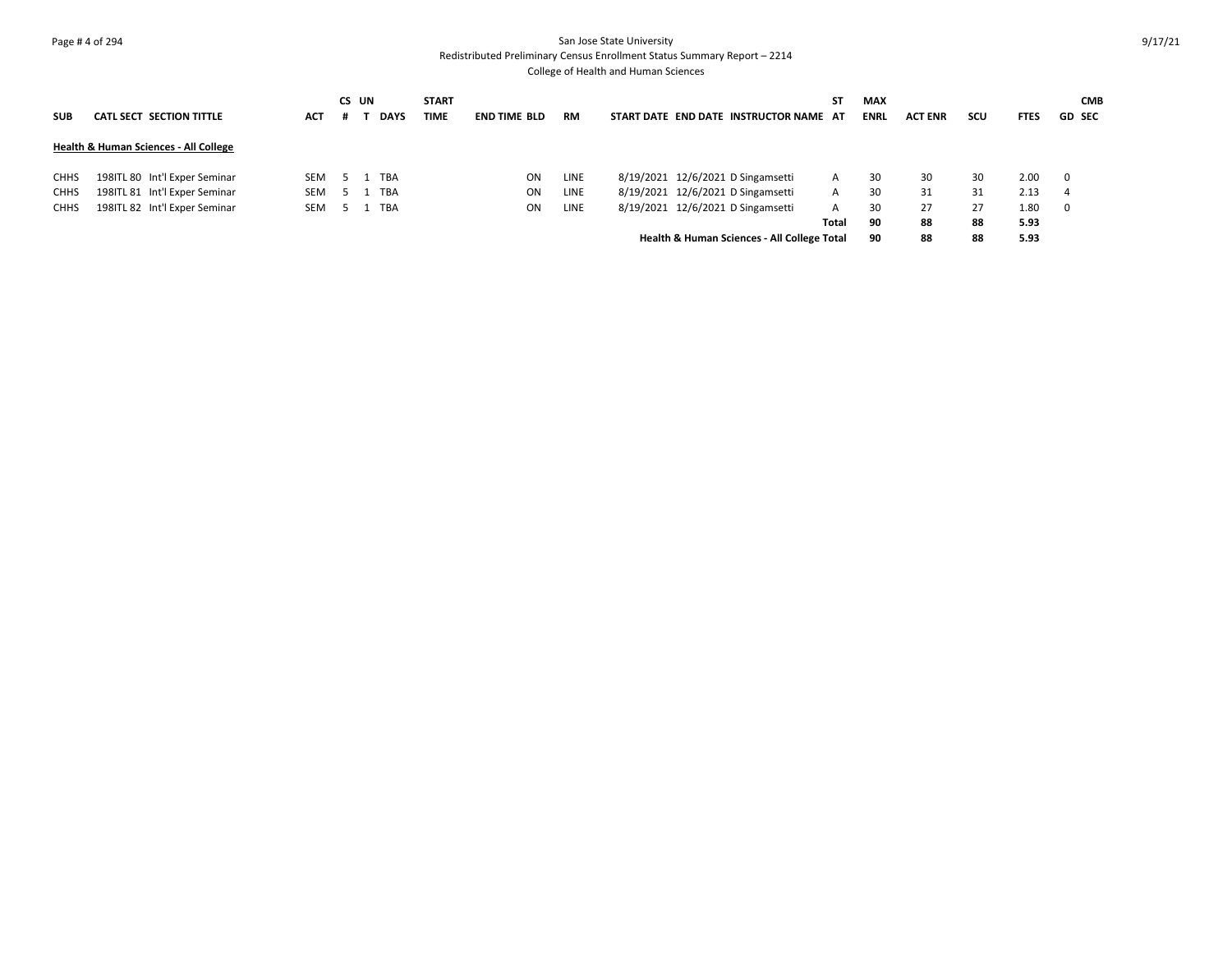San Jose State University
Redistributed Preliminary Census Enrollment Status Summary Report – 2214
College of Health and Human Sciences

| SUB | CATL SECT | SECTION TITTLE | ACT | CS # | UN T | DAYS | START TIME | END TIME | BLD | RM | START DATE | END DATE | INSTRUCTOR NAME | ST AT | MAX ENRL | ACT ENR | SCU | FTES | GD | CMB SEC |
|---|---|---|---|---|---|---|---|---|---|---|---|---|---|---|---|---|---|---|---|---|
| **Health & Human Sciences - All College** | | | | | | | | | | | | | | | | | | | | |
| CHHS | 198ITL 80 | Int'l Exper Seminar | SEM | 5 | 1 | TBA | | | ON | LINE | 8/19/2021 | 12/6/2021 | D Singamsetti | A | 30 | 30 | 30 | 2.00 | 0 | |
| CHHS | 198ITL 81 | Int'l Exper Seminar | SEM | 5 | 1 | TBA | | | ON | LINE | 8/19/2021 | 12/6/2021 | D Singamsetti | A | 30 | 31 | 31 | 2.13 | 4 | |
| CHHS | 198ITL 82 | Int'l Exper Seminar | SEM | 5 | 1 | TBA | | | ON | LINE | 8/19/2021 | 12/6/2021 | D Singamsetti | A | 30 | 27 | 27 | 1.80 | 0 | |
| | | | | | | | | | | | | | | **Total** | **90** | **88** | **88** | **5.93** | | |
| | | | | | | | | | | | **Health & Human Sciences - All College Total** | | | | **90** | **88** | **88** | **5.93** | | |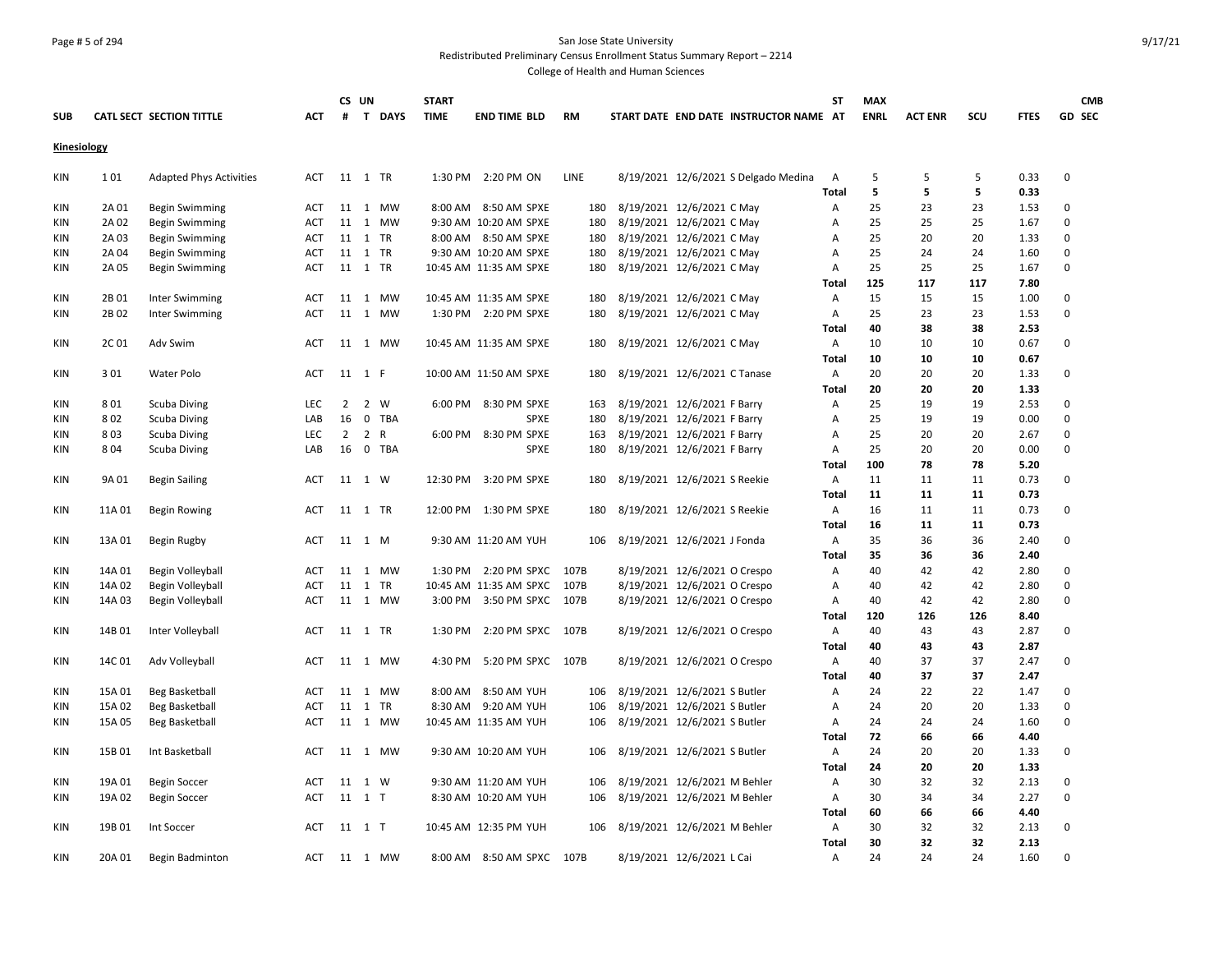San Jose State University

Redistributed Preliminary Census Enrollment Status Summary Report – 2214

College of Health and Human Sciences

| SUB | CATL SECT | SECTION TITTLE | ACT | CS # | UN T | DAYS | START TIME | END TIME | BLD | RM | START DATE | END DATE | INSTRUCTOR NAME | ST AT | MAX ENRL | ACT ENR | SCU | FTES | GD | CMB SEC |
|---|---|---|---|---|---|---|---|---|---|---|---|---|---|---|---|---|---|---|---|---|
| **Kinesiology** | | | | | | | | | | | | | | | | | | | | |
| KIN | 1 01 | Adapted Phys Activities | ACT | 11 | 1 | TR | 1:30 PM | 2:20 PM | ON | LINE | 8/19/2021 | 12/6/2021 | S Delgado Medina | A | 5 | 5 | 5 | 0.33 | 0 | |
| | | | | | | | | | | | | | | **Total** | **5** | **5** | **5** | **0.33** | | |
| KIN | 2A 01 | Begin Swimming | ACT | 11 | 1 | MW | 8:00 AM | 8:50 AM | SPXE | 180 | 8/19/2021 | 12/6/2021 | C May | A | 25 | 23 | 23 | 1.53 | 0 | |
| KIN | 2A 02 | Begin Swimming | ACT | 11 | 1 | MW | 9:30 AM | 10:20 AM | SPXE | 180 | 8/19/2021 | 12/6/2021 | C May | A | 25 | 25 | 25 | 1.67 | 0 | |
| KIN | 2A 03 | Begin Swimming | ACT | 11 | 1 | TR | 8:00 AM | 8:50 AM | SPXE | 180 | 8/19/2021 | 12/6/2021 | C May | A | 25 | 20 | 20 | 1.33 | 0 | |
| KIN | 2A 04 | Begin Swimming | ACT | 11 | 1 | TR | 9:30 AM | 10:20 AM | SPXE | 180 | 8/19/2021 | 12/6/2021 | C May | A | 25 | 24 | 24 | 1.60 | 0 | |
| KIN | 2A 05 | Begin Swimming | ACT | 11 | 1 | TR | 10:45 AM | 11:35 AM | SPXE | 180 | 8/19/2021 | 12/6/2021 | C May | A | 25 | 25 | 25 | 1.67 | 0 | |
| | | | | | | | | | | | | | | **Total** | **125** | **117** | **117** | **7.80** | | |
| KIN | 2B 01 | Inter Swimming | ACT | 11 | 1 | MW | 10:45 AM | 11:35 AM | SPXE | 180 | 8/19/2021 | 12/6/2021 | C May | A | 15 | 15 | 15 | 1.00 | 0 | |
| KIN | 2B 02 | Inter Swimming | ACT | 11 | 1 | MW | 1:30 PM | 2:20 PM | SPXE | 180 | 8/19/2021 | 12/6/2021 | C May | A | 25 | 23 | 23 | 1.53 | 0 | |
| | | | | | | | | | | | | | | **Total** | **40** | **38** | **38** | **2.53** | | |
| KIN | 2C 01 | Adv Swim | ACT | 11 | 1 | MW | 10:45 AM | 11:35 AM | SPXE | 180 | 8/19/2021 | 12/6/2021 | C May | A | 10 | 10 | 10 | 0.67 | 0 | |
| | | | | | | | | | | | | | | **Total** | **10** | **10** | **10** | **0.67** | | |
| KIN | 3 01 | Water Polo | ACT | 11 | 1 | F | 10:00 AM | 11:50 AM | SPXE | 180 | 8/19/2021 | 12/6/2021 | C Tanase | A | 20 | 20 | 20 | 1.33 | 0 | |
| | | | | | | | | | | | | | | **Total** | **20** | **20** | **20** | **1.33** | | |
| KIN | 8 01 | Scuba Diving | LEC | 2 | 2 | W | 6:00 PM | 8:30 PM | SPXE | 163 | 8/19/2021 | 12/6/2021 | F Barry | A | 25 | 19 | 19 | 2.53 | 0 | |
| KIN | 8 02 | Scuba Diving | LAB | 16 | 0 | TBA | | | SPXE | 180 | 8/19/2021 | 12/6/2021 | F Barry | A | 25 | 19 | 19 | 0.00 | 0 | |
| KIN | 8 03 | Scuba Diving | LEC | 2 | 2 | R | 6:00 PM | 8:30 PM | SPXE | 163 | 8/19/2021 | 12/6/2021 | F Barry | A | 25 | 20 | 20 | 2.67 | 0 | |
| KIN | 8 04 | Scuba Diving | LAB | 16 | 0 | TBA | | | SPXE | 180 | 8/19/2021 | 12/6/2021 | F Barry | A | 25 | 20 | 20 | 0.00 | 0 | |
| | | | | | | | | | | | | | | **Total** | **100** | **78** | **78** | **5.20** | | |
| KIN | 9A 01 | Begin Sailing | ACT | 11 | 1 | W | 12:30 PM | 3:20 PM | SPXE | 180 | 8/19/2021 | 12/6/2021 | S Reekie | A | 11 | 11 | 11 | 0.73 | 0 | |
| | | | | | | | | | | | | | | **Total** | **11** | **11** | **11** | **0.73** | | |
| KIN | 11A 01 | Begin Rowing | ACT | 11 | 1 | TR | 12:00 PM | 1:30 PM | SPXE | 180 | 8/19/2021 | 12/6/2021 | S Reekie | A | 16 | 11 | 11 | 0.73 | 0 | |
| | | | | | | | | | | | | | | **Total** | **16** | **11** | **11** | **0.73** | | |
| KIN | 13A 01 | Begin Rugby | ACT | 11 | 1 | M | 9:30 AM | 11:20 AM | YUH | 106 | 8/19/2021 | 12/6/2021 | J Fonda | A | 35 | 36 | 36 | 2.40 | 0 | |
| | | | | | | | | | | | | | | **Total** | **35** | **36** | **36** | **2.40** | | |
| KIN | 14A 01 | Begin Volleyball | ACT | 11 | 1 | MW | 1:30 PM | 2:20 PM | SPXC | 107B | 8/19/2021 | 12/6/2021 | O Crespo | A | 40 | 42 | 42 | 2.80 | 0 | |
| KIN | 14A 02 | Begin Volleyball | ACT | 11 | 1 | TR | 10:45 AM | 11:35 AM | SPXC | 107B | 8/19/2021 | 12/6/2021 | O Crespo | A | 40 | 42 | 42 | 2.80 | 0 | |
| KIN | 14A 03 | Begin Volleyball | ACT | 11 | 1 | MW | 3:00 PM | 3:50 PM | SPXC | 107B | 8/19/2021 | 12/6/2021 | O Crespo | A | 40 | 42 | 42 | 2.80 | 0 | |
| | | | | | | | | | | | | | | **Total** | **120** | **126** | **126** | **8.40** | | |
| KIN | 14B 01 | Inter Volleyball | ACT | 11 | 1 | TR | 1:30 PM | 2:20 PM | SPXC | 107B | 8/19/2021 | 12/6/2021 | O Crespo | A | 40 | 43 | 43 | 2.87 | 0 | |
| | | | | | | | | | | | | | | **Total** | **40** | **43** | **43** | **2.87** | | |
| KIN | 14C 01 | Adv Volleyball | ACT | 11 | 1 | MW | 4:30 PM | 5:20 PM | SPXC | 107B | 8/19/2021 | 12/6/2021 | O Crespo | A | 40 | 37 | 37 | 2.47 | 0 | |
| | | | | | | | | | | | | | | **Total** | **40** | **37** | **37** | **2.47** | | |
| KIN | 15A 01 | Beg Basketball | ACT | 11 | 1 | MW | 8:00 AM | 8:50 AM | YUH | 106 | 8/19/2021 | 12/6/2021 | S Butler | A | 24 | 22 | 22 | 1.47 | 0 | |
| KIN | 15A 02 | Beg Basketball | ACT | 11 | 1 | TR | 8:30 AM | 9:20 AM | YUH | 106 | 8/19/2021 | 12/6/2021 | S Butler | A | 24 | 20 | 20 | 1.33 | 0 | |
| KIN | 15A 05 | Beg Basketball | ACT | 11 | 1 | MW | 10:45 AM | 11:35 AM | YUH | 106 | 8/19/2021 | 12/6/2021 | S Butler | A | 24 | 24 | 24 | 1.60 | 0 | |
| | | | | | | | | | | | | | | **Total** | **72** | **66** | **66** | **4.40** | | |
| KIN | 15B 01 | Int Basketball | ACT | 11 | 1 | MW | 9:30 AM | 10:20 AM | YUH | 106 | 8/19/2021 | 12/6/2021 | S Butler | A | 24 | 20 | 20 | 1.33 | 0 | |
| | | | | | | | | | | | | | | **Total** | **24** | **20** | **20** | **1.33** | | |
| KIN | 19A 01 | Begin Soccer | ACT | 11 | 1 | W | 9:30 AM | 11:20 AM | YUH | 106 | 8/19/2021 | 12/6/2021 | M Behler | A | 30 | 32 | 32 | 2.13 | 0 | |
| KIN | 19A 02 | Begin Soccer | ACT | 11 | 1 | T | 8:30 AM | 10:20 AM | YUH | 106 | 8/19/2021 | 12/6/2021 | M Behler | A | 30 | 34 | 34 | 2.27 | 0 | |
| | | | | | | | | | | | | | | **Total** | **60** | **66** | **66** | **4.40** | | |
| KIN | 19B 01 | Int Soccer | ACT | 11 | 1 | T | 10:45 AM | 12:35 PM | YUH | 106 | 8/19/2021 | 12/6/2021 | M Behler | A | 30 | 32 | 32 | 2.13 | 0 | |
| | | | | | | | | | | | | | | **Total** | **30** | **32** | **32** | **2.13** | | |
| KIN | 20A 01 | Begin Badminton | ACT | 11 | 1 | MW | 8:00 AM | 8:50 AM | SPXC | 107B | 8/19/2021 | 12/6/2021 | L Cai | A | 24 | 24 | 24 | 1.60 | 0 | |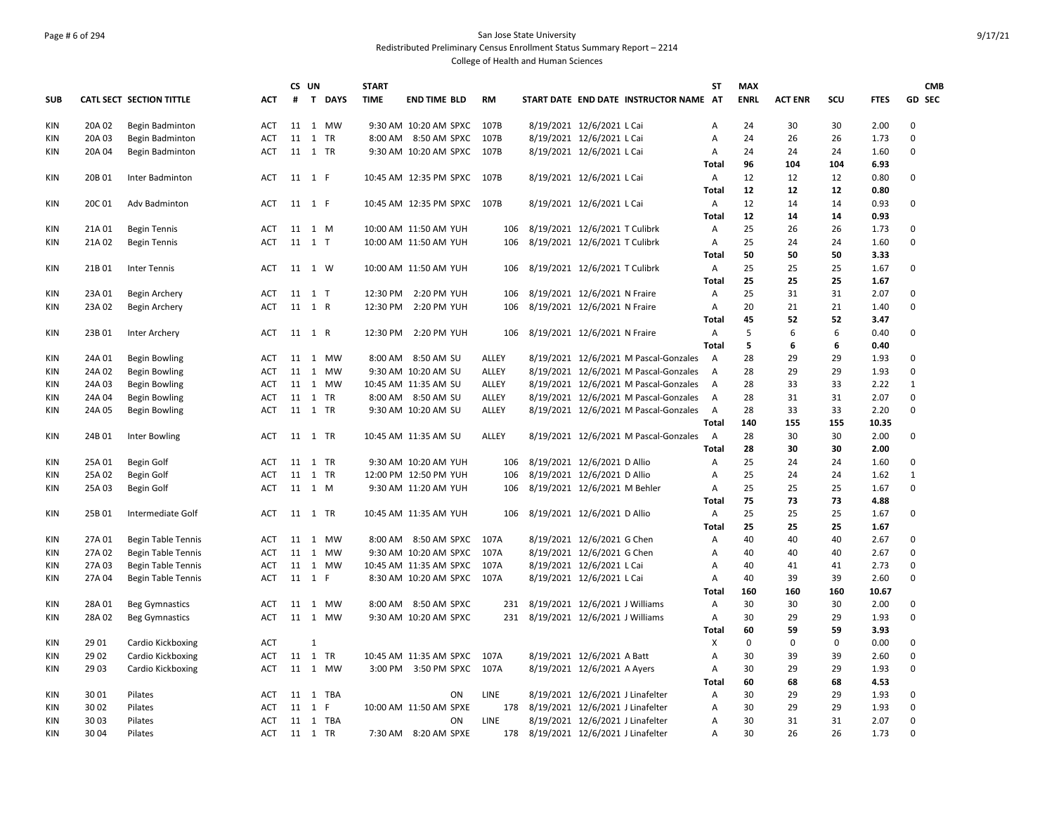San Jose State University
Redistributed Preliminary Census Enrollment Status Summary Report – 2214
College of Health and Human Sciences

| SUB | CATL SECT | SECTION TITTLE | ACT | CS # | UN T | DAYS | START TIME | END TIME | BLD | RM | START DATE | END DATE | INSTRUCTOR NAME | ST AT | MAX ENRL | ACT ENR | SCU | FTES | GD | CMB SEC |
|---|---|---|---|---|---|---|---|---|---|---|---|---|---|---|---|---|---|---|---|---|
| KIN | 20A 02 | Begin Badminton | ACT | 11 | 1 | MW | 9:30 AM | 10:20 AM | SPXC | 107B | 8/19/2021 | 12/6/2021 | L Cai | A | 24 | 30 | 30 | 2.00 | 0 | |
| KIN | 20A 03 | Begin Badminton | ACT | 11 | 1 | TR | 8:00 AM | 8:50 AM | SPXC | 107B | 8/19/2021 | 12/6/2021 | L Cai | A | 24 | 26 | 26 | 1.73 | 0 | |
| KIN | 20A 04 | Begin Badminton | ACT | 11 | 1 | TR | 9:30 AM | 10:20 AM | SPXC | 107B | 8/19/2021 | 12/6/2021 | L Cai | A | 24 | 24 | 24 | 1.60 | 0 | |
| | | | | | | | | | | | | | | Total | 96 | 104 | 104 | 6.93 | | |
| KIN | 20B 01 | Inter Badminton | ACT | 11 | 1 | F | 10:45 AM | 12:35 PM | SPXC | 107B | 8/19/2021 | 12/6/2021 | L Cai | A | 12 | 12 | 12 | 0.80 | 0 | |
| | | | | | | | | | | | | | | Total | 12 | 12 | 12 | 0.80 | | |
| KIN | 20C 01 | Adv Badminton | ACT | 11 | 1 | F | 10:45 AM | 12:35 PM | SPXC | 107B | 8/19/2021 | 12/6/2021 | L Cai | A | 12 | 14 | 14 | 0.93 | 0 | |
| | | | | | | | | | | | | | | Total | 12 | 14 | 14 | 0.93 | | |
| KIN | 21A 01 | Begin Tennis | ACT | 11 | 1 | M | 10:00 AM | 11:50 AM | YUH | 106 | 8/19/2021 | 12/6/2021 | T Culibrk | A | 25 | 26 | 26 | 1.73 | 0 | |
| KIN | 21A 02 | Begin Tennis | ACT | 11 | 1 | T | 10:00 AM | 11:50 AM | YUH | 106 | 8/19/2021 | 12/6/2021 | T Culibrk | A | 25 | 24 | 24 | 1.60 | 0 | |
| | | | | | | | | | | | | | | Total | 50 | 50 | 50 | 3.33 | | |
| KIN | 21B 01 | Inter Tennis | ACT | 11 | 1 | W | 10:00 AM | 11:50 AM | YUH | 106 | 8/19/2021 | 12/6/2021 | T Culibrk | A | 25 | 25 | 25 | 1.67 | 0 | |
| | | | | | | | | | | | | | | Total | 25 | 25 | 25 | 1.67 | | |
| KIN | 23A 01 | Begin Archery | ACT | 11 | 1 | T | 12:30 PM | 2:20 PM | YUH | 106 | 8/19/2021 | 12/6/2021 | N Fraire | A | 25 | 31 | 31 | 2.07 | 0 | |
| KIN | 23A 02 | Begin Archery | ACT | 11 | 1 | R | 12:30 PM | 2:20 PM | YUH | 106 | 8/19/2021 | 12/6/2021 | N Fraire | A | 20 | 21 | 21 | 1.40 | 0 | |
| | | | | | | | | | | | | | | Total | 45 | 52 | 52 | 3.47 | | |
| KIN | 23B 01 | Inter Archery | ACT | 11 | 1 | R | 12:30 PM | 2:20 PM | YUH | 106 | 8/19/2021 | 12/6/2021 | N Fraire | A | 5 | 6 | 6 | 0.40 | 0 | |
| | | | | | | | | | | | | | | Total | 5 | 6 | 6 | 0.40 | | |
| KIN | 24A 01 | Begin Bowling | ACT | 11 | 1 | MW | 8:00 AM | 8:50 AM | SU | ALLEY | 8/19/2021 | 12/6/2021 | M Pascal-Gonzales | A | 28 | 29 | 29 | 1.93 | 0 | |
| KIN | 24A 02 | Begin Bowling | ACT | 11 | 1 | MW | 9:30 AM | 10:20 AM | SU | ALLEY | 8/19/2021 | 12/6/2021 | M Pascal-Gonzales | A | 28 | 29 | 29 | 1.93 | 0 | |
| KIN | 24A 03 | Begin Bowling | ACT | 11 | 1 | MW | 10:45 AM | 11:35 AM | SU | ALLEY | 8/19/2021 | 12/6/2021 | M Pascal-Gonzales | A | 28 | 33 | 33 | 2.22 | 1 | |
| KIN | 24A 04 | Begin Bowling | ACT | 11 | 1 | TR | 8:00 AM | 8:50 AM | SU | ALLEY | 8/19/2021 | 12/6/2021 | M Pascal-Gonzales | A | 28 | 31 | 31 | 2.07 | 0 | |
| KIN | 24A 05 | Begin Bowling | ACT | 11 | 1 | TR | 9:30 AM | 10:20 AM | SU | ALLEY | 8/19/2021 | 12/6/2021 | M Pascal-Gonzales | A | 28 | 33 | 33 | 2.20 | 0 | |
| | | | | | | | | | | | | | | Total | 140 | 155 | 155 | 10.35 | | |
| KIN | 24B 01 | Inter Bowling | ACT | 11 | 1 | TR | 10:45 AM | 11:35 AM | SU | ALLEY | 8/19/2021 | 12/6/2021 | M Pascal-Gonzales | A | 28 | 30 | 30 | 2.00 | 0 | |
| | | | | | | | | | | | | | | Total | 28 | 30 | 30 | 2.00 | | |
| KIN | 25A 01 | Begin Golf | ACT | 11 | 1 | TR | 9:30 AM | 10:20 AM | YUH | 106 | 8/19/2021 | 12/6/2021 | D Allio | A | 25 | 24 | 24 | 1.60 | 0 | |
| KIN | 25A 02 | Begin Golf | ACT | 11 | 1 | TR | 12:00 PM | 12:50 PM | YUH | 106 | 8/19/2021 | 12/6/2021 | D Allio | A | 25 | 24 | 24 | 1.62 | 1 | |
| KIN | 25A 03 | Begin Golf | ACT | 11 | 1 | M | 9:30 AM | 11:20 AM | YUH | 106 | 8/19/2021 | 12/6/2021 | M Behler | A | 25 | 25 | 25 | 1.67 | 0 | |
| | | | | | | | | | | | | | | Total | 75 | 73 | 73 | 4.88 | | |
| KIN | 25B 01 | Intermediate Golf | ACT | 11 | 1 | TR | 10:45 AM | 11:35 AM | YUH | 106 | 8/19/2021 | 12/6/2021 | D Allio | A | 25 | 25 | 25 | 1.67 | 0 | |
| | | | | | | | | | | | | | | Total | 25 | 25 | 25 | 1.67 | | |
| KIN | 27A 01 | Begin Table Tennis | ACT | 11 | 1 | MW | 8:00 AM | 8:50 AM | SPXC | 107A | 8/19/2021 | 12/6/2021 | G Chen | A | 40 | 40 | 40 | 2.67 | 0 | |
| KIN | 27A 02 | Begin Table Tennis | ACT | 11 | 1 | MW | 9:30 AM | 10:20 AM | SPXC | 107A | 8/19/2021 | 12/6/2021 | G Chen | A | 40 | 40 | 40 | 2.67 | 0 | |
| KIN | 27A 03 | Begin Table Tennis | ACT | 11 | 1 | MW | 10:45 AM | 11:35 AM | SPXC | 107A | 8/19/2021 | 12/6/2021 | L Cai | A | 40 | 41 | 41 | 2.73 | 0 | |
| KIN | 27A 04 | Begin Table Tennis | ACT | 11 | 1 | F | 8:30 AM | 10:20 AM | SPXC | 107A | 8/19/2021 | 12/6/2021 | L Cai | A | 40 | 39 | 39 | 2.60 | 0 | |
| | | | | | | | | | | | | | | Total | 160 | 160 | 160 | 10.67 | | |
| KIN | 28A 01 | Beg Gymnastics | ACT | 11 | 1 | MW | 8:00 AM | 8:50 AM | SPXC | 231 | 8/19/2021 | 12/6/2021 | J Williams | A | 30 | 30 | 30 | 2.00 | 0 | |
| KIN | 28A 02 | Beg Gymnastics | ACT | 11 | 1 | MW | 9:30 AM | 10:20 AM | SPXC | 231 | 8/19/2021 | 12/6/2021 | J Williams | A | 30 | 29 | 29 | 1.93 | 0 | |
| | | | | | | | | | | | | | | Total | 60 | 59 | 59 | 3.93 | | |
| KIN | 29 01 | Cardio Kickboxing | ACT | | 1 | | | | | | | | | X | 0 | 0 | 0 | 0.00 | 0 | |
| KIN | 29 02 | Cardio Kickboxing | ACT | 11 | 1 | TR | 10:45 AM | 11:35 AM | SPXC | 107A | 8/19/2021 | 12/6/2021 | A Batt | A | 30 | 39 | 39 | 2.60 | 0 | |
| KIN | 29 03 | Cardio Kickboxing | ACT | 11 | 1 | MW | 3:00 PM | 3:50 PM | SPXC | 107A | 8/19/2021 | 12/6/2021 | A Ayers | A | 30 | 29 | 29 | 1.93 | 0 | |
| | | | | | | | | | | | | | | Total | 60 | 68 | 68 | 4.53 | | |
| KIN | 30 01 | Pilates | ACT | 11 | 1 | TBA | | | ON | LINE | 8/19/2021 | 12/6/2021 | J Linafelter | A | 30 | 29 | 29 | 1.93 | 0 | |
| KIN | 30 02 | Pilates | ACT | 11 | 1 | F | 10:00 AM | 11:50 AM | SPXE | 178 | 8/19/2021 | 12/6/2021 | J Linafelter | A | 30 | 29 | 29 | 1.93 | 0 | |
| KIN | 30 03 | Pilates | ACT | 11 | 1 | TBA | | | ON | LINE | 8/19/2021 | 12/6/2021 | J Linafelter | A | 30 | 31 | 31 | 2.07 | 0 | |
| KIN | 30 04 | Pilates | ACT | 11 | 1 | TR | 7:30 AM | 8:20 AM | SPXE | 178 | 8/19/2021 | 12/6/2021 | J Linafelter | A | 30 | 26 | 26 | 1.73 | 0 | |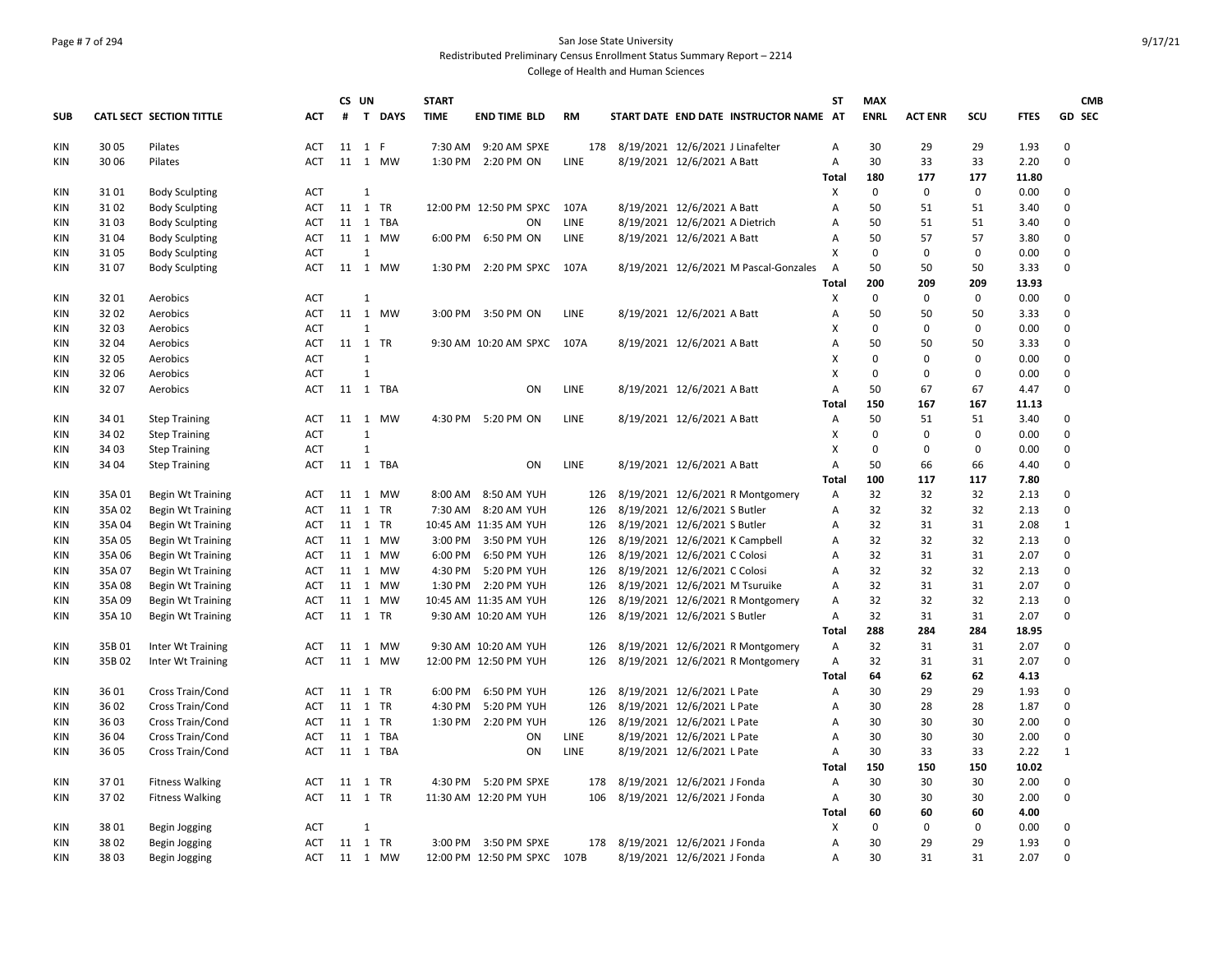San Jose State University

Redistributed Preliminary Census Enrollment Status Summary Report – 2214

College of Health and Human Sciences

| SUB | CATL SECT | SECTION TITTLE | ACT | CS # | UN T | DAYS | START TIME | END TIME | BLD | RM | START DATE | END DATE | INSTRUCTOR NAME | ST AT | MAX ENRL | ACT ENR | SCU | FTES | GD | CMB SEC |
|---|---|---|---|---|---|---|---|---|---|---|---|---|---|---|---|---|---|---|---|---|
| KIN | 30 05 | Pilates | ACT | 11 | 1 | F | 7:30 AM | 9:20 AM | SPXE | 178 | 8/19/2021 | 12/6/2021 | J Linafelter | A | 30 | 29 | 29 | 1.93 | 0 | |
| KIN | 30 06 | Pilates | ACT | 11 | 1 | MW | 1:30 PM | 2:20 PM | ON | LINE | 8/19/2021 | 12/6/2021 | A Batt | A | 30 | 33 | 33 | 2.20 | 0 | |
| | | | | | | | | | | | | | | Total | 180 | 177 | 177 | 11.80 | | |
| KIN | 31 01 | Body Sculpting | ACT | | 1 | | | | | | | | | X | 0 | 0 | 0 | 0.00 | 0 | |
| KIN | 31 02 | Body Sculpting | ACT | 11 | 1 | TR | 12:00 PM | 12:50 PM | SPXC | 107A | 8/19/2021 | 12/6/2021 | A Batt | A | 50 | 51 | 51 | 3.40 | 0 | |
| KIN | 31 03 | Body Sculpting | ACT | 11 | 1 | TBA | | | ON | LINE | 8/19/2021 | 12/6/2021 | A Dietrich | A | 50 | 51 | 51 | 3.40 | 0 | |
| KIN | 31 04 | Body Sculpting | ACT | 11 | 1 | MW | 6:00 PM | 6:50 PM | ON | LINE | 8/19/2021 | 12/6/2021 | A Batt | A | 50 | 57 | 57 | 3.80 | 0 | |
| KIN | 31 05 | Body Sculpting | ACT | | 1 | | | | | | | | | X | 0 | 0 | 0 | 0.00 | 0 | |
| KIN | 31 07 | Body Sculpting | ACT | 11 | 1 | MW | 1:30 PM | 2:20 PM | SPXC | 107A | 8/19/2021 | 12/6/2021 | M Pascal-Gonzales | A | 50 | 50 | 50 | 3.33 | 0 | |
| | | | | | | | | | | | | | | Total | 200 | 209 | 209 | 13.93 | | |
| KIN | 32 01 | Aerobics | ACT | | 1 | | | | | | | | | X | 0 | 0 | 0 | 0.00 | 0 | |
| KIN | 32 02 | Aerobics | ACT | 11 | 1 | MW | 3:00 PM | 3:50 PM | ON | LINE | 8/19/2021 | 12/6/2021 | A Batt | A | 50 | 50 | 50 | 3.33 | 0 | |
| KIN | 32 03 | Aerobics | ACT | | 1 | | | | | | | | | X | 0 | 0 | 0 | 0.00 | 0 | |
| KIN | 32 04 | Aerobics | ACT | 11 | 1 | TR | 9:30 AM | 10:20 AM | SPXC | 107A | 8/19/2021 | 12/6/2021 | A Batt | A | 50 | 50 | 50 | 3.33 | 0 | |
| KIN | 32 05 | Aerobics | ACT | | 1 | | | | | | | | | X | 0 | 0 | 0 | 0.00 | 0 | |
| KIN | 32 06 | Aerobics | ACT | | 1 | | | | | | | | | X | 0 | 0 | 0 | 0.00 | 0 | |
| KIN | 32 07 | Aerobics | ACT | 11 | 1 | TBA | | | ON | LINE | 8/19/2021 | 12/6/2021 | A Batt | A | 50 | 67 | 67 | 4.47 | 0 | |
| | | | | | | | | | | | | | | Total | 150 | 167 | 167 | 11.13 | | |
| KIN | 34 01 | Step Training | ACT | 11 | 1 | MW | 4:30 PM | 5:20 PM | ON | LINE | 8/19/2021 | 12/6/2021 | A Batt | A | 50 | 51 | 51 | 3.40 | 0 | |
| KIN | 34 02 | Step Training | ACT | | 1 | | | | | | | | | X | 0 | 0 | 0 | 0.00 | 0 | |
| KIN | 34 03 | Step Training | ACT | | 1 | | | | | | | | | X | 0 | 0 | 0 | 0.00 | 0 | |
| KIN | 34 04 | Step Training | ACT | 11 | 1 | TBA | | | ON | LINE | 8/19/2021 | 12/6/2021 | A Batt | A | 50 | 66 | 66 | 4.40 | 0 | |
| | | | | | | | | | | | | | | Total | 100 | 117 | 117 | 7.80 | | |
| KIN | 35A 01 | Begin Wt Training | ACT | 11 | 1 | MW | 8:00 AM | 8:50 AM | YUH | 126 | 8/19/2021 | 12/6/2021 | R Montgomery | A | 32 | 32 | 32 | 2.13 | 0 | |
| KIN | 35A 02 | Begin Wt Training | ACT | 11 | 1 | TR | 7:30 AM | 8:20 AM | YUH | 126 | 8/19/2021 | 12/6/2021 | S Butler | A | 32 | 32 | 32 | 2.13 | 0 | |
| KIN | 35A 04 | Begin Wt Training | ACT | 11 | 1 | TR | 10:45 AM | 11:35 AM | YUH | 126 | 8/19/2021 | 12/6/2021 | S Butler | A | 32 | 31 | 31 | 2.08 | 1 | |
| KIN | 35A 05 | Begin Wt Training | ACT | 11 | 1 | MW | 3:00 PM | 3:50 PM | YUH | 126 | 8/19/2021 | 12/6/2021 | K Campbell | A | 32 | 32 | 32 | 2.13 | 0 | |
| KIN | 35A 06 | Begin Wt Training | ACT | 11 | 1 | MW | 6:00 PM | 6:50 PM | YUH | 126 | 8/19/2021 | 12/6/2021 | C Colosi | A | 32 | 31 | 31 | 2.07 | 0 | |
| KIN | 35A 07 | Begin Wt Training | ACT | 11 | 1 | MW | 4:30 PM | 5:20 PM | YUH | 126 | 8/19/2021 | 12/6/2021 | C Colosi | A | 32 | 32 | 32 | 2.13 | 0 | |
| KIN | 35A 08 | Begin Wt Training | ACT | 11 | 1 | MW | 1:30 PM | 2:20 PM | YUH | 126 | 8/19/2021 | 12/6/2021 | M Tsuruike | A | 32 | 31 | 31 | 2.07 | 0 | |
| KIN | 35A 09 | Begin Wt Training | ACT | 11 | 1 | MW | 10:45 AM | 11:35 AM | YUH | 126 | 8/19/2021 | 12/6/2021 | R Montgomery | A | 32 | 32 | 32 | 2.13 | 0 | |
| KIN | 35A 10 | Begin Wt Training | ACT | 11 | 1 | TR | 9:30 AM | 10:20 AM | YUH | 126 | 8/19/2021 | 12/6/2021 | S Butler | A | 32 | 31 | 31 | 2.07 | 0 | |
| | | | | | | | | | | | | | | Total | 288 | 284 | 284 | 18.95 | | |
| KIN | 35B 01 | Inter Wt Training | ACT | 11 | 1 | MW | 9:30 AM | 10:20 AM | YUH | 126 | 8/19/2021 | 12/6/2021 | R Montgomery | A | 32 | 31 | 31 | 2.07 | 0 | |
| KIN | 35B 02 | Inter Wt Training | ACT | 11 | 1 | MW | 12:00 PM | 12:50 PM | YUH | 126 | 8/19/2021 | 12/6/2021 | R Montgomery | A | 32 | 31 | 31 | 2.07 | 0 | |
| | | | | | | | | | | | | | | Total | 64 | 62 | 62 | 4.13 | | |
| KIN | 36 01 | Cross Train/Cond | ACT | 11 | 1 | TR | 6:00 PM | 6:50 PM | YUH | 126 | 8/19/2021 | 12/6/2021 | L Pate | A | 30 | 29 | 29 | 1.93 | 0 | |
| KIN | 36 02 | Cross Train/Cond | ACT | 11 | 1 | TR | 4:30 PM | 5:20 PM | YUH | 126 | 8/19/2021 | 12/6/2021 | L Pate | A | 30 | 28 | 28 | 1.87 | 0 | |
| KIN | 36 03 | Cross Train/Cond | ACT | 11 | 1 | TR | 1:30 PM | 2:20 PM | YUH | 126 | 8/19/2021 | 12/6/2021 | L Pate | A | 30 | 30 | 30 | 2.00 | 0 | |
| KIN | 36 04 | Cross Train/Cond | ACT | 11 | 1 | TBA | | | ON | LINE | 8/19/2021 | 12/6/2021 | L Pate | A | 30 | 30 | 30 | 2.00 | 0 | |
| KIN | 36 05 | Cross Train/Cond | ACT | 11 | 1 | TBA | | | ON | LINE | 8/19/2021 | 12/6/2021 | L Pate | A | 30 | 33 | 33 | 2.22 | 1 | |
| | | | | | | | | | | | | | | Total | 150 | 150 | 150 | 10.02 | | |
| KIN | 37 01 | Fitness Walking | ACT | 11 | 1 | TR | 4:30 PM | 5:20 PM | SPXE | 178 | 8/19/2021 | 12/6/2021 | J Fonda | A | 30 | 30 | 30 | 2.00 | 0 | |
| KIN | 37 02 | Fitness Walking | ACT | 11 | 1 | TR | 11:30 AM | 12:20 PM | YUH | 106 | 8/19/2021 | 12/6/2021 | J Fonda | A | 30 | 30 | 30 | 2.00 | 0 | |
| | | | | | | | | | | | | | | Total | 60 | 60 | 60 | 4.00 | | |
| KIN | 38 01 | Begin Jogging | ACT | | 1 | | | | | | | | | X | 0 | 0 | 0 | 0.00 | 0 | |
| KIN | 38 02 | Begin Jogging | ACT | 11 | 1 | TR | 3:00 PM | 3:50 PM | SPXE | 178 | 8/19/2021 | 12/6/2021 | J Fonda | A | 30 | 29 | 29 | 1.93 | 0 | |
| KIN | 38 03 | Begin Jogging | ACT | 11 | 1 | MW | 12:00 PM | 12:50 PM | SPXC | 107B | 8/19/2021 | 12/6/2021 | J Fonda | A | 30 | 31 | 31 | 2.07 | 0 | |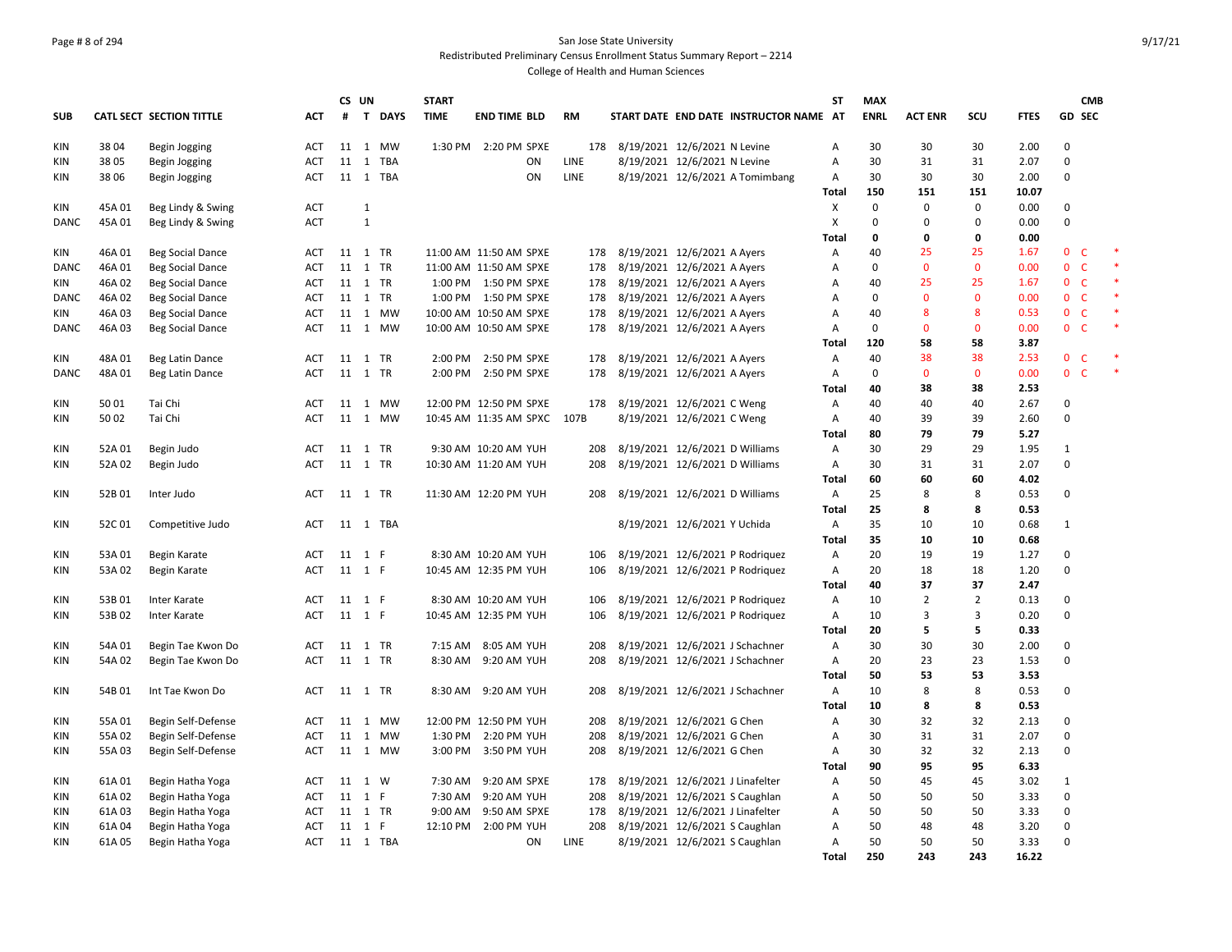San Jose State University
Redistributed Preliminary Census Enrollment Status Summary Report – 2214
College of Health and Human Sciences

| SUB | CATL SECT | SECTION TITTLE | ACT | CS # | UN T | DAYS | START TIME | END TIME | BLD | RM | START DATE | END DATE | INSTRUCTOR NAME | ST AT | MAX ENRL | ACT ENR | SCU | FTES | GD | CMB SEC | |
|---|---|---|---|---|---|---|---|---|---|---|---|---|---|---|---|---|---|---|---|---|---|
| KIN | 38 04 | Begin Jogging | ACT | 11 | 1 | MW | 1:30 PM | 2:20 PM | SPXE | 178 | 8/19/2021 | 12/6/2021 | N Levine | A | 30 | 30 | 30 | 2.00 | 0 | | |
| KIN | 38 05 | Begin Jogging | ACT | 11 | 1 | TBA | | | ON | LINE | 8/19/2021 | 12/6/2021 | N Levine | A | 30 | 31 | 31 | 2.07 | 0 | | |
| KIN | 38 06 | Begin Jogging | ACT | 11 | 1 | TBA | | | ON | LINE | 8/19/2021 | 12/6/2021 | A Tomimbang | A | 30 | 30 | 30 | 2.00 | 0 | | |
| | | | | | | | | | | | | | | Total | 150 | 151 | 151 | 10.07 | | | |
| KIN | 45A 01 | Beg Lindy & Swing | ACT | | 1 | | | | | | | | | X | 0 | 0 | 0 | 0.00 | 0 | | |
| DANC | 45A 01 | Beg Lindy & Swing | ACT | | 1 | | | | | | | | | X | 0 | 0 | 0 | 0.00 | 0 | | |
| | | | | | | | | | | | | | | Total | 0 | 0 | 0 | 0.00 | | | |
| KIN | 46A 01 | Beg Social Dance | ACT | 11 | 1 | TR | 11:00 AM | 11:50 AM | SPXE | 178 | 8/19/2021 | 12/6/2021 | A Ayers | A | 40 | 25 | 25 | 1.67 | 0 | C | * |
| DANC | 46A 01 | Beg Social Dance | ACT | 11 | 1 | TR | 11:00 AM | 11:50 AM | SPXE | 178 | 8/19/2021 | 12/6/2021 | A Ayers | A | 0 | 0 | 0 | 0.00 | 0 | C | * |
| KIN | 46A 02 | Beg Social Dance | ACT | 11 | 1 | TR | 1:00 PM | 1:50 PM | SPXE | 178 | 8/19/2021 | 12/6/2021 | A Ayers | A | 40 | 25 | 25 | 1.67 | 0 | C | * |
| DANC | 46A 02 | Beg Social Dance | ACT | 11 | 1 | TR | 1:00 PM | 1:50 PM | SPXE | 178 | 8/19/2021 | 12/6/2021 | A Ayers | A | 0 | 0 | 0 | 0.00 | 0 | C | * |
| KIN | 46A 03 | Beg Social Dance | ACT | 11 | 1 | MW | 10:00 AM | 10:50 AM | SPXE | 178 | 8/19/2021 | 12/6/2021 | A Ayers | A | 40 | 8 | 8 | 0.53 | 0 | C | * |
| DANC | 46A 03 | Beg Social Dance | ACT | 11 | 1 | MW | 10:00 AM | 10:50 AM | SPXE | 178 | 8/19/2021 | 12/6/2021 | A Ayers | A | 0 | 0 | 0 | 0.00 | 0 | C | * |
| | | | | | | | | | | | | | | Total | 120 | 58 | 58 | 3.87 | | | |
| KIN | 48A 01 | Beg Latin Dance | ACT | 11 | 1 | TR | 2:00 PM | 2:50 PM | SPXE | 178 | 8/19/2021 | 12/6/2021 | A Ayers | A | 40 | 38 | 38 | 2.53 | 0 | C | * |
| DANC | 48A 01 | Beg Latin Dance | ACT | 11 | 1 | TR | 2:00 PM | 2:50 PM | SPXE | 178 | 8/19/2021 | 12/6/2021 | A Ayers | A | 0 | 0 | 0 | 0.00 | 0 | C | * |
| | | | | | | | | | | | | | | Total | 40 | 38 | 38 | 2.53 | | | |
| KIN | 50 01 | Tai Chi | ACT | 11 | 1 | MW | 12:00 PM | 12:50 PM | SPXE | 178 | 8/19/2021 | 12/6/2021 | C Weng | A | 40 | 40 | 40 | 2.67 | 0 | | |
| KIN | 50 02 | Tai Chi | ACT | 11 | 1 | MW | 10:45 AM | 11:35 AM | SPXC | 107B | 8/19/2021 | 12/6/2021 | C Weng | A | 40 | 39 | 39 | 2.60 | 0 | | |
| | | | | | | | | | | | | | | Total | 80 | 79 | 79 | 5.27 | | | |
| KIN | 52A 01 | Begin Judo | ACT | 11 | 1 | TR | 9:30 AM | 10:20 AM | YUH | 208 | 8/19/2021 | 12/6/2021 | D Williams | A | 30 | 29 | 29 | 1.95 | 1 | | |
| KIN | 52A 02 | Begin Judo | ACT | 11 | 1 | TR | 10:30 AM | 11:20 AM | YUH | 208 | 8/19/2021 | 12/6/2021 | D Williams | A | 30 | 31 | 31 | 2.07 | 0 | | |
| | | | | | | | | | | | | | | Total | 60 | 60 | 60 | 4.02 | | | |
| KIN | 52B 01 | Inter Judo | ACT | 11 | 1 | TR | 11:30 AM | 12:20 PM | YUH | 208 | 8/19/2021 | 12/6/2021 | D Williams | A | 25 | 8 | 8 | 0.53 | 0 | | |
| | | | | | | | | | | | | | | Total | 25 | 8 | 8 | 0.53 | | | |
| KIN | 52C 01 | Competitive Judo | ACT | 11 | 1 | TBA | | | | | 8/19/2021 | 12/6/2021 | Y Uchida | A | 35 | 10 | 10 | 0.68 | 1 | | |
| | | | | | | | | | | | | | | Total | 35 | 10 | 10 | 0.68 | | | |
| KIN | 53A 01 | Begin Karate | ACT | 11 | 1 | F | 8:30 AM | 10:20 AM | YUH | 106 | 8/19/2021 | 12/6/2021 | P Rodriquez | A | 20 | 19 | 19 | 1.27 | 0 | | |
| KIN | 53A 02 | Begin Karate | ACT | 11 | 1 | F | 10:45 AM | 12:35 PM | YUH | 106 | 8/19/2021 | 12/6/2021 | P Rodriquez | A | 20 | 18 | 18 | 1.20 | 0 | | |
| | | | | | | | | | | | | | | Total | 40 | 37 | 37 | 2.47 | | | |
| KIN | 53B 01 | Inter Karate | ACT | 11 | 1 | F | 8:30 AM | 10:20 AM | YUH | 106 | 8/19/2021 | 12/6/2021 | P Rodriquez | A | 10 | 2 | 2 | 0.13 | 0 | | |
| KIN | 53B 02 | Inter Karate | ACT | 11 | 1 | F | 10:45 AM | 12:35 PM | YUH | 106 | 8/19/2021 | 12/6/2021 | P Rodriquez | A | 10 | 3 | 3 | 0.20 | 0 | | |
| | | | | | | | | | | | | | | Total | 20 | 5 | 5 | 0.33 | | | |
| KIN | 54A 01 | Begin Tae Kwon Do | ACT | 11 | 1 | TR | 7:15 AM | 8:05 AM | YUH | 208 | 8/19/2021 | 12/6/2021 | J Schachner | A | 30 | 30 | 30 | 2.00 | 0 | | |
| KIN | 54A 02 | Begin Tae Kwon Do | ACT | 11 | 1 | TR | 8:30 AM | 9:20 AM | YUH | 208 | 8/19/2021 | 12/6/2021 | J Schachner | A | 20 | 23 | 23 | 1.53 | 0 | | |
| | | | | | | | | | | | | | | Total | 50 | 53 | 53 | 3.53 | | | |
| KIN | 54B 01 | Int Tae Kwon Do | ACT | 11 | 1 | TR | 8:30 AM | 9:20 AM | YUH | 208 | 8/19/2021 | 12/6/2021 | J Schachner | A | 10 | 8 | 8 | 0.53 | 0 | | |
| | | | | | | | | | | | | | | Total | 10 | 8 | 8 | 0.53 | | | |
| KIN | 55A 01 | Begin Self-Defense | ACT | 11 | 1 | MW | 12:00 PM | 12:50 PM | YUH | 208 | 8/19/2021 | 12/6/2021 | G Chen | A | 30 | 32 | 32 | 2.13 | 0 | | |
| KIN | 55A 02 | Begin Self-Defense | ACT | 11 | 1 | MW | 1:30 PM | 2:20 PM | YUH | 208 | 8/19/2021 | 12/6/2021 | G Chen | A | 30 | 31 | 31 | 2.07 | 0 | | |
| KIN | 55A 03 | Begin Self-Defense | ACT | 11 | 1 | MW | 3:00 PM | 3:50 PM | YUH | 208 | 8/19/2021 | 12/6/2021 | G Chen | A | 30 | 32 | 32 | 2.13 | 0 | | |
| | | | | | | | | | | | | | | Total | 90 | 95 | 95 | 6.33 | | | |
| KIN | 61A 01 | Begin Hatha Yoga | ACT | 11 | 1 | W | 7:30 AM | 9:20 AM | SPXE | 178 | 8/19/2021 | 12/6/2021 | J Linafelter | A | 50 | 45 | 45 | 3.02 | 1 | | |
| KIN | 61A 02 | Begin Hatha Yoga | ACT | 11 | 1 | F | 7:30 AM | 9:20 AM | YUH | 208 | 8/19/2021 | 12/6/2021 | S Caughlan | A | 50 | 50 | 50 | 3.33 | 0 | | |
| KIN | 61A 03 | Begin Hatha Yoga | ACT | 11 | 1 | TR | 9:00 AM | 9:50 AM | SPXE | 178 | 8/19/2021 | 12/6/2021 | J Linafelter | A | 50 | 50 | 50 | 3.33 | 0 | | |
| KIN | 61A 04 | Begin Hatha Yoga | ACT | 11 | 1 | F | 12:10 PM | 2:00 PM | YUH | 208 | 8/19/2021 | 12/6/2021 | S Caughlan | A | 50 | 48 | 48 | 3.20 | 0 | | |
| KIN | 61A 05 | Begin Hatha Yoga | ACT | 11 | 1 | TBA | | | ON | LINE | 8/19/2021 | 12/6/2021 | S Caughlan | A | 50 | 50 | 50 | 3.33 | 0 | | |
| | | | | | | | | | | | | | | Total | 250 | 243 | 243 | 16.22 | | | |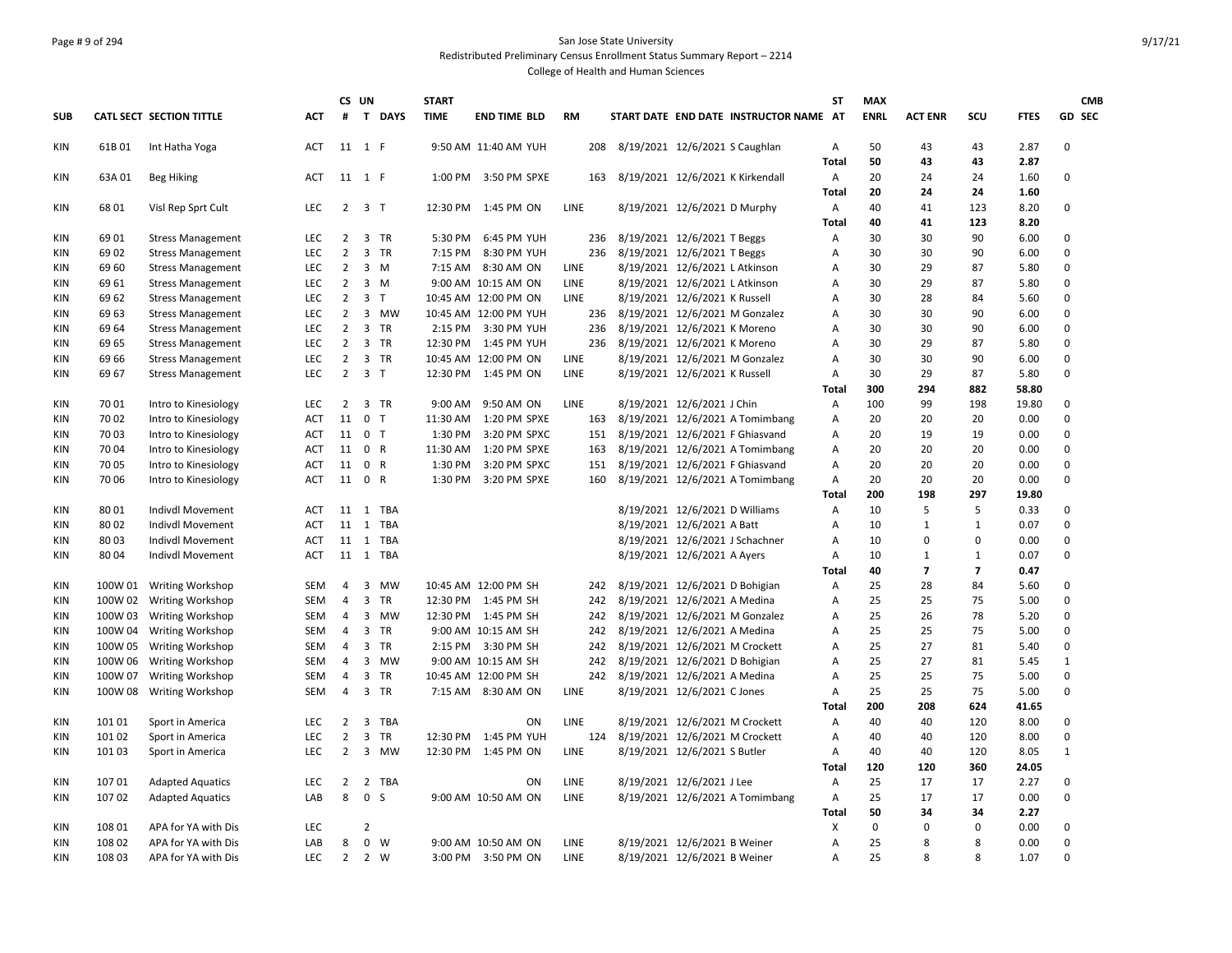San Jose State University

Redistributed Preliminary Census Enrollment Status Summary Report – 2214

College of Health and Human Sciences

| SUB | CATL SECT | SECTION TITTLE | ACT | CS # | UN T | DAYS | START TIME | END TIME | BLD | RM | START DATE | END DATE | INSTRUCTOR NAME | ST AT | MAX ENRL | ACT ENR | SCU | FTES | GD | CMB SEC |
|---|---|---|---|---|---|---|---|---|---|---|---|---|---|---|---|---|---|---|---|---|
| KIN | 61B 01 | Int Hatha Yoga | ACT | 11 | 1 | F | 9:50 AM | 11:40 AM | YUH | 208 | 8/19/2021 | 12/6/2021 | S Caughlan | A | 50 | 43 | 43 | 2.87 | 0 | |
| | | | | | | | | | | | | | | Total | 50 | 43 | 43 | 2.87 | | |
| KIN | 63A 01 | Beg Hiking | ACT | 11 | 1 | F | 1:00 PM | 3:50 PM | SPXE | 163 | 8/19/2021 | 12/6/2021 | K Kirkendall | A | 20 | 24 | 24 | 1.60 | 0 | |
| | | | | | | | | | | | | | | Total | 20 | 24 | 24 | 1.60 | | |
| KIN | 68 01 | Visl Rep Sprt Cult | LEC | 2 | 3 | T | 12:30 PM | 1:45 PM | ON | LINE | 8/19/2021 | 12/6/2021 | D Murphy | A | 40 | 41 | 123 | 8.20 | 0 | |
| | | | | | | | | | | | | | | Total | 40 | 41 | 123 | 8.20 | | |
| KIN | 69 01 | Stress Management | LEC | 2 | 3 | TR | 5:30 PM | 6:45 PM | YUH | 236 | 8/19/2021 | 12/6/2021 | T Beggs | A | 30 | 30 | 90 | 6.00 | 0 | |
| KIN | 69 02 | Stress Management | LEC | 2 | 3 | TR | 7:15 PM | 8:30 PM | YUH | 236 | 8/19/2021 | 12/6/2021 | T Beggs | A | 30 | 30 | 90 | 6.00 | 0 | |
| KIN | 69 60 | Stress Management | LEC | 2 | 3 | M | 7:15 AM | 8:30 AM | ON | LINE | 8/19/2021 | 12/6/2021 | L Atkinson | A | 30 | 29 | 87 | 5.80 | 0 | |
| KIN | 69 61 | Stress Management | LEC | 2 | 3 | M | 9:00 AM | 10:15 AM | ON | LINE | 8/19/2021 | 12/6/2021 | L Atkinson | A | 30 | 29 | 87 | 5.80 | 0 | |
| KIN | 69 62 | Stress Management | LEC | 2 | 3 | T | 10:45 AM | 12:00 PM | ON | LINE | 8/19/2021 | 12/6/2021 | K Russell | A | 30 | 28 | 84 | 5.60 | 0 | |
| KIN | 69 63 | Stress Management | LEC | 2 | 3 | MW | 10:45 AM | 12:00 PM | YUH | 236 | 8/19/2021 | 12/6/2021 | M Gonzalez | A | 30 | 30 | 90 | 6.00 | 0 | |
| KIN | 69 64 | Stress Management | LEC | 2 | 3 | TR | 2:15 PM | 3:30 PM | YUH | 236 | 8/19/2021 | 12/6/2021 | K Moreno | A | 30 | 30 | 90 | 6.00 | 0 | |
| KIN | 69 65 | Stress Management | LEC | 2 | 3 | TR | 12:30 PM | 1:45 PM | YUH | 236 | 8/19/2021 | 12/6/2021 | K Moreno | A | 30 | 29 | 87 | 5.80 | 0 | |
| KIN | 69 66 | Stress Management | LEC | 2 | 3 | TR | 10:45 AM | 12:00 PM | ON | LINE | 8/19/2021 | 12/6/2021 | M Gonzalez | A | 30 | 30 | 90 | 6.00 | 0 | |
| KIN | 69 67 | Stress Management | LEC | 2 | 3 | T | 12:30 PM | 1:45 PM | ON | LINE | 8/19/2021 | 12/6/2021 | K Russell | A | 30 | 29 | 87 | 5.80 | 0 | |
| | | | | | | | | | | | | | | Total | 300 | 294 | 882 | 58.80 | | |
| KIN | 70 01 | Intro to Kinesiology | LEC | 2 | 3 | TR | 9:00 AM | 9:50 AM | ON | LINE | 8/19/2021 | 12/6/2021 | J Chin | A | 100 | 99 | 198 | 19.80 | 0 | |
| KIN | 70 02 | Intro to Kinesiology | ACT | 11 | 0 | T | 11:30 AM | 1:20 PM | SPXE | 163 | 8/19/2021 | 12/6/2021 | A Tomimbang | A | 20 | 20 | 20 | 0.00 | 0 | |
| KIN | 70 03 | Intro to Kinesiology | ACT | 11 | 0 | T | 1:30 PM | 3:20 PM | SPXC | 151 | 8/19/2021 | 12/6/2021 | F Ghiasvand | A | 20 | 19 | 19 | 0.00 | 0 | |
| KIN | 70 04 | Intro to Kinesiology | ACT | 11 | 0 | R | 11:30 AM | 1:20 PM | SPXE | 163 | 8/19/2021 | 12/6/2021 | A Tomimbang | A | 20 | 20 | 20 | 0.00 | 0 | |
| KIN | 70 05 | Intro to Kinesiology | ACT | 11 | 0 | R | 1:30 PM | 3:20 PM | SPXC | 151 | 8/19/2021 | 12/6/2021 | F Ghiasvand | A | 20 | 20 | 20 | 0.00 | 0 | |
| KIN | 70 06 | Intro to Kinesiology | ACT | 11 | 0 | R | 1:30 PM | 3:20 PM | SPXE | 160 | 8/19/2021 | 12/6/2021 | A Tomimbang | A | 20 | 20 | 20 | 0.00 | 0 | |
| | | | | | | | | | | | | | | Total | 200 | 198 | 297 | 19.80 | | |
| KIN | 80 01 | Indivdl Movement | ACT | 11 | 1 | TBA | | | | | 8/19/2021 | 12/6/2021 | D Williams | A | 10 | 5 | 5 | 0.33 | 0 | |
| KIN | 80 02 | Indivdl Movement | ACT | 11 | 1 | TBA | | | | | 8/19/2021 | 12/6/2021 | A Batt | A | 10 | 1 | 1 | 0.07 | 0 | |
| KIN | 80 03 | Indivdl Movement | ACT | 11 | 1 | TBA | | | | | 8/19/2021 | 12/6/2021 | J Schachner | A | 10 | 0 | 0 | 0.00 | 0 | |
| KIN | 80 04 | Indivdl Movement | ACT | 11 | 1 | TBA | | | | | 8/19/2021 | 12/6/2021 | A Ayers | A | 10 | 1 | 1 | 0.07 | 0 | |
| | | | | | | | | | | | | | | Total | 40 | 7 | 7 | 0.47 | | |
| KIN | 100W 01 | Writing Workshop | SEM | 4 | 3 | MW | 10:45 AM | 12:00 PM | SH | 242 | 8/19/2021 | 12/6/2021 | D Bohigian | A | 25 | 28 | 84 | 5.60 | 0 | |
| KIN | 100W 02 | Writing Workshop | SEM | 4 | 3 | TR | 12:30 PM | 1:45 PM | SH | 242 | 8/19/2021 | 12/6/2021 | A Medina | A | 25 | 25 | 75 | 5.00 | 0 | |
| KIN | 100W 03 | Writing Workshop | SEM | 4 | 3 | MW | 12:30 PM | 1:45 PM | SH | 242 | 8/19/2021 | 12/6/2021 | M Gonzalez | A | 25 | 26 | 78 | 5.20 | 0 | |
| KIN | 100W 04 | Writing Workshop | SEM | 4 | 3 | TR | 9:00 AM | 10:15 AM | SH | 242 | 8/19/2021 | 12/6/2021 | A Medina | A | 25 | 25 | 75 | 5.00 | 0 | |
| KIN | 100W 05 | Writing Workshop | SEM | 4 | 3 | TR | 2:15 PM | 3:30 PM | SH | 242 | 8/19/2021 | 12/6/2021 | M Crockett | A | 25 | 27 | 81 | 5.40 | 0 | |
| KIN | 100W 06 | Writing Workshop | SEM | 4 | 3 | MW | 9:00 AM | 10:15 AM | SH | 242 | 8/19/2021 | 12/6/2021 | D Bohigian | A | 25 | 27 | 81 | 5.45 | 1 | |
| KIN | 100W 07 | Writing Workshop | SEM | 4 | 3 | TR | 10:45 AM | 12:00 PM | SH | 242 | 8/19/2021 | 12/6/2021 | A Medina | A | 25 | 25 | 75 | 5.00 | 0 | |
| KIN | 100W 08 | Writing Workshop | SEM | 4 | 3 | TR | 7:15 AM | 8:30 AM | ON | LINE | 8/19/2021 | 12/6/2021 | C Jones | A | 25 | 25 | 75 | 5.00 | 0 | |
| | | | | | | | | | | | | | | Total | 200 | 208 | 624 | 41.65 | | |
| KIN | 101 01 | Sport in America | LEC | 2 | 3 | TBA | | | ON | LINE | 8/19/2021 | 12/6/2021 | M Crockett | A | 40 | 40 | 120 | 8.00 | 0 | |
| KIN | 101 02 | Sport in America | LEC | 2 | 3 | TR | 12:30 PM | 1:45 PM | YUH | 124 | 8/19/2021 | 12/6/2021 | M Crockett | A | 40 | 40 | 120 | 8.00 | 0 | |
| KIN | 101 03 | Sport in America | LEC | 2 | 3 | MW | 12:30 PM | 1:45 PM | ON | LINE | 8/19/2021 | 12/6/2021 | S Butler | A | 40 | 40 | 120 | 8.05 | 1 | |
| | | | | | | | | | | | | | | Total | 120 | 120 | 360 | 24.05 | | |
| KIN | 107 01 | Adapted Aquatics | LEC | 2 | 2 | TBA | | | ON | LINE | 8/19/2021 | 12/6/2021 | J Lee | A | 25 | 17 | 17 | 2.27 | 0 | |
| KIN | 107 02 | Adapted Aquatics | LAB | 8 | 0 | S | 9:00 AM | 10:50 AM | ON | LINE | 8/19/2021 | 12/6/2021 | A Tomimbang | A | 25 | 17 | 17 | 0.00 | 0 | |
| | | | | | | | | | | | | | | Total | 50 | 34 | 34 | 2.27 | | |
| KIN | 108 01 | APA for YA with Dis | LEC | | 2 | | | | | | | | | X | 0 | 0 | 0 | 0.00 | 0 | |
| KIN | 108 02 | APA for YA with Dis | LAB | 8 | 0 | W | 9:00 AM | 10:50 AM | ON | LINE | 8/19/2021 | 12/6/2021 | B Weiner | A | 25 | 8 | 8 | 0.00 | 0 | |
| KIN | 108 03 | APA for YA with Dis | LEC | 2 | 2 | W | 3:00 PM | 3:50 PM | ON | LINE | 8/19/2021 | 12/6/2021 | B Weiner | A | 25 | 8 | 8 | 1.07 | 0 | |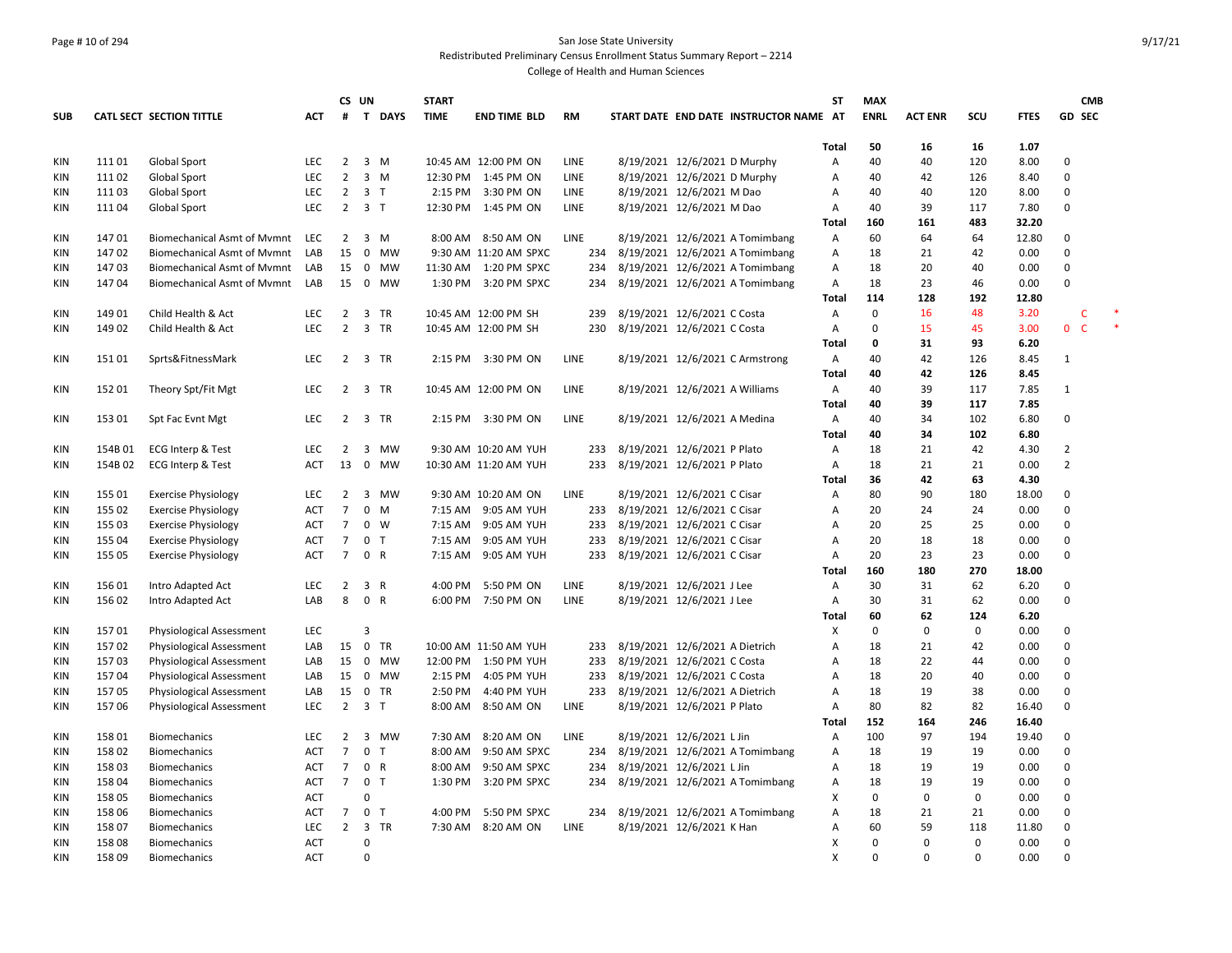San Jose State University

Redistributed Preliminary Census Enrollment Status Summary Report – 2214

College of Health and Human Sciences

| SUB | CATL SECT | SECTION TITTLE | ACT | CS # | UN T | DAYS | START TIME | END TIME | BLD | RM | START DATE | END DATE | INSTRUCTOR NAME | ST AT | MAX ENRL | ACT ENR | SCU | FTES | GD | CMB SEC |
|---|---|---|---|---|---|---|---|---|---|---|---|---|---|---|---|---|---|---|---|---|
| | | | | | | | | | | | | | | Total | 50 | 16 | 16 | 1.07 | | |
| KIN | 111 01 | Global Sport | LEC | 2 | 3 | M | 10:45 AM | 12:00 PM | ON | LINE | 8/19/2021 | 12/6/2021 | D Murphy | A | 40 | 40 | 120 | 8.00 | 0 | |
| KIN | 111 02 | Global Sport | LEC | 2 | 3 | M | 12:30 PM | 1:45 PM | ON | LINE | 8/19/2021 | 12/6/2021 | D Murphy | A | 40 | 42 | 126 | 8.40 | 0 | |
| KIN | 111 03 | Global Sport | LEC | 2 | 3 | T | 2:15 PM | 3:30 PM | ON | LINE | 8/19/2021 | 12/6/2021 | M Dao | A | 40 | 40 | 120 | 8.00 | 0 | |
| KIN | 111 04 | Global Sport | LEC | 2 | 3 | T | 12:30 PM | 1:45 PM | ON | LINE | 8/19/2021 | 12/6/2021 | M Dao | A | 40 | 39 | 117 | 7.80 | 0 | |
| | | | | | | | | | | | | | | Total | 160 | 161 | 483 | 32.20 | | |
| KIN | 147 01 | Biomechanical Asmt of Mvmnt | LEC | 2 | 3 | M | 8:00 AM | 8:50 AM | ON | LINE | 8/19/2021 | 12/6/2021 | A Tomimbang | A | 60 | 64 | 64 | 12.80 | 0 | |
| KIN | 147 02 | Biomechanical Asmt of Mvmnt | LAB | 15 | 0 | MW | 9:30 AM | 11:20 AM | SPXC | 234 | 8/19/2021 | 12/6/2021 | A Tomimbang | A | 18 | 21 | 42 | 0.00 | 0 | |
| KIN | 147 03 | Biomechanical Asmt of Mvmnt | LAB | 15 | 0 | MW | 11:30 AM | 1:20 PM | SPXC | 234 | 8/19/2021 | 12/6/2021 | A Tomimbang | A | 18 | 20 | 40 | 0.00 | 0 | |
| KIN | 147 04 | Biomechanical Asmt of Mvmnt | LAB | 15 | 0 | MW | 1:30 PM | 3:20 PM | SPXC | 234 | 8/19/2021 | 12/6/2021 | A Tomimbang | A | 18 | 23 | 46 | 0.00 | 0 | |
| | | | | | | | | | | | | | | Total | 114 | 128 | 192 | 12.80 | | |
| KIN | 149 01 | Child Health & Act | LEC | 2 | 3 | TR | 10:45 AM | 12:00 PM | SH | 239 | 8/19/2021 | 12/6/2021 | C Costa | A | 0 | 16 | 48 | 3.20 | | C * |
| KIN | 149 02 | Child Health & Act | LEC | 2 | 3 | TR | 10:45 AM | 12:00 PM | SH | 230 | 8/19/2021 | 12/6/2021 | C Costa | A | 0 | 15 | 45 | 3.00 | 0 | C * |
| | | | | | | | | | | | | | | Total | 0 | 31 | 93 | 6.20 | | |
| KIN | 151 01 | Sprts&FitnessMark | LEC | 2 | 3 | TR | 2:15 PM | 3:30 PM | ON | LINE | 8/19/2021 | 12/6/2021 | C Armstrong | A | 40 | 42 | 126 | 8.45 | 1 | |
| | | | | | | | | | | | | | | Total | 40 | 42 | 126 | 8.45 | | |
| KIN | 152 01 | Theory Spt/Fit Mgt | LEC | 2 | 3 | TR | 10:45 AM | 12:00 PM | ON | LINE | 8/19/2021 | 12/6/2021 | A Williams | A | 40 | 39 | 117 | 7.85 | 1 | |
| | | | | | | | | | | | | | | Total | 40 | 39 | 117 | 7.85 | | |
| KIN | 153 01 | Spt Fac Evnt Mgt | LEC | 2 | 3 | TR | 2:15 PM | 3:30 PM | ON | LINE | 8/19/2021 | 12/6/2021 | A Medina | A | 40 | 34 | 102 | 6.80 | 0 | |
| | | | | | | | | | | | | | | Total | 40 | 34 | 102 | 6.80 | | |
| KIN | 154B 01 | ECG Interp & Test | LEC | 2 | 3 | MW | 9:30 AM | 10:20 AM | YUH | 233 | 8/19/2021 | 12/6/2021 | P Plato | A | 18 | 21 | 42 | 4.30 | 2 | |
| KIN | 154B 02 | ECG Interp & Test | ACT | 13 | 0 | MW | 10:30 AM | 11:20 AM | YUH | 233 | 8/19/2021 | 12/6/2021 | P Plato | A | 18 | 21 | 21 | 0.00 | 2 | |
| | | | | | | | | | | | | | | Total | 36 | 42 | 63 | 4.30 | | |
| KIN | 155 01 | Exercise Physiology | LEC | 2 | 3 | MW | 9:30 AM | 10:20 AM | ON | LINE | 8/19/2021 | 12/6/2021 | C Cisar | A | 80 | 90 | 180 | 18.00 | 0 | |
| KIN | 155 02 | Exercise Physiology | ACT | 7 | 0 | M | 7:15 AM | 9:05 AM | YUH | 233 | 8/19/2021 | 12/6/2021 | C Cisar | A | 20 | 24 | 24 | 0.00 | 0 | |
| KIN | 155 03 | Exercise Physiology | ACT | 7 | 0 | W | 7:15 AM | 9:05 AM | YUH | 233 | 8/19/2021 | 12/6/2021 | C Cisar | A | 20 | 25 | 25 | 0.00 | 0 | |
| KIN | 155 04 | Exercise Physiology | ACT | 7 | 0 | T | 7:15 AM | 9:05 AM | YUH | 233 | 8/19/2021 | 12/6/2021 | C Cisar | A | 20 | 18 | 18 | 0.00 | 0 | |
| KIN | 155 05 | Exercise Physiology | ACT | 7 | 0 | R | 7:15 AM | 9:05 AM | YUH | 233 | 8/19/2021 | 12/6/2021 | C Cisar | A | 20 | 23 | 23 | 0.00 | 0 | |
| | | | | | | | | | | | | | | Total | 160 | 180 | 270 | 18.00 | | |
| KIN | 156 01 | Intro Adapted Act | LEC | 2 | 3 | R | 4:00 PM | 5:50 PM | ON | LINE | 8/19/2021 | 12/6/2021 | J Lee | A | 30 | 31 | 62 | 6.20 | 0 | |
| KIN | 156 02 | Intro Adapted Act | LAB | 8 | 0 | R | 6:00 PM | 7:50 PM | ON | LINE | 8/19/2021 | 12/6/2021 | J Lee | A | 30 | 31 | 62 | 0.00 | 0 | |
| | | | | | | | | | | | | | | Total | 60 | 62 | 124 | 6.20 | | |
| KIN | 157 01 | Physiological Assessment | LEC | | 3 | | | | | | | | | X | 0 | 0 | 0 | 0.00 | 0 | |
| KIN | 157 02 | Physiological Assessment | LAB | 15 | 0 | TR | 10:00 AM | 11:50 AM | YUH | 233 | 8/19/2021 | 12/6/2021 | A Dietrich | A | 18 | 21 | 42 | 0.00 | 0 | |
| KIN | 157 03 | Physiological Assessment | LAB | 15 | 0 | MW | 12:00 PM | 1:50 PM | YUH | 233 | 8/19/2021 | 12/6/2021 | C Costa | A | 18 | 22 | 44 | 0.00 | 0 | |
| KIN | 157 04 | Physiological Assessment | LAB | 15 | 0 | MW | 2:15 PM | 4:05 PM | YUH | 233 | 8/19/2021 | 12/6/2021 | C Costa | A | 18 | 20 | 40 | 0.00 | 0 | |
| KIN | 157 05 | Physiological Assessment | LAB | 15 | 0 | TR | 2:50 PM | 4:40 PM | YUH | 233 | 8/19/2021 | 12/6/2021 | A Dietrich | A | 18 | 19 | 38 | 0.00 | 0 | |
| KIN | 157 06 | Physiological Assessment | LEC | 2 | 3 | T | 8:00 AM | 8:50 AM | ON | LINE | 8/19/2021 | 12/6/2021 | P Plato | A | 80 | 82 | 82 | 16.40 | 0 | |
| | | | | | | | | | | | | | | Total | 152 | 164 | 246 | 16.40 | | |
| KIN | 158 01 | Biomechanics | LEC | 2 | 3 | MW | 7:30 AM | 8:20 AM | ON | LINE | 8/19/2021 | 12/6/2021 | L Jin | A | 100 | 97 | 194 | 19.40 | 0 | |
| KIN | 158 02 | Biomechanics | ACT | 7 | 0 | T | 8:00 AM | 9:50 AM | SPXC | 234 | 8/19/2021 | 12/6/2021 | A Tomimbang | A | 18 | 19 | 19 | 0.00 | 0 | |
| KIN | 158 03 | Biomechanics | ACT | 7 | 0 | R | 8:00 AM | 9:50 AM | SPXC | 234 | 8/19/2021 | 12/6/2021 | L Jin | A | 18 | 19 | 19 | 0.00 | 0 | |
| KIN | 158 04 | Biomechanics | ACT | 7 | 0 | T | 1:30 PM | 3:20 PM | SPXC | 234 | 8/19/2021 | 12/6/2021 | A Tomimbang | A | 18 | 19 | 19 | 0.00 | 0 | |
| KIN | 158 05 | Biomechanics | ACT | | 0 | | | | | | | | | X | 0 | 0 | 0 | 0.00 | 0 | |
| KIN | 158 06 | Biomechanics | ACT | 7 | 0 | T | 4:00 PM | 5:50 PM | SPXC | 234 | 8/19/2021 | 12/6/2021 | A Tomimbang | A | 18 | 21 | 21 | 0.00 | 0 | |
| KIN | 158 07 | Biomechanics | LEC | 2 | 3 | TR | 7:30 AM | 8:20 AM | ON | LINE | 8/19/2021 | 12/6/2021 | K Han | A | 60 | 59 | 118 | 11.80 | 0 | |
| KIN | 158 08 | Biomechanics | ACT | | 0 | | | | | | | | | X | 0 | 0 | 0 | 0.00 | 0 | |
| KIN | 158 09 | Biomechanics | ACT | | 0 | | | | | | | | | X | 0 | 0 | 0 | 0.00 | 0 | |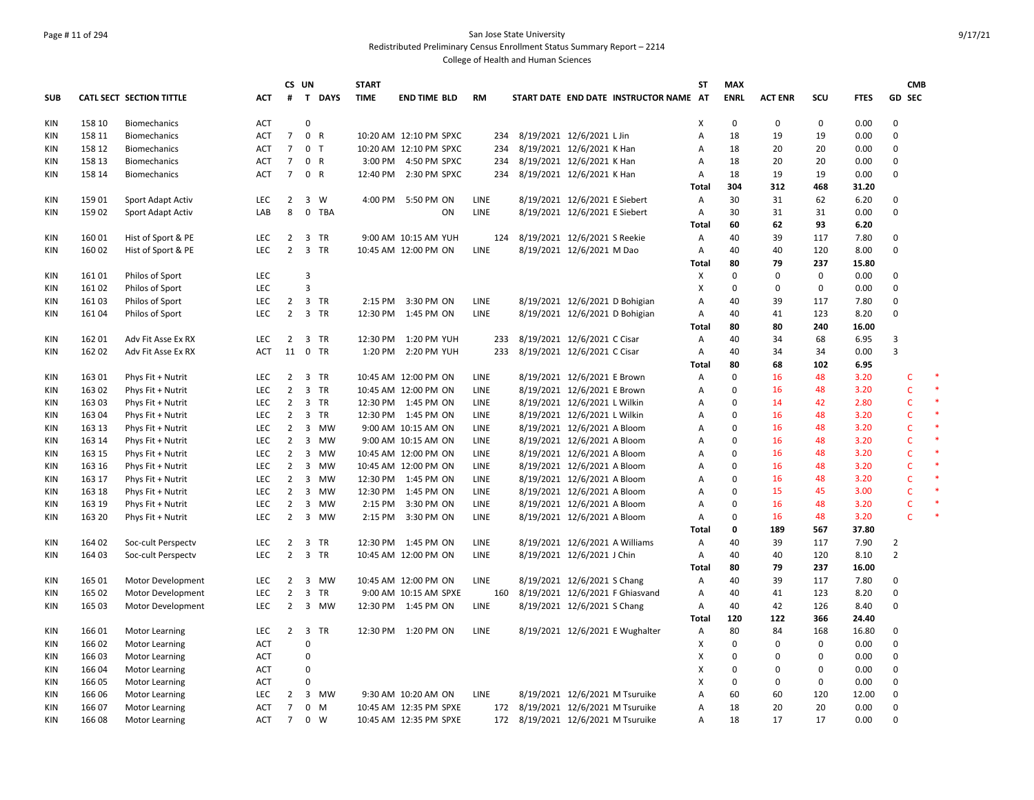San Jose State University

Redistributed Preliminary Census Enrollment Status Summary Report – 2214

College of Health and Human Sciences

| SUB | CATL | SECT | SECTION TITTLE | ACT | CS # | UN T | DAYS | START TIME | END TIME | BLD | RM | START DATE | END DATE | INSTRUCTOR NAME | ST AT | MAX ENRL | ACT ENR | SCU | FTES | GD | CMB SEC |
|---|---|---|---|---|---|---|---|---|---|---|---|---|---|---|---|---|---|---|---|---|---|
| KIN | 158 | 10 | Biomechanics | ACT | | 0 | | | | | | | | | X | 0 | 0 | 0 | 0.00 | 0 | |
| KIN | 158 | 11 | Biomechanics | ACT | 7 | 0 | R | 10:20 AM | 12:10 PM | SPXC | 234 | 8/19/2021 | 12/6/2021 | L Jin | A | 18 | 19 | 19 | 0.00 | 0 | |
| KIN | 158 | 12 | Biomechanics | ACT | 7 | 0 | T | 10:20 AM | 12:10 PM | SPXC | 234 | 8/19/2021 | 12/6/2021 | K Han | A | 18 | 20 | 20 | 0.00 | 0 | |
| KIN | 158 | 13 | Biomechanics | ACT | 7 | 0 | R | 3:00 PM | 4:50 PM | SPXC | 234 | 8/19/2021 | 12/6/2021 | K Han | A | 18 | 20 | 20 | 0.00 | 0 | |
| KIN | 158 | 14 | Biomechanics | ACT | 7 | 0 | R | 12:40 PM | 2:30 PM | SPXC | 234 | 8/19/2021 | 12/6/2021 | K Han | A | 18 | 19 | 19 | 0.00 | 0 | |
| | | | | | | | | | | | | | | | **Total** | **304** | **312** | **468** | **31.20** | | |
| KIN | 159 | 01 | Sport Adapt Activ | LEC | 2 | 3 | W | 4:00 PM | 5:50 PM | ON | LINE | 8/19/2021 | 12/6/2021 | E Siebert | A | 30 | 31 | 62 | 6.20 | 0 | |
| KIN | 159 | 02 | Sport Adapt Activ | LAB | 8 | 0 | TBA | | | ON | LINE | 8/19/2021 | 12/6/2021 | E Siebert | A | 30 | 31 | 31 | 0.00 | 0 | |
| | | | | | | | | | | | | | | | **Total** | **60** | **62** | **93** | **6.20** | | |
| KIN | 160 | 01 | Hist of Sport & PE | LEC | 2 | 3 | TR | 9:00 AM | 10:15 AM | YUH | 124 | 8/19/2021 | 12/6/2021 | S Reekie | A | 40 | 39 | 117 | 7.80 | 0 | |
| KIN | 160 | 02 | Hist of Sport & PE | LEC | 2 | 3 | TR | 10:45 AM | 12:00 PM | ON | LINE | 8/19/2021 | 12/6/2021 | M Dao | A | 40 | 40 | 120 | 8.00 | 0 | |
| | | | | | | | | | | | | | | | **Total** | **80** | **79** | **237** | **15.80** | | |
| KIN | 161 | 01 | Philos of Sport | LEC | | 3 | | | | | | | | | X | 0 | 0 | 0 | 0.00 | 0 | |
| KIN | 161 | 02 | Philos of Sport | LEC | | 3 | | | | | | | | | X | 0 | 0 | 0 | 0.00 | 0 | |
| KIN | 161 | 03 | Philos of Sport | LEC | 2 | 3 | TR | 2:15 PM | 3:30 PM | ON | LINE | 8/19/2021 | 12/6/2021 | D Bohigian | A | 40 | 39 | 117 | 7.80 | 0 | |
| KIN | 161 | 04 | Philos of Sport | LEC | 2 | 3 | TR | 12:30 PM | 1:45 PM | ON | LINE | 8/19/2021 | 12/6/2021 | D Bohigian | A | 40 | 41 | 123 | 8.20 | 0 | |
| | | | | | | | | | | | | | | | **Total** | **80** | **80** | **240** | **16.00** | | |
| KIN | 162 | 01 | Adv Fit Asse Ex RX | LEC | 2 | 3 | TR | 12:30 PM | 1:20 PM | YUH | 233 | 8/19/2021 | 12/6/2021 | C Cisar | A | 40 | 34 | 68 | 6.95 | 3 | |
| KIN | 162 | 02 | Adv Fit Asse Ex RX | ACT | 11 | 0 | TR | 1:20 PM | 2:20 PM | YUH | 233 | 8/19/2021 | 12/6/2021 | C Cisar | A | 40 | 34 | 34 | 0.00 | 3 | |
| | | | | | | | | | | | | | | | **Total** | **80** | **68** | **102** | **6.95** | | |
| KIN | 163 | 01 | Phys Fit + Nutrit | LEC | 2 | 3 | TR | 10:45 AM | 12:00 PM | ON | LINE | 8/19/2021 | 12/6/2021 | E Brown | A | 0 | 16 | 48 | 3.20 | | C * |
| KIN | 163 | 02 | Phys Fit + Nutrit | LEC | 2 | 3 | TR | 10:45 AM | 12:00 PM | ON | LINE | 8/19/2021 | 12/6/2021 | E Brown | A | 0 | 16 | 48 | 3.20 | | C * |
| KIN | 163 | 03 | Phys Fit + Nutrit | LEC | 2 | 3 | TR | 12:30 PM | 1:45 PM | ON | LINE | 8/19/2021 | 12/6/2021 | L Wilkin | A | 0 | 14 | 42 | 2.80 | | C * |
| KIN | 163 | 04 | Phys Fit + Nutrit | LEC | 2 | 3 | TR | 12:30 PM | 1:45 PM | ON | LINE | 8/19/2021 | 12/6/2021 | L Wilkin | A | 0 | 16 | 48 | 3.20 | | C * |
| KIN | 163 | 13 | Phys Fit + Nutrit | LEC | 2 | 3 | MW | 9:00 AM | 10:15 AM | ON | LINE | 8/19/2021 | 12/6/2021 | A Bloom | A | 0 | 16 | 48 | 3.20 | | C * |
| KIN | 163 | 14 | Phys Fit + Nutrit | LEC | 2 | 3 | MW | 9:00 AM | 10:15 AM | ON | LINE | 8/19/2021 | 12/6/2021 | A Bloom | A | 0 | 16 | 48 | 3.20 | | C * |
| KIN | 163 | 15 | Phys Fit + Nutrit | LEC | 2 | 3 | MW | 10:45 AM | 12:00 PM | ON | LINE | 8/19/2021 | 12/6/2021 | A Bloom | A | 0 | 16 | 48 | 3.20 | | C * |
| KIN | 163 | 16 | Phys Fit + Nutrit | LEC | 2 | 3 | MW | 10:45 AM | 12:00 PM | ON | LINE | 8/19/2021 | 12/6/2021 | A Bloom | A | 0 | 16 | 48 | 3.20 | | C * |
| KIN | 163 | 17 | Phys Fit + Nutrit | LEC | 2 | 3 | MW | 12:30 PM | 1:45 PM | ON | LINE | 8/19/2021 | 12/6/2021 | A Bloom | A | 0 | 16 | 48 | 3.20 | | C * |
| KIN | 163 | 18 | Phys Fit + Nutrit | LEC | 2 | 3 | MW | 12:30 PM | 1:45 PM | ON | LINE | 8/19/2021 | 12/6/2021 | A Bloom | A | 0 | 15 | 45 | 3.00 | | C * |
| KIN | 163 | 19 | Phys Fit + Nutrit | LEC | 2 | 3 | MW | 2:15 PM | 3:30 PM | ON | LINE | 8/19/2021 | 12/6/2021 | A Bloom | A | 0 | 16 | 48 | 3.20 | | C * |
| KIN | 163 | 20 | Phys Fit + Nutrit | LEC | 2 | 3 | MW | 2:15 PM | 3:30 PM | ON | LINE | 8/19/2021 | 12/6/2021 | A Bloom | A | 0 | 16 | 48 | 3.20 | | C * |
| | | | | | | | | | | | | | | | **Total** | **0** | **189** | **567** | **37.80** | | |
| KIN | 164 | 02 | Soc-cult Perspectv | LEC | 2 | 3 | TR | 12:30 PM | 1:45 PM | ON | LINE | 8/19/2021 | 12/6/2021 | A Williams | A | 40 | 39 | 117 | 7.90 | 2 | |
| KIN | 164 | 03 | Soc-cult Perspectv | LEC | 2 | 3 | TR | 10:45 AM | 12:00 PM | ON | LINE | 8/19/2021 | 12/6/2021 | J Chin | A | 40 | 40 | 120 | 8.10 | 2 | |
| | | | | | | | | | | | | | | | **Total** | **80** | **79** | **237** | **16.00** | | |
| KIN | 165 | 01 | Motor Development | LEC | 2 | 3 | MW | 10:45 AM | 12:00 PM | ON | LINE | 8/19/2021 | 12/6/2021 | S Chang | A | 40 | 39 | 117 | 7.80 | 0 | |
| KIN | 165 | 02 | Motor Development | LEC | 2 | 3 | TR | 9:00 AM | 10:15 AM | SPXE | 160 | 8/19/2021 | 12/6/2021 | F Ghiasvand | A | 40 | 41 | 123 | 8.20 | 0 | |
| KIN | 165 | 03 | Motor Development | LEC | 2 | 3 | MW | 12:30 PM | 1:45 PM | ON | LINE | 8/19/2021 | 12/6/2021 | S Chang | A | 40 | 42 | 126 | 8.40 | 0 | |
| | | | | | | | | | | | | | | | **Total** | **120** | **122** | **366** | **24.40** | | |
| KIN | 166 | 01 | Motor Learning | LEC | 2 | 3 | TR | 12:30 PM | 1:20 PM | ON | LINE | 8/19/2021 | 12/6/2021 | E Wughalter | A | 80 | 84 | 168 | 16.80 | 0 | |
| KIN | 166 | 02 | Motor Learning | ACT | | 0 | | | | | | | | | X | 0 | 0 | 0 | 0.00 | 0 | |
| KIN | 166 | 03 | Motor Learning | ACT | | 0 | | | | | | | | | X | 0 | 0 | 0 | 0.00 | 0 | |
| KIN | 166 | 04 | Motor Learning | ACT | | 0 | | | | | | | | | X | 0 | 0 | 0 | 0.00 | 0 | |
| KIN | 166 | 05 | Motor Learning | ACT | | 0 | | | | | | | | | X | 0 | 0 | 0 | 0.00 | 0 | |
| KIN | 166 | 06 | Motor Learning | LEC | 2 | 3 | MW | 9:30 AM | 10:20 AM | ON | LINE | 8/19/2021 | 12/6/2021 | M Tsuruike | A | 60 | 60 | 120 | 12.00 | 0 | |
| KIN | 166 | 07 | Motor Learning | ACT | 7 | 0 | M | 10:45 AM | 12:35 PM | SPXE | 172 | 8/19/2021 | 12/6/2021 | M Tsuruike | A | 18 | 20 | 20 | 0.00 | 0 | |
| KIN | 166 | 08 | Motor Learning | ACT | 7 | 0 | W | 10:45 AM | 12:35 PM | SPXE | 172 | 8/19/2021 | 12/6/2021 | M Tsuruike | A | 18 | 17 | 17 | 0.00 | 0 | |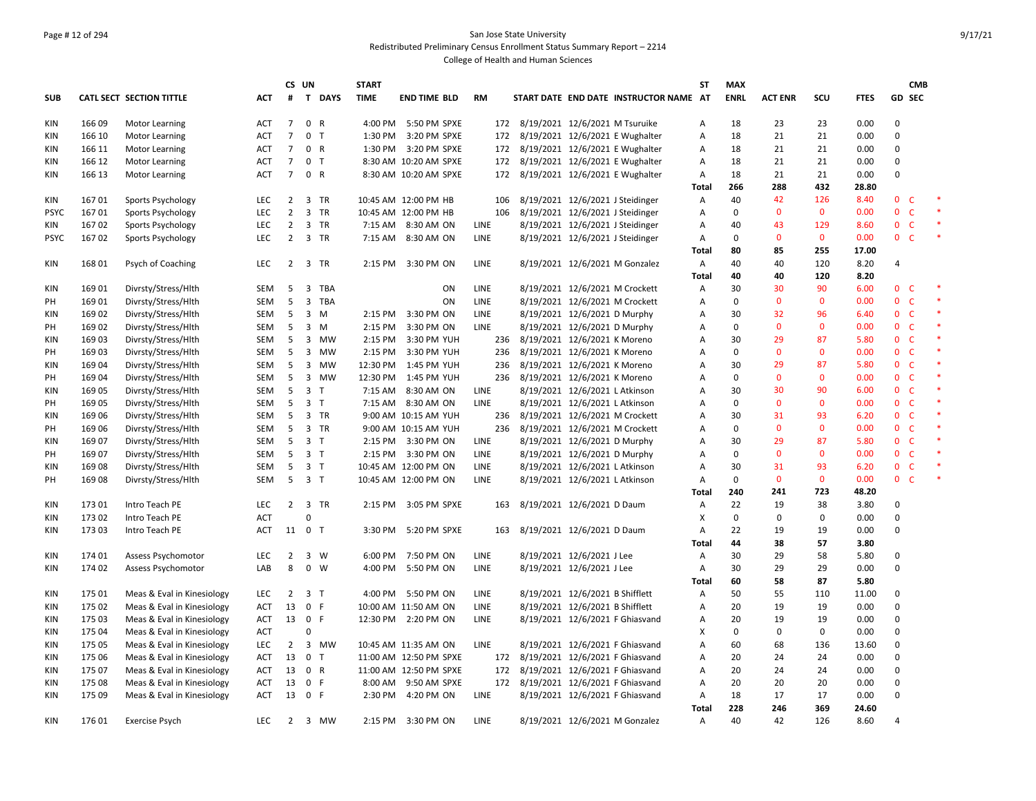San Jose State University
Redistributed Preliminary Census Enrollment Status Summary Report – 2214
College of Health and Human Sciences

| SUB | CATL SECT | SECTION TITTLE | ACT | CS # | UN T | DAYS | START TIME | END TIME | BLD | RM | START DATE | END DATE | INSTRUCTOR NAME | ST AT | MAX ENRL | ACT ENR | SCU | FTES | GD | CMB SEC | |
|---|---|---|---|---|---|---|---|---|---|---|---|---|---|---|---|---|---|---|---|---|---|
| KIN | 166 09 | Motor Learning | ACT | 7 | 0 | R | 4:00 PM | 5:50 PM | SPXE | 172 | 8/19/2021 | 12/6/2021 | M Tsuruike | A | 18 | 23 | 23 | 0.00 | 0 | | |
| KIN | 166 10 | Motor Learning | ACT | 7 | 0 | T | 1:30 PM | 3:20 PM | SPXE | 172 | 8/19/2021 | 12/6/2021 | E Wughalter | A | 18 | 21 | 21 | 0.00 | 0 | | |
| KIN | 166 11 | Motor Learning | ACT | 7 | 0 | R | 1:30 PM | 3:20 PM | SPXE | 172 | 8/19/2021 | 12/6/2021 | E Wughalter | A | 18 | 21 | 21 | 0.00 | 0 | | |
| KIN | 166 12 | Motor Learning | ACT | 7 | 0 | T | 8:30 AM | 10:20 AM | SPXE | 172 | 8/19/2021 | 12/6/2021 | E Wughalter | A | 18 | 21 | 21 | 0.00 | 0 | | |
| KIN | 166 13 | Motor Learning | ACT | 7 | 0 | R | 8:30 AM | 10:20 AM | SPXE | 172 | 8/19/2021 | 12/6/2021 | E Wughalter | A | 18 | 21 | 21 | 0.00 | 0 | | |
| | | | | | | | | | | | | | | **Total** | **266** | **288** | **432** | **28.80** | | | |
| KIN | 167 01 | Sports Psychology | LEC | 2 | 3 | TR | 10:45 AM | 12:00 PM | HB | 106 | 8/19/2021 | 12/6/2021 | J Steidinger | A | 40 | 42 | 126 | 8.40 | 0 | C | * |
| PSYC | 167 01 | Sports Psychology | LEC | 2 | 3 | TR | 10:45 AM | 12:00 PM | HB | 106 | 8/19/2021 | 12/6/2021 | J Steidinger | A | 0 | 0 | 0 | 0.00 | 0 | C | * |
| KIN | 167 02 | Sports Psychology | LEC | 2 | 3 | TR | 7:15 AM | 8:30 AM | ON | LINE | 8/19/2021 | 12/6/2021 | J Steidinger | A | 40 | 43 | 129 | 8.60 | 0 | C | * |
| PSYC | 167 02 | Sports Psychology | LEC | 2 | 3 | TR | 7:15 AM | 8:30 AM | ON | LINE | 8/19/2021 | 12/6/2021 | J Steidinger | A | 0 | 0 | 0 | 0.00 | 0 | C | * |
| | | | | | | | | | | | | | | **Total** | **80** | **85** | **255** | **17.00** | | | |
| KIN | 168 01 | Psych of Coaching | LEC | 2 | 3 | TR | 2:15 PM | 3:30 PM | ON | LINE | 8/19/2021 | 12/6/2021 | M Gonzalez | A | 40 | 40 | 120 | 8.20 | 4 | | |
| | | | | | | | | | | | | | | **Total** | **40** | **40** | **120** | **8.20** | | | |
| KIN | 169 01 | Divrsty/Stress/Hlth | SEM | 5 | 3 | TBA | | | ON | LINE | 8/19/2021 | 12/6/2021 | M Crockett | A | 30 | 30 | 90 | 6.00 | 0 | C | * |
| PH | 169 01 | Divrsty/Stress/Hlth | SEM | 5 | 3 | TBA | | | ON | LINE | 8/19/2021 | 12/6/2021 | M Crockett | A | 0 | 0 | 0 | 0.00 | 0 | C | * |
| KIN | 169 02 | Divrsty/Stress/Hlth | SEM | 5 | 3 | M | 2:15 PM | 3:30 PM | ON | LINE | 8/19/2021 | 12/6/2021 | D Murphy | A | 30 | 32 | 96 | 6.40 | 0 | C | * |
| PH | 169 02 | Divrsty/Stress/Hlth | SEM | 5 | 3 | M | 2:15 PM | 3:30 PM | ON | LINE | 8/19/2021 | 12/6/2021 | D Murphy | A | 0 | 0 | 0 | 0.00 | 0 | C | * |
| KIN | 169 03 | Divrsty/Stress/Hlth | SEM | 5 | 3 | MW | 2:15 PM | 3:30 PM | YUH | 236 | 8/19/2021 | 12/6/2021 | K Moreno | A | 30 | 29 | 87 | 5.80 | 0 | C | * |
| PH | 169 03 | Divrsty/Stress/Hlth | SEM | 5 | 3 | MW | 2:15 PM | 3:30 PM | YUH | 236 | 8/19/2021 | 12/6/2021 | K Moreno | A | 0 | 0 | 0 | 0.00 | 0 | C | * |
| KIN | 169 04 | Divrsty/Stress/Hlth | SEM | 5 | 3 | MW | 12:30 PM | 1:45 PM | YUH | 236 | 8/19/2021 | 12/6/2021 | K Moreno | A | 30 | 29 | 87 | 5.80 | 0 | C | * |
| PH | 169 04 | Divrsty/Stress/Hlth | SEM | 5 | 3 | MW | 12:30 PM | 1:45 PM | YUH | 236 | 8/19/2021 | 12/6/2021 | K Moreno | A | 0 | 0 | 0 | 0.00 | 0 | C | * |
| KIN | 169 05 | Divrsty/Stress/Hlth | SEM | 5 | 3 | T | 7:15 AM | 8:30 AM | ON | LINE | 8/19/2021 | 12/6/2021 | L Atkinson | A | 30 | 30 | 90 | 6.00 | 0 | C | * |
| PH | 169 05 | Divrsty/Stress/Hlth | SEM | 5 | 3 | T | 7:15 AM | 8:30 AM | ON | LINE | 8/19/2021 | 12/6/2021 | L Atkinson | A | 0 | 0 | 0 | 0.00 | 0 | C | * |
| KIN | 169 06 | Divrsty/Stress/Hlth | SEM | 5 | 3 | TR | 9:00 AM | 10:15 AM | YUH | 236 | 8/19/2021 | 12/6/2021 | M Crockett | A | 30 | 31 | 93 | 6.20 | 0 | C | * |
| PH | 169 06 | Divrsty/Stress/Hlth | SEM | 5 | 3 | TR | 9:00 AM | 10:15 AM | YUH | 236 | 8/19/2021 | 12/6/2021 | M Crockett | A | 0 | 0 | 0 | 0.00 | 0 | C | * |
| KIN | 169 07 | Divrsty/Stress/Hlth | SEM | 5 | 3 | T | 2:15 PM | 3:30 PM | ON | LINE | 8/19/2021 | 12/6/2021 | D Murphy | A | 30 | 29 | 87 | 5.80 | 0 | C | * |
| PH | 169 07 | Divrsty/Stress/Hlth | SEM | 5 | 3 | T | 2:15 PM | 3:30 PM | ON | LINE | 8/19/2021 | 12/6/2021 | D Murphy | A | 0 | 0 | 0 | 0.00 | 0 | C | * |
| KIN | 169 08 | Divrsty/Stress/Hlth | SEM | 5 | 3 | T | 10:45 AM | 12:00 PM | ON | LINE | 8/19/2021 | 12/6/2021 | L Atkinson | A | 30 | 31 | 93 | 6.20 | 0 | C | * |
| PH | 169 08 | Divrsty/Stress/Hlth | SEM | 5 | 3 | T | 10:45 AM | 12:00 PM | ON | LINE | 8/19/2021 | 12/6/2021 | L Atkinson | A | 0 | 0 | 0 | 0.00 | 0 | C | * |
| | | | | | | | | | | | | | | **Total** | **240** | **241** | **723** | **48.20** | | | |
| KIN | 173 01 | Intro Teach PE | LEC | 2 | 3 | TR | 2:15 PM | 3:05 PM | SPXE | 163 | 8/19/2021 | 12/6/2021 | D Daum | A | 22 | 19 | 38 | 3.80 | 0 | | |
| KIN | 173 02 | Intro Teach PE | ACT | | 0 | | | | | | | | | X | 0 | 0 | 0 | 0.00 | 0 | | |
| KIN | 173 03 | Intro Teach PE | ACT | 11 | 0 | T | 3:30 PM | 5:20 PM | SPXE | 163 | 8/19/2021 | 12/6/2021 | D Daum | A | 22 | 19 | 19 | 0.00 | 0 | | |
| | | | | | | | | | | | | | | **Total** | **44** | **38** | **57** | **3.80** | | | |
| KIN | 174 01 | Assess Psychomotor | LEC | 2 | 3 | W | 6:00 PM | 7:50 PM | ON | LINE | 8/19/2021 | 12/6/2021 | J Lee | A | 30 | 29 | 58 | 5.80 | 0 | | |
| KIN | 174 02 | Assess Psychomotor | LAB | 8 | 0 | W | 4:00 PM | 5:50 PM | ON | LINE | 8/19/2021 | 12/6/2021 | J Lee | A | 30 | 29 | 29 | 0.00 | 0 | | |
| | | | | | | | | | | | | | | **Total** | **60** | **58** | **87** | **5.80** | | | |
| KIN | 175 01 | Meas & Eval in Kinesiology | LEC | 2 | 3 | T | 4:00 PM | 5:50 PM | ON | LINE | 8/19/2021 | 12/6/2021 | B Shifflett | A | 50 | 55 | 110 | 11.00 | 0 | | |
| KIN | 175 02 | Meas & Eval in Kinesiology | ACT | 13 | 0 | F | 10:00 AM | 11:50 AM | ON | LINE | 8/19/2021 | 12/6/2021 | B Shifflett | A | 20 | 19 | 19 | 0.00 | 0 | | |
| KIN | 175 03 | Meas & Eval in Kinesiology | ACT | 13 | 0 | F | 12:30 PM | 2:20 PM | ON | LINE | 8/19/2021 | 12/6/2021 | F Ghiasvand | A | 20 | 19 | 19 | 0.00 | 0 | | |
| KIN | 175 04 | Meas & Eval in Kinesiology | ACT | | 0 | | | | | | | | | X | 0 | 0 | 0 | 0.00 | 0 | | |
| KIN | 175 05 | Meas & Eval in Kinesiology | LEC | 2 | 3 | MW | 10:45 AM | 11:35 AM | ON | LINE | 8/19/2021 | 12/6/2021 | F Ghiasvand | A | 60 | 68 | 136 | 13.60 | 0 | | |
| KIN | 175 06 | Meas & Eval in Kinesiology | ACT | 13 | 0 | T | 11:00 AM | 12:50 PM | SPXE | 172 | 8/19/2021 | 12/6/2021 | F Ghiasvand | A | 20 | 24 | 24 | 0.00 | 0 | | |
| KIN | 175 07 | Meas & Eval in Kinesiology | ACT | 13 | 0 | R | 11:00 AM | 12:50 PM | SPXE | 172 | 8/19/2021 | 12/6/2021 | F Ghiasvand | A | 20 | 24 | 24 | 0.00 | 0 | | |
| KIN | 175 08 | Meas & Eval in Kinesiology | ACT | 13 | 0 | F | 8:00 AM | 9:50 AM | SPXE | 172 | 8/19/2021 | 12/6/2021 | F Ghiasvand | A | 20 | 20 | 20 | 0.00 | 0 | | |
| KIN | 175 09 | Meas & Eval in Kinesiology | ACT | 13 | 0 | F | 2:30 PM | 4:20 PM | ON | LINE | 8/19/2021 | 12/6/2021 | F Ghiasvand | A | 18 | 17 | 17 | 0.00 | 0 | | |
| | | | | | | | | | | | | | | **Total** | **228** | **246** | **369** | **24.60** | | | |
| KIN | 176 01 | Exercise Psych | LEC | 2 | 3 | MW | 2:15 PM | 3:30 PM | ON | LINE | 8/19/2021 | 12/6/2021 | M Gonzalez | A | 40 | 42 | 126 | 8.60 | 4 | | |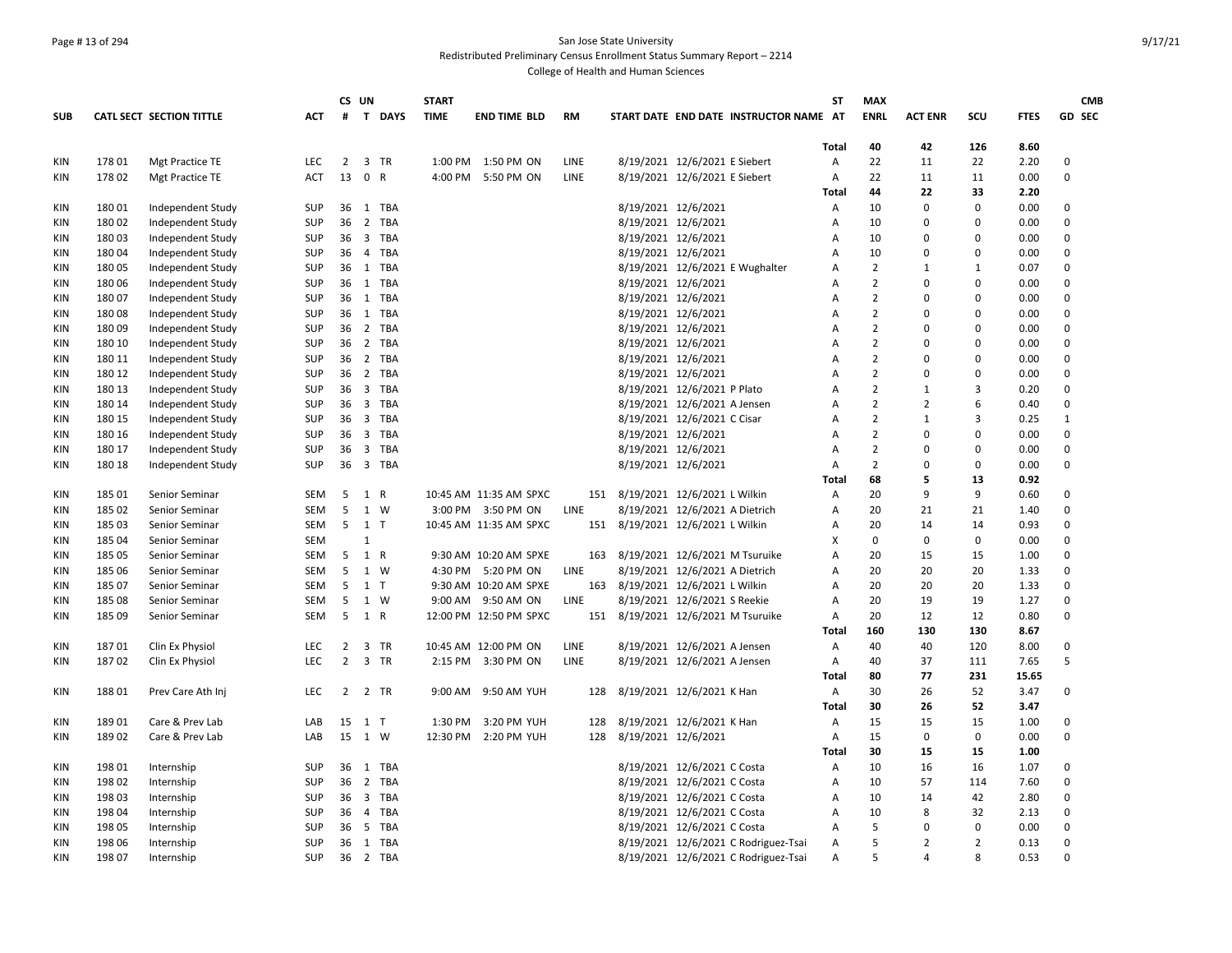San Jose State University

Redistributed Preliminary Census Enrollment Status Summary Report – 2214

College of Health and Human Sciences

| SUB | CATL SECT | SECTION TITTLE | ACT | CS # | UN T | DAYS | START TIME | END TIME | BLD | RM | START DATE | END DATE | INSTRUCTOR NAME | ST AT | MAX ENRL | ACT ENR | SCU | FTES | GD | CMB SEC |
|---|---|---|---|---|---|---|---|---|---|---|---|---|---|---|---|---|---|---|---|---|
| | | | | | | | | | | | | | | Total | 40 | 42 | 126 | 8.60 | | |
| KIN | 178 01 | Mgt Practice TE | LEC | 2 | 3 | TR | 1:00 PM | 1:50 PM | ON | LINE | 8/19/2021 | 12/6/2021 | E Siebert | A | 22 | 11 | 22 | 2.20 | 0 | |
| KIN | 178 02 | Mgt Practice TE | ACT | 13 | 0 | R | 4:00 PM | 5:50 PM | ON | LINE | 8/19/2021 | 12/6/2021 | E Siebert | A | 22 | 11 | 11 | 0.00 | 0 | |
| | | | | | | | | | | | | | | Total | 44 | 22 | 33 | 2.20 | | |
| KIN | 180 01 | Independent Study | SUP | 36 | 1 | TBA | | | | | 8/19/2021 | 12/6/2021 | | A | 10 | 0 | 0 | 0.00 | 0 | |
| KIN | 180 02 | Independent Study | SUP | 36 | 2 | TBA | | | | | 8/19/2021 | 12/6/2021 | | A | 10 | 0 | 0 | 0.00 | 0 | |
| KIN | 180 03 | Independent Study | SUP | 36 | 3 | TBA | | | | | 8/19/2021 | 12/6/2021 | | A | 10 | 0 | 0 | 0.00 | 0 | |
| KIN | 180 04 | Independent Study | SUP | 36 | 4 | TBA | | | | | 8/19/2021 | 12/6/2021 | | A | 10 | 0 | 0 | 0.00 | 0 | |
| KIN | 180 05 | Independent Study | SUP | 36 | 1 | TBA | | | | | 8/19/2021 | 12/6/2021 | E Wughalter | A | 2 | 1 | 1 | 0.07 | 0 | |
| KIN | 180 06 | Independent Study | SUP | 36 | 1 | TBA | | | | | 8/19/2021 | 12/6/2021 | | A | 2 | 0 | 0 | 0.00 | 0 | |
| KIN | 180 07 | Independent Study | SUP | 36 | 1 | TBA | | | | | 8/19/2021 | 12/6/2021 | | A | 2 | 0 | 0 | 0.00 | 0 | |
| KIN | 180 08 | Independent Study | SUP | 36 | 1 | TBA | | | | | 8/19/2021 | 12/6/2021 | | A | 2 | 0 | 0 | 0.00 | 0 | |
| KIN | 180 09 | Independent Study | SUP | 36 | 2 | TBA | | | | | 8/19/2021 | 12/6/2021 | | A | 2 | 0 | 0 | 0.00 | 0 | |
| KIN | 180 10 | Independent Study | SUP | 36 | 2 | TBA | | | | | 8/19/2021 | 12/6/2021 | | A | 2 | 0 | 0 | 0.00 | 0 | |
| KIN | 180 11 | Independent Study | SUP | 36 | 2 | TBA | | | | | 8/19/2021 | 12/6/2021 | | A | 2 | 0 | 0 | 0.00 | 0 | |
| KIN | 180 12 | Independent Study | SUP | 36 | 2 | TBA | | | | | 8/19/2021 | 12/6/2021 | | A | 2 | 0 | 0 | 0.00 | 0 | |
| KIN | 180 13 | Independent Study | SUP | 36 | 3 | TBA | | | | | 8/19/2021 | 12/6/2021 | P Plato | A | 2 | 1 | 3 | 0.20 | 0 | |
| KIN | 180 14 | Independent Study | SUP | 36 | 3 | TBA | | | | | 8/19/2021 | 12/6/2021 | A Jensen | A | 2 | 2 | 6 | 0.40 | 0 | |
| KIN | 180 15 | Independent Study | SUP | 36 | 3 | TBA | | | | | 8/19/2021 | 12/6/2021 | C Cisar | A | 2 | 1 | 3 | 0.25 | 1 | |
| KIN | 180 16 | Independent Study | SUP | 36 | 3 | TBA | | | | | 8/19/2021 | 12/6/2021 | | A | 2 | 0 | 0 | 0.00 | 0 | |
| KIN | 180 17 | Independent Study | SUP | 36 | 3 | TBA | | | | | 8/19/2021 | 12/6/2021 | | A | 2 | 0 | 0 | 0.00 | 0 | |
| KIN | 180 18 | Independent Study | SUP | 36 | 3 | TBA | | | | | 8/19/2021 | 12/6/2021 | | A | 2 | 0 | 0 | 0.00 | 0 | |
| | | | | | | | | | | | | | | Total | 68 | 5 | 13 | 0.92 | | |
| KIN | 185 01 | Senior Seminar | SEM | 5 | 1 | R | 10:45 AM | 11:35 AM | SPXC | 151 | 8/19/2021 | 12/6/2021 | L Wilkin | A | 20 | 9 | 9 | 0.60 | 0 | |
| KIN | 185 02 | Senior Seminar | SEM | 5 | 1 | W | 3:00 PM | 3:50 PM | ON | LINE | 8/19/2021 | 12/6/2021 | A Dietrich | A | 20 | 21 | 21 | 1.40 | 0 | |
| KIN | 185 03 | Senior Seminar | SEM | 5 | 1 | T | 10:45 AM | 11:35 AM | SPXC | 151 | 8/19/2021 | 12/6/2021 | L Wilkin | A | 20 | 14 | 14 | 0.93 | 0 | |
| KIN | 185 04 | Senior Seminar | SEM | | 1 | | | | | | | | | X | 0 | 0 | 0 | 0.00 | 0 | |
| KIN | 185 05 | Senior Seminar | SEM | 5 | 1 | R | 9:30 AM | 10:20 AM | SPXE | 163 | 8/19/2021 | 12/6/2021 | M Tsuruike | A | 20 | 15 | 15 | 1.00 | 0 | |
| KIN | 185 06 | Senior Seminar | SEM | 5 | 1 | W | 4:30 PM | 5:20 PM | ON | LINE | 8/19/2021 | 12/6/2021 | A Dietrich | A | 20 | 20 | 20 | 1.33 | 0 | |
| KIN | 185 07 | Senior Seminar | SEM | 5 | 1 | T | 9:30 AM | 10:20 AM | SPXE | 163 | 8/19/2021 | 12/6/2021 | L Wilkin | A | 20 | 20 | 20 | 1.33 | 0 | |
| KIN | 185 08 | Senior Seminar | SEM | 5 | 1 | W | 9:00 AM | 9:50 AM | ON | LINE | 8/19/2021 | 12/6/2021 | S Reekie | A | 20 | 19 | 19 | 1.27 | 0 | |
| KIN | 185 09 | Senior Seminar | SEM | 5 | 1 | R | 12:00 PM | 12:50 PM | SPXC | 151 | 8/19/2021 | 12/6/2021 | M Tsuruike | A | 20 | 12 | 12 | 0.80 | 0 | |
| | | | | | | | | | | | | | | Total | 160 | 130 | 130 | 8.67 | | |
| KIN | 187 01 | Clin Ex Physiol | LEC | 2 | 3 | TR | 10:45 AM | 12:00 PM | ON | LINE | 8/19/2021 | 12/6/2021 | A Jensen | A | 40 | 40 | 120 | 8.00 | 0 | |
| KIN | 187 02 | Clin Ex Physiol | LEC | 2 | 3 | TR | 2:15 PM | 3:30 PM | ON | LINE | 8/19/2021 | 12/6/2021 | A Jensen | A | 40 | 37 | 111 | 7.65 | 5 | |
| | | | | | | | | | | | | | | Total | 80 | 77 | 231 | 15.65 | | |
| KIN | 188 01 | Prev Care Ath Inj | LEC | 2 | 2 | TR | 9:00 AM | 9:50 AM | YUH | 128 | 8/19/2021 | 12/6/2021 | K Han | A | 30 | 26 | 52 | 3.47 | 0 | |
| | | | | | | | | | | | | | | Total | 30 | 26 | 52 | 3.47 | | |
| KIN | 189 01 | Care & Prev Lab | LAB | 15 | 1 | T | 1:30 PM | 3:20 PM | YUH | 128 | 8/19/2021 | 12/6/2021 | K Han | A | 15 | 15 | 15 | 1.00 | 0 | |
| KIN | 189 02 | Care & Prev Lab | LAB | 15 | 1 | W | 12:30 PM | 2:20 PM | YUH | 128 | 8/19/2021 | 12/6/2021 | | A | 15 | 0 | 0 | 0.00 | 0 | |
| | | | | | | | | | | | | | | Total | 30 | 15 | 15 | 1.00 | | |
| KIN | 198 01 | Internship | SUP | 36 | 1 | TBA | | | | | 8/19/2021 | 12/6/2021 | C Costa | A | 10 | 16 | 16 | 1.07 | 0 | |
| KIN | 198 02 | Internship | SUP | 36 | 2 | TBA | | | | | 8/19/2021 | 12/6/2021 | C Costa | A | 10 | 57 | 114 | 7.60 | 0 | |
| KIN | 198 03 | Internship | SUP | 36 | 3 | TBA | | | | | 8/19/2021 | 12/6/2021 | C Costa | A | 10 | 14 | 42 | 2.80 | 0 | |
| KIN | 198 04 | Internship | SUP | 36 | 4 | TBA | | | | | 8/19/2021 | 12/6/2021 | C Costa | A | 10 | 8 | 32 | 2.13 | 0 | |
| KIN | 198 05 | Internship | SUP | 36 | 5 | TBA | | | | | 8/19/2021 | 12/6/2021 | C Costa | A | 5 | 0 | 0 | 0.00 | 0 | |
| KIN | 198 06 | Internship | SUP | 36 | 1 | TBA | | | | | 8/19/2021 | 12/6/2021 | C Rodriguez-Tsai | A | 5 | 2 | 2 | 0.13 | 0 | |
| KIN | 198 07 | Internship | SUP | 36 | 2 | TBA | | | | | 8/19/2021 | 12/6/2021 | C Rodriguez-Tsai | A | 5 | 4 | 8 | 0.53 | 0 | |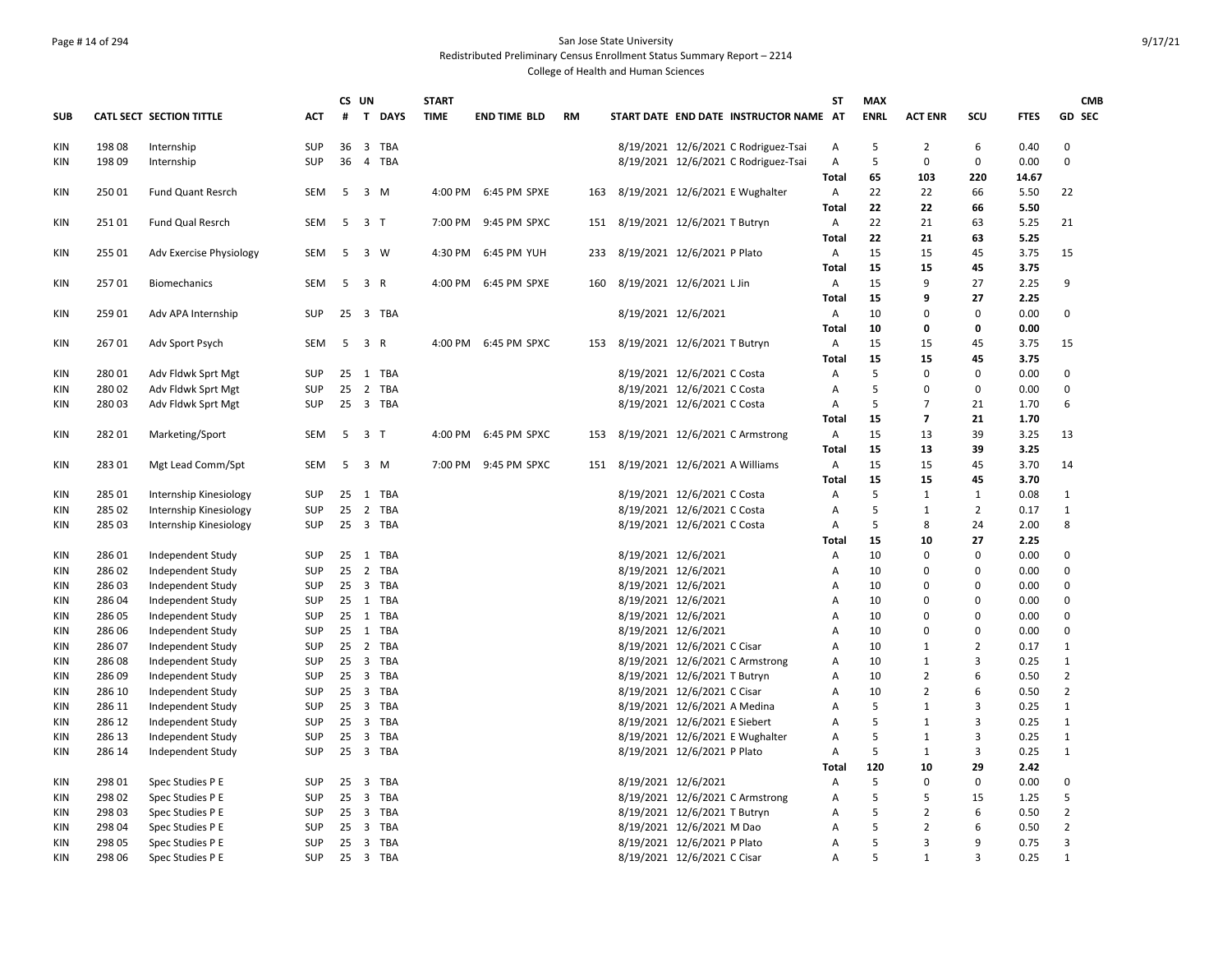San Jose State University

Redistributed Preliminary Census Enrollment Status Summary Report – 2214

College of Health and Human Sciences

| SUB | CATL SECT | SECTION TITTLE | ACT | CS # | UN T | DAYS | START TIME | END TIME | BLD | RM | START DATE | END DATE | INSTRUCTOR NAME | ST AT | MAX ENRL | ACT ENR | SCU | FTES | GD | CMB SEC |
|---|---|---|---|---|---|---|---|---|---|---|---|---|---|---|---|---|---|---|---|---|
| KIN | 198 08 | Internship | SUP | 36 | 3 | TBA | | | | | 8/19/2021 | 12/6/2021 | C Rodriguez-Tsai | A | 5 | 2 | 6 | 0.40 | 0 | |
| KIN | 198 09 | Internship | SUP | 36 | 4 | TBA | | | | | 8/19/2021 | 12/6/2021 | C Rodriguez-Tsai | A | 5 | 0 | 0 | 0.00 | 0 | |
| | | | | | | | | | | | | | | **Total** | **65** | **103** | **220** | **14.67** | | |
| KIN | 250 01 | Fund Quant Resrch | SEM | 5 | 3 | M | 4:00 PM | 6:45 PM | SPXE | 163 | 8/19/2021 | 12/6/2021 | E Wughalter | A | 22 | 22 | 66 | 5.50 | 22 | |
| | | | | | | | | | | | | | | **Total** | **22** | **22** | **66** | **5.50** | | |
| KIN | 251 01 | Fund Qual Resrch | SEM | 5 | 3 | T | 7:00 PM | 9:45 PM | SPXC | 151 | 8/19/2021 | 12/6/2021 | T Butryn | A | 22 | 21 | 63 | 5.25 | 21 | |
| | | | | | | | | | | | | | | **Total** | **22** | **21** | **63** | **5.25** | | |
| KIN | 255 01 | Adv Exercise Physiology | SEM | 5 | 3 | W | 4:30 PM | 6:45 PM | YUH | 233 | 8/19/2021 | 12/6/2021 | P Plato | A | 15 | 15 | 45 | 3.75 | 15 | |
| | | | | | | | | | | | | | | **Total** | **15** | **15** | **45** | **3.75** | | |
| KIN | 257 01 | Biomechanics | SEM | 5 | 3 | R | 4:00 PM | 6:45 PM | SPXE | 160 | 8/19/2021 | 12/6/2021 | L Jin | A | 15 | 9 | 27 | 2.25 | 9 | |
| | | | | | | | | | | | | | | **Total** | **15** | **9** | **27** | **2.25** | | |
| KIN | 259 01 | Adv APA Internship | SUP | 25 | 3 | TBA | | | | | 8/19/2021 | 12/6/2021 | | A | 10 | 0 | 0 | 0.00 | 0 | |
| | | | | | | | | | | | | | | **Total** | **10** | **0** | **0** | **0.00** | | |
| KIN | 267 01 | Adv Sport Psych | SEM | 5 | 3 | R | 4:00 PM | 6:45 PM | SPXC | 153 | 8/19/2021 | 12/6/2021 | T Butryn | A | 15 | 15 | 45 | 3.75 | 15 | |
| | | | | | | | | | | | | | | **Total** | **15** | **15** | **45** | **3.75** | | |
| KIN | 280 01 | Adv Fldwk Sprt Mgt | SUP | 25 | 1 | TBA | | | | | 8/19/2021 | 12/6/2021 | C Costa | A | 5 | 0 | 0 | 0.00 | 0 | |
| KIN | 280 02 | Adv Fldwk Sprt Mgt | SUP | 25 | 2 | TBA | | | | | 8/19/2021 | 12/6/2021 | C Costa | A | 5 | 0 | 0 | 0.00 | 0 | |
| KIN | 280 03 | Adv Fldwk Sprt Mgt | SUP | 25 | 3 | TBA | | | | | 8/19/2021 | 12/6/2021 | C Costa | A | 5 | 7 | 21 | 1.70 | 6 | |
| | | | | | | | | | | | | | | **Total** | **15** | **7** | **21** | **1.70** | | |
| KIN | 282 01 | Marketing/Sport | SEM | 5 | 3 | T | 4:00 PM | 6:45 PM | SPXC | 153 | 8/19/2021 | 12/6/2021 | C Armstrong | A | 15 | 13 | 39 | 3.25 | 13 | |
| | | | | | | | | | | | | | | **Total** | **15** | **13** | **39** | **3.25** | | |
| KIN | 283 01 | Mgt Lead Comm/Spt | SEM | 5 | 3 | M | 7:00 PM | 9:45 PM | SPXC | 151 | 8/19/2021 | 12/6/2021 | A Williams | A | 15 | 15 | 45 | 3.70 | 14 | |
| | | | | | | | | | | | | | | **Total** | **15** | **15** | **45** | **3.70** | | |
| KIN | 285 01 | Internship Kinesiology | SUP | 25 | 1 | TBA | | | | | 8/19/2021 | 12/6/2021 | C Costa | A | 5 | 1 | 1 | 0.08 | 1 | |
| KIN | 285 02 | Internship Kinesiology | SUP | 25 | 2 | TBA | | | | | 8/19/2021 | 12/6/2021 | C Costa | A | 5 | 1 | 2 | 0.17 | 1 | |
| KIN | 285 03 | Internship Kinesiology | SUP | 25 | 3 | TBA | | | | | 8/19/2021 | 12/6/2021 | C Costa | A | 5 | 8 | 24 | 2.00 | 8 | |
| | | | | | | | | | | | | | | **Total** | **15** | **10** | **27** | **2.25** | | |
| KIN | 286 01 | Independent Study | SUP | 25 | 1 | TBA | | | | | 8/19/2021 | 12/6/2021 | | A | 10 | 0 | 0 | 0.00 | 0 | |
| KIN | 286 02 | Independent Study | SUP | 25 | 2 | TBA | | | | | 8/19/2021 | 12/6/2021 | | A | 10 | 0 | 0 | 0.00 | 0 | |
| KIN | 286 03 | Independent Study | SUP | 25 | 3 | TBA | | | | | 8/19/2021 | 12/6/2021 | | A | 10 | 0 | 0 | 0.00 | 0 | |
| KIN | 286 04 | Independent Study | SUP | 25 | 1 | TBA | | | | | 8/19/2021 | 12/6/2021 | | A | 10 | 0 | 0 | 0.00 | 0 | |
| KIN | 286 05 | Independent Study | SUP | 25 | 1 | TBA | | | | | 8/19/2021 | 12/6/2021 | | A | 10 | 0 | 0 | 0.00 | 0 | |
| KIN | 286 06 | Independent Study | SUP | 25 | 1 | TBA | | | | | 8/19/2021 | 12/6/2021 | | A | 10 | 0 | 0 | 0.00 | 0 | |
| KIN | 286 07 | Independent Study | SUP | 25 | 2 | TBA | | | | | 8/19/2021 | 12/6/2021 | C Cisar | A | 10 | 1 | 2 | 0.17 | 1 | |
| KIN | 286 08 | Independent Study | SUP | 25 | 3 | TBA | | | | | 8/19/2021 | 12/6/2021 | C Armstrong | A | 10 | 1 | 3 | 0.25 | 1 | |
| KIN | 286 09 | Independent Study | SUP | 25 | 3 | TBA | | | | | 8/19/2021 | 12/6/2021 | T Butryn | A | 10 | 2 | 6 | 0.50 | 2 | |
| KIN | 286 10 | Independent Study | SUP | 25 | 3 | TBA | | | | | 8/19/2021 | 12/6/2021 | C Cisar | A | 10 | 2 | 6 | 0.50 | 2 | |
| KIN | 286 11 | Independent Study | SUP | 25 | 3 | TBA | | | | | 8/19/2021 | 12/6/2021 | A Medina | A | 5 | 1 | 3 | 0.25 | 1 | |
| KIN | 286 12 | Independent Study | SUP | 25 | 3 | TBA | | | | | 8/19/2021 | 12/6/2021 | E Siebert | A | 5 | 1 | 3 | 0.25 | 1 | |
| KIN | 286 13 | Independent Study | SUP | 25 | 3 | TBA | | | | | 8/19/2021 | 12/6/2021 | E Wughalter | A | 5 | 1 | 3 | 0.25 | 1 | |
| KIN | 286 14 | Independent Study | SUP | 25 | 3 | TBA | | | | | 8/19/2021 | 12/6/2021 | P Plato | A | 5 | 1 | 3 | 0.25 | 1 | |
| | | | | | | | | | | | | | | **Total** | **120** | **10** | **29** | **2.42** | | |
| KIN | 298 01 | Spec Studies P E | SUP | 25 | 3 | TBA | | | | | 8/19/2021 | 12/6/2021 | | A | 5 | 0 | 0 | 0.00 | 0 | |
| KIN | 298 02 | Spec Studies P E | SUP | 25 | 3 | TBA | | | | | 8/19/2021 | 12/6/2021 | C Armstrong | A | 5 | 5 | 15 | 1.25 | 5 | |
| KIN | 298 03 | Spec Studies P E | SUP | 25 | 3 | TBA | | | | | 8/19/2021 | 12/6/2021 | T Butryn | A | 5 | 2 | 6 | 0.50 | 2 | |
| KIN | 298 04 | Spec Studies P E | SUP | 25 | 3 | TBA | | | | | 8/19/2021 | 12/6/2021 | M Dao | A | 5 | 2 | 6 | 0.50 | 2 | |
| KIN | 298 05 | Spec Studies P E | SUP | 25 | 3 | TBA | | | | | 8/19/2021 | 12/6/2021 | P Plato | A | 5 | 3 | 9 | 0.75 | 3 | |
| KIN | 298 06 | Spec Studies P E | SUP | 25 | 3 | TBA | | | | | 8/19/2021 | 12/6/2021 | C Cisar | A | 5 | 1 | 3 | 0.25 | 1 | |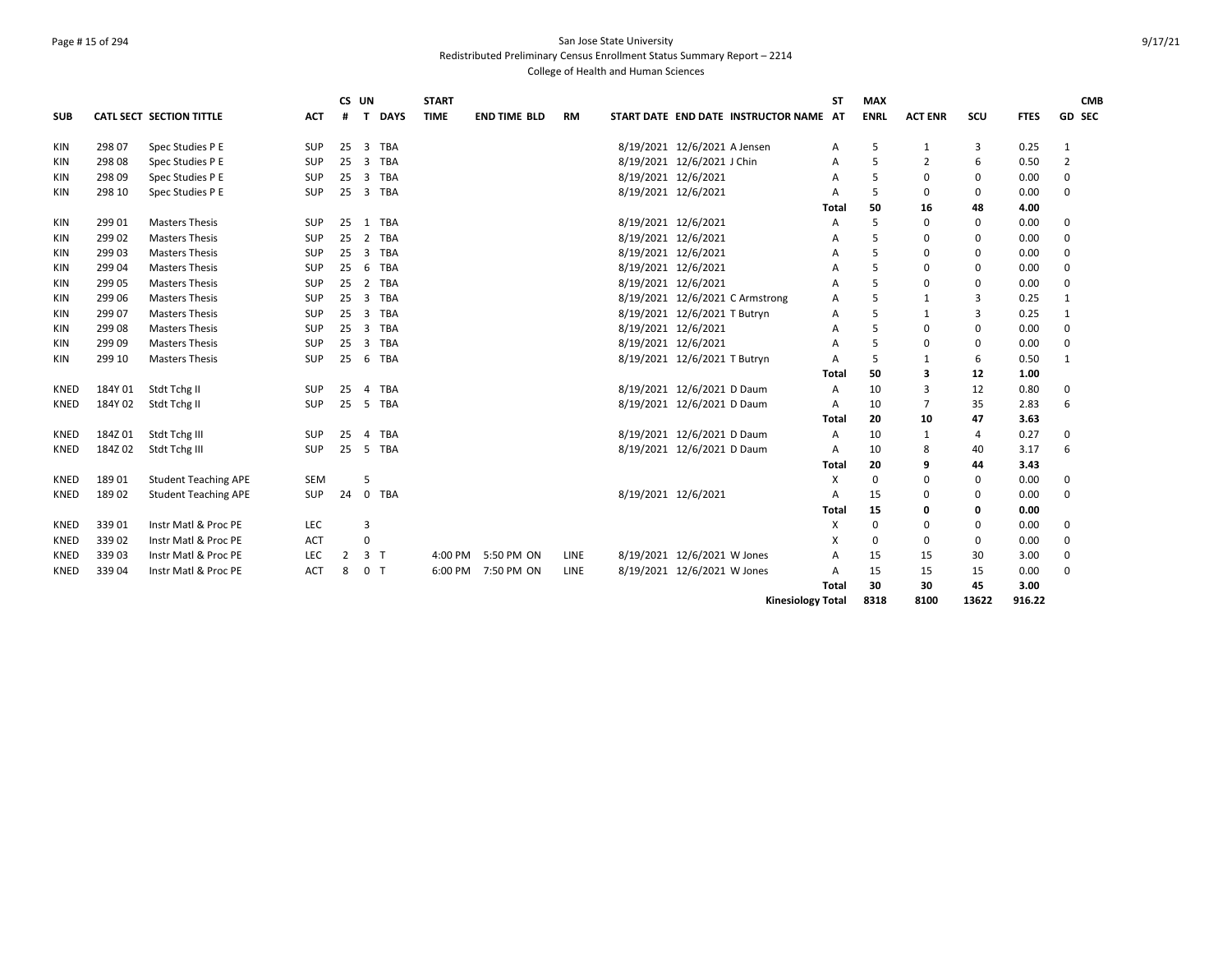San Jose State University
Redistributed Preliminary Census Enrollment Status Summary Report – 2214
College of Health and Human Sciences

| SUB | CATL SECT | SECTION TITTLE | ACT | CS # | UN T | DAYS | START TIME | END TIME | BLD | RM | START DATE | END DATE | INSTRUCTOR NAME | ST AT | MAX ENRL | ACT ENR | SCU | FTES | GD | CMB SEC |
|---|---|---|---|---|---|---|---|---|---|---|---|---|---|---|---|---|---|---|---|---|
| KIN | 298 07 | Spec Studies P E | SUP | 25 | 3 | TBA | | | | | 8/19/2021 | 12/6/2021 | A Jensen | A | 5 | 1 | 3 | 0.25 | 1 | |
| KIN | 298 08 | Spec Studies P E | SUP | 25 | 3 | TBA | | | | | 8/19/2021 | 12/6/2021 | J Chin | A | 5 | 2 | 6 | 0.50 | 2 | |
| KIN | 298 09 | Spec Studies P E | SUP | 25 | 3 | TBA | | | | | 8/19/2021 | 12/6/2021 | | A | 5 | 0 | 0 | 0.00 | 0 | |
| KIN | 298 10 | Spec Studies P E | SUP | 25 | 3 | TBA | | | | | 8/19/2021 | 12/6/2021 | | A | 5 | 0 | 0 | 0.00 | 0 | |
| | | | | | | | | | | | | | | **Total** | **50** | **16** | **48** | **4.00** | | |
| KIN | 299 01 | Masters Thesis | SUP | 25 | 1 | TBA | | | | | 8/19/2021 | 12/6/2021 | | A | 5 | 0 | 0 | 0.00 | 0 | |
| KIN | 299 02 | Masters Thesis | SUP | 25 | 2 | TBA | | | | | 8/19/2021 | 12/6/2021 | | A | 5 | 0 | 0 | 0.00 | 0 | |
| KIN | 299 03 | Masters Thesis | SUP | 25 | 3 | TBA | | | | | 8/19/2021 | 12/6/2021 | | A | 5 | 0 | 0 | 0.00 | 0 | |
| KIN | 299 04 | Masters Thesis | SUP | 25 | 6 | TBA | | | | | 8/19/2021 | 12/6/2021 | | A | 5 | 0 | 0 | 0.00 | 0 | |
| KIN | 299 05 | Masters Thesis | SUP | 25 | 2 | TBA | | | | | 8/19/2021 | 12/6/2021 | | A | 5 | 0 | 0 | 0.00 | 0 | |
| KIN | 299 06 | Masters Thesis | SUP | 25 | 3 | TBA | | | | | 8/19/2021 | 12/6/2021 | C Armstrong | A | 5 | 1 | 3 | 0.25 | 1 | |
| KIN | 299 07 | Masters Thesis | SUP | 25 | 3 | TBA | | | | | 8/19/2021 | 12/6/2021 | T Butryn | A | 5 | 1 | 3 | 0.25 | 1 | |
| KIN | 299 08 | Masters Thesis | SUP | 25 | 3 | TBA | | | | | 8/19/2021 | 12/6/2021 | | A | 5 | 0 | 0 | 0.00 | 0 | |
| KIN | 299 09 | Masters Thesis | SUP | 25 | 3 | TBA | | | | | 8/19/2021 | 12/6/2021 | | A | 5 | 0 | 0 | 0.00 | 0 | |
| KIN | 299 10 | Masters Thesis | SUP | 25 | 6 | TBA | | | | | 8/19/2021 | 12/6/2021 | T Butryn | A | 5 | 1 | 6 | 0.50 | 1 | |
| | | | | | | | | | | | | | | **Total** | **50** | **3** | **12** | **1.00** | | |
| KNED | 184Y 01 | Stdt Tchg II | SUP | 25 | 4 | TBA | | | | | 8/19/2021 | 12/6/2021 | D Daum | A | 10 | 3 | 12 | 0.80 | 0 | |
| KNED | 184Y 02 | Stdt Tchg II | SUP | 25 | 5 | TBA | | | | | 8/19/2021 | 12/6/2021 | D Daum | A | 10 | 7 | 35 | 2.83 | 6 | |
| | | | | | | | | | | | | | | **Total** | **20** | **10** | **47** | **3.63** | | |
| KNED | 184Z 01 | Stdt Tchg III | SUP | 25 | 4 | TBA | | | | | 8/19/2021 | 12/6/2021 | D Daum | A | 10 | 1 | 4 | 0.27 | 0 | |
| KNED | 184Z 02 | Stdt Tchg III | SUP | 25 | 5 | TBA | | | | | 8/19/2021 | 12/6/2021 | D Daum | A | 10 | 8 | 40 | 3.17 | 6 | |
| | | | | | | | | | | | | | | **Total** | **20** | **9** | **44** | **3.43** | | |
| KNED | 189 01 | Student Teaching APE | SEM | | 5 | | | | | | | | | X | 0 | 0 | 0 | 0.00 | 0 | |
| KNED | 189 02 | Student Teaching APE | SUP | 24 | 0 | TBA | | | | | 8/19/2021 | 12/6/2021 | | A | 15 | 0 | 0 | 0.00 | 0 | |
| | | | | | | | | | | | | | | **Total** | **15** | **0** | **0** | **0.00** | | |
| KNED | 339 01 | Instr Matl & Proc PE | LEC | | 3 | | | | | | | | | X | 0 | 0 | 0 | 0.00 | 0 | |
| KNED | 339 02 | Instr Matl & Proc PE | ACT | | 0 | | | | | | | | | X | 0 | 0 | 0 | 0.00 | 0 | |
| KNED | 339 03 | Instr Matl & Proc PE | LEC | 2 | 3 | T | 4:00 PM | 5:50 PM | ON | LINE | 8/19/2021 | 12/6/2021 | W Jones | A | 15 | 15 | 30 | 3.00 | 0 | |
| KNED | 339 04 | Instr Matl & Proc PE | ACT | 8 | 0 | T | 6:00 PM | 7:50 PM | ON | LINE | 8/19/2021 | 12/6/2021 | W Jones | A | 15 | 15 | 15 | 0.00 | 0 | |
| | | | | | | | | | | | | | | **Total** | **30** | **30** | **45** | **3.00** | | |
| | | | | | | | | | | | | | **Kinesiology Total** | | **8318** | **8100** | **13622** | **916.22** | | |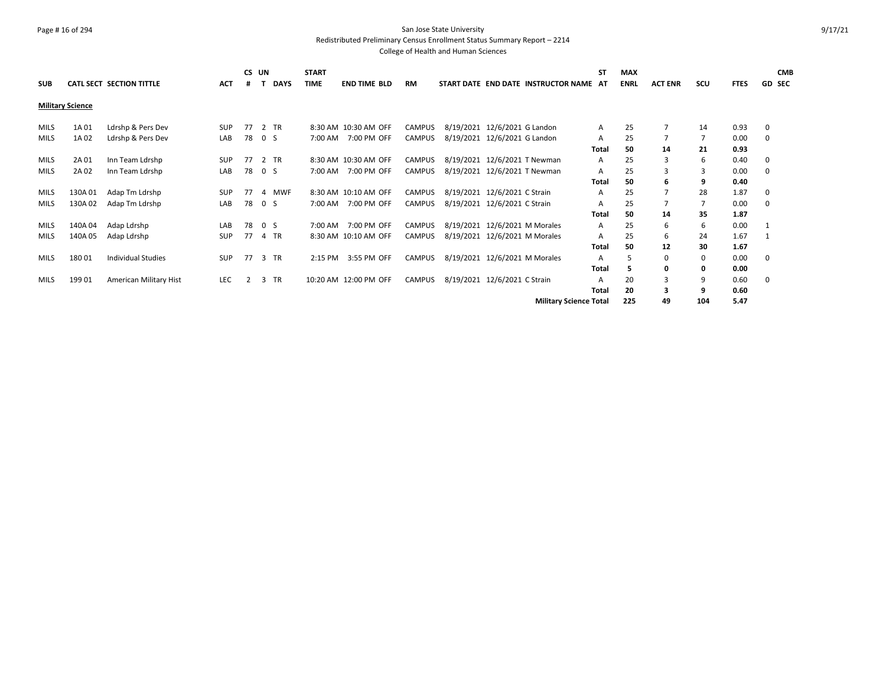San Jose State University
Redistributed Preliminary Census Enrollment Status Summary Report – 2214
College of Health and Human Sciences

| SUB | CATL SECT | SECTION TITTLE | ACT | CS # | UN T | DAYS | START TIME | END TIME | BLD | RM | START DATE | END DATE | INSTRUCTOR NAME | ST AT | MAX ENRL | ACT ENR | SCU | FTES | GD | CMB SEC |
|---|---|---|---|---|---|---|---|---|---|---|---|---|---|---|---|---|---|---|---|---|
| **Military Science** | | | | | | | | | | | | | | | | | | | | |
| MILS | 1A 01 | Ldrshp & Pers Dev | SUP | 77 | 2 | TR | 8:30 AM | 10:30 AM | OFF | CAMPUS | 8/19/2021 | 12/6/2021 | G Landon | A | 25 | 7 | 14 | 0.93 | 0 | |
| MILS | 1A 02 | Ldrshp & Pers Dev | LAB | 78 | 0 | S | 7:00 AM | 7:00 PM | OFF | CAMPUS | 8/19/2021 | 12/6/2021 | G Landon | A | 25 | 7 | 7 | 0.00 | 0 | |
| | | | | | | | | | | | | | | **Total** | **50** | **14** | **21** | **0.93** | | |
| MILS | 2A 01 | Inn Team Ldrshp | SUP | 77 | 2 | TR | 8:30 AM | 10:30 AM | OFF | CAMPUS | 8/19/2021 | 12/6/2021 | T Newman | A | 25 | 3 | 6 | 0.40 | 0 | |
| MILS | 2A 02 | Inn Team Ldrshp | LAB | 78 | 0 | S | 7:00 AM | 7:00 PM | OFF | CAMPUS | 8/19/2021 | 12/6/2021 | T Newman | A | 25 | 3 | 3 | 0.00 | 0 | |
| | | | | | | | | | | | | | | **Total** | **50** | **6** | **9** | **0.40** | | |
| MILS | 130A 01 | Adap Tm Ldrshp | SUP | 77 | 4 | MWF | 8:30 AM | 10:10 AM | OFF | CAMPUS | 8/19/2021 | 12/6/2021 | C Strain | A | 25 | 7 | 28 | 1.87 | 0 | |
| MILS | 130A 02 | Adap Tm Ldrshp | LAB | 78 | 0 | S | 7:00 AM | 7:00 PM | OFF | CAMPUS | 8/19/2021 | 12/6/2021 | C Strain | A | 25 | 7 | 7 | 0.00 | 0 | |
| | | | | | | | | | | | | | | **Total** | **50** | **14** | **35** | **1.87** | | |
| MILS | 140A 04 | Adap Ldrshp | LAB | 78 | 0 | S | 7:00 AM | 7:00 PM | OFF | CAMPUS | 8/19/2021 | 12/6/2021 | M Morales | A | 25 | 6 | 6 | 0.00 | 1 | |
| MILS | 140A 05 | Adap Ldrshp | SUP | 77 | 4 | TR | 8:30 AM | 10:10 AM | OFF | CAMPUS | 8/19/2021 | 12/6/2021 | M Morales | A | 25 | 6 | 24 | 1.67 | 1 | |
| | | | | | | | | | | | | | | **Total** | **50** | **12** | **30** | **1.67** | | |
| MILS | 180 01 | Individual Studies | SUP | 77 | 3 | TR | 2:15 PM | 3:55 PM | OFF | CAMPUS | 8/19/2021 | 12/6/2021 | M Morales | A | 5 | 0 | 0 | 0.00 | 0 | |
| | | | | | | | | | | | | | | **Total** | **5** | **0** | **0** | **0.00** | | |
| MILS | 199 01 | American Military Hist | LEC | 2 | 3 | TR | 10:20 AM | 12:00 PM | OFF | CAMPUS | 8/19/2021 | 12/6/2021 | C Strain | A | 20 | 3 | 9 | 0.60 | 0 | |
| | | | | | | | | | | | | | | **Total** | **20** | **3** | **9** | **0.60** | | |
| | | | | | | | | | | | | | **Military Science Total** | | **225** | **49** | **104** | **5.47** | | |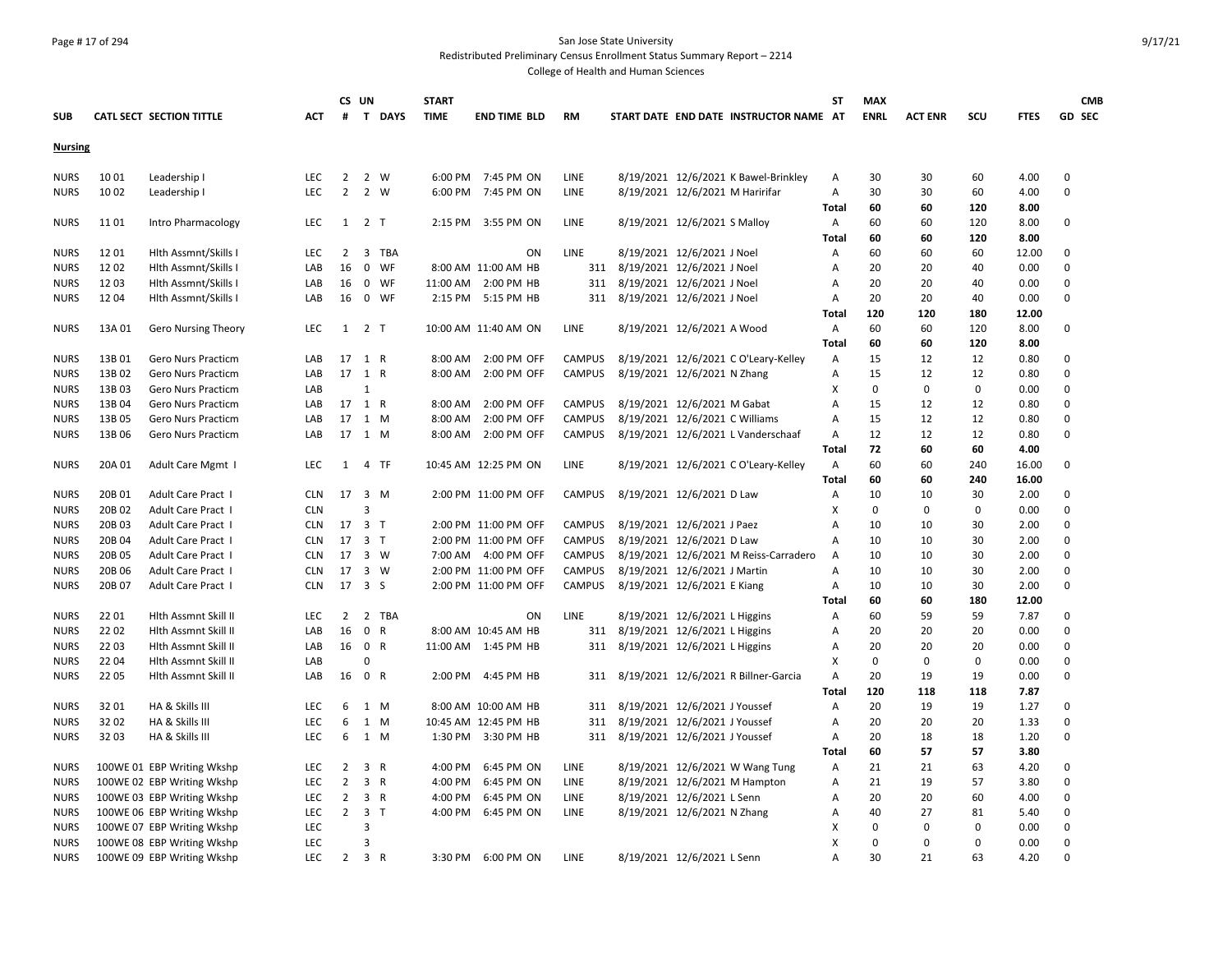San Jose State University

Redistributed Preliminary Census Enrollment Status Summary Report – 2214

College of Health and Human Sciences

| SUB | CATL SECT | SECTION TITTLE | ACT | CS # | UN T | DAYS | START TIME | END TIME | BLD | RM | START DATE | END DATE | INSTRUCTOR NAME | ST AT | MAX ENRL | ACT ENR | SCU | FTES | GD | CMB SEC |
|---|---|---|---|---|---|---|---|---|---|---|---|---|---|---|---|---|---|---|---|---|
| **Nursing** | | | | | | | | | | | | | | | | | | | | |
| NURS | 10 01 | Leadership I | LEC | 2 | 2 | W | 6:00 PM | 7:45 PM | ON | LINE | 8/19/2021 | 12/6/2021 | K Bawel-Brinkley | A | 30 | 30 | 60 | 4.00 | 0 | |
| NURS | 10 02 | Leadership I | LEC | 2 | 2 | W | 6:00 PM | 7:45 PM | ON | LINE | 8/19/2021 | 12/6/2021 | M Haririfar | A | 30 | 30 | 60 | 4.00 | 0 | |
| | | | | | | | | | | | | | | Total | 60 | 60 | 120 | 8.00 | | |
| NURS | 11 01 | Intro Pharmacology | LEC | 1 | 2 | T | 2:15 PM | 3:55 PM | ON | LINE | 8/19/2021 | 12/6/2021 | S Malloy | A | 60 | 60 | 120 | 8.00 | 0 | |
| | | | | | | | | | | | | | | Total | 60 | 60 | 120 | 8.00 | | |
| NURS | 12 01 | Hlth Assmnt/Skills I | LEC | 2 | 3 | TBA | | | ON | LINE | 8/19/2021 | 12/6/2021 | J Noel | A | 60 | 60 | 60 | 12.00 | 0 | |
| NURS | 12 02 | Hlth Assmnt/Skills I | LAB | 16 | 0 | WF | 8:00 AM | 11:00 AM | HB | 311 | 8/19/2021 | 12/6/2021 | J Noel | A | 20 | 20 | 40 | 0.00 | 0 | |
| NURS | 12 03 | Hlth Assmnt/Skills I | LAB | 16 | 0 | WF | 11:00 AM | 2:00 PM | HB | 311 | 8/19/2021 | 12/6/2021 | J Noel | A | 20 | 20 | 40 | 0.00 | 0 | |
| NURS | 12 04 | Hlth Assmnt/Skills I | LAB | 16 | 0 | WF | 2:15 PM | 5:15 PM | HB | 311 | 8/19/2021 | 12/6/2021 | J Noel | A | 20 | 20 | 40 | 0.00 | 0 | |
| | | | | | | | | | | | | | | Total | 120 | 120 | 180 | 12.00 | | |
| NURS | 13A 01 | Gero Nursing Theory | LEC | 1 | 2 | T | 10:00 AM | 11:40 AM | ON | LINE | 8/19/2021 | 12/6/2021 | A Wood | A | 60 | 60 | 120 | 8.00 | 0 | |
| | | | | | | | | | | | | | | Total | 60 | 60 | 120 | 8.00 | | |
| NURS | 13B 01 | Gero Nurs Practicm | LAB | 17 | 1 | R | 8:00 AM | 2:00 PM | OFF | CAMPUS | 8/19/2021 | 12/6/2021 | C O'Leary-Kelley | A | 15 | 12 | 12 | 0.80 | 0 | |
| NURS | 13B 02 | Gero Nurs Practicm | LAB | 17 | 1 | R | 8:00 AM | 2:00 PM | OFF | CAMPUS | 8/19/2021 | 12/6/2021 | N Zhang | A | 15 | 12 | 12 | 0.80 | 0 | |
| NURS | 13B 03 | Gero Nurs Practicm | LAB | | 1 | | | | | | | | | X | 0 | 0 | 0 | 0.00 | 0 | |
| NURS | 13B 04 | Gero Nurs Practicm | LAB | 17 | 1 | R | 8:00 AM | 2:00 PM | OFF | CAMPUS | 8/19/2021 | 12/6/2021 | M Gabat | A | 15 | 12 | 12 | 0.80 | 0 | |
| NURS | 13B 05 | Gero Nurs Practicm | LAB | 17 | 1 | M | 8:00 AM | 2:00 PM | OFF | CAMPUS | 8/19/2021 | 12/6/2021 | C Williams | A | 15 | 12 | 12 | 0.80 | 0 | |
| NURS | 13B 06 | Gero Nurs Practicm | LAB | 17 | 1 | M | 8:00 AM | 2:00 PM | OFF | CAMPUS | 8/19/2021 | 12/6/2021 | L Vanderschaaf | A | 12 | 12 | 12 | 0.80 | 0 | |
| | | | | | | | | | | | | | | Total | 72 | 60 | 60 | 4.00 | | |
| NURS | 20A 01 | Adult Care Mgmt I | LEC | 1 | 4 | TF | 10:45 AM | 12:25 PM | ON | LINE | 8/19/2021 | 12/6/2021 | C O'Leary-Kelley | A | 60 | 60 | 240 | 16.00 | 0 | |
| | | | | | | | | | | | | | | Total | 60 | 60 | 240 | 16.00 | | |
| NURS | 20B 01 | Adult Care Pract I | CLN | 17 | 3 | M | 2:00 PM | 11:00 PM | OFF | CAMPUS | 8/19/2021 | 12/6/2021 | D Law | A | 10 | 10 | 30 | 2.00 | 0 | |
| NURS | 20B 02 | Adult Care Pract I | CLN | | 3 | | | | | | | | | X | 0 | 0 | 0 | 0.00 | 0 | |
| NURS | 20B 03 | Adult Care Pract I | CLN | 17 | 3 | T | 2:00 PM | 11:00 PM | OFF | CAMPUS | 8/19/2021 | 12/6/2021 | J Paez | A | 10 | 10 | 30 | 2.00 | 0 | |
| NURS | 20B 04 | Adult Care Pract I | CLN | 17 | 3 | T | 2:00 PM | 11:00 PM | OFF | CAMPUS | 8/19/2021 | 12/6/2021 | D Law | A | 10 | 10 | 30 | 2.00 | 0 | |
| NURS | 20B 05 | Adult Care Pract I | CLN | 17 | 3 | W | 7:00 AM | 4:00 PM | OFF | CAMPUS | 8/19/2021 | 12/6/2021 | M Reiss-Carradero | A | 10 | 10 | 30 | 2.00 | 0 | |
| NURS | 20B 06 | Adult Care Pract I | CLN | 17 | 3 | W | 2:00 PM | 11:00 PM | OFF | CAMPUS | 8/19/2021 | 12/6/2021 | J Martin | A | 10 | 10 | 30 | 2.00 | 0 | |
| NURS | 20B 07 | Adult Care Pract I | CLN | 17 | 3 | S | 2:00 PM | 11:00 PM | OFF | CAMPUS | 8/19/2021 | 12/6/2021 | E Kiang | A | 10 | 10 | 30 | 2.00 | 0 | |
| | | | | | | | | | | | | | | Total | 60 | 60 | 180 | 12.00 | | |
| NURS | 22 01 | Hlth Assmnt Skill II | LEC | 2 | 2 | TBA | | | ON | LINE | 8/19/2021 | 12/6/2021 | L Higgins | A | 60 | 59 | 59 | 7.87 | 0 | |
| NURS | 22 02 | Hlth Assmnt Skill II | LAB | 16 | 0 | R | 8:00 AM | 10:45 AM | HB | 311 | 8/19/2021 | 12/6/2021 | L Higgins | A | 20 | 20 | 20 | 0.00 | 0 | |
| NURS | 22 03 | Hlth Assmnt Skill II | LAB | 16 | 0 | R | 11:00 AM | 1:45 PM | HB | 311 | 8/19/2021 | 12/6/2021 | L Higgins | A | 20 | 20 | 20 | 0.00 | 0 | |
| NURS | 22 04 | Hlth Assmnt Skill II | LAB | | 0 | | | | | | | | | X | 0 | 0 | 0 | 0.00 | 0 | |
| NURS | 22 05 | Hlth Assmnt Skill II | LAB | 16 | 0 | R | 2:00 PM | 4:45 PM | HB | 311 | 8/19/2021 | 12/6/2021 | R Billner-Garcia | A | 20 | 19 | 19 | 0.00 | 0 | |
| | | | | | | | | | | | | | | Total | 120 | 118 | 118 | 7.87 | | |
| NURS | 32 01 | HA & Skills III | LEC | 6 | 1 | M | 8:00 AM | 10:00 AM | HB | 311 | 8/19/2021 | 12/6/2021 | J Youssef | A | 20 | 19 | 19 | 1.27 | 0 | |
| NURS | 32 02 | HA & Skills III | LEC | 6 | 1 | M | 10:45 AM | 12:45 PM | HB | 311 | 8/19/2021 | 12/6/2021 | J Youssef | A | 20 | 20 | 20 | 1.33 | 0 | |
| NURS | 32 03 | HA & Skills III | LEC | 6 | 1 | M | 1:30 PM | 3:30 PM | HB | 311 | 8/19/2021 | 12/6/2021 | J Youssef | A | 20 | 18 | 18 | 1.20 | 0 | |
| | | | | | | | | | | | | | | Total | 60 | 57 | 57 | 3.80 | | |
| NURS | 100WE 01 | EBP Writing Wkshp | LEC | 2 | 3 | R | 4:00 PM | 6:45 PM | ON | LINE | 8/19/2021 | 12/6/2021 | W Wang Tung | A | 21 | 21 | 63 | 4.20 | 0 | |
| NURS | 100WE 02 | EBP Writing Wkshp | LEC | 2 | 3 | R | 4:00 PM | 6:45 PM | ON | LINE | 8/19/2021 | 12/6/2021 | M Hampton | A | 21 | 19 | 57 | 3.80 | 0 | |
| NURS | 100WE 03 | EBP Writing Wkshp | LEC | 2 | 3 | R | 4:00 PM | 6:45 PM | ON | LINE | 8/19/2021 | 12/6/2021 | L Senn | A | 20 | 20 | 60 | 4.00 | 0 | |
| NURS | 100WE 06 | EBP Writing Wkshp | LEC | 2 | 3 | T | 4:00 PM | 6:45 PM | ON | LINE | 8/19/2021 | 12/6/2021 | N Zhang | A | 40 | 27 | 81 | 5.40 | 0 | |
| NURS | 100WE 07 | EBP Writing Wkshp | LEC | | 3 | | | | | | | | | X | 0 | 0 | 0 | 0.00 | 0 | |
| NURS | 100WE 08 | EBP Writing Wkshp | LEC | | 3 | | | | | | | | | X | 0 | 0 | 0 | 0.00 | 0 | |
| NURS | 100WE 09 | EBP Writing Wkshp | LEC | 2 | 3 | R | 3:30 PM | 6:00 PM | ON | LINE | 8/19/2021 | 12/6/2021 | L Senn | A | 30 | 21 | 63 | 4.20 | 0 | |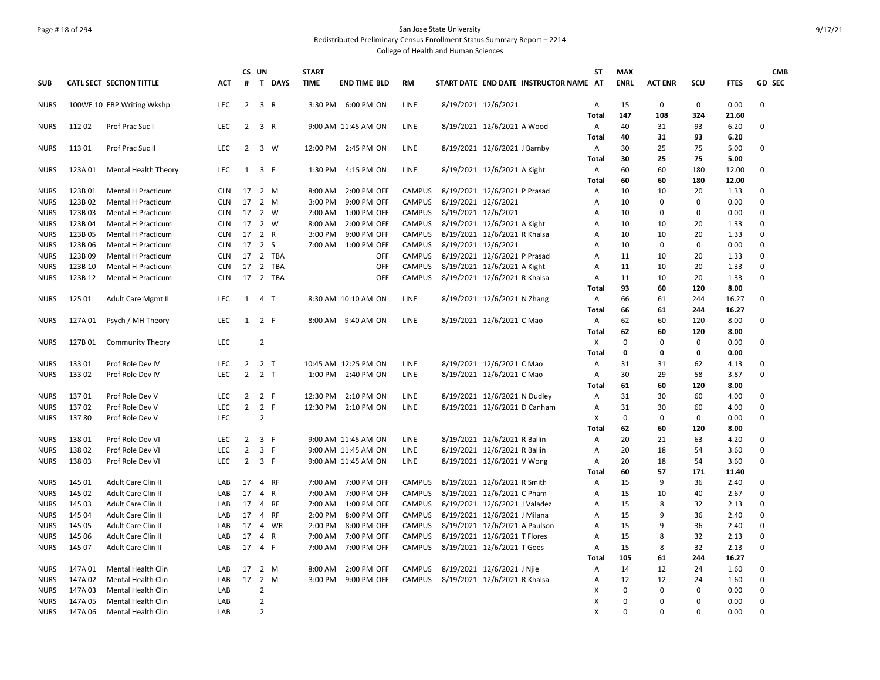San Jose State University

Redistributed Preliminary Census Enrollment Status Summary Report – 2214

College of Health and Human Sciences

| SUB | CATL SECT | SECTION TITTLE | ACT | CS # | UN T | DAYS | START TIME | END TIME | BLD | RM | START DATE | END DATE | INSTRUCTOR NAME | ST AT | MAX ENRL | ACT ENR | SCU | FTES | GD | CMB SEC |
|---|---|---|---|---|---|---|---|---|---|---|---|---|---|---|---|---|---|---|---|---|
| NURS | 100WE 10 | EBP Writing Wkshp | LEC | 2 | 3 | R | 3:30 PM | 6:00 PM | ON | LINE | 8/19/2021 | 12/6/2021 | | A | 15 | 0 | 0 | 0.00 | 0 | |
| | | | | | | | | | | | | | | Total | 147 | 108 | 324 | 21.60 | | |
| NURS | 112 02 | Prof Prac Suc I | LEC | 2 | 3 | R | 9:00 AM | 11:45 AM | ON | LINE | 8/19/2021 | 12/6/2021 | A Wood | A | 40 | 31 | 93 | 6.20 | 0 | |
| | | | | | | | | | | | | | | Total | 40 | 31 | 93 | 6.20 | | |
| NURS | 113 01 | Prof Prac Suc II | LEC | 2 | 3 | W | 12:00 PM | 2:45 PM | ON | LINE | 8/19/2021 | 12/6/2021 | J Barnby | A | 30 | 25 | 75 | 5.00 | 0 | |
| | | | | | | | | | | | | | | Total | 30 | 25 | 75 | 5.00 | | |
| NURS | 123A 01 | Mental Health Theory | LEC | 1 | 3 | F | 1:30 PM | 4:15 PM | ON | LINE | 8/19/2021 | 12/6/2021 | A Kight | A | 60 | 60 | 180 | 12.00 | 0 | |
| | | | | | | | | | | | | | | Total | 60 | 60 | 180 | 12.00 | | |
| NURS | 123B 01 | Mental H Practicum | CLN | 17 | 2 | M | 8:00 AM | 2:00 PM | OFF | CAMPUS | 8/19/2021 | 12/6/2021 | P Prasad | A | 10 | 10 | 20 | 1.33 | 0 | |
| NURS | 123B 02 | Mental H Practicum | CLN | 17 | 2 | M | 3:00 PM | 9:00 PM | OFF | CAMPUS | 8/19/2021 | 12/6/2021 | | A | 10 | 0 | 0 | 0.00 | 0 | |
| NURS | 123B 03 | Mental H Practicum | CLN | 17 | 2 | W | 7:00 AM | 1:00 PM | OFF | CAMPUS | 8/19/2021 | 12/6/2021 | | A | 10 | 0 | 0 | 0.00 | 0 | |
| NURS | 123B 04 | Mental H Practicum | CLN | 17 | 2 | W | 8:00 AM | 2:00 PM | OFF | CAMPUS | 8/19/2021 | 12/6/2021 | A Kight | A | 10 | 10 | 20 | 1.33 | 0 | |
| NURS | 123B 05 | Mental H Practicum | CLN | 17 | 2 | R | 3:00 PM | 9:00 PM | OFF | CAMPUS | 8/19/2021 | 12/6/2021 | R Khalsa | A | 10 | 10 | 20 | 1.33 | 0 | |
| NURS | 123B 06 | Mental H Practicum | CLN | 17 | 2 | S | 7:00 AM | 1:00 PM | OFF | CAMPUS | 8/19/2021 | 12/6/2021 | | A | 10 | 0 | 0 | 0.00 | 0 | |
| NURS | 123B 09 | Mental H Practicum | CLN | 17 | 2 | TBA | | | OFF | CAMPUS | 8/19/2021 | 12/6/2021 | P Prasad | A | 11 | 10 | 20 | 1.33 | 0 | |
| NURS | 123B 10 | Mental H Practicum | CLN | 17 | 2 | TBA | | | OFF | CAMPUS | 8/19/2021 | 12/6/2021 | A Kight | A | 11 | 10 | 20 | 1.33 | 0 | |
| NURS | 123B 12 | Mental H Practicum | CLN | 17 | 2 | TBA | | | OFF | CAMPUS | 8/19/2021 | 12/6/2021 | R Khalsa | A | 11 | 10 | 20 | 1.33 | 0 | |
| | | | | | | | | | | | | | | Total | 93 | 60 | 120 | 8.00 | | |
| NURS | 125 01 | Adult Care Mgmt II | LEC | 1 | 4 | T | 8:30 AM | 10:10 AM | ON | LINE | 8/19/2021 | 12/6/2021 | N Zhang | A | 66 | 61 | 244 | 16.27 | 0 | |
| | | | | | | | | | | | | | | Total | 66 | 61 | 244 | 16.27 | | |
| NURS | 127A 01 | Psych / MH Theory | LEC | 1 | 2 | F | 8:00 AM | 9:40 AM | ON | LINE | 8/19/2021 | 12/6/2021 | C Mao | A | 62 | 60 | 120 | 8.00 | 0 | |
| | | | | | | | | | | | | | | Total | 62 | 60 | 120 | 8.00 | | |
| NURS | 127B 01 | Community Theory | LEC | | 2 | | | | | | | | | X | 0 | 0 | 0 | 0.00 | 0 | |
| | | | | | | | | | | | | | | Total | 0 | 0 | 0 | 0.00 | | |
| NURS | 133 01 | Prof Role Dev IV | LEC | 2 | 2 | T | 10:45 AM | 12:25 PM | ON | LINE | 8/19/2021 | 12/6/2021 | C Mao | A | 31 | 31 | 62 | 4.13 | 0 | |
| NURS | 133 02 | Prof Role Dev IV | LEC | 2 | 2 | T | 1:00 PM | 2:40 PM | ON | LINE | 8/19/2021 | 12/6/2021 | C Mao | A | 30 | 29 | 58 | 3.87 | 0 | |
| | | | | | | | | | | | | | | Total | 61 | 60 | 120 | 8.00 | | |
| NURS | 137 01 | Prof Role Dev V | LEC | 2 | 2 | F | 12:30 PM | 2:10 PM | ON | LINE | 8/19/2021 | 12/6/2021 | N Dudley | A | 31 | 30 | 60 | 4.00 | 0 | |
| NURS | 137 02 | Prof Role Dev V | LEC | 2 | 2 | F | 12:30 PM | 2:10 PM | ON | LINE | 8/19/2021 | 12/6/2021 | D Canham | A | 31 | 30 | 60 | 4.00 | 0 | |
| NURS | 137 80 | Prof Role Dev V | LEC | | 2 | | | | | | | | | X | 0 | 0 | 0 | 0.00 | 0 | |
| | | | | | | | | | | | | | | Total | 62 | 60 | 120 | 8.00 | | |
| NURS | 138 01 | Prof Role Dev VI | LEC | 2 | 3 | F | 9:00 AM | 11:45 AM | ON | LINE | 8/19/2021 | 12/6/2021 | R Ballin | A | 20 | 21 | 63 | 4.20 | 0 | |
| NURS | 138 02 | Prof Role Dev VI | LEC | 2 | 3 | F | 9:00 AM | 11:45 AM | ON | LINE | 8/19/2021 | 12/6/2021 | R Ballin | A | 20 | 18 | 54 | 3.60 | 0 | |
| NURS | 138 03 | Prof Role Dev VI | LEC | 2 | 3 | F | 9:00 AM | 11:45 AM | ON | LINE | 8/19/2021 | 12/6/2021 | V Wong | A | 20 | 18 | 54 | 3.60 | 0 | |
| | | | | | | | | | | | | | | Total | 60 | 57 | 171 | 11.40 | | |
| NURS | 145 01 | Adult Care Clin II | LAB | 17 | 4 | RF | 7:00 AM | 7:00 PM | OFF | CAMPUS | 8/19/2021 | 12/6/2021 | R Smith | A | 15 | 9 | 36 | 2.40 | 0 | |
| NURS | 145 02 | Adult Care Clin II | LAB | 17 | 4 | R | 7:00 AM | 7:00 PM | OFF | CAMPUS | 8/19/2021 | 12/6/2021 | C Pham | A | 15 | 10 | 40 | 2.67 | 0 | |
| NURS | 145 03 | Adult Care Clin II | LAB | 17 | 4 | RF | 7:00 AM | 1:00 PM | OFF | CAMPUS | 8/19/2021 | 12/6/2021 | J Valadez | A | 15 | 8 | 32 | 2.13 | 0 | |
| NURS | 145 04 | Adult Care Clin II | LAB | 17 | 4 | RF | 2:00 PM | 8:00 PM | OFF | CAMPUS | 8/19/2021 | 12/6/2021 | J Milana | A | 15 | 9 | 36 | 2.40 | 0 | |
| NURS | 145 05 | Adult Care Clin II | LAB | 17 | 4 | WR | 2:00 PM | 8:00 PM | OFF | CAMPUS | 8/19/2021 | 12/6/2021 | A Paulson | A | 15 | 9 | 36 | 2.40 | 0 | |
| NURS | 145 06 | Adult Care Clin II | LAB | 17 | 4 | R | 7:00 AM | 7:00 PM | OFF | CAMPUS | 8/19/2021 | 12/6/2021 | T Flores | A | 15 | 8 | 32 | 2.13 | 0 | |
| NURS | 145 07 | Adult Care Clin II | LAB | 17 | 4 | F | 7:00 AM | 7:00 PM | OFF | CAMPUS | 8/19/2021 | 12/6/2021 | T Goes | A | 15 | 8 | 32 | 2.13 | 0 | |
| | | | | | | | | | | | | | | Total | 105 | 61 | 244 | 16.27 | | |
| NURS | 147A 01 | Mental Health Clin | LAB | 17 | 2 | M | 8:00 AM | 2:00 PM | OFF | CAMPUS | 8/19/2021 | 12/6/2021 | J Njie | A | 14 | 12 | 24 | 1.60 | 0 | |
| NURS | 147A 02 | Mental Health Clin | LAB | 17 | 2 | M | 3:00 PM | 9:00 PM | OFF | CAMPUS | 8/19/2021 | 12/6/2021 | R Khalsa | A | 12 | 12 | 24 | 1.60 | 0 | |
| NURS | 147A 03 | Mental Health Clin | LAB | | 2 | | | | | | | | | X | 0 | 0 | 0 | 0.00 | 0 | |
| NURS | 147A 05 | Mental Health Clin | LAB | | 2 | | | | | | | | | X | 0 | 0 | 0 | 0.00 | 0 | |
| NURS | 147A 06 | Mental Health Clin | LAB | | 2 | | | | | | | | | X | 0 | 0 | 0 | 0.00 | 0 | |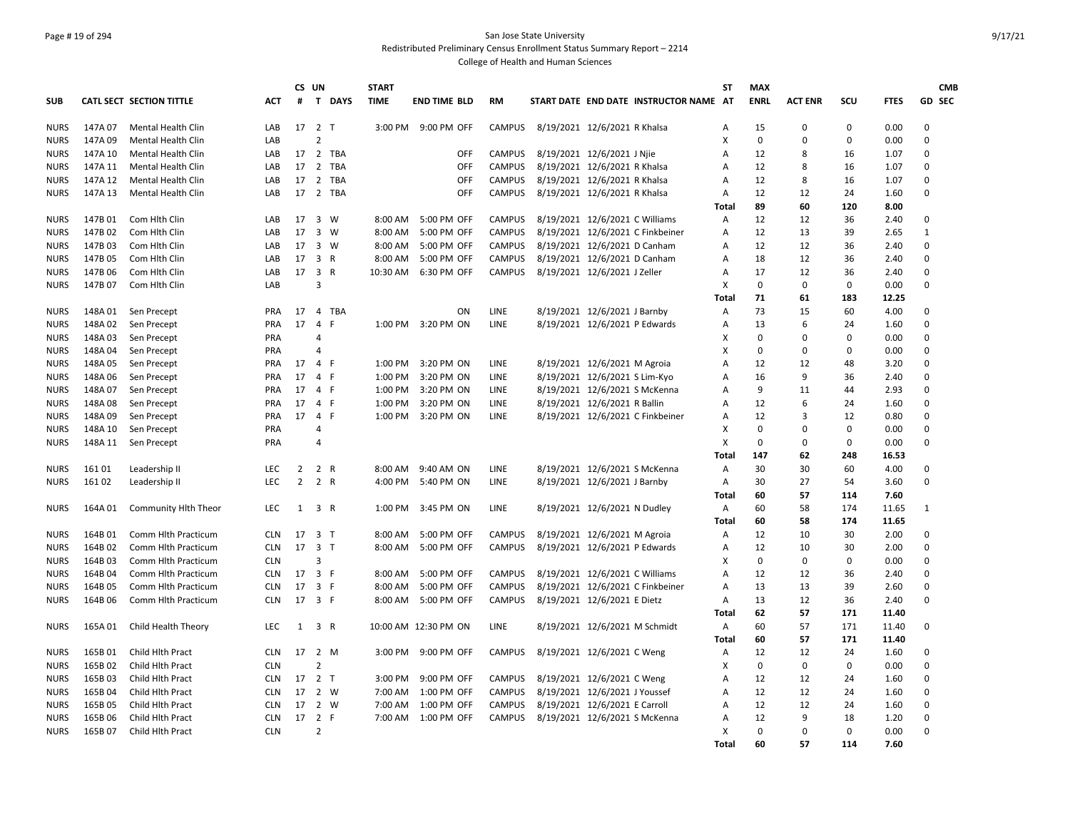San Jose State University

Redistributed Preliminary Census Enrollment Status Summary Report – 2214

College of Health and Human Sciences

| SUB | CATL SECT | SECTION TITTLE | ACT | CS # | UN T | DAYS | START TIME | END TIME | BLD | RM | START DATE | END DATE | INSTRUCTOR NAME | ST AT | MAX ENRL | ACT ENR | SCU | FTES | GD | CMB SEC |
|---|---|---|---|---|---|---|---|---|---|---|---|---|---|---|---|---|---|---|---|---|
| NURS | 147A 07 | Mental Health Clin | LAB | 17 | 2 | T | 3:00 PM | 9:00 PM | OFF | CAMPUS | 8/19/2021 | 12/6/2021 | R Khalsa | A | 15 | 0 | 0 | 0.00 | 0 | |
| NURS | 147A 09 | Mental Health Clin | LAB | | 2 | | | | | | | | | X | 0 | 0 | 0 | 0.00 | 0 | |
| NURS | 147A 10 | Mental Health Clin | LAB | 17 | 2 | TBA | | | OFF | CAMPUS | 8/19/2021 | 12/6/2021 | J Njie | A | 12 | 8 | 16 | 1.07 | 0 | |
| NURS | 147A 11 | Mental Health Clin | LAB | 17 | 2 | TBA | | | OFF | CAMPUS | 8/19/2021 | 12/6/2021 | R Khalsa | A | 12 | 8 | 16 | 1.07 | 0 | |
| NURS | 147A 12 | Mental Health Clin | LAB | 17 | 2 | TBA | | | OFF | CAMPUS | 8/19/2021 | 12/6/2021 | R Khalsa | A | 12 | 8 | 16 | 1.07 | 0 | |
| NURS | 147A 13 | Mental Health Clin | LAB | 17 | 2 | TBA | | | OFF | CAMPUS | 8/19/2021 | 12/6/2021 | R Khalsa | A | 12 | 12 | 24 | 1.60 | 0 | |
| | | | | | | | | | | | | | | **Total** | **89** | **60** | **120** | **8.00** | | |
| NURS | 147B 01 | Com Hlth Clin | LAB | 17 | 3 | W | 8:00 AM | 5:00 PM | OFF | CAMPUS | 8/19/2021 | 12/6/2021 | C Williams | A | 12 | 12 | 36 | 2.40 | 0 | |
| NURS | 147B 02 | Com Hlth Clin | LAB | 17 | 3 | W | 8:00 AM | 5:00 PM | OFF | CAMPUS | 8/19/2021 | 12/6/2021 | C Finkbeiner | A | 12 | 13 | 39 | 2.65 | 1 | |
| NURS | 147B 03 | Com Hlth Clin | LAB | 17 | 3 | W | 8:00 AM | 5:00 PM | OFF | CAMPUS | 8/19/2021 | 12/6/2021 | D Canham | A | 12 | 12 | 36 | 2.40 | 0 | |
| NURS | 147B 05 | Com Hlth Clin | LAB | 17 | 3 | R | 8:00 AM | 5:00 PM | OFF | CAMPUS | 8/19/2021 | 12/6/2021 | D Canham | A | 18 | 12 | 36 | 2.40 | 0 | |
| NURS | 147B 06 | Com Hlth Clin | LAB | 17 | 3 | R | 10:30 AM | 6:30 PM | OFF | CAMPUS | 8/19/2021 | 12/6/2021 | J Zeller | A | 17 | 12 | 36 | 2.40 | 0 | |
| NURS | 147B 07 | Com Hlth Clin | LAB | | 3 | | | | | | | | | X | 0 | 0 | 0 | 0.00 | 0 | |
| | | | | | | | | | | | | | | **Total** | **71** | **61** | **183** | **12.25** | | |
| NURS | 148A 01 | Sen Precept | PRA | 17 | 4 | TBA | | | ON | LINE | 8/19/2021 | 12/6/2021 | J Barnby | A | 73 | 15 | 60 | 4.00 | 0 | |
| NURS | 148A 02 | Sen Precept | PRA | 17 | 4 | F | 1:00 PM | 3:20 PM | ON | LINE | 8/19/2021 | 12/6/2021 | P Edwards | A | 13 | 6 | 24 | 1.60 | 0 | |
| NURS | 148A 03 | Sen Precept | PRA | | 4 | | | | | | | | | X | 0 | 0 | 0 | 0.00 | 0 | |
| NURS | 148A 04 | Sen Precept | PRA | | 4 | | | | | | | | | X | 0 | 0 | 0 | 0.00 | 0 | |
| NURS | 148A 05 | Sen Precept | PRA | 17 | 4 | F | 1:00 PM | 3:20 PM | ON | LINE | 8/19/2021 | 12/6/2021 | M Agroia | A | 12 | 12 | 48 | 3.20 | 0 | |
| NURS | 148A 06 | Sen Precept | PRA | 17 | 4 | F | 1:00 PM | 3:20 PM | ON | LINE | 8/19/2021 | 12/6/2021 | S Lim-Kyo | A | 16 | 9 | 36 | 2.40 | 0 | |
| NURS | 148A 07 | Sen Precept | PRA | 17 | 4 | F | 1:00 PM | 3:20 PM | ON | LINE | 8/19/2021 | 12/6/2021 | S McKenna | A | 9 | 11 | 44 | 2.93 | 0 | |
| NURS | 148A 08 | Sen Precept | PRA | 17 | 4 | F | 1:00 PM | 3:20 PM | ON | LINE | 8/19/2021 | 12/6/2021 | R Ballin | A | 12 | 6 | 24 | 1.60 | 0 | |
| NURS | 148A 09 | Sen Precept | PRA | 17 | 4 | F | 1:00 PM | 3:20 PM | ON | LINE | 8/19/2021 | 12/6/2021 | C Finkbeiner | A | 12 | 3 | 12 | 0.80 | 0 | |
| NURS | 148A 10 | Sen Precept | PRA | | 4 | | | | | | | | | X | 0 | 0 | 0 | 0.00 | 0 | |
| NURS | 148A 11 | Sen Precept | PRA | | 4 | | | | | | | | | X | 0 | 0 | 0 | 0.00 | 0 | |
| | | | | | | | | | | | | | | **Total** | **147** | **62** | **248** | **16.53** | | |
| NURS | 161 01 | Leadership II | LEC | 2 | 2 | R | 8:00 AM | 9:40 AM | ON | LINE | 8/19/2021 | 12/6/2021 | S McKenna | A | 30 | 30 | 60 | 4.00 | 0 | |
| NURS | 161 02 | Leadership II | LEC | 2 | 2 | R | 4:00 PM | 5:40 PM | ON | LINE | 8/19/2021 | 12/6/2021 | J Barnby | A | 30 | 27 | 54 | 3.60 | 0 | |
| | | | | | | | | | | | | | | **Total** | **60** | **57** | **114** | **7.60** | | |
| NURS | 164A 01 | Community Hlth Theor | LEC | 1 | 3 | R | 1:00 PM | 3:45 PM | ON | LINE | 8/19/2021 | 12/6/2021 | N Dudley | A | 60 | 58 | 174 | 11.65 | 1 | |
| | | | | | | | | | | | | | | **Total** | **60** | **58** | **174** | **11.65** | | |
| NURS | 164B 01 | Comm Hlth Practicum | CLN | 17 | 3 | T | 8:00 AM | 5:00 PM | OFF | CAMPUS | 8/19/2021 | 12/6/2021 | M Agroia | A | 12 | 10 | 30 | 2.00 | 0 | |
| NURS | 164B 02 | Comm Hlth Practicum | CLN | 17 | 3 | T | 8:00 AM | 5:00 PM | OFF | CAMPUS | 8/19/2021 | 12/6/2021 | P Edwards | A | 12 | 10 | 30 | 2.00 | 0 | |
| NURS | 164B 03 | Comm Hlth Practicum | CLN | | 3 | | | | | | | | | X | 0 | 0 | 0 | 0.00 | 0 | |
| NURS | 164B 04 | Comm Hlth Practicum | CLN | 17 | 3 | F | 8:00 AM | 5:00 PM | OFF | CAMPUS | 8/19/2021 | 12/6/2021 | C Williams | A | 12 | 12 | 36 | 2.40 | 0 | |
| NURS | 164B 05 | Comm Hlth Practicum | CLN | 17 | 3 | F | 8:00 AM | 5:00 PM | OFF | CAMPUS | 8/19/2021 | 12/6/2021 | C Finkbeiner | A | 13 | 13 | 39 | 2.60 | 0 | |
| NURS | 164B 06 | Comm Hlth Practicum | CLN | 17 | 3 | F | 8:00 AM | 5:00 PM | OFF | CAMPUS | 8/19/2021 | 12/6/2021 | E Dietz | A | 13 | 12 | 36 | 2.40 | 0 | |
| | | | | | | | | | | | | | | **Total** | **62** | **57** | **171** | **11.40** | | |
| NURS | 165A 01 | Child Health Theory | LEC | 1 | 3 | R | 10:00 AM | 12:30 PM | ON | LINE | 8/19/2021 | 12/6/2021 | M Schmidt | A | 60 | 57 | 171 | 11.40 | 0 | |
| | | | | | | | | | | | | | | **Total** | **60** | **57** | **171** | **11.40** | | |
| NURS | 165B 01 | Child Hlth Pract | CLN | 17 | 2 | M | 3:00 PM | 9:00 PM | OFF | CAMPUS | 8/19/2021 | 12/6/2021 | C Weng | A | 12 | 12 | 24 | 1.60 | 0 | |
| NURS | 165B 02 | Child Hlth Pract | CLN | | 2 | | | | | | | | | X | 0 | 0 | 0 | 0.00 | 0 | |
| NURS | 165B 03 | Child Hlth Pract | CLN | 17 | 2 | T | 3:00 PM | 9:00 PM | OFF | CAMPUS | 8/19/2021 | 12/6/2021 | C Weng | A | 12 | 12 | 24 | 1.60 | 0 | |
| NURS | 165B 04 | Child Hlth Pract | CLN | 17 | 2 | W | 7:00 AM | 1:00 PM | OFF | CAMPUS | 8/19/2021 | 12/6/2021 | J Youssef | A | 12 | 12 | 24 | 1.60 | 0 | |
| NURS | 165B 05 | Child Hlth Pract | CLN | 17 | 2 | W | 7:00 AM | 1:00 PM | OFF | CAMPUS | 8/19/2021 | 12/6/2021 | E Carroll | A | 12 | 12 | 24 | 1.60 | 0 | |
| NURS | 165B 06 | Child Hlth Pract | CLN | 17 | 2 | F | 7:00 AM | 1:00 PM | OFF | CAMPUS | 8/19/2021 | 12/6/2021 | S McKenna | A | 12 | 9 | 18 | 1.20 | 0 | |
| NURS | 165B 07 | Child Hlth Pract | CLN | | 2 | | | | | | | | | X | 0 | 0 | 0 | 0.00 | 0 | |
| | | | | | | | | | | | | | | **Total** | **60** | **57** | **114** | **7.60** | | |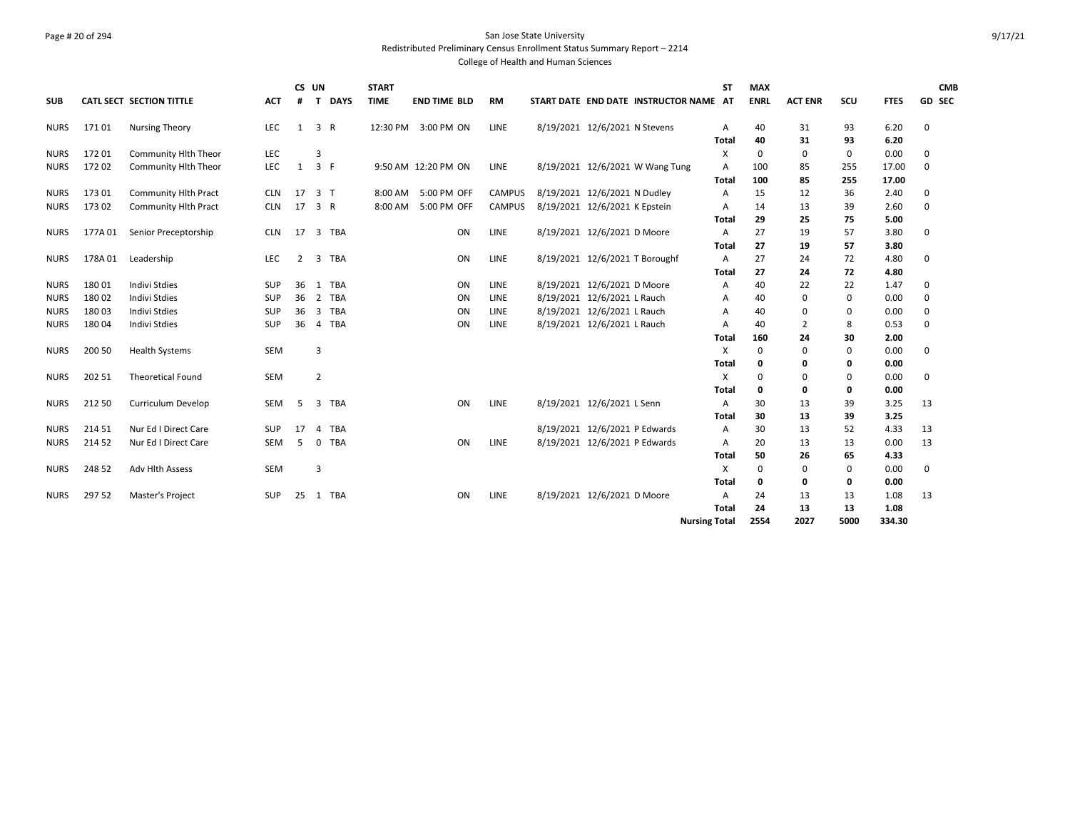San Jose State University

Redistributed Preliminary Census Enrollment Status Summary Report – 2214

College of Health and Human Sciences

| SUB | CATL SECT | SECTION TITTLE | ACT | CS # | UN T | DAYS | START TIME | END TIME | BLD | RM | START DATE | END DATE | INSTRUCTOR NAME | ST AT | MAX ENRL | ACT ENR | SCU | FTES | GD | CMB SEC |
|---|---|---|---|---|---|---|---|---|---|---|---|---|---|---|---|---|---|---|---|---|
| NURS | 171 01 | Nursing Theory | LEC | 1 | 3 | R | 12:30 PM | 3:00 PM | ON | LINE | 8/19/2021 | 12/6/2021 | N Stevens | A | 40 | 31 | 93 | 6.20 | 0 | |
| | | | | | | | | | | | | | | Total | 40 | 31 | 93 | 6.20 | | |
| NURS | 172 01 | Community Hlth Theor | LEC | | 3 | | | | | | | | | X | 0 | 0 | 0 | 0.00 | 0 | |
| NURS | 172 02 | Community Hlth Theor | LEC | 1 | 3 | F | 9:50 AM | 12:20 PM | ON | LINE | 8/19/2021 | 12/6/2021 | W Wang Tung | A | 100 | 85 | 255 | 17.00 | 0 | |
| | | | | | | | | | | | | | | Total | 100 | 85 | 255 | 17.00 | | |
| NURS | 173 01 | Community Hlth Pract | CLN | 17 | 3 | T | 8:00 AM | 5:00 PM | OFF | CAMPUS | 8/19/2021 | 12/6/2021 | N Dudley | A | 15 | 12 | 36 | 2.40 | 0 | |
| NURS | 173 02 | Community Hlth Pract | CLN | 17 | 3 | R | 8:00 AM | 5:00 PM | OFF | CAMPUS | 8/19/2021 | 12/6/2021 | K Epstein | A | 14 | 13 | 39 | 2.60 | 0 | |
| | | | | | | | | | | | | | | Total | 29 | 25 | 75 | 5.00 | | |
| NURS | 177A 01 | Senior Preceptorship | CLN | 17 | 3 | TBA | | | ON | LINE | 8/19/2021 | 12/6/2021 | D Moore | A | 27 | 19 | 57 | 3.80 | 0 | |
| | | | | | | | | | | | | | | Total | 27 | 19 | 57 | 3.80 | | |
| NURS | 178A 01 | Leadership | LEC | 2 | 3 | TBA | | | ON | LINE | 8/19/2021 | 12/6/2021 | T Boroughf | A | 27 | 24 | 72 | 4.80 | 0 | |
| | | | | | | | | | | | | | | Total | 27 | 24 | 72 | 4.80 | | |
| NURS | 180 01 | Indivi Stdies | SUP | 36 | 1 | TBA | | | ON | LINE | 8/19/2021 | 12/6/2021 | D Moore | A | 40 | 22 | 22 | 1.47 | 0 | |
| NURS | 180 02 | Indivi Stdies | SUP | 36 | 2 | TBA | | | ON | LINE | 8/19/2021 | 12/6/2021 | L Rauch | A | 40 | 0 | 0 | 0.00 | 0 | |
| NURS | 180 03 | Indivi Stdies | SUP | 36 | 3 | TBA | | | ON | LINE | 8/19/2021 | 12/6/2021 | L Rauch | A | 40 | 0 | 0 | 0.00 | 0 | |
| NURS | 180 04 | Indivi Stdies | SUP | 36 | 4 | TBA | | | ON | LINE | 8/19/2021 | 12/6/2021 | L Rauch | A | 40 | 2 | 8 | 0.53 | 0 | |
| | | | | | | | | | | | | | | Total | 160 | 24 | 30 | 2.00 | | |
| NURS | 200 50 | Health Systems | SEM | | 3 | | | | | | | | | X | 0 | 0 | 0 | 0.00 | 0 | |
| | | | | | | | | | | | | | | Total | 0 | 0 | 0 | 0.00 | | |
| NURS | 202 51 | Theoretical Found | SEM | | 2 | | | | | | | | | X | 0 | 0 | 0 | 0.00 | 0 | |
| | | | | | | | | | | | | | | Total | 0 | 0 | 0 | 0.00 | | |
| NURS | 212 50 | Curriculum Develop | SEM | 5 | 3 | TBA | | | ON | LINE | 8/19/2021 | 12/6/2021 | L Senn | A | 30 | 13 | 39 | 3.25 | 13 | |
| | | | | | | | | | | | | | | Total | 30 | 13 | 39 | 3.25 | | |
| NURS | 214 51 | Nur Ed I Direct Care | SUP | 17 | 4 | TBA | | | | | 8/19/2021 | 12/6/2021 | P Edwards | A | 30 | 13 | 52 | 4.33 | 13 | |
| NURS | 214 52 | Nur Ed I Direct Care | SEM | 5 | 0 | TBA | | | ON | LINE | 8/19/2021 | 12/6/2021 | P Edwards | A | 20 | 13 | 13 | 0.00 | 13 | |
| | | | | | | | | | | | | | | Total | 50 | 26 | 65 | 4.33 | | |
| NURS | 248 52 | Adv Hlth Assess | SEM | | 3 | | | | | | | | | X | 0 | 0 | 0 | 0.00 | 0 | |
| | | | | | | | | | | | | | | Total | 0 | 0 | 0 | 0.00 | | |
| NURS | 297 52 | Master's Project | SUP | 25 | 1 | TBA | | | ON | LINE | 8/19/2021 | 12/6/2021 | D Moore | A | 24 | 13 | 13 | 1.08 | 13 | |
| | | | | | | | | | | | | | | Total | 24 | 13 | 13 | 1.08 | | |
| | | | | | | | | | | | | | | Nursing Total | 2554 | 2027 | 5000 | 334.30 | | |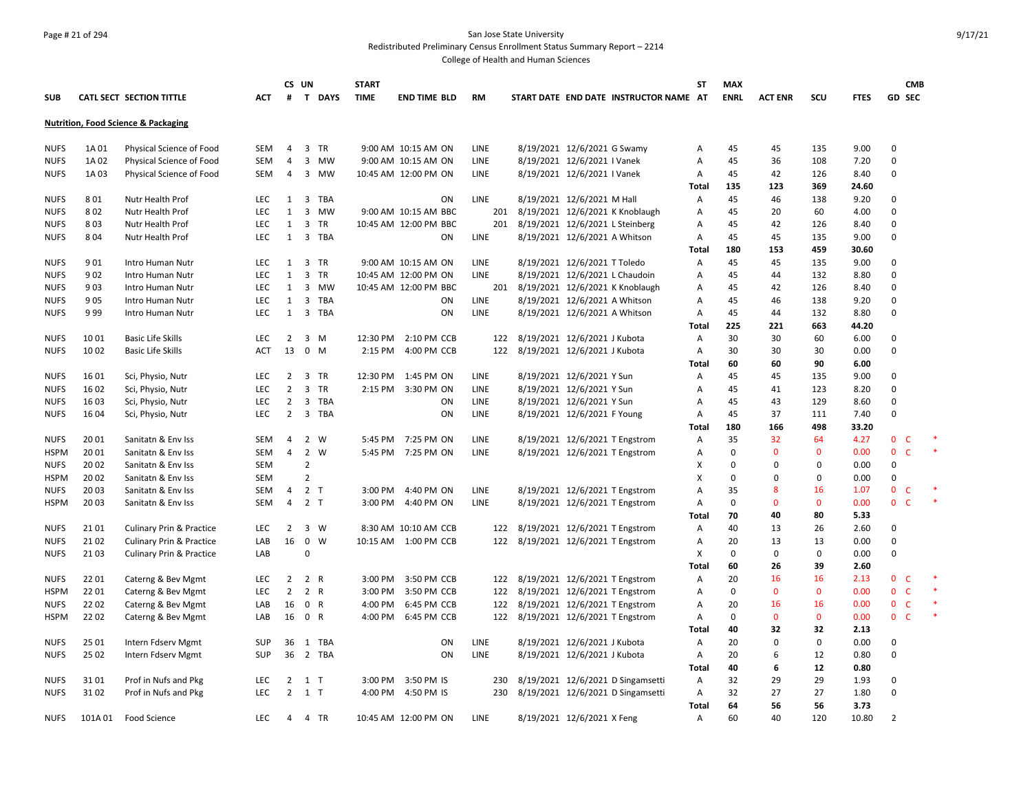San Jose State University
Redistributed Preliminary Census Enrollment Status Summary Report – 2214
College of Health and Human Sciences

| SUB | CATL SECT | SECTION TITTLE | ACT | CS # | UN T | DAYS | START TIME | END TIME | BLD | RM | START DATE | END DATE | INSTRUCTOR NAME | ST AT | MAX ENRL | ACT ENR | SCU | FTES | GD | CMB SEC | |
|---|---|---|---|---|---|---|---|---|---|---|---|---|---|---|---|---|---|---|---|---|---|
| **Nutrition, Food Science & Packaging** | | | | | | | | | | | | | | | | | | | | | |
| NUFS | 1A 01 | Physical Science of Food | SEM | 4 | 3 | TR | 9:00 AM | 10:15 AM | ON | LINE | 8/19/2021 | 12/6/2021 | G Swamy | A | 45 | 45 | 135 | 9.00 | 0 | | |
| NUFS | 1A 02 | Physical Science of Food | SEM | 4 | 3 | MW | 9:00 AM | 10:15 AM | ON | LINE | 8/19/2021 | 12/6/2021 | I Vanek | A | 45 | 36 | 108 | 7.20 | 0 | | |
| NUFS | 1A 03 | Physical Science of Food | SEM | 4 | 3 | MW | 10:45 AM | 12:00 PM | ON | LINE | 8/19/2021 | 12/6/2021 | I Vanek | A | 45 | 42 | 126 | 8.40 | 0 | | |
| | | | | | | | | | | | | | | **Total** | **135** | **123** | **369** | **24.60** | | | |
| NUFS | 8 01 | Nutr Health Prof | LEC | 1 | 3 | TBA | | | ON | LINE | 8/19/2021 | 12/6/2021 | M Hall | A | 45 | 46 | 138 | 9.20 | 0 | | |
| NUFS | 8 02 | Nutr Health Prof | LEC | 1 | 3 | MW | 9:00 AM | 10:15 AM | BBC | 201 | 8/19/2021 | 12/6/2021 | K Knoblaugh | A | 45 | 20 | 60 | 4.00 | 0 | | |
| NUFS | 8 03 | Nutr Health Prof | LEC | 1 | 3 | TR | 10:45 AM | 12:00 PM | BBC | 201 | 8/19/2021 | 12/6/2021 | L Steinberg | A | 45 | 42 | 126 | 8.40 | 0 | | |
| NUFS | 8 04 | Nutr Health Prof | LEC | 1 | 3 | TBA | | | ON | LINE | 8/19/2021 | 12/6/2021 | A Whitson | A | 45 | 45 | 135 | 9.00 | 0 | | |
| | | | | | | | | | | | | | | **Total** | **180** | **153** | **459** | **30.60** | | | |
| NUFS | 9 01 | Intro Human Nutr | LEC | 1 | 3 | TR | 9:00 AM | 10:15 AM | ON | LINE | 8/19/2021 | 12/6/2021 | T Toledo | A | 45 | 45 | 135 | 9.00 | 0 | | |
| NUFS | 9 02 | Intro Human Nutr | LEC | 1 | 3 | TR | 10:45 AM | 12:00 PM | ON | LINE | 8/19/2021 | 12/6/2021 | L Chaudoin | A | 45 | 44 | 132 | 8.80 | 0 | | |
| NUFS | 9 03 | Intro Human Nutr | LEC | 1 | 3 | MW | 10:45 AM | 12:00 PM | BBC | 201 | 8/19/2021 | 12/6/2021 | K Knoblaugh | A | 45 | 42 | 126 | 8.40 | 0 | | |
| NUFS | 9 05 | Intro Human Nutr | LEC | 1 | 3 | TBA | | | ON | LINE | 8/19/2021 | 12/6/2021 | A Whitson | A | 45 | 46 | 138 | 9.20 | 0 | | |
| NUFS | 9 99 | Intro Human Nutr | LEC | 1 | 3 | TBA | | | ON | LINE | 8/19/2021 | 12/6/2021 | A Whitson | A | 45 | 44 | 132 | 8.80 | 0 | | |
| | | | | | | | | | | | | | | **Total** | **225** | **221** | **663** | **44.20** | | | |
| NUFS | 10 01 | Basic Life Skills | LEC | 2 | 3 | M | 12:30 PM | 2:10 PM | CCB | 122 | 8/19/2021 | 12/6/2021 | J Kubota | A | 30 | 30 | 60 | 6.00 | 0 | | |
| NUFS | 10 02 | Basic Life Skills | ACT | 13 | 0 | M | 2:15 PM | 4:00 PM | CCB | 122 | 8/19/2021 | 12/6/2021 | J Kubota | A | 30 | 30 | 30 | 0.00 | 0 | | |
| | | | | | | | | | | | | | | **Total** | **60** | **60** | **90** | **6.00** | | | |
| NUFS | 16 01 | Sci, Physio, Nutr | LEC | 2 | 3 | TR | 12:30 PM | 1:45 PM | ON | LINE | 8/19/2021 | 12/6/2021 | Y Sun | A | 45 | 45 | 135 | 9.00 | 0 | | |
| NUFS | 16 02 | Sci, Physio, Nutr | LEC | 2 | 3 | TR | 2:15 PM | 3:30 PM | ON | LINE | 8/19/2021 | 12/6/2021 | Y Sun | A | 45 | 41 | 123 | 8.20 | 0 | | |
| NUFS | 16 03 | Sci, Physio, Nutr | LEC | 2 | 3 | TBA | | | ON | LINE | 8/19/2021 | 12/6/2021 | Y Sun | A | 45 | 43 | 129 | 8.60 | 0 | | |
| NUFS | 16 04 | Sci, Physio, Nutr | LEC | 2 | 3 | TBA | | | ON | LINE | 8/19/2021 | 12/6/2021 | F Young | A | 45 | 37 | 111 | 7.40 | 0 | | |
| | | | | | | | | | | | | | | **Total** | **180** | **166** | **498** | **33.20** | | | |
| NUFS | 20 01 | Sanitatn & Env Iss | SEM | 4 | 2 | W | 5:45 PM | 7:25 PM | ON | LINE | 8/19/2021 | 12/6/2021 | T Engstrom | A | 35 | 32 | 64 | 4.27 | 0 | C | * |
| HSPM | 20 01 | Sanitatn & Env Iss | SEM | 4 | 2 | W | 5:45 PM | 7:25 PM | ON | LINE | 8/19/2021 | 12/6/2021 | T Engstrom | A | 0 | 0 | 0 | 0.00 | 0 | C | * |
| NUFS | 20 02 | Sanitatn & Env Iss | SEM | | 2 | | | | | | | | | X | 0 | 0 | 0 | 0.00 | 0 | | |
| HSPM | 20 02 | Sanitatn & Env Iss | SEM | | 2 | | | | | | | | | X | 0 | 0 | 0 | 0.00 | 0 | | |
| NUFS | 20 03 | Sanitatn & Env Iss | SEM | 4 | 2 | T | 3:00 PM | 4:40 PM | ON | LINE | 8/19/2021 | 12/6/2021 | T Engstrom | A | 35 | 8 | 16 | 1.07 | 0 | C | * |
| HSPM | 20 03 | Sanitatn & Env Iss | SEM | 4 | 2 | T | 3:00 PM | 4:40 PM | ON | LINE | 8/19/2021 | 12/6/2021 | T Engstrom | A | 0 | 0 | 0 | 0.00 | 0 | C | * |
| | | | | | | | | | | | | | | **Total** | **70** | **40** | **80** | **5.33** | | | |
| NUFS | 21 01 | Culinary Prin & Practice | LEC | 2 | 3 | W | 8:30 AM | 10:10 AM | CCB | 122 | 8/19/2021 | 12/6/2021 | T Engstrom | A | 40 | 13 | 26 | 2.60 | 0 | | |
| NUFS | 21 02 | Culinary Prin & Practice | LAB | 16 | 0 | W | 10:15 AM | 1:00 PM | CCB | 122 | 8/19/2021 | 12/6/2021 | T Engstrom | A | 20 | 13 | 13 | 0.00 | 0 | | |
| NUFS | 21 03 | Culinary Prin & Practice | LAB | | 0 | | | | | | | | | X | 0 | 0 | 0 | 0.00 | 0 | | |
| | | | | | | | | | | | | | | **Total** | **60** | **26** | **39** | **2.60** | | | |
| NUFS | 22 01 | Caterng & Bev Mgmt | LEC | 2 | 2 | R | 3:00 PM | 3:50 PM | CCB | 122 | 8/19/2021 | 12/6/2021 | T Engstrom | A | 20 | 16 | 16 | 2.13 | 0 | C | * |
| HSPM | 22 01 | Caterng & Bev Mgmt | LEC | 2 | 2 | R | 3:00 PM | 3:50 PM | CCB | 122 | 8/19/2021 | 12/6/2021 | T Engstrom | A | 0 | 0 | 0 | 0.00 | 0 | C | * |
| NUFS | 22 02 | Caterng & Bev Mgmt | LAB | 16 | 0 | R | 4:00 PM | 6:45 PM | CCB | 122 | 8/19/2021 | 12/6/2021 | T Engstrom | A | 20 | 16 | 16 | 0.00 | 0 | C | * |
| HSPM | 22 02 | Caterng & Bev Mgmt | LAB | 16 | 0 | R | 4:00 PM | 6:45 PM | CCB | 122 | 8/19/2021 | 12/6/2021 | T Engstrom | A | 0 | 0 | 0 | 0.00 | 0 | C | * |
| | | | | | | | | | | | | | | **Total** | **40** | **32** | **32** | **2.13** | | | |
| NUFS | 25 01 | Intern Fdserv Mgmt | SUP | 36 | 1 | TBA | | | ON | LINE | 8/19/2021 | 12/6/2021 | J Kubota | A | 20 | 0 | 0 | 0.00 | 0 | | |
| NUFS | 25 02 | Intern Fdserv Mgmt | SUP | 36 | 2 | TBA | | | ON | LINE | 8/19/2021 | 12/6/2021 | J Kubota | A | 20 | 6 | 12 | 0.80 | 0 | | |
| | | | | | | | | | | | | | | **Total** | **40** | **6** | **12** | **0.80** | | | |
| NUFS | 31 01 | Prof in Nufs and Pkg | LEC | 2 | 1 | T | 3:00 PM | 3:50 PM | IS | 230 | 8/19/2021 | 12/6/2021 | D Singamsetti | A | 32 | 29 | 29 | 1.93 | 0 | | |
| NUFS | 31 02 | Prof in Nufs and Pkg | LEC | 2 | 1 | T | 4:00 PM | 4:50 PM | IS | 230 | 8/19/2021 | 12/6/2021 | D Singamsetti | A | 32 | 27 | 27 | 1.80 | 0 | | |
| | | | | | | | | | | | | | | **Total** | **64** | **56** | **56** | **3.73** | | | |
| NUFS | 101A 01 | Food Science | LEC | 4 | 4 | TR | 10:45 AM | 12:00 PM | ON | LINE | 8/19/2021 | 12/6/2021 | X Feng | A | 60 | 40 | 120 | 10.80 | 2 | | |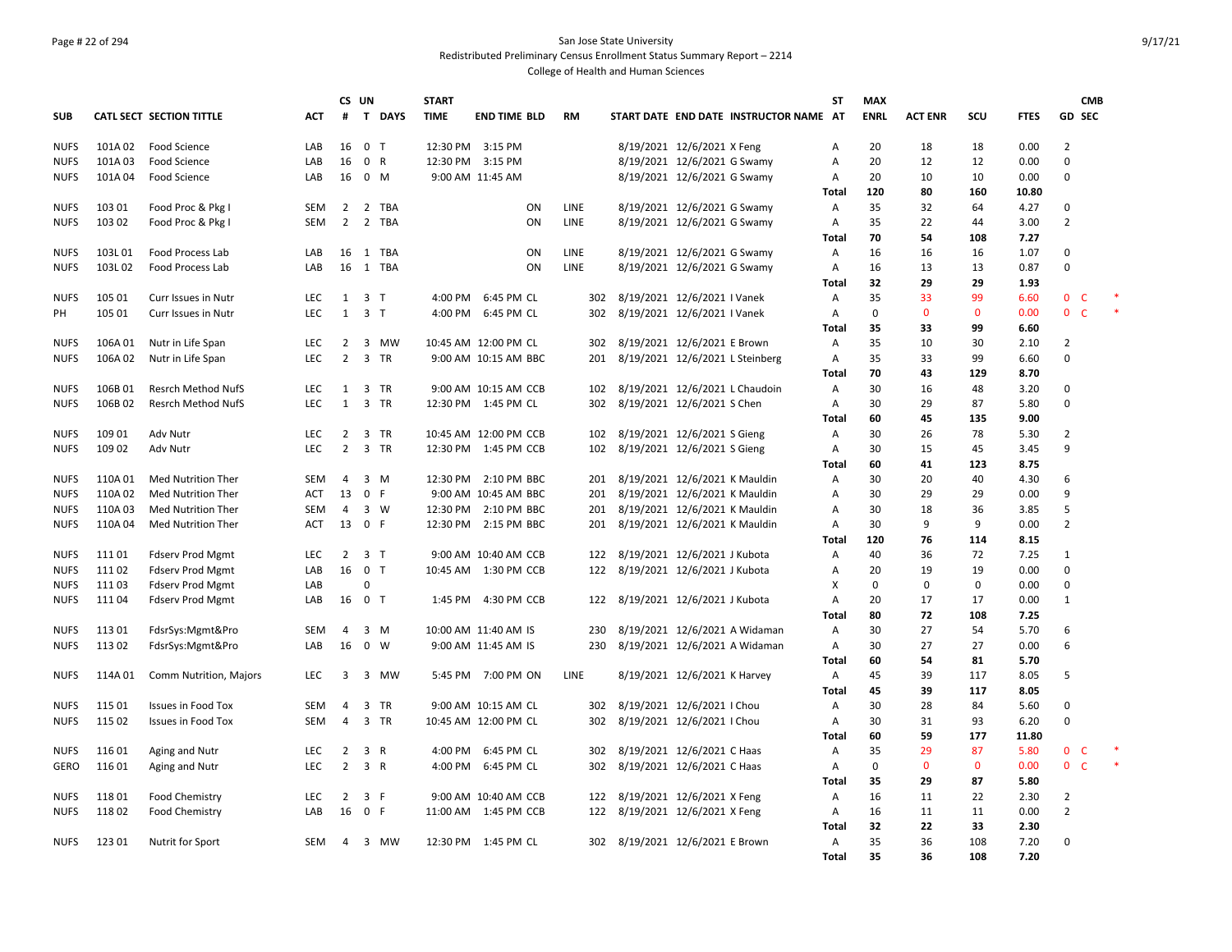San Jose State University
Redistributed Preliminary Census Enrollment Status Summary Report – 2214
College of Health and Human Sciences

| SUB | CATL SECT | SECTION TITTLE | ACT | CS # | UN T | DAYS | START TIME | END TIME | BLD | RM | START DATE | END DATE | INSTRUCTOR NAME | ST AT | MAX ENRL | ACT ENR | SCU | FTES | GD | CMB SEC | |
|---|---|---|---|---|---|---|---|---|---|---|---|---|---|---|---|---|---|---|---|---|---|
| NUFS | 101A 02 | Food Science | LAB | 16 | 0 | T | 12:30 PM | 3:15 PM | | | 8/19/2021 | 12/6/2021 | X Feng | A | 20 | 18 | 18 | 0.00 | 2 | | |
| NUFS | 101A 03 | Food Science | LAB | 16 | 0 | R | 12:30 PM | 3:15 PM | | | 8/19/2021 | 12/6/2021 | G Swamy | A | 20 | 12 | 12 | 0.00 | 0 | | |
| NUFS | 101A 04 | Food Science | LAB | 16 | 0 | M | 9:00 AM | 11:45 AM | | | 8/19/2021 | 12/6/2021 | G Swamy | A | 20 | 10 | 10 | 0.00 | 0 | | |
| | | | | | | | | | | | | | | **Total** | **120** | **80** | **160** | **10.80** | | | |
| NUFS | 103 01 | Food Proc & Pkg I | SEM | 2 | 2 | TBA | | | ON | LINE | 8/19/2021 | 12/6/2021 | G Swamy | A | 35 | 32 | 64 | 4.27 | 0 | | |
| NUFS | 103 02 | Food Proc & Pkg I | SEM | 2 | 2 | TBA | | | ON | LINE | 8/19/2021 | 12/6/2021 | G Swamy | A | 35 | 22 | 44 | 3.00 | 2 | | |
| | | | | | | | | | | | | | | **Total** | **70** | **54** | **108** | **7.27** | | | |
| NUFS | 103L 01 | Food Process Lab | LAB | 16 | 1 | TBA | | | ON | LINE | 8/19/2021 | 12/6/2021 | G Swamy | A | 16 | 16 | 16 | 1.07 | 0 | | |
| NUFS | 103L 02 | Food Process Lab | LAB | 16 | 1 | TBA | | | ON | LINE | 8/19/2021 | 12/6/2021 | G Swamy | A | 16 | 13 | 13 | 0.87 | 0 | | |
| | | | | | | | | | | | | | | **Total** | **32** | **29** | **29** | **1.93** | | | |
| NUFS | 105 01 | Curr Issues in Nutr | LEC | 1 | 3 | T | 4:00 PM | 6:45 PM | CL | 302 | 8/19/2021 | 12/6/2021 | I Vanek | A | 35 | 33 | 99 | 6.60 | 0 | C | * |
| PH | 105 01 | Curr Issues in Nutr | LEC | 1 | 3 | T | 4:00 PM | 6:45 PM | CL | 302 | 8/19/2021 | 12/6/2021 | I Vanek | A | 0 | 0 | 0 | 0.00 | 0 | C | * |
| | | | | | | | | | | | | | | **Total** | **35** | **33** | **99** | **6.60** | | | |
| NUFS | 106A 01 | Nutr in Life Span | LEC | 2 | 3 | MW | 10:45 AM | 12:00 PM | CL | 302 | 8/19/2021 | 12/6/2021 | E Brown | A | 35 | 10 | 30 | 2.10 | 2 | | |
| NUFS | 106A 02 | Nutr in Life Span | LEC | 2 | 3 | TR | 9:00 AM | 10:15 AM | BBC | 201 | 8/19/2021 | 12/6/2021 | L Steinberg | A | 35 | 33 | 99 | 6.60 | 0 | | |
| | | | | | | | | | | | | | | **Total** | **70** | **43** | **129** | **8.70** | | | |
| NUFS | 106B 01 | Resrch Method NufS | LEC | 1 | 3 | TR | 9:00 AM | 10:15 AM | CCB | 102 | 8/19/2021 | 12/6/2021 | L Chaudoin | A | 30 | 16 | 48 | 3.20 | 0 | | |
| NUFS | 106B 02 | Resrch Method NufS | LEC | 1 | 3 | TR | 12:30 PM | 1:45 PM | CL | 302 | 8/19/2021 | 12/6/2021 | S Chen | A | 30 | 29 | 87 | 5.80 | 0 | | |
| | | | | | | | | | | | | | | **Total** | **60** | **45** | **135** | **9.00** | | | |
| NUFS | 109 01 | Adv Nutr | LEC | 2 | 3 | TR | 10:45 AM | 12:00 PM | CCB | 102 | 8/19/2021 | 12/6/2021 | S Gieng | A | 30 | 26 | 78 | 5.30 | 2 | | |
| NUFS | 109 02 | Adv Nutr | LEC | 2 | 3 | TR | 12:30 PM | 1:45 PM | CCB | 102 | 8/19/2021 | 12/6/2021 | S Gieng | A | 30 | 15 | 45 | 3.45 | 9 | | |
| | | | | | | | | | | | | | | **Total** | **60** | **41** | **123** | **8.75** | | | |
| NUFS | 110A 01 | Med Nutrition Ther | SEM | 4 | 3 | M | 12:30 PM | 2:10 PM | BBC | 201 | 8/19/2021 | 12/6/2021 | K Mauldin | A | 30 | 20 | 40 | 4.30 | 6 | | |
| NUFS | 110A 02 | Med Nutrition Ther | ACT | 13 | 0 | F | 9:00 AM | 10:45 AM | BBC | 201 | 8/19/2021 | 12/6/2021 | K Mauldin | A | 30 | 29 | 29 | 0.00 | 9 | | |
| NUFS | 110A 03 | Med Nutrition Ther | SEM | 4 | 3 | W | 12:30 PM | 2:10 PM | BBC | 201 | 8/19/2021 | 12/6/2021 | K Mauldin | A | 30 | 18 | 36 | 3.85 | 5 | | |
| NUFS | 110A 04 | Med Nutrition Ther | ACT | 13 | 0 | F | 12:30 PM | 2:15 PM | BBC | 201 | 8/19/2021 | 12/6/2021 | K Mauldin | A | 30 | 9 | 9 | 0.00 | 2 | | |
| | | | | | | | | | | | | | | **Total** | **120** | **76** | **114** | **8.15** | | | |
| NUFS | 111 01 | Fdserv Prod Mgmt | LEC | 2 | 3 | T | 9:00 AM | 10:40 AM | CCB | 122 | 8/19/2021 | 12/6/2021 | J Kubota | A | 40 | 36 | 72 | 7.25 | 1 | | |
| NUFS | 111 02 | Fdserv Prod Mgmt | LAB | 16 | 0 | T | 10:45 AM | 1:30 PM | CCB | 122 | 8/19/2021 | 12/6/2021 | J Kubota | A | 20 | 19 | 19 | 0.00 | 0 | | |
| NUFS | 111 03 | Fdserv Prod Mgmt | LAB | | 0 | | | | | | | | | X | 0 | 0 | 0 | 0.00 | 0 | | |
| NUFS | 111 04 | Fdserv Prod Mgmt | LAB | 16 | 0 | T | 1:45 PM | 4:30 PM | CCB | 122 | 8/19/2021 | 12/6/2021 | J Kubota | A | 20 | 17 | 17 | 0.00 | 1 | | |
| | | | | | | | | | | | | | | **Total** | **80** | **72** | **108** | **7.25** | | | |
| NUFS | 113 01 | FdsrSys:Mgmt&Pro | SEM | 4 | 3 | M | 10:00 AM | 11:40 AM | IS | 230 | 8/19/2021 | 12/6/2021 | A Widaman | A | 30 | 27 | 54 | 5.70 | 6 | | |
| NUFS | 113 02 | FdsrSys:Mgmt&Pro | LAB | 16 | 0 | W | 9:00 AM | 11:45 AM | IS | 230 | 8/19/2021 | 12/6/2021 | A Widaman | A | 30 | 27 | 27 | 0.00 | 6 | | |
| | | | | | | | | | | | | | | **Total** | **60** | **54** | **81** | **5.70** | | | |
| NUFS | 114A 01 | Comm Nutrition, Majors | LEC | 3 | 3 | MW | 5:45 PM | 7:00 PM | ON | LINE | 8/19/2021 | 12/6/2021 | K Harvey | A | 45 | 39 | 117 | 8.05 | 5 | | |
| | | | | | | | | | | | | | | **Total** | **45** | **39** | **117** | **8.05** | | | |
| NUFS | 115 01 | Issues in Food Tox | SEM | 4 | 3 | TR | 9:00 AM | 10:15 AM | CL | 302 | 8/19/2021 | 12/6/2021 | I Chou | A | 30 | 28 | 84 | 5.60 | 0 | | |
| NUFS | 115 02 | Issues in Food Tox | SEM | 4 | 3 | TR | 10:45 AM | 12:00 PM | CL | 302 | 8/19/2021 | 12/6/2021 | I Chou | A | 30 | 31 | 93 | 6.20 | 0 | | |
| | | | | | | | | | | | | | | **Total** | **60** | **59** | **177** | **11.80** | | | |
| NUFS | 116 01 | Aging and Nutr | LEC | 2 | 3 | R | 4:00 PM | 6:45 PM | CL | 302 | 8/19/2021 | 12/6/2021 | C Haas | A | 35 | 29 | 87 | 5.80 | 0 | C | * |
| GERO | 116 01 | Aging and Nutr | LEC | 2 | 3 | R | 4:00 PM | 6:45 PM | CL | 302 | 8/19/2021 | 12/6/2021 | C Haas | A | 0 | 0 | 0 | 0.00 | 0 | C | * |
| | | | | | | | | | | | | | | **Total** | **35** | **29** | **87** | **5.80** | | | |
| NUFS | 118 01 | Food Chemistry | LEC | 2 | 3 | F | 9:00 AM | 10:40 AM | CCB | 122 | 8/19/2021 | 12/6/2021 | X Feng | A | 16 | 11 | 22 | 2.30 | 2 | | |
| NUFS | 118 02 | Food Chemistry | LAB | 16 | 0 | F | 11:00 AM | 1:45 PM | CCB | 122 | 8/19/2021 | 12/6/2021 | X Feng | A | 16 | 11 | 11 | 0.00 | 2 | | |
| | | | | | | | | | | | | | | **Total** | **32** | **22** | **33** | **2.30** | | | |
| NUFS | 123 01 | Nutrit for Sport | SEM | 4 | 3 | MW | 12:30 PM | 1:45 PM | CL | 302 | 8/19/2021 | 12/6/2021 | E Brown | A | 35 | 36 | 108 | 7.20 | 0 | | |
| | | | | | | | | | | | | | | **Total** | **35** | **36** | **108** | **7.20** | | | |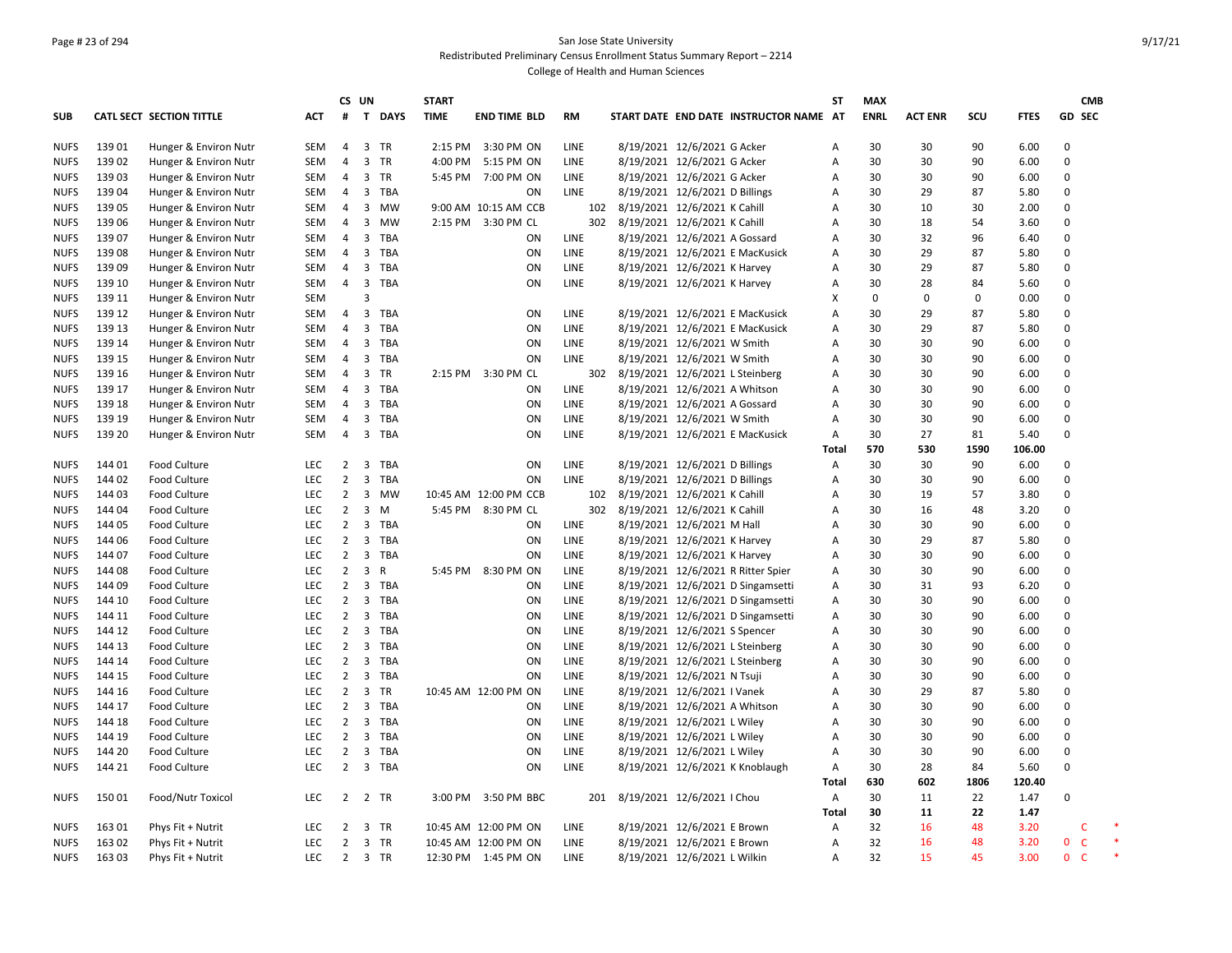San Jose State University

Redistributed Preliminary Census Enrollment Status Summary Report – 2214

College of Health and Human Sciences

| SUB | CATL | SECT | SECTION TITTLE | ACT | CS # | UN T | DAYS | START TIME | END TIME | BLD | RM | START DATE | END DATE | INSTRUCTOR NAME | ST AT | MAX ENRL | ACT ENR | SCU | FTES | GD | CMB SEC |
|---|---|---|---|---|---|---|---|---|---|---|---|---|---|---|---|---|---|---|---|---|---|
| NUFS | 139 | 01 | Hunger & Environ Nutr | SEM | 4 | 3 | TR | 2:15 PM | 3:30 PM | ON | LINE | 8/19/2021 | 12/6/2021 | G Acker | A | 30 | 30 | 90 | 6.00 | 0 | |
| NUFS | 139 | 02 | Hunger & Environ Nutr | SEM | 4 | 3 | TR | 4:00 PM | 5:15 PM | ON | LINE | 8/19/2021 | 12/6/2021 | G Acker | A | 30 | 30 | 90 | 6.00 | 0 | |
| NUFS | 139 | 03 | Hunger & Environ Nutr | SEM | 4 | 3 | TR | 5:45 PM | 7:00 PM | ON | LINE | 8/19/2021 | 12/6/2021 | G Acker | A | 30 | 30 | 90 | 6.00 | 0 | |
| NUFS | 139 | 04 | Hunger & Environ Nutr | SEM | 4 | 3 | TBA | | | ON | LINE | 8/19/2021 | 12/6/2021 | D Billings | A | 30 | 29 | 87 | 5.80 | 0 | |
| NUFS | 139 | 05 | Hunger & Environ Nutr | SEM | 4 | 3 | MW | 9:00 AM | 10:15 AM | CCB | 102 | 8/19/2021 | 12/6/2021 | K Cahill | A | 30 | 10 | 30 | 2.00 | 0 | |
| NUFS | 139 | 06 | Hunger & Environ Nutr | SEM | 4 | 3 | MW | 2:15 PM | 3:30 PM | CL | 302 | 8/19/2021 | 12/6/2021 | K Cahill | A | 30 | 18 | 54 | 3.60 | 0 | |
| NUFS | 139 | 07 | Hunger & Environ Nutr | SEM | 4 | 3 | TBA | | | ON | LINE | 8/19/2021 | 12/6/2021 | A Gossard | A | 30 | 32 | 96 | 6.40 | 0 | |
| NUFS | 139 | 08 | Hunger & Environ Nutr | SEM | 4 | 3 | TBA | | | ON | LINE | 8/19/2021 | 12/6/2021 | E MacKusick | A | 30 | 29 | 87 | 5.80 | 0 | |
| NUFS | 139 | 09 | Hunger & Environ Nutr | SEM | 4 | 3 | TBA | | | ON | LINE | 8/19/2021 | 12/6/2021 | K Harvey | A | 30 | 29 | 87 | 5.80 | 0 | |
| NUFS | 139 | 10 | Hunger & Environ Nutr | SEM | 4 | 3 | TBA | | | ON | LINE | 8/19/2021 | 12/6/2021 | K Harvey | A | 30 | 28 | 84 | 5.60 | 0 | |
| NUFS | 139 | 11 | Hunger & Environ Nutr | SEM | | 3 | | | | | | | | | X | 0 | 0 | 0 | 0.00 | 0 | |
| NUFS | 139 | 12 | Hunger & Environ Nutr | SEM | 4 | 3 | TBA | | | ON | LINE | 8/19/2021 | 12/6/2021 | E MacKusick | A | 30 | 29 | 87 | 5.80 | 0 | |
| NUFS | 139 | 13 | Hunger & Environ Nutr | SEM | 4 | 3 | TBA | | | ON | LINE | 8/19/2021 | 12/6/2021 | E MacKusick | A | 30 | 29 | 87 | 5.80 | 0 | |
| NUFS | 139 | 14 | Hunger & Environ Nutr | SEM | 4 | 3 | TBA | | | ON | LINE | 8/19/2021 | 12/6/2021 | W Smith | A | 30 | 30 | 90 | 6.00 | 0 | |
| NUFS | 139 | 15 | Hunger & Environ Nutr | SEM | 4 | 3 | TBA | | | ON | LINE | 8/19/2021 | 12/6/2021 | W Smith | A | 30 | 30 | 90 | 6.00 | 0 | |
| NUFS | 139 | 16 | Hunger & Environ Nutr | SEM | 4 | 3 | TR | 2:15 PM | 3:30 PM | CL | 302 | 8/19/2021 | 12/6/2021 | L Steinberg | A | 30 | 30 | 90 | 6.00 | 0 | |
| NUFS | 139 | 17 | Hunger & Environ Nutr | SEM | 4 | 3 | TBA | | | ON | LINE | 8/19/2021 | 12/6/2021 | A Whitson | A | 30 | 30 | 90 | 6.00 | 0 | |
| NUFS | 139 | 18 | Hunger & Environ Nutr | SEM | 4 | 3 | TBA | | | ON | LINE | 8/19/2021 | 12/6/2021 | A Gossard | A | 30 | 30 | 90 | 6.00 | 0 | |
| NUFS | 139 | 19 | Hunger & Environ Nutr | SEM | 4 | 3 | TBA | | | ON | LINE | 8/19/2021 | 12/6/2021 | W Smith | A | 30 | 30 | 90 | 6.00 | 0 | |
| NUFS | 139 | 20 | Hunger & Environ Nutr | SEM | 4 | 3 | TBA | | | ON | LINE | 8/19/2021 | 12/6/2021 | E MacKusick | A | 30 | 27 | 81 | 5.40 | 0 | |
| | | | | | | | | | | | | | | | **Total** | **570** | **530** | **1590** | **106.00** | | |
| NUFS | 144 | 01 | Food Culture | LEC | 2 | 3 | TBA | | | ON | LINE | 8/19/2021 | 12/6/2021 | D Billings | A | 30 | 30 | 90 | 6.00 | 0 | |
| NUFS | 144 | 02 | Food Culture | LEC | 2 | 3 | TBA | | | ON | LINE | 8/19/2021 | 12/6/2021 | D Billings | A | 30 | 30 | 90 | 6.00 | 0 | |
| NUFS | 144 | 03 | Food Culture | LEC | 2 | 3 | MW | 10:45 AM | 12:00 PM | CCB | 102 | 8/19/2021 | 12/6/2021 | K Cahill | A | 30 | 19 | 57 | 3.80 | 0 | |
| NUFS | 144 | 04 | Food Culture | LEC | 2 | 3 | M | 5:45 PM | 8:30 PM | CL | 302 | 8/19/2021 | 12/6/2021 | K Cahill | A | 30 | 16 | 48 | 3.20 | 0 | |
| NUFS | 144 | 05 | Food Culture | LEC | 2 | 3 | TBA | | | ON | LINE | 8/19/2021 | 12/6/2021 | M Hall | A | 30 | 30 | 90 | 6.00 | 0 | |
| NUFS | 144 | 06 | Food Culture | LEC | 2 | 3 | TBA | | | ON | LINE | 8/19/2021 | 12/6/2021 | K Harvey | A | 30 | 29 | 87 | 5.80 | 0 | |
| NUFS | 144 | 07 | Food Culture | LEC | 2 | 3 | TBA | | | ON | LINE | 8/19/2021 | 12/6/2021 | K Harvey | A | 30 | 30 | 90 | 6.00 | 0 | |
| NUFS | 144 | 08 | Food Culture | LEC | 2 | 3 | R | 5:45 PM | 8:30 PM | ON | LINE | 8/19/2021 | 12/6/2021 | R Ritter Spier | A | 30 | 30 | 90 | 6.00 | 0 | |
| NUFS | 144 | 09 | Food Culture | LEC | 2 | 3 | TBA | | | ON | LINE | 8/19/2021 | 12/6/2021 | D Singamsetti | A | 30 | 31 | 93 | 6.20 | 0 | |
| NUFS | 144 | 10 | Food Culture | LEC | 2 | 3 | TBA | | | ON | LINE | 8/19/2021 | 12/6/2021 | D Singamsetti | A | 30 | 30 | 90 | 6.00 | 0 | |
| NUFS | 144 | 11 | Food Culture | LEC | 2 | 3 | TBA | | | ON | LINE | 8/19/2021 | 12/6/2021 | D Singamsetti | A | 30 | 30 | 90 | 6.00 | 0 | |
| NUFS | 144 | 12 | Food Culture | LEC | 2 | 3 | TBA | | | ON | LINE | 8/19/2021 | 12/6/2021 | S Spencer | A | 30 | 30 | 90 | 6.00 | 0 | |
| NUFS | 144 | 13 | Food Culture | LEC | 2 | 3 | TBA | | | ON | LINE | 8/19/2021 | 12/6/2021 | L Steinberg | A | 30 | 30 | 90 | 6.00 | 0 | |
| NUFS | 144 | 14 | Food Culture | LEC | 2 | 3 | TBA | | | ON | LINE | 8/19/2021 | 12/6/2021 | L Steinberg | A | 30 | 30 | 90 | 6.00 | 0 | |
| NUFS | 144 | 15 | Food Culture | LEC | 2 | 3 | TBA | | | ON | LINE | 8/19/2021 | 12/6/2021 | N Tsuji | A | 30 | 30 | 90 | 6.00 | 0 | |
| NUFS | 144 | 16 | Food Culture | LEC | 2 | 3 | TR | 10:45 AM | 12:00 PM | ON | LINE | 8/19/2021 | 12/6/2021 | I Vanek | A | 30 | 29 | 87 | 5.80 | 0 | |
| NUFS | 144 | 17 | Food Culture | LEC | 2 | 3 | TBA | | | ON | LINE | 8/19/2021 | 12/6/2021 | A Whitson | A | 30 | 30 | 90 | 6.00 | 0 | |
| NUFS | 144 | 18 | Food Culture | LEC | 2 | 3 | TBA | | | ON | LINE | 8/19/2021 | 12/6/2021 | L Wiley | A | 30 | 30 | 90 | 6.00 | 0 | |
| NUFS | 144 | 19 | Food Culture | LEC | 2 | 3 | TBA | | | ON | LINE | 8/19/2021 | 12/6/2021 | L Wiley | A | 30 | 30 | 90 | 6.00 | 0 | |
| NUFS | 144 | 20 | Food Culture | LEC | 2 | 3 | TBA | | | ON | LINE | 8/19/2021 | 12/6/2021 | L Wiley | A | 30 | 30 | 90 | 6.00 | 0 | |
| NUFS | 144 | 21 | Food Culture | LEC | 2 | 3 | TBA | | | ON | LINE | 8/19/2021 | 12/6/2021 | K Knoblaugh | A | 30 | 28 | 84 | 5.60 | 0 | |
| | | | | | | | | | | | | | | | **Total** | **630** | **602** | **1806** | **120.40** | | |
| NUFS | 150 | 01 | Food/Nutr Toxicol | LEC | 2 | 2 | TR | 3:00 PM | 3:50 PM | BBC | 201 | 8/19/2021 | 12/6/2021 | I Chou | A | 30 | 11 | 22 | 1.47 | 0 | |
| | | | | | | | | | | | | | | | **Total** | **30** | **11** | **22** | **1.47** | | |
| NUFS | 163 | 01 | Phys Fit + Nutrit | LEC | 2 | 3 | TR | 10:45 AM | 12:00 PM | ON | LINE | 8/19/2021 | 12/6/2021 | E Brown | A | 32 | 16 | 48 | 3.20 | | C * |
| NUFS | 163 | 02 | Phys Fit + Nutrit | LEC | 2 | 3 | TR | 10:45 AM | 12:00 PM | ON | LINE | 8/19/2021 | 12/6/2021 | E Brown | A | 32 | 16 | 48 | 3.20 | 0 | C * |
| NUFS | 163 | 03 | Phys Fit + Nutrit | LEC | 2 | 3 | TR | 12:30 PM | 1:45 PM | ON | LINE | 8/19/2021 | 12/6/2021 | L Wilkin | A | 32 | 15 | 45 | 3.00 | 0 | C * |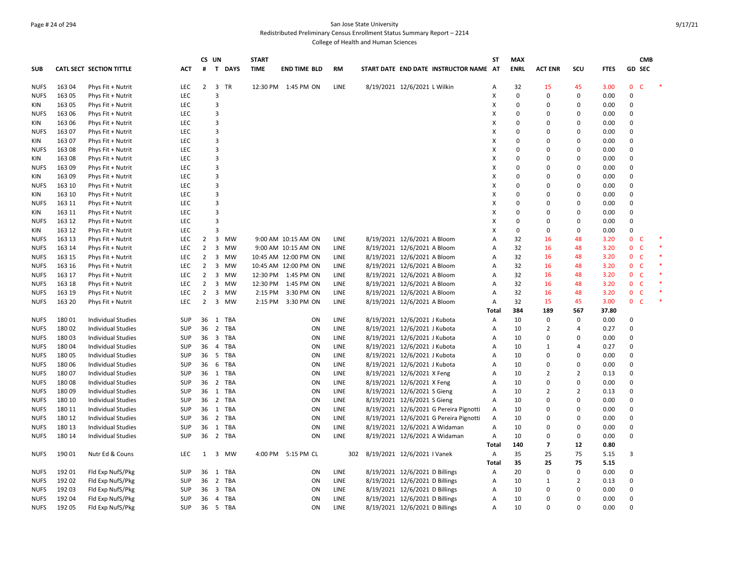San Jose State University

Redistributed Preliminary Census Enrollment Status Summary Report – 2214

College of Health and Human Sciences

| SUB | CATL SECT | SECTION TITTLE | ACT | CS # | UN T | DAYS | START TIME | END TIME | BLD | RM | START DATE | END DATE | INSTRUCTOR NAME | ST AT | MAX ENRL | ACT ENR | SCU | FTES | GD | CMB SEC | |
|---|---|---|---|---|---|---|---|---|---|---|---|---|---|---|---|---|---|---|---|---|---|
| NUFS | 163 04 | Phys Fit + Nutrit | LEC | 2 | 3 | TR | 12:30 PM | 1:45 PM | ON | LINE | 8/19/2021 | 12/6/2021 | L Wilkin | A | 32 | 15 | 45 | 3.00 | 0 | C | * |
| NUFS | 163 05 | Phys Fit + Nutrit | LEC | | 3 | | | | | | | | | X | 0 | 0 | 0 | 0.00 | 0 | | |
| KIN | 163 05 | Phys Fit + Nutrit | LEC | | 3 | | | | | | | | | X | 0 | 0 | 0 | 0.00 | 0 | | |
| NUFS | 163 06 | Phys Fit + Nutrit | LEC | | 3 | | | | | | | | | X | 0 | 0 | 0 | 0.00 | 0 | | |
| KIN | 163 06 | Phys Fit + Nutrit | LEC | | 3 | | | | | | | | | X | 0 | 0 | 0 | 0.00 | 0 | | |
| NUFS | 163 07 | Phys Fit + Nutrit | LEC | | 3 | | | | | | | | | X | 0 | 0 | 0 | 0.00 | 0 | | |
| KIN | 163 07 | Phys Fit + Nutrit | LEC | | 3 | | | | | | | | | X | 0 | 0 | 0 | 0.00 | 0 | | |
| NUFS | 163 08 | Phys Fit + Nutrit | LEC | | 3 | | | | | | | | | X | 0 | 0 | 0 | 0.00 | 0 | | |
| KIN | 163 08 | Phys Fit + Nutrit | LEC | | 3 | | | | | | | | | X | 0 | 0 | 0 | 0.00 | 0 | | |
| NUFS | 163 09 | Phys Fit + Nutrit | LEC | | 3 | | | | | | | | | X | 0 | 0 | 0 | 0.00 | 0 | | |
| KIN | 163 09 | Phys Fit + Nutrit | LEC | | 3 | | | | | | | | | X | 0 | 0 | 0 | 0.00 | 0 | | |
| NUFS | 163 10 | Phys Fit + Nutrit | LEC | | 3 | | | | | | | | | X | 0 | 0 | 0 | 0.00 | 0 | | |
| KIN | 163 10 | Phys Fit + Nutrit | LEC | | 3 | | | | | | | | | X | 0 | 0 | 0 | 0.00 | 0 | | |
| NUFS | 163 11 | Phys Fit + Nutrit | LEC | | 3 | | | | | | | | | X | 0 | 0 | 0 | 0.00 | 0 | | |
| KIN | 163 11 | Phys Fit + Nutrit | LEC | | 3 | | | | | | | | | X | 0 | 0 | 0 | 0.00 | 0 | | |
| NUFS | 163 12 | Phys Fit + Nutrit | LEC | | 3 | | | | | | | | | X | 0 | 0 | 0 | 0.00 | 0 | | |
| KIN | 163 12 | Phys Fit + Nutrit | LEC | | 3 | | | | | | | | | X | 0 | 0 | 0 | 0.00 | 0 | | |
| NUFS | 163 13 | Phys Fit + Nutrit | LEC | 2 | 3 | MW | 9:00 AM | 10:15 AM | ON | LINE | 8/19/2021 | 12/6/2021 | A Bloom | A | 32 | 16 | 48 | 3.20 | 0 | C | * |
| NUFS | 163 14 | Phys Fit + Nutrit | LEC | 2 | 3 | MW | 9:00 AM | 10:15 AM | ON | LINE | 8/19/2021 | 12/6/2021 | A Bloom | A | 32 | 16 | 48 | 3.20 | 0 | C | * |
| NUFS | 163 15 | Phys Fit + Nutrit | LEC | 2 | 3 | MW | 10:45 AM | 12:00 PM | ON | LINE | 8/19/2021 | 12/6/2021 | A Bloom | A | 32 | 16 | 48 | 3.20 | 0 | C | * |
| NUFS | 163 16 | Phys Fit + Nutrit | LEC | 2 | 3 | MW | 10:45 AM | 12:00 PM | ON | LINE | 8/19/2021 | 12/6/2021 | A Bloom | A | 32 | 16 | 48 | 3.20 | 0 | C | * |
| NUFS | 163 17 | Phys Fit + Nutrit | LEC | 2 | 3 | MW | 12:30 PM | 1:45 PM | ON | LINE | 8/19/2021 | 12/6/2021 | A Bloom | A | 32 | 16 | 48 | 3.20 | 0 | C | * |
| NUFS | 163 18 | Phys Fit + Nutrit | LEC | 2 | 3 | MW | 12:30 PM | 1:45 PM | ON | LINE | 8/19/2021 | 12/6/2021 | A Bloom | A | 32 | 16 | 48 | 3.20 | 0 | C | * |
| NUFS | 163 19 | Phys Fit + Nutrit | LEC | 2 | 3 | MW | 2:15 PM | 3:30 PM | ON | LINE | 8/19/2021 | 12/6/2021 | A Bloom | A | 32 | 16 | 48 | 3.20 | 0 | C | * |
| NUFS | 163 20 | Phys Fit + Nutrit | LEC | 2 | 3 | MW | 2:15 PM | 3:30 PM | ON | LINE | 8/19/2021 | 12/6/2021 | A Bloom | A | 32 | 15 | 45 | 3.00 | 0 | C | * |
| | | | | | | | | | | | | | | Total | 384 | 189 | 567 | 37.80 | | | |
| NUFS | 180 01 | Individual Studies | SUP | 36 | 1 | TBA | | | ON | LINE | 8/19/2021 | 12/6/2021 | J Kubota | A | 10 | 0 | 0 | 0.00 | 0 | | |
| NUFS | 180 02 | Individual Studies | SUP | 36 | 2 | TBA | | | ON | LINE | 8/19/2021 | 12/6/2021 | J Kubota | A | 10 | 2 | 4 | 0.27 | 0 | | |
| NUFS | 180 03 | Individual Studies | SUP | 36 | 3 | TBA | | | ON | LINE | 8/19/2021 | 12/6/2021 | J Kubota | A | 10 | 0 | 0 | 0.00 | 0 | | |
| NUFS | 180 04 | Individual Studies | SUP | 36 | 4 | TBA | | | ON | LINE | 8/19/2021 | 12/6/2021 | J Kubota | A | 10 | 1 | 4 | 0.27 | 0 | | |
| NUFS | 180 05 | Individual Studies | SUP | 36 | 5 | TBA | | | ON | LINE | 8/19/2021 | 12/6/2021 | J Kubota | A | 10 | 0 | 0 | 0.00 | 0 | | |
| NUFS | 180 06 | Individual Studies | SUP | 36 | 6 | TBA | | | ON | LINE | 8/19/2021 | 12/6/2021 | J Kubota | A | 10 | 0 | 0 | 0.00 | 0 | | |
| NUFS | 180 07 | Individual Studies | SUP | 36 | 1 | TBA | | | ON | LINE | 8/19/2021 | 12/6/2021 | X Feng | A | 10 | 2 | 2 | 0.13 | 0 | | |
| NUFS | 180 08 | Individual Studies | SUP | 36 | 2 | TBA | | | ON | LINE | 8/19/2021 | 12/6/2021 | X Feng | A | 10 | 0 | 0 | 0.00 | 0 | | |
| NUFS | 180 09 | Individual Studies | SUP | 36 | 1 | TBA | | | ON | LINE | 8/19/2021 | 12/6/2021 | S Gieng | A | 10 | 2 | 2 | 0.13 | 0 | | |
| NUFS | 180 10 | Individual Studies | SUP | 36 | 2 | TBA | | | ON | LINE | 8/19/2021 | 12/6/2021 | S Gieng | A | 10 | 0 | 0 | 0.00 | 0 | | |
| NUFS | 180 11 | Individual Studies | SUP | 36 | 1 | TBA | | | ON | LINE | 8/19/2021 | 12/6/2021 | G Pereira Pignotti | A | 10 | 0 | 0 | 0.00 | 0 | | |
| NUFS | 180 12 | Individual Studies | SUP | 36 | 2 | TBA | | | ON | LINE | 8/19/2021 | 12/6/2021 | G Pereira Pignotti | A | 10 | 0 | 0 | 0.00 | 0 | | |
| NUFS | 180 13 | Individual Studies | SUP | 36 | 1 | TBA | | | ON | LINE | 8/19/2021 | 12/6/2021 | A Widaman | A | 10 | 0 | 0 | 0.00 | 0 | | |
| NUFS | 180 14 | Individual Studies | SUP | 36 | 2 | TBA | | | ON | LINE | 8/19/2021 | 12/6/2021 | A Widaman | A | 10 | 0 | 0 | 0.00 | 0 | | |
| | | | | | | | | | | | | | | Total | 140 | 7 | 12 | 0.80 | | | |
| NUFS | 190 01 | Nutr Ed & Couns | LEC | 1 | 3 | MW | 4:00 PM | 5:15 PM | CL | 302 | 8/19/2021 | 12/6/2021 | I Vanek | A | 35 | 25 | 75 | 5.15 | 3 | | |
| | | | | | | | | | | | | | | Total | 35 | 25 | 75 | 5.15 | | | |
| NUFS | 192 01 | Fld Exp NufS/Pkg | SUP | 36 | 1 | TBA | | | ON | LINE | 8/19/2021 | 12/6/2021 | D Billings | A | 20 | 0 | 0 | 0.00 | 0 | | |
| NUFS | 192 02 | Fld Exp NufS/Pkg | SUP | 36 | 2 | TBA | | | ON | LINE | 8/19/2021 | 12/6/2021 | D Billings | A | 10 | 1 | 2 | 0.13 | 0 | | |
| NUFS | 192 03 | Fld Exp NufS/Pkg | SUP | 36 | 3 | TBA | | | ON | LINE | 8/19/2021 | 12/6/2021 | D Billings | A | 10 | 0 | 0 | 0.00 | 0 | | |
| NUFS | 192 04 | Fld Exp NufS/Pkg | SUP | 36 | 4 | TBA | | | ON | LINE | 8/19/2021 | 12/6/2021 | D Billings | A | 10 | 0 | 0 | 0.00 | 0 | | |
| NUFS | 192 05 | Fld Exp NufS/Pkg | SUP | 36 | 5 | TBA | | | ON | LINE | 8/19/2021 | 12/6/2021 | D Billings | A | 10 | 0 | 0 | 0.00 | 0 | | |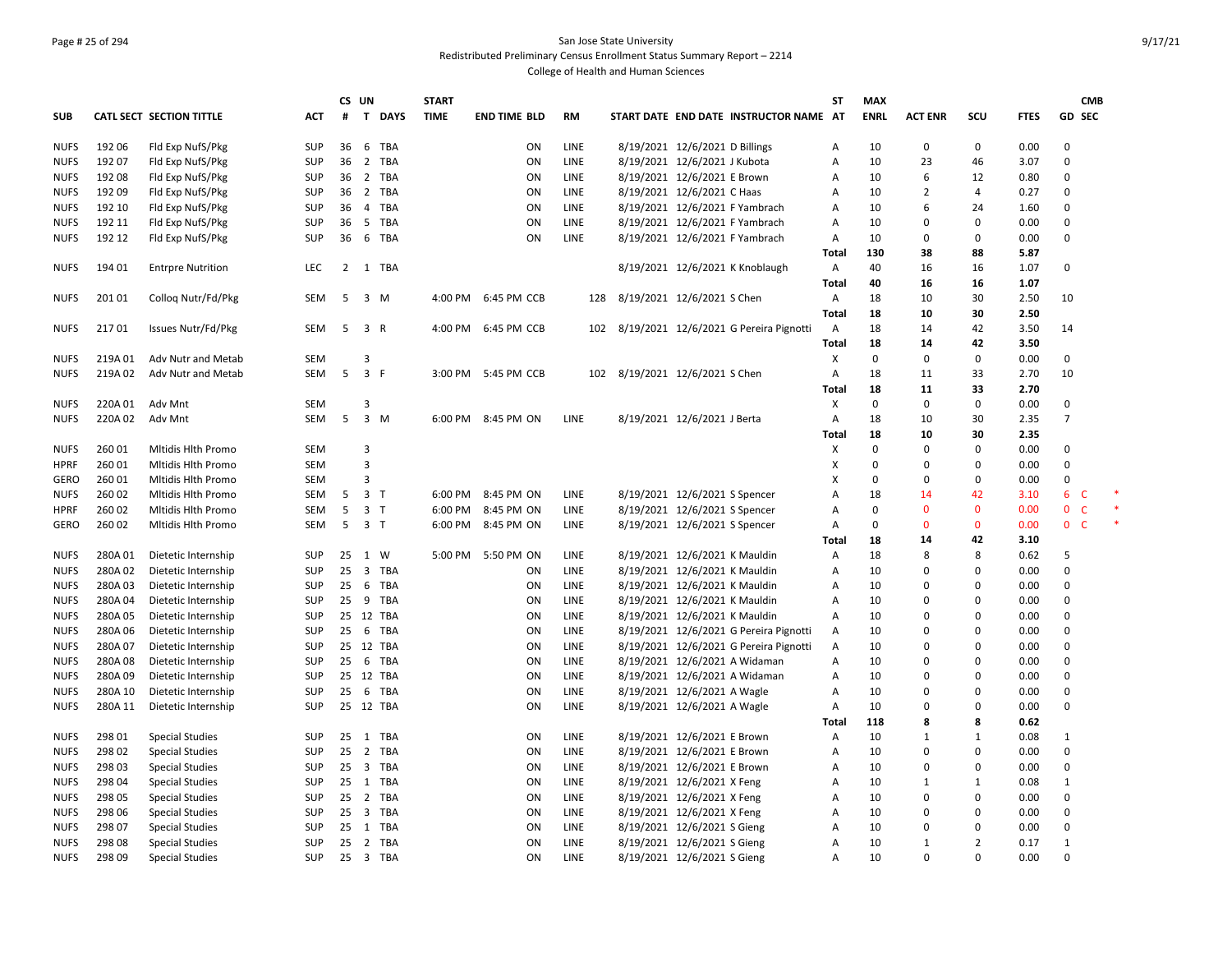San Jose State University
Redistributed Preliminary Census Enrollment Status Summary Report – 2214
College of Health and Human Sciences

| SUB | CATL SECT | SECTION TITTLE | ACT | CS # | UN T | DAYS | START TIME | END TIME | BLD | RM | START DATE | END DATE | INSTRUCTOR NAME | ST AT | MAX ENRL | ACT ENR | SCU | FTES | GD | CMB SEC | |
|---|---|---|---|---|---|---|---|---|---|---|---|---|---|---|---|---|---|---|---|---|---|
| NUFS | 192 06 | Fld Exp NufS/Pkg | SUP | 36 | 6 | TBA | | | ON | LINE | 8/19/2021 | 12/6/2021 | D Billings | A | 10 | 0 | 0 | 0.00 | 0 | | |
| NUFS | 192 07 | Fld Exp NufS/Pkg | SUP | 36 | 2 | TBA | | | ON | LINE | 8/19/2021 | 12/6/2021 | J Kubota | A | 10 | 23 | 46 | 3.07 | 0 | | |
| NUFS | 192 08 | Fld Exp NufS/Pkg | SUP | 36 | 2 | TBA | | | ON | LINE | 8/19/2021 | 12/6/2021 | E Brown | A | 10 | 6 | 12 | 0.80 | 0 | | |
| NUFS | 192 09 | Fld Exp NufS/Pkg | SUP | 36 | 2 | TBA | | | ON | LINE | 8/19/2021 | 12/6/2021 | C Haas | A | 10 | 2 | 4 | 0.27 | 0 | | |
| NUFS | 192 10 | Fld Exp NufS/Pkg | SUP | 36 | 4 | TBA | | | ON | LINE | 8/19/2021 | 12/6/2021 | F Yambrach | A | 10 | 6 | 24 | 1.60 | 0 | | |
| NUFS | 192 11 | Fld Exp NufS/Pkg | SUP | 36 | 5 | TBA | | | ON | LINE | 8/19/2021 | 12/6/2021 | F Yambrach | A | 10 | 0 | 0 | 0.00 | 0 | | |
| NUFS | 192 12 | Fld Exp NufS/Pkg | SUP | 36 | 6 | TBA | | | ON | LINE | 8/19/2021 | 12/6/2021 | F Yambrach | A | 10 | 0 | 0 | 0.00 | 0 | | |
| | | | | | | | | | | | | | | **Total** | **130** | **38** | **88** | **5.87** | | | |
| NUFS | 194 01 | Entrpre Nutrition | LEC | 2 | 1 | TBA | | | | | 8/19/2021 | 12/6/2021 | K Knoblaugh | A | 40 | 16 | 16 | 1.07 | 0 | | |
| | | | | | | | | | | | | | | **Total** | **40** | **16** | **16** | **1.07** | | | |
| NUFS | 201 01 | Colloq Nutr/Fd/Pkg | SEM | 5 | 3 | M | 4:00 PM | 6:45 PM | CCB | 128 | 8/19/2021 | 12/6/2021 | S Chen | A | 18 | 10 | 30 | 2.50 | 10 | | |
| | | | | | | | | | | | | | | **Total** | **18** | **10** | **30** | **2.50** | | | |
| NUFS | 217 01 | Issues Nutr/Fd/Pkg | SEM | 5 | 3 | R | 4:00 PM | 6:45 PM | CCB | 102 | 8/19/2021 | 12/6/2021 | G Pereira Pignotti | A | 18 | 14 | 42 | 3.50 | 14 | | |
| | | | | | | | | | | | | | | **Total** | **18** | **14** | **42** | **3.50** | | | |
| NUFS | 219A 01 | Adv Nutr and Metab | SEM | | 3 | | | | | | | | | X | 0 | 0 | 0 | 0.00 | 0 | | |
| NUFS | 219A 02 | Adv Nutr and Metab | SEM | 5 | 3 | F | 3:00 PM | 5:45 PM | CCB | 102 | 8/19/2021 | 12/6/2021 | S Chen | A | 18 | 11 | 33 | 2.70 | 10 | | |
| | | | | | | | | | | | | | | **Total** | **18** | **11** | **33** | **2.70** | | | |
| NUFS | 220A 01 | Adv Mnt | SEM | | 3 | | | | | | | | | X | 0 | 0 | 0 | 0.00 | 0 | | |
| NUFS | 220A 02 | Adv Mnt | SEM | 5 | 3 | M | 6:00 PM | 8:45 PM | ON | LINE | 8/19/2021 | 12/6/2021 | J Berta | A | 18 | 10 | 30 | 2.35 | 7 | | |
| | | | | | | | | | | | | | | **Total** | **18** | **10** | **30** | **2.35** | | | |
| NUFS | 260 01 | Mltidis Hlth Promo | SEM | | 3 | | | | | | | | | X | 0 | 0 | 0 | 0.00 | 0 | | |
| HPRF | 260 01 | Mltidis Hlth Promo | SEM | | 3 | | | | | | | | | X | 0 | 0 | 0 | 0.00 | 0 | | |
| GERO | 260 01 | Mltidis Hlth Promo | SEM | | 3 | | | | | | | | | X | 0 | 0 | 0 | 0.00 | 0 | | |
| NUFS | 260 02 | Mltidis Hlth Promo | SEM | 5 | 3 | T | 6:00 PM | 8:45 PM | ON | LINE | 8/19/2021 | 12/6/2021 | S Spencer | A | 18 | 14 | 42 | 3.10 | 6 | C | * |
| HPRF | 260 02 | Mltidis Hlth Promo | SEM | 5 | 3 | T | 6:00 PM | 8:45 PM | ON | LINE | 8/19/2021 | 12/6/2021 | S Spencer | A | 0 | 0 | 0 | 0.00 | 0 | C | * |
| GERO | 260 02 | Mltidis Hlth Promo | SEM | 5 | 3 | T | 6:00 PM | 8:45 PM | ON | LINE | 8/19/2021 | 12/6/2021 | S Spencer | A | 0 | 0 | 0 | 0.00 | 0 | C | * |
| | | | | | | | | | | | | | | **Total** | **18** | **14** | **42** | **3.10** | | | |
| NUFS | 280A 01 | Dietetic Internship | SUP | 25 | 1 | W | 5:00 PM | 5:50 PM | ON | LINE | 8/19/2021 | 12/6/2021 | K Mauldin | A | 18 | 8 | 8 | 0.62 | 5 | | |
| NUFS | 280A 02 | Dietetic Internship | SUP | 25 | 3 | TBA | | | ON | LINE | 8/19/2021 | 12/6/2021 | K Mauldin | A | 10 | 0 | 0 | 0.00 | 0 | | |
| NUFS | 280A 03 | Dietetic Internship | SUP | 25 | 6 | TBA | | | ON | LINE | 8/19/2021 | 12/6/2021 | K Mauldin | A | 10 | 0 | 0 | 0.00 | 0 | | |
| NUFS | 280A 04 | Dietetic Internship | SUP | 25 | 9 | TBA | | | ON | LINE | 8/19/2021 | 12/6/2021 | K Mauldin | A | 10 | 0 | 0 | 0.00 | 0 | | |
| NUFS | 280A 05 | Dietetic Internship | SUP | 25 | 12 | TBA | | | ON | LINE | 8/19/2021 | 12/6/2021 | K Mauldin | A | 10 | 0 | 0 | 0.00 | 0 | | |
| NUFS | 280A 06 | Dietetic Internship | SUP | 25 | 6 | TBA | | | ON | LINE | 8/19/2021 | 12/6/2021 | G Pereira Pignotti | A | 10 | 0 | 0 | 0.00 | 0 | | |
| NUFS | 280A 07 | Dietetic Internship | SUP | 25 | 12 | TBA | | | ON | LINE | 8/19/2021 | 12/6/2021 | G Pereira Pignotti | A | 10 | 0 | 0 | 0.00 | 0 | | |
| NUFS | 280A 08 | Dietetic Internship | SUP | 25 | 6 | TBA | | | ON | LINE | 8/19/2021 | 12/6/2021 | A Widaman | A | 10 | 0 | 0 | 0.00 | 0 | | |
| NUFS | 280A 09 | Dietetic Internship | SUP | 25 | 12 | TBA | | | ON | LINE | 8/19/2021 | 12/6/2021 | A Widaman | A | 10 | 0 | 0 | 0.00 | 0 | | |
| NUFS | 280A 10 | Dietetic Internship | SUP | 25 | 6 | TBA | | | ON | LINE | 8/19/2021 | 12/6/2021 | A Wagle | A | 10 | 0 | 0 | 0.00 | 0 | | |
| NUFS | 280A 11 | Dietetic Internship | SUP | 25 | 12 | TBA | | | ON | LINE | 8/19/2021 | 12/6/2021 | A Wagle | A | 10 | 0 | 0 | 0.00 | 0 | | |
| | | | | | | | | | | | | | | **Total** | **118** | **8** | **8** | **0.62** | | | |
| NUFS | 298 01 | Special Studies | SUP | 25 | 1 | TBA | | | ON | LINE | 8/19/2021 | 12/6/2021 | E Brown | A | 10 | 1 | 1 | 0.08 | 1 | | |
| NUFS | 298 02 | Special Studies | SUP | 25 | 2 | TBA | | | ON | LINE | 8/19/2021 | 12/6/2021 | E Brown | A | 10 | 0 | 0 | 0.00 | 0 | | |
| NUFS | 298 03 | Special Studies | SUP | 25 | 3 | TBA | | | ON | LINE | 8/19/2021 | 12/6/2021 | E Brown | A | 10 | 0 | 0 | 0.00 | 0 | | |
| NUFS | 298 04 | Special Studies | SUP | 25 | 1 | TBA | | | ON | LINE | 8/19/2021 | 12/6/2021 | X Feng | A | 10 | 1 | 1 | 0.08 | 1 | | |
| NUFS | 298 05 | Special Studies | SUP | 25 | 2 | TBA | | | ON | LINE | 8/19/2021 | 12/6/2021 | X Feng | A | 10 | 0 | 0 | 0.00 | 0 | | |
| NUFS | 298 06 | Special Studies | SUP | 25 | 3 | TBA | | | ON | LINE | 8/19/2021 | 12/6/2021 | X Feng | A | 10 | 0 | 0 | 0.00 | 0 | | |
| NUFS | 298 07 | Special Studies | SUP | 25 | 1 | TBA | | | ON | LINE | 8/19/2021 | 12/6/2021 | S Gieng | A | 10 | 0 | 0 | 0.00 | 0 | | |
| NUFS | 298 08 | Special Studies | SUP | 25 | 2 | TBA | | | ON | LINE | 8/19/2021 | 12/6/2021 | S Gieng | A | 10 | 1 | 2 | 0.17 | 1 | | |
| NUFS | 298 09 | Special Studies | SUP | 25 | 3 | TBA | | | ON | LINE | 8/19/2021 | 12/6/2021 | S Gieng | A | 10 | 0 | 0 | 0.00 | 0 | | |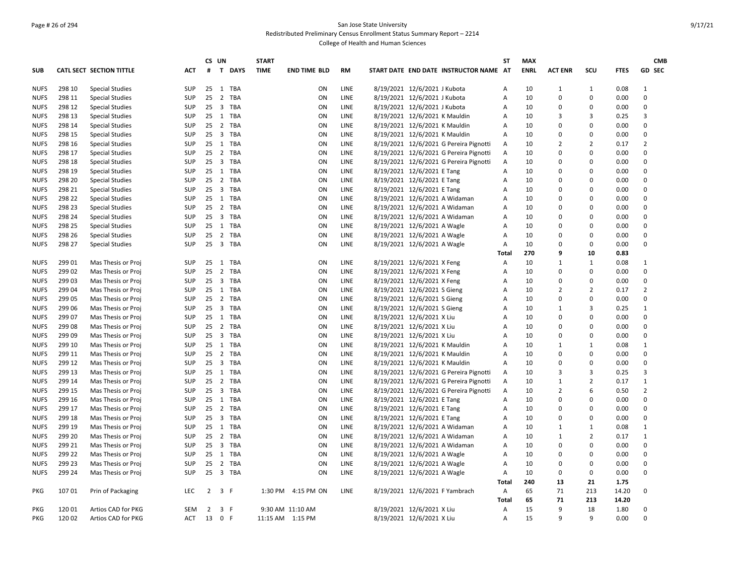San Jose State University

Redistributed Preliminary Census Enrollment Status Summary Report – 2214

College of Health and Human Sciences

| SUB | CATL SECT | SECTION TITTLE | ACT | CS # | UN T | DAYS | START TIME | END TIME | BLD | RM | START DATE | END DATE | INSTRUCTOR NAME | ST AT | MAX ENRL | ACT ENR | SCU | FTES | GD | CMB SEC |
|---|---|---|---|---|---|---|---|---|---|---|---|---|---|---|---|---|---|---|---|---|
| NUFS | 298 10 | Special Studies | SUP | 25 | 1 | TBA | | | ON | LINE | 8/19/2021 | 12/6/2021 | J Kubota | A | 10 | 1 | 1 | 0.08 | 1 | |
| NUFS | 298 11 | Special Studies | SUP | 25 | 2 | TBA | | | ON | LINE | 8/19/2021 | 12/6/2021 | J Kubota | A | 10 | 0 | 0 | 0.00 | 0 | |
| NUFS | 298 12 | Special Studies | SUP | 25 | 3 | TBA | | | ON | LINE | 8/19/2021 | 12/6/2021 | J Kubota | A | 10 | 0 | 0 | 0.00 | 0 | |
| NUFS | 298 13 | Special Studies | SUP | 25 | 1 | TBA | | | ON | LINE | 8/19/2021 | 12/6/2021 | K Mauldin | A | 10 | 3 | 3 | 0.25 | 3 | |
| NUFS | 298 14 | Special Studies | SUP | 25 | 2 | TBA | | | ON | LINE | 8/19/2021 | 12/6/2021 | K Mauldin | A | 10 | 0 | 0 | 0.00 | 0 | |
| NUFS | 298 15 | Special Studies | SUP | 25 | 3 | TBA | | | ON | LINE | 8/19/2021 | 12/6/2021 | K Mauldin | A | 10 | 0 | 0 | 0.00 | 0 | |
| NUFS | 298 16 | Special Studies | SUP | 25 | 1 | TBA | | | ON | LINE | 8/19/2021 | 12/6/2021 | G Pereira Pignotti | A | 10 | 2 | 2 | 0.17 | 2 | |
| NUFS | 298 17 | Special Studies | SUP | 25 | 2 | TBA | | | ON | LINE | 8/19/2021 | 12/6/2021 | G Pereira Pignotti | A | 10 | 0 | 0 | 0.00 | 0 | |
| NUFS | 298 18 | Special Studies | SUP | 25 | 3 | TBA | | | ON | LINE | 8/19/2021 | 12/6/2021 | G Pereira Pignotti | A | 10 | 0 | 0 | 0.00 | 0 | |
| NUFS | 298 19 | Special Studies | SUP | 25 | 1 | TBA | | | ON | LINE | 8/19/2021 | 12/6/2021 | E Tang | A | 10 | 0 | 0 | 0.00 | 0 | |
| NUFS | 298 20 | Special Studies | SUP | 25 | 2 | TBA | | | ON | LINE | 8/19/2021 | 12/6/2021 | E Tang | A | 10 | 0 | 0 | 0.00 | 0 | |
| NUFS | 298 21 | Special Studies | SUP | 25 | 3 | TBA | | | ON | LINE | 8/19/2021 | 12/6/2021 | E Tang | A | 10 | 0 | 0 | 0.00 | 0 | |
| NUFS | 298 22 | Special Studies | SUP | 25 | 1 | TBA | | | ON | LINE | 8/19/2021 | 12/6/2021 | A Widaman | A | 10 | 0 | 0 | 0.00 | 0 | |
| NUFS | 298 23 | Special Studies | SUP | 25 | 2 | TBA | | | ON | LINE | 8/19/2021 | 12/6/2021 | A Widaman | A | 10 | 0 | 0 | 0.00 | 0 | |
| NUFS | 298 24 | Special Studies | SUP | 25 | 3 | TBA | | | ON | LINE | 8/19/2021 | 12/6/2021 | A Widaman | A | 10 | 0 | 0 | 0.00 | 0 | |
| NUFS | 298 25 | Special Studies | SUP | 25 | 1 | TBA | | | ON | LINE | 8/19/2021 | 12/6/2021 | A Wagle | A | 10 | 0 | 0 | 0.00 | 0 | |
| NUFS | 298 26 | Special Studies | SUP | 25 | 2 | TBA | | | ON | LINE | 8/19/2021 | 12/6/2021 | A Wagle | A | 10 | 0 | 0 | 0.00 | 0 | |
| NUFS | 298 27 | Special Studies | SUP | 25 | 3 | TBA | | | ON | LINE | 8/19/2021 | 12/6/2021 | A Wagle | A | 10 | 0 | 0 | 0.00 | 0 | |
| | | | | | | | | | | | | | | **Total** | **270** | **9** | **10** | **0.83** | | |
| NUFS | 299 01 | Mas Thesis or Proj | SUP | 25 | 1 | TBA | | | ON | LINE | 8/19/2021 | 12/6/2021 | X Feng | A | 10 | 1 | 1 | 0.08 | 1 | |
| NUFS | 299 02 | Mas Thesis or Proj | SUP | 25 | 2 | TBA | | | ON | LINE | 8/19/2021 | 12/6/2021 | X Feng | A | 10 | 0 | 0 | 0.00 | 0 | |
| NUFS | 299 03 | Mas Thesis or Proj | SUP | 25 | 3 | TBA | | | ON | LINE | 8/19/2021 | 12/6/2021 | X Feng | A | 10 | 0 | 0 | 0.00 | 0 | |
| NUFS | 299 04 | Mas Thesis or Proj | SUP | 25 | 1 | TBA | | | ON | LINE | 8/19/2021 | 12/6/2021 | S Gieng | A | 10 | 2 | 2 | 0.17 | 2 | |
| NUFS | 299 05 | Mas Thesis or Proj | SUP | 25 | 2 | TBA | | | ON | LINE | 8/19/2021 | 12/6/2021 | S Gieng | A | 10 | 0 | 0 | 0.00 | 0 | |
| NUFS | 299 06 | Mas Thesis or Proj | SUP | 25 | 3 | TBA | | | ON | LINE | 8/19/2021 | 12/6/2021 | S Gieng | A | 10 | 1 | 3 | 0.25 | 1 | |
| NUFS | 299 07 | Mas Thesis or Proj | SUP | 25 | 1 | TBA | | | ON | LINE | 8/19/2021 | 12/6/2021 | X Liu | A | 10 | 0 | 0 | 0.00 | 0 | |
| NUFS | 299 08 | Mas Thesis or Proj | SUP | 25 | 2 | TBA | | | ON | LINE | 8/19/2021 | 12/6/2021 | X Liu | A | 10 | 0 | 0 | 0.00 | 0 | |
| NUFS | 299 09 | Mas Thesis or Proj | SUP | 25 | 3 | TBA | | | ON | LINE | 8/19/2021 | 12/6/2021 | X Liu | A | 10 | 0 | 0 | 0.00 | 0 | |
| NUFS | 299 10 | Mas Thesis or Proj | SUP | 25 | 1 | TBA | | | ON | LINE | 8/19/2021 | 12/6/2021 | K Mauldin | A | 10 | 1 | 1 | 0.08 | 1 | |
| NUFS | 299 11 | Mas Thesis or Proj | SUP | 25 | 2 | TBA | | | ON | LINE | 8/19/2021 | 12/6/2021 | K Mauldin | A | 10 | 0 | 0 | 0.00 | 0 | |
| NUFS | 299 12 | Mas Thesis or Proj | SUP | 25 | 3 | TBA | | | ON | LINE | 8/19/2021 | 12/6/2021 | K Mauldin | A | 10 | 0 | 0 | 0.00 | 0 | |
| NUFS | 299 13 | Mas Thesis or Proj | SUP | 25 | 1 | TBA | | | ON | LINE | 8/19/2021 | 12/6/2021 | G Pereira Pignotti | A | 10 | 3 | 3 | 0.25 | 3 | |
| NUFS | 299 14 | Mas Thesis or Proj | SUP | 25 | 2 | TBA | | | ON | LINE | 8/19/2021 | 12/6/2021 | G Pereira Pignotti | A | 10 | 1 | 2 | 0.17 | 1 | |
| NUFS | 299 15 | Mas Thesis or Proj | SUP | 25 | 3 | TBA | | | ON | LINE | 8/19/2021 | 12/6/2021 | G Pereira Pignotti | A | 10 | 2 | 6 | 0.50 | 2 | |
| NUFS | 299 16 | Mas Thesis or Proj | SUP | 25 | 1 | TBA | | | ON | LINE | 8/19/2021 | 12/6/2021 | E Tang | A | 10 | 0 | 0 | 0.00 | 0 | |
| NUFS | 299 17 | Mas Thesis or Proj | SUP | 25 | 2 | TBA | | | ON | LINE | 8/19/2021 | 12/6/2021 | E Tang | A | 10 | 0 | 0 | 0.00 | 0 | |
| NUFS | 299 18 | Mas Thesis or Proj | SUP | 25 | 3 | TBA | | | ON | LINE | 8/19/2021 | 12/6/2021 | E Tang | A | 10 | 0 | 0 | 0.00 | 0 | |
| NUFS | 299 19 | Mas Thesis or Proj | SUP | 25 | 1 | TBA | | | ON | LINE | 8/19/2021 | 12/6/2021 | A Widaman | A | 10 | 1 | 1 | 0.08 | 1 | |
| NUFS | 299 20 | Mas Thesis or Proj | SUP | 25 | 2 | TBA | | | ON | LINE | 8/19/2021 | 12/6/2021 | A Widaman | A | 10 | 1 | 2 | 0.17 | 1 | |
| NUFS | 299 21 | Mas Thesis or Proj | SUP | 25 | 3 | TBA | | | ON | LINE | 8/19/2021 | 12/6/2021 | A Widaman | A | 10 | 0 | 0 | 0.00 | 0 | |
| NUFS | 299 22 | Mas Thesis or Proj | SUP | 25 | 1 | TBA | | | ON | LINE | 8/19/2021 | 12/6/2021 | A Wagle | A | 10 | 0 | 0 | 0.00 | 0 | |
| NUFS | 299 23 | Mas Thesis or Proj | SUP | 25 | 2 | TBA | | | ON | LINE | 8/19/2021 | 12/6/2021 | A Wagle | A | 10 | 0 | 0 | 0.00 | 0 | |
| NUFS | 299 24 | Mas Thesis or Proj | SUP | 25 | 3 | TBA | | | ON | LINE | 8/19/2021 | 12/6/2021 | A Wagle | A | 10 | 0 | 0 | 0.00 | 0 | |
| | | | | | | | | | | | | | | **Total** | **240** | **13** | **21** | **1.75** | | |
| PKG | 107 01 | Prin of Packaging | LEC | 2 | 3 | F | 1:30 PM | 4:15 PM | ON | LINE | 8/19/2021 | 12/6/2021 | F Yambrach | A | 65 | 71 | 213 | 14.20 | 0 | |
| | | | | | | | | | | | | | | **Total** | **65** | **71** | **213** | **14.20** | | |
| PKG | 120 01 | Artios CAD for PKG | SEM | 2 | 3 | F | 9:30 AM | 11:10 AM | | | 8/19/2021 | 12/6/2021 | X Liu | A | 15 | 9 | 18 | 1.80 | 0 | |
| PKG | 120 02 | Artios CAD for PKG | ACT | 13 | 0 | F | 11:15 AM | 1:15 PM | | | 8/19/2021 | 12/6/2021 | X Liu | A | 15 | 9 | 9 | 0.00 | 0 | |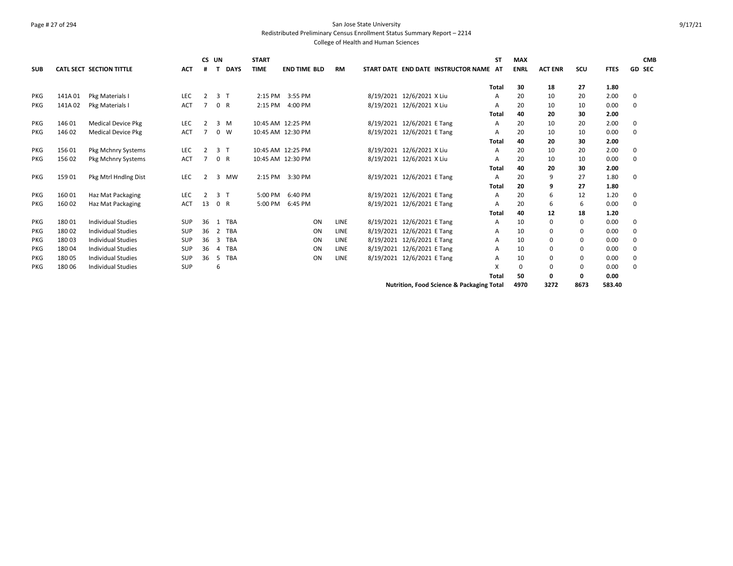San Jose State University

Redistributed Preliminary Census Enrollment Status Summary Report – 2214

College of Health and Human Sciences

| SUB | CATL SECT | SECTION TITTLE | ACT | CS # | UN T | DAYS | START TIME | END TIME | BLD | RM | START DATE | END DATE | INSTRUCTOR NAME | ST AT | MAX ENRL | ACT ENR | SCU | FTES | GD | CMB SEC |
|---|---|---|---|---|---|---|---|---|---|---|---|---|---|---|---|---|---|---|---|---|
| | | | | | | | | | | | | | | Total | 30 | 18 | 27 | 1.80 | | |
| PKG | 141A 01 | Pkg Materials I | LEC | 2 | 3 | T | 2:15 PM | 3:55 PM | | | 8/19/2021 | 12/6/2021 | X Liu | A | 20 | 10 | 20 | 2.00 | 0 | |
| PKG | 141A 02 | Pkg Materials I | ACT | 7 | 0 | R | 2:15 PM | 4:00 PM | | | 8/19/2021 | 12/6/2021 | X Liu | A | 20 | 10 | 10 | 0.00 | 0 | |
| | | | | | | | | | | | | | | Total | 40 | 20 | 30 | 2.00 | | |
| PKG | 146 01 | Medical Device Pkg | LEC | 2 | 3 | M | 10:45 AM | 12:25 PM | | | 8/19/2021 | 12/6/2021 | E Tang | A | 20 | 10 | 20 | 2.00 | 0 | |
| PKG | 146 02 | Medical Device Pkg | ACT | 7 | 0 | W | 10:45 AM | 12:30 PM | | | 8/19/2021 | 12/6/2021 | E Tang | A | 20 | 10 | 10 | 0.00 | 0 | |
| | | | | | | | | | | | | | | Total | 40 | 20 | 30 | 2.00 | | |
| PKG | 156 01 | Pkg Mchnry Systems | LEC | 2 | 3 | T | 10:45 AM | 12:25 PM | | | 8/19/2021 | 12/6/2021 | X Liu | A | 20 | 10 | 20 | 2.00 | 0 | |
| PKG | 156 02 | Pkg Mchnry Systems | ACT | 7 | 0 | R | 10:45 AM | 12:30 PM | | | 8/19/2021 | 12/6/2021 | X Liu | A | 20 | 10 | 10 | 0.00 | 0 | |
| | | | | | | | | | | | | | | Total | 40 | 20 | 30 | 2.00 | | |
| PKG | 159 01 | Pkg Mtrl Hndlng Dist | LEC | 2 | 3 | MW | 2:15 PM | 3:30 PM | | | 8/19/2021 | 12/6/2021 | E Tang | A | 20 | 9 | 27 | 1.80 | 0 | |
| | | | | | | | | | | | | | | Total | 20 | 9 | 27 | 1.80 | | |
| PKG | 160 01 | Haz Mat Packaging | LEC | 2 | 3 | T | 5:00 PM | 6:40 PM | | | 8/19/2021 | 12/6/2021 | E Tang | A | 20 | 6 | 12 | 1.20 | 0 | |
| PKG | 160 02 | Haz Mat Packaging | ACT | 13 | 0 | R | 5:00 PM | 6:45 PM | | | 8/19/2021 | 12/6/2021 | E Tang | A | 20 | 6 | 6 | 0.00 | 0 | |
| | | | | | | | | | | | | | | Total | 40 | 12 | 18 | 1.20 | | |
| PKG | 180 01 | Individual Studies | SUP | 36 | 1 | TBA | | | ON | LINE | 8/19/2021 | 12/6/2021 | E Tang | A | 10 | 0 | 0 | 0.00 | 0 | |
| PKG | 180 02 | Individual Studies | SUP | 36 | 2 | TBA | | | ON | LINE | 8/19/2021 | 12/6/2021 | E Tang | A | 10 | 0 | 0 | 0.00 | 0 | |
| PKG | 180 03 | Individual Studies | SUP | 36 | 3 | TBA | | | ON | LINE | 8/19/2021 | 12/6/2021 | E Tang | A | 10 | 0 | 0 | 0.00 | 0 | |
| PKG | 180 04 | Individual Studies | SUP | 36 | 4 | TBA | | | ON | LINE | 8/19/2021 | 12/6/2021 | E Tang | A | 10 | 0 | 0 | 0.00 | 0 | |
| PKG | 180 05 | Individual Studies | SUP | 36 | 5 | TBA | | | ON | LINE | 8/19/2021 | 12/6/2021 | E Tang | A | 10 | 0 | 0 | 0.00 | 0 | |
| PKG | 180 06 | Individual Studies | SUP | | 6 | | | | | | | | | X | 0 | 0 | 0 | 0.00 | 0 | |
| | | | | | | | | | | | | | | Total | 50 | 0 | 0 | 0.00 | | |
| | | | | | | | | | | | | | Nutrition, Food Science & Packaging Total | | 4970 | 3272 | 8673 | 583.40 | | |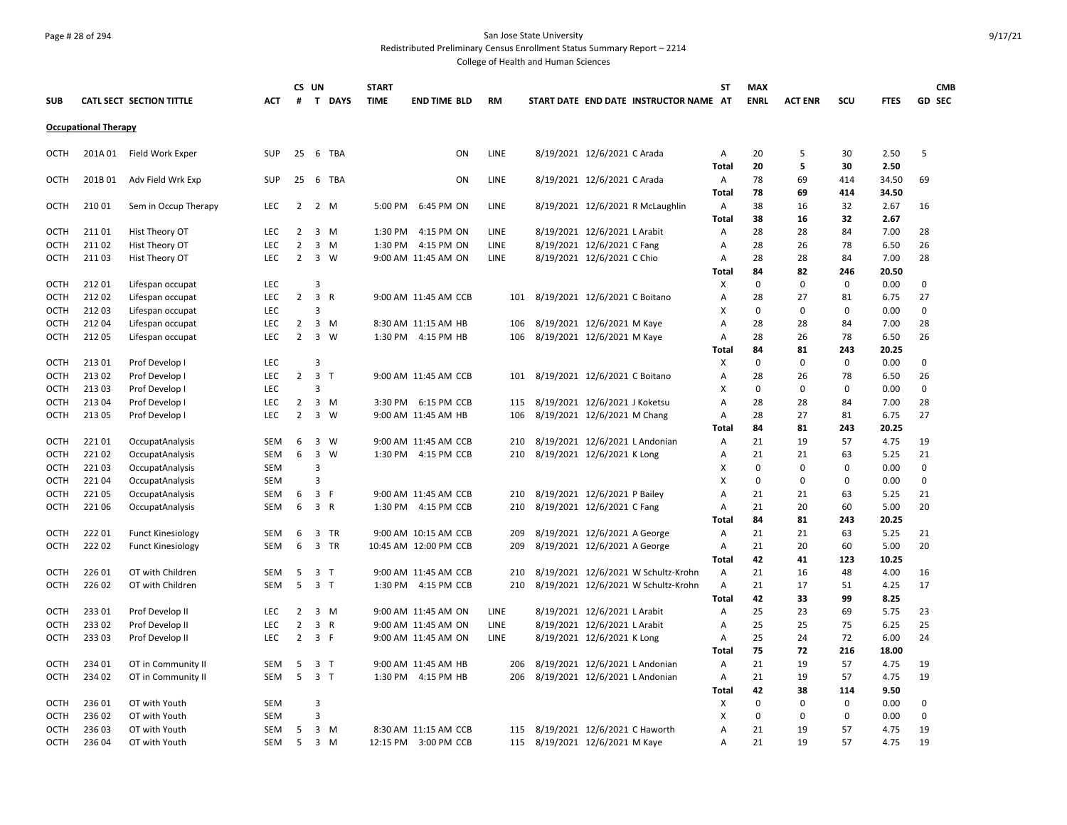San Jose State University
Redistributed Preliminary Census Enrollment Status Summary Report – 2214
College of Health and Human Sciences

| SUB | CATL SECT | SECTION TITTLE | ACT | CS # | UN T | DAYS | START TIME | END TIME | BLD | RM | START DATE | END DATE | INSTRUCTOR NAME | ST AT | MAX ENRL | ACT ENR | SCU | FTES | GD | CMB SEC |
|---|---|---|---|---|---|---|---|---|---|---|---|---|---|---|---|---|---|---|---|---|
| **Occupational Therapy** | | | | | | | | | | | | | | | | | | | | |
| OCTH | 201A 01 | Field Work Exper | SUP | 25 | 6 | TBA | | | ON | LINE | 8/19/2021 | 12/6/2021 | C Arada | A | 20 | 5 | 30 | 2.50 | 5 | |
| | | | | | | | | | | | | | | **Total** | **20** | **5** | **30** | **2.50** | | |
| OCTH | 201B 01 | Adv Field Wrk Exp | SUP | 25 | 6 | TBA | | | ON | LINE | 8/19/2021 | 12/6/2021 | C Arada | A | 78 | 69 | 414 | 34.50 | 69 | |
| | | | | | | | | | | | | | | **Total** | **78** | **69** | **414** | **34.50** | | |
| OCTH | 210 01 | Sem in Occup Therapy | LEC | 2 | 2 | M | 5:00 PM | 6:45 PM | ON | LINE | 8/19/2021 | 12/6/2021 | R McLaughlin | A | 38 | 16 | 32 | 2.67 | 16 | |
| | | | | | | | | | | | | | | **Total** | **38** | **16** | **32** | **2.67** | | |
| OCTH | 211 01 | Hist Theory OT | LEC | 2 | 3 | M | 1:30 PM | 4:15 PM | ON | LINE | 8/19/2021 | 12/6/2021 | L Arabit | A | 28 | 28 | 84 | 7.00 | 28 | |
| OCTH | 211 02 | Hist Theory OT | LEC | 2 | 3 | M | 1:30 PM | 4:15 PM | ON | LINE | 8/19/2021 | 12/6/2021 | C Fang | A | 28 | 26 | 78 | 6.50 | 26 | |
| OCTH | 211 03 | Hist Theory OT | LEC | 2 | 3 | W | 9:00 AM | 11:45 AM | ON | LINE | 8/19/2021 | 12/6/2021 | C Chio | A | 28 | 28 | 84 | 7.00 | 28 | |
| | | | | | | | | | | | | | | **Total** | **84** | **82** | **246** | **20.50** | | |
| OCTH | 212 01 | Lifespan occupat | LEC | | 3 | | | | | | | | | X | 0 | 0 | 0 | 0.00 | 0 | |
| OCTH | 212 02 | Lifespan occupat | LEC | 2 | 3 | R | 9:00 AM | 11:45 AM | CCB | 101 | 8/19/2021 | 12/6/2021 | C Boitano | A | 28 | 27 | 81 | 6.75 | 27 | |
| OCTH | 212 03 | Lifespan occupat | LEC | | 3 | | | | | | | | | X | 0 | 0 | 0 | 0.00 | 0 | |
| OCTH | 212 04 | Lifespan occupat | LEC | 2 | 3 | M | 8:30 AM | 11:15 AM | HB | 106 | 8/19/2021 | 12/6/2021 | M Kaye | A | 28 | 28 | 84 | 7.00 | 28 | |
| OCTH | 212 05 | Lifespan occupat | LEC | 2 | 3 | W | 1:30 PM | 4:15 PM | HB | 106 | 8/19/2021 | 12/6/2021 | M Kaye | A | 28 | 26 | 78 | 6.50 | 26 | |
| | | | | | | | | | | | | | | **Total** | **84** | **81** | **243** | **20.25** | | |
| OCTH | 213 01 | Prof Develop I | LEC | | 3 | | | | | | | | | X | 0 | 0 | 0 | 0.00 | 0 | |
| OCTH | 213 02 | Prof Develop I | LEC | 2 | 3 | T | 9:00 AM | 11:45 AM | CCB | 101 | 8/19/2021 | 12/6/2021 | C Boitano | A | 28 | 26 | 78 | 6.50 | 26 | |
| OCTH | 213 03 | Prof Develop I | LEC | | 3 | | | | | | | | | X | 0 | 0 | 0 | 0.00 | 0 | |
| OCTH | 213 04 | Prof Develop I | LEC | 2 | 3 | M | 3:30 PM | 6:15 PM | CCB | 115 | 8/19/2021 | 12/6/2021 | J Koketsu | A | 28 | 28 | 84 | 7.00 | 28 | |
| OCTH | 213 05 | Prof Develop I | LEC | 2 | 3 | W | 9:00 AM | 11:45 AM | HB | 106 | 8/19/2021 | 12/6/2021 | M Chang | A | 28 | 27 | 81 | 6.75 | 27 | |
| | | | | | | | | | | | | | | **Total** | **84** | **81** | **243** | **20.25** | | |
| OCTH | 221 01 | OccupatAnalysis | SEM | 6 | 3 | W | 9:00 AM | 11:45 AM | CCB | 210 | 8/19/2021 | 12/6/2021 | L Andonian | A | 21 | 19 | 57 | 4.75 | 19 | |
| OCTH | 221 02 | OccupatAnalysis | SEM | 6 | 3 | W | 1:30 PM | 4:15 PM | CCB | 210 | 8/19/2021 | 12/6/2021 | K Long | A | 21 | 21 | 63 | 5.25 | 21 | |
| OCTH | 221 03 | OccupatAnalysis | SEM | | 3 | | | | | | | | | X | 0 | 0 | 0 | 0.00 | 0 | |
| OCTH | 221 04 | OccupatAnalysis | SEM | | 3 | | | | | | | | | X | 0 | 0 | 0 | 0.00 | 0 | |
| OCTH | 221 05 | OccupatAnalysis | SEM | 6 | 3 | F | 9:00 AM | 11:45 AM | CCB | 210 | 8/19/2021 | 12/6/2021 | P Bailey | A | 21 | 21 | 63 | 5.25 | 21 | |
| OCTH | 221 06 | OccupatAnalysis | SEM | 6 | 3 | R | 1:30 PM | 4:15 PM | CCB | 210 | 8/19/2021 | 12/6/2021 | C Fang | A | 21 | 20 | 60 | 5.00 | 20 | |
| | | | | | | | | | | | | | | **Total** | **84** | **81** | **243** | **20.25** | | |
| OCTH | 222 01 | Funct Kinesiology | SEM | 6 | 3 | TR | 9:00 AM | 10:15 AM | CCB | 209 | 8/19/2021 | 12/6/2021 | A George | A | 21 | 21 | 63 | 5.25 | 21 | |
| OCTH | 222 02 | Funct Kinesiology | SEM | 6 | 3 | TR | 10:45 AM | 12:00 PM | CCB | 209 | 8/19/2021 | 12/6/2021 | A George | A | 21 | 20 | 60 | 5.00 | 20 | |
| | | | | | | | | | | | | | | **Total** | **42** | **41** | **123** | **10.25** | | |
| OCTH | 226 01 | OT with Children | SEM | 5 | 3 | T | 9:00 AM | 11:45 AM | CCB | 210 | 8/19/2021 | 12/6/2021 | W Schultz-Krohn | A | 21 | 16 | 48 | 4.00 | 16 | |
| OCTH | 226 02 | OT with Children | SEM | 5 | 3 | T | 1:30 PM | 4:15 PM | CCB | 210 | 8/19/2021 | 12/6/2021 | W Schultz-Krohn | A | 21 | 17 | 51 | 4.25 | 17 | |
| | | | | | | | | | | | | | | **Total** | **42** | **33** | **99** | **8.25** | | |
| OCTH | 233 01 | Prof Develop II | LEC | 2 | 3 | M | 9:00 AM | 11:45 AM | ON | LINE | 8/19/2021 | 12/6/2021 | L Arabit | A | 25 | 23 | 69 | 5.75 | 23 | |
| OCTH | 233 02 | Prof Develop II | LEC | 2 | 3 | R | 9:00 AM | 11:45 AM | ON | LINE | 8/19/2021 | 12/6/2021 | L Arabit | A | 25 | 25 | 75 | 6.25 | 25 | |
| OCTH | 233 03 | Prof Develop II | LEC | 2 | 3 | F | 9:00 AM | 11:45 AM | ON | LINE | 8/19/2021 | 12/6/2021 | K Long | A | 25 | 24 | 72 | 6.00 | 24 | |
| | | | | | | | | | | | | | | **Total** | **75** | **72** | **216** | **18.00** | | |
| OCTH | 234 01 | OT in Community II | SEM | 5 | 3 | T | 9:00 AM | 11:45 AM | HB | 206 | 8/19/2021 | 12/6/2021 | L Andonian | A | 21 | 19 | 57 | 4.75 | 19 | |
| OCTH | 234 02 | OT in Community II | SEM | 5 | 3 | T | 1:30 PM | 4:15 PM | HB | 206 | 8/19/2021 | 12/6/2021 | L Andonian | A | 21 | 19 | 57 | 4.75 | 19 | |
| | | | | | | | | | | | | | | **Total** | **42** | **38** | **114** | **9.50** | | |
| OCTH | 236 01 | OT with Youth | SEM | | 3 | | | | | | | | | X | 0 | 0 | 0 | 0.00 | 0 | |
| OCTH | 236 02 | OT with Youth | SEM | | 3 | | | | | | | | | X | 0 | 0 | 0 | 0.00 | 0 | |
| OCTH | 236 03 | OT with Youth | SEM | 5 | 3 | M | 8:30 AM | 11:15 AM | CCB | 115 | 8/19/2021 | 12/6/2021 | C Haworth | A | 21 | 19 | 57 | 4.75 | 19 | |
| OCTH | 236 04 | OT with Youth | SEM | 5 | 3 | M | 12:15 PM | 3:00 PM | CCB | 115 | 8/19/2021 | 12/6/2021 | M Kaye | A | 21 | 19 | 57 | 4.75 | 19 | |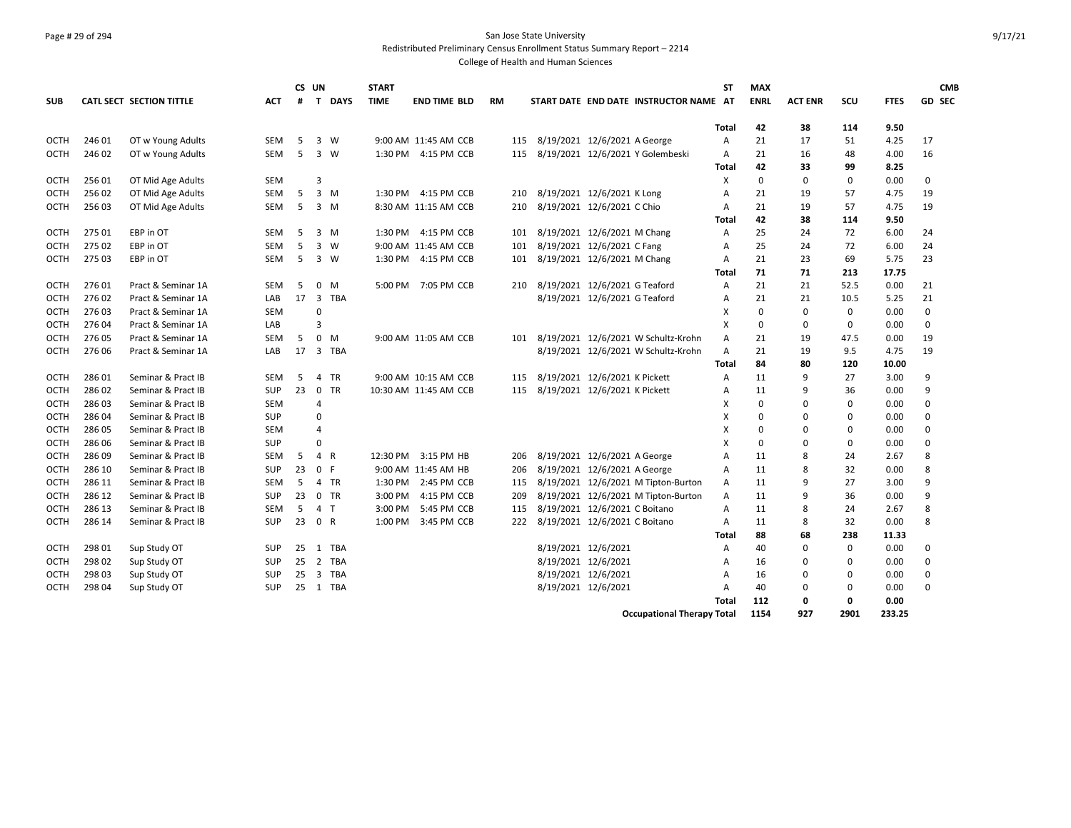San Jose State University

Redistributed Preliminary Census Enrollment Status Summary Report – 2214

College of Health and Human Sciences

| SUB | CATL SECT | SECTION TITTLE | ACT | CS # | UN T | DAYS | START TIME | END TIME | BLD | RM | START DATE | END DATE | INSTRUCTOR NAME | ST AT | MAX ENRL | ACT ENR | SCU | FTES | GD | CMB SEC |
|---|---|---|---|---|---|---|---|---|---|---|---|---|---|---|---|---|---|---|---|---|
| | | | | | | | | | | | | | | Total | 42 | 38 | 114 | 9.50 | | |
| OCTH | 246 01 | OT w Young Adults | SEM | 5 | 3 | W | 9:00 AM | 11:45 AM | CCB | 115 | 8/19/2021 | 12/6/2021 | A George | A | 21 | 17 | 51 | 4.25 | 17 | |
| OCTH | 246 02 | OT w Young Adults | SEM | 5 | 3 | W | 1:30 PM | 4:15 PM | CCB | 115 | 8/19/2021 | 12/6/2021 | Y Golembeski | A | 21 | 16 | 48 | 4.00 | 16 | |
| | | | | | | | | | | | | | | Total | 42 | 33 | 99 | 8.25 | | |
| OCTH | 256 01 | OT Mid Age Adults | SEM | | 3 | | | | | | | | | X | 0 | 0 | 0 | 0.00 | 0 | |
| OCTH | 256 02 | OT Mid Age Adults | SEM | 5 | 3 | M | 1:30 PM | 4:15 PM | CCB | 210 | 8/19/2021 | 12/6/2021 | K Long | A | 21 | 19 | 57 | 4.75 | 19 | |
| OCTH | 256 03 | OT Mid Age Adults | SEM | 5 | 3 | M | 8:30 AM | 11:15 AM | CCB | 210 | 8/19/2021 | 12/6/2021 | C Chio | A | 21 | 19 | 57 | 4.75 | 19 | |
| | | | | | | | | | | | | | | Total | 42 | 38 | 114 | 9.50 | | |
| OCTH | 275 01 | EBP in OT | SEM | 5 | 3 | M | 1:30 PM | 4:15 PM | CCB | 101 | 8/19/2021 | 12/6/2021 | M Chang | A | 25 | 24 | 72 | 6.00 | 24 | |
| OCTH | 275 02 | EBP in OT | SEM | 5 | 3 | W | 9:00 AM | 11:45 AM | CCB | 101 | 8/19/2021 | 12/6/2021 | C Fang | A | 25 | 24 | 72 | 6.00 | 24 | |
| OCTH | 275 03 | EBP in OT | SEM | 5 | 3 | W | 1:30 PM | 4:15 PM | CCB | 101 | 8/19/2021 | 12/6/2021 | M Chang | A | 21 | 23 | 69 | 5.75 | 23 | |
| | | | | | | | | | | | | | | Total | 71 | 71 | 213 | 17.75 | | |
| OCTH | 276 01 | Pract & Seminar 1A | SEM | 5 | 0 | M | 5:00 PM | 7:05 PM | CCB | 210 | 8/19/2021 | 12/6/2021 | G Teaford | A | 21 | 21 | 52.5 | 0.00 | 21 | |
| OCTH | 276 02 | Pract & Seminar 1A | LAB | 17 | 3 | TBA | | | | | 8/19/2021 | 12/6/2021 | G Teaford | A | 21 | 21 | 10.5 | 5.25 | 21 | |
| OCTH | 276 03 | Pract & Seminar 1A | SEM | | 0 | | | | | | | | | X | 0 | 0 | 0 | 0.00 | 0 | |
| OCTH | 276 04 | Pract & Seminar 1A | LAB | | 3 | | | | | | | | | X | 0 | 0 | 0 | 0.00 | 0 | |
| OCTH | 276 05 | Pract & Seminar 1A | SEM | 5 | 0 | M | 9:00 AM | 11:05 AM | CCB | 101 | 8/19/2021 | 12/6/2021 | W Schultz-Krohn | A | 21 | 19 | 47.5 | 0.00 | 19 | |
| OCTH | 276 06 | Pract & Seminar 1A | LAB | 17 | 3 | TBA | | | | | 8/19/2021 | 12/6/2021 | W Schultz-Krohn | A | 21 | 19 | 9.5 | 4.75 | 19 | |
| | | | | | | | | | | | | | | Total | 84 | 80 | 120 | 10.00 | | |
| OCTH | 286 01 | Seminar & Pract IB | SEM | 5 | 4 | TR | 9:00 AM | 10:15 AM | CCB | 115 | 8/19/2021 | 12/6/2021 | K Pickett | A | 11 | 9 | 27 | 3.00 | 9 | |
| OCTH | 286 02 | Seminar & Pract IB | SUP | 23 | 0 | TR | 10:30 AM | 11:45 AM | CCB | 115 | 8/19/2021 | 12/6/2021 | K Pickett | A | 11 | 9 | 36 | 0.00 | 9 | |
| OCTH | 286 03 | Seminar & Pract IB | SEM | | 4 | | | | | | | | | X | 0 | 0 | 0 | 0.00 | 0 | |
| OCTH | 286 04 | Seminar & Pract IB | SUP | | 0 | | | | | | | | | X | 0 | 0 | 0 | 0.00 | 0 | |
| OCTH | 286 05 | Seminar & Pract IB | SEM | | 4 | | | | | | | | | X | 0 | 0 | 0 | 0.00 | 0 | |
| OCTH | 286 06 | Seminar & Pract IB | SUP | | 0 | | | | | | | | | X | 0 | 0 | 0 | 0.00 | 0 | |
| OCTH | 286 09 | Seminar & Pract IB | SEM | 5 | 4 | R | 12:30 PM | 3:15 PM | HB | 206 | 8/19/2021 | 12/6/2021 | A George | A | 11 | 8 | 24 | 2.67 | 8 | |
| OCTH | 286 10 | Seminar & Pract IB | SUP | 23 | 0 | F | 9:00 AM | 11:45 AM | HB | 206 | 8/19/2021 | 12/6/2021 | A George | A | 11 | 8 | 32 | 0.00 | 8 | |
| OCTH | 286 11 | Seminar & Pract IB | SEM | 5 | 4 | TR | 1:30 PM | 2:45 PM | CCB | 115 | 8/19/2021 | 12/6/2021 | M Tipton-Burton | A | 11 | 9 | 27 | 3.00 | 9 | |
| OCTH | 286 12 | Seminar & Pract IB | SUP | 23 | 0 | TR | 3:00 PM | 4:15 PM | CCB | 209 | 8/19/2021 | 12/6/2021 | M Tipton-Burton | A | 11 | 9 | 36 | 0.00 | 9 | |
| OCTH | 286 13 | Seminar & Pract IB | SEM | 5 | 4 | T | 3:00 PM | 5:45 PM | CCB | 115 | 8/19/2021 | 12/6/2021 | C Boitano | A | 11 | 8 | 24 | 2.67 | 8 | |
| OCTH | 286 14 | Seminar & Pract IB | SUP | 23 | 0 | R | 1:00 PM | 3:45 PM | CCB | 222 | 8/19/2021 | 12/6/2021 | C Boitano | A | 11 | 8 | 32 | 0.00 | 8 | |
| | | | | | | | | | | | | | | Total | 88 | 68 | 238 | 11.33 | | |
| OCTH | 298 01 | Sup Study OT | SUP | 25 | 1 | TBA | | | | | 8/19/2021 | 12/6/2021 | | A | 40 | 0 | 0 | 0.00 | 0 | |
| OCTH | 298 02 | Sup Study OT | SUP | 25 | 2 | TBA | | | | | 8/19/2021 | 12/6/2021 | | A | 16 | 0 | 0 | 0.00 | 0 | |
| OCTH | 298 03 | Sup Study OT | SUP | 25 | 3 | TBA | | | | | 8/19/2021 | 12/6/2021 | | A | 16 | 0 | 0 | 0.00 | 0 | |
| OCTH | 298 04 | Sup Study OT | SUP | 25 | 1 | TBA | | | | | 8/19/2021 | 12/6/2021 | | A | 40 | 0 | 0 | 0.00 | 0 | |
| | | | | | | | | | | | | | | Total | 112 | 0 | 0 | 0.00 | | |
| | | | | | | | | | | | | | Occupational Therapy Total | | 1154 | 927 | 2901 | 233.25 | | |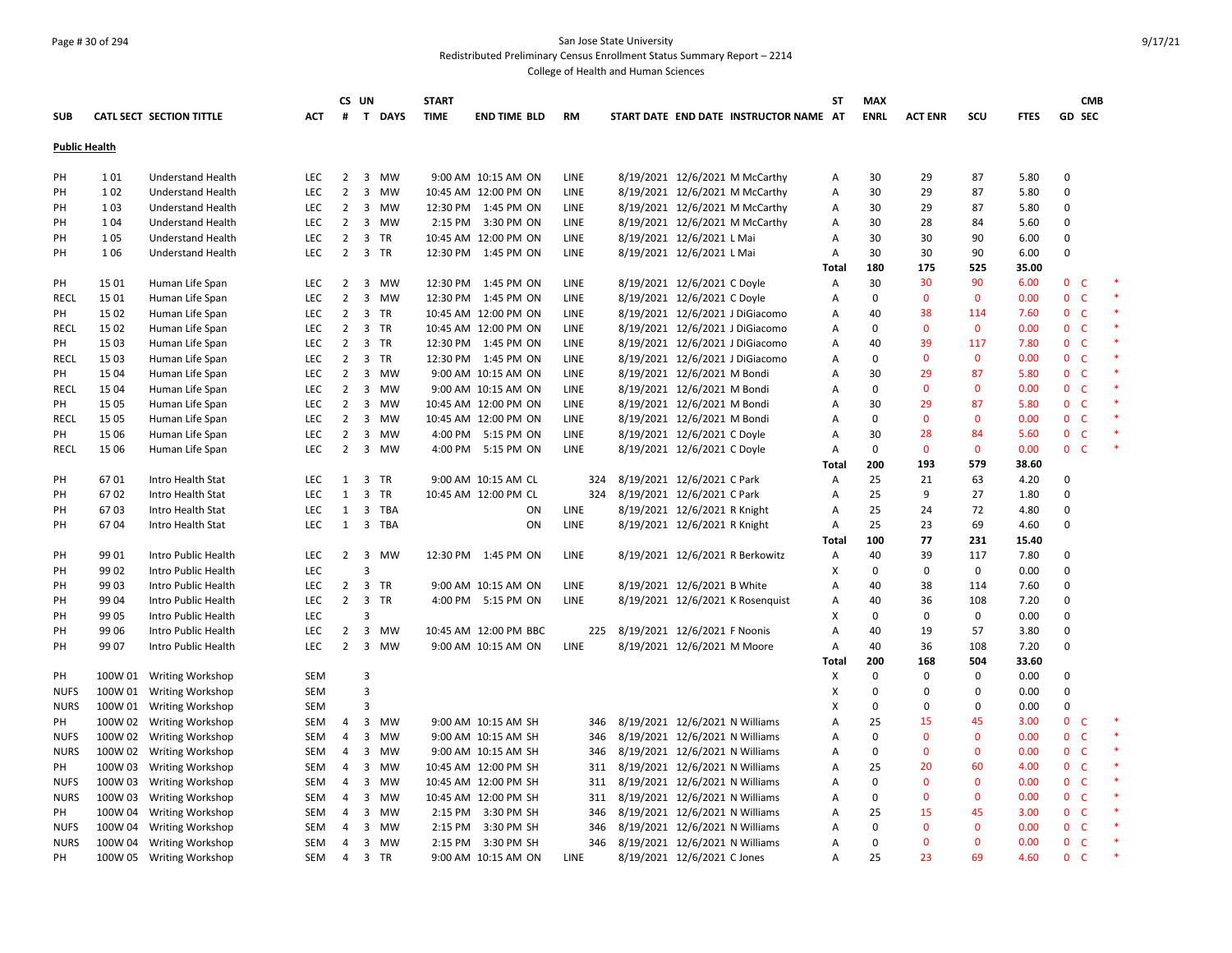San Jose State University

Redistributed Preliminary Census Enrollment Status Summary Report – 2214

College of Health and Human Sciences

9/17/21

| SUB | CATL SECT | SECTION TITTLE | ACT | CS # | UN T | DAYS | START TIME | END TIME | BLD | RM | START DATE | END DATE | INSTRUCTOR NAME | ST AT | MAX ENRL | ACT ENR | SCU | FTES | GD | CMB SEC | |
|---|---|---|---|---|---|---|---|---|---|---|---|---|---|---|---|---|---|---|---|---|---|
| **Public Health** | | | | | | | | | | | | | | | | | | | | | |
| PH | 1 01 | Understand Health | LEC | 2 | 3 | MW | 9:00 AM | 10:15 AM | ON | LINE | 8/19/2021 | 12/6/2021 | M McCarthy | A | 30 | 29 | 87 | 5.80 | 0 | | |
| PH | 1 02 | Understand Health | LEC | 2 | 3 | MW | 10:45 AM | 12:00 PM | ON | LINE | 8/19/2021 | 12/6/2021 | M McCarthy | A | 30 | 29 | 87 | 5.80 | 0 | | |
| PH | 1 03 | Understand Health | LEC | 2 | 3 | MW | 12:30 PM | 1:45 PM | ON | LINE | 8/19/2021 | 12/6/2021 | M McCarthy | A | 30 | 29 | 87 | 5.80 | 0 | | |
| PH | 1 04 | Understand Health | LEC | 2 | 3 | MW | 2:15 PM | 3:30 PM | ON | LINE | 8/19/2021 | 12/6/2021 | M McCarthy | A | 30 | 28 | 84 | 5.60 | 0 | | |
| PH | 1 05 | Understand Health | LEC | 2 | 3 | TR | 10:45 AM | 12:00 PM | ON | LINE | 8/19/2021 | 12/6/2021 | L Mai | A | 30 | 30 | 90 | 6.00 | 0 | | |
| PH | 1 06 | Understand Health | LEC | 2 | 3 | TR | 12:30 PM | 1:45 PM | ON | LINE | 8/19/2021 | 12/6/2021 | L Mai | A | 30 | 30 | 90 | 6.00 | 0 | | |
| | | | | | | | | | | | | | | Total | 180 | 175 | 525 | 35.00 | | | |
| PH | 15 01 | Human Life Span | LEC | 2 | 3 | MW | 12:30 PM | 1:45 PM | ON | LINE | 8/19/2021 | 12/6/2021 | C Doyle | A | 30 | 30 | 90 | 6.00 | 0 | C | * |
| RECL | 15 01 | Human Life Span | LEC | 2 | 3 | MW | 12:30 PM | 1:45 PM | ON | LINE | 8/19/2021 | 12/6/2021 | C Doyle | A | 0 | 0 | 0 | 0.00 | 0 | C | * |
| PH | 15 02 | Human Life Span | LEC | 2 | 3 | TR | 10:45 AM | 12:00 PM | ON | LINE | 8/19/2021 | 12/6/2021 | J DiGiacomo | A | 40 | 38 | 114 | 7.60 | 0 | C | * |
| RECL | 15 02 | Human Life Span | LEC | 2 | 3 | TR | 10:45 AM | 12:00 PM | ON | LINE | 8/19/2021 | 12/6/2021 | J DiGiacomo | A | 0 | 0 | 0 | 0.00 | 0 | C | * |
| PH | 15 03 | Human Life Span | LEC | 2 | 3 | TR | 12:30 PM | 1:45 PM | ON | LINE | 8/19/2021 | 12/6/2021 | J DiGiacomo | A | 40 | 39 | 117 | 7.80 | 0 | C | * |
| RECL | 15 03 | Human Life Span | LEC | 2 | 3 | TR | 12:30 PM | 1:45 PM | ON | LINE | 8/19/2021 | 12/6/2021 | J DiGiacomo | A | 0 | 0 | 0 | 0.00 | 0 | C | * |
| PH | 15 04 | Human Life Span | LEC | 2 | 3 | MW | 9:00 AM | 10:15 AM | ON | LINE | 8/19/2021 | 12/6/2021 | M Bondi | A | 30 | 29 | 87 | 5.80 | 0 | C | * |
| RECL | 15 04 | Human Life Span | LEC | 2 | 3 | MW | 9:00 AM | 10:15 AM | ON | LINE | 8/19/2021 | 12/6/2021 | M Bondi | A | 0 | 0 | 0 | 0.00 | 0 | C | * |
| PH | 15 05 | Human Life Span | LEC | 2 | 3 | MW | 10:45 AM | 12:00 PM | ON | LINE | 8/19/2021 | 12/6/2021 | M Bondi | A | 30 | 29 | 87 | 5.80 | 0 | C | * |
| RECL | 15 05 | Human Life Span | LEC | 2 | 3 | MW | 10:45 AM | 12:00 PM | ON | LINE | 8/19/2021 | 12/6/2021 | M Bondi | A | 0 | 0 | 0 | 0.00 | 0 | C | * |
| PH | 15 06 | Human Life Span | LEC | 2 | 3 | MW | 4:00 PM | 5:15 PM | ON | LINE | 8/19/2021 | 12/6/2021 | C Doyle | A | 30 | 28 | 84 | 5.60 | 0 | C | * |
| RECL | 15 06 | Human Life Span | LEC | 2 | 3 | MW | 4:00 PM | 5:15 PM | ON | LINE | 8/19/2021 | 12/6/2021 | C Doyle | A | 0 | 0 | 0 | 0.00 | 0 | C | * |
| | | | | | | | | | | | | | | Total | 200 | 193 | 579 | 38.60 | | | |
| PH | 67 01 | Intro Health Stat | LEC | 1 | 3 | TR | 9:00 AM | 10:15 AM | CL | 324 | 8/19/2021 | 12/6/2021 | C Park | A | 25 | 21 | 63 | 4.20 | 0 | | |
| PH | 67 02 | Intro Health Stat | LEC | 1 | 3 | TR | 10:45 AM | 12:00 PM | CL | 324 | 8/19/2021 | 12/6/2021 | C Park | A | 25 | 9 | 27 | 1.80 | 0 | | |
| PH | 67 03 | Intro Health Stat | LEC | 1 | 3 | TBA | | | ON | LINE | 8/19/2021 | 12/6/2021 | R Knight | A | 25 | 24 | 72 | 4.80 | 0 | | |
| PH | 67 04 | Intro Health Stat | LEC | 1 | 3 | TBA | | | ON | LINE | 8/19/2021 | 12/6/2021 | R Knight | A | 25 | 23 | 69 | 4.60 | 0 | | |
| | | | | | | | | | | | | | | Total | 100 | 77 | 231 | 15.40 | | | |
| PH | 99 01 | Intro Public Health | LEC | 2 | 3 | MW | 12:30 PM | 1:45 PM | ON | LINE | 8/19/2021 | 12/6/2021 | R Berkowitz | A | 40 | 39 | 117 | 7.80 | 0 | | |
| PH | 99 02 | Intro Public Health | LEC | | 3 | | | | | | | | | X | 0 | 0 | 0 | 0.00 | 0 | | |
| PH | 99 03 | Intro Public Health | LEC | 2 | 3 | TR | 9:00 AM | 10:15 AM | ON | LINE | 8/19/2021 | 12/6/2021 | B White | A | 40 | 38 | 114 | 7.60 | 0 | | |
| PH | 99 04 | Intro Public Health | LEC | 2 | 3 | TR | 4:00 PM | 5:15 PM | ON | LINE | 8/19/2021 | 12/6/2021 | K Rosenquist | A | 40 | 36 | 108 | 7.20 | 0 | | |
| PH | 99 05 | Intro Public Health | LEC | | 3 | | | | | | | | | X | 0 | 0 | 0 | 0.00 | 0 | | |
| PH | 99 06 | Intro Public Health | LEC | 2 | 3 | MW | 10:45 AM | 12:00 PM | BBC | 225 | 8/19/2021 | 12/6/2021 | F Noonis | A | 40 | 19 | 57 | 3.80 | 0 | | |
| PH | 99 07 | Intro Public Health | LEC | 2 | 3 | MW | 9:00 AM | 10:15 AM | ON | LINE | 8/19/2021 | 12/6/2021 | M Moore | A | 40 | 36 | 108 | 7.20 | 0 | | |
| | | | | | | | | | | | | | | Total | 200 | 168 | 504 | 33.60 | | | |
| PH | 100W 01 | Writing Workshop | SEM | | 3 | | | | | | | | | X | 0 | 0 | 0 | 0.00 | 0 | | |
| NUFS | 100W 01 | Writing Workshop | SEM | | 3 | | | | | | | | | X | 0 | 0 | 0 | 0.00 | 0 | | |
| NURS | 100W 01 | Writing Workshop | SEM | | 3 | | | | | | | | | X | 0 | 0 | 0 | 0.00 | 0 | | |
| PH | 100W 02 | Writing Workshop | SEM | 4 | 3 | MW | 9:00 AM | 10:15 AM | SH | 346 | 8/19/2021 | 12/6/2021 | N Williams | A | 25 | 15 | 45 | 3.00 | 0 | C | * |
| NUFS | 100W 02 | Writing Workshop | SEM | 4 | 3 | MW | 9:00 AM | 10:15 AM | SH | 346 | 8/19/2021 | 12/6/2021 | N Williams | A | 0 | 0 | 0 | 0.00 | 0 | C | * |
| NURS | 100W 02 | Writing Workshop | SEM | 4 | 3 | MW | 9:00 AM | 10:15 AM | SH | 346 | 8/19/2021 | 12/6/2021 | N Williams | A | 0 | 0 | 0 | 0.00 | 0 | C | * |
| PH | 100W 03 | Writing Workshop | SEM | 4 | 3 | MW | 10:45 AM | 12:00 PM | SH | 311 | 8/19/2021 | 12/6/2021 | N Williams | A | 25 | 20 | 60 | 4.00 | 0 | C | * |
| NUFS | 100W 03 | Writing Workshop | SEM | 4 | 3 | MW | 10:45 AM | 12:00 PM | SH | 311 | 8/19/2021 | 12/6/2021 | N Williams | A | 0 | 0 | 0 | 0.00 | 0 | C | * |
| NURS | 100W 03 | Writing Workshop | SEM | 4 | 3 | MW | 10:45 AM | 12:00 PM | SH | 311 | 8/19/2021 | 12/6/2021 | N Williams | A | 0 | 0 | 0 | 0.00 | 0 | C | * |
| PH | 100W 04 | Writing Workshop | SEM | 4 | 3 | MW | 2:15 PM | 3:30 PM | SH | 346 | 8/19/2021 | 12/6/2021 | N Williams | A | 25 | 15 | 45 | 3.00 | 0 | C | * |
| NUFS | 100W 04 | Writing Workshop | SEM | 4 | 3 | MW | 2:15 PM | 3:30 PM | SH | 346 | 8/19/2021 | 12/6/2021 | N Williams | A | 0 | 0 | 0 | 0.00 | 0 | C | * |
| NURS | 100W 04 | Writing Workshop | SEM | 4 | 3 | MW | 2:15 PM | 3:30 PM | SH | 346 | 8/19/2021 | 12/6/2021 | N Williams | A | 0 | 0 | 0 | 0.00 | 0 | C | * |
| PH | 100W 05 | Writing Workshop | SEM | 4 | 3 | TR | 9:00 AM | 10:15 AM | ON | LINE | 8/19/2021 | 12/6/2021 | C Jones | A | 25 | 23 | 69 | 4.60 | 0 | C | * |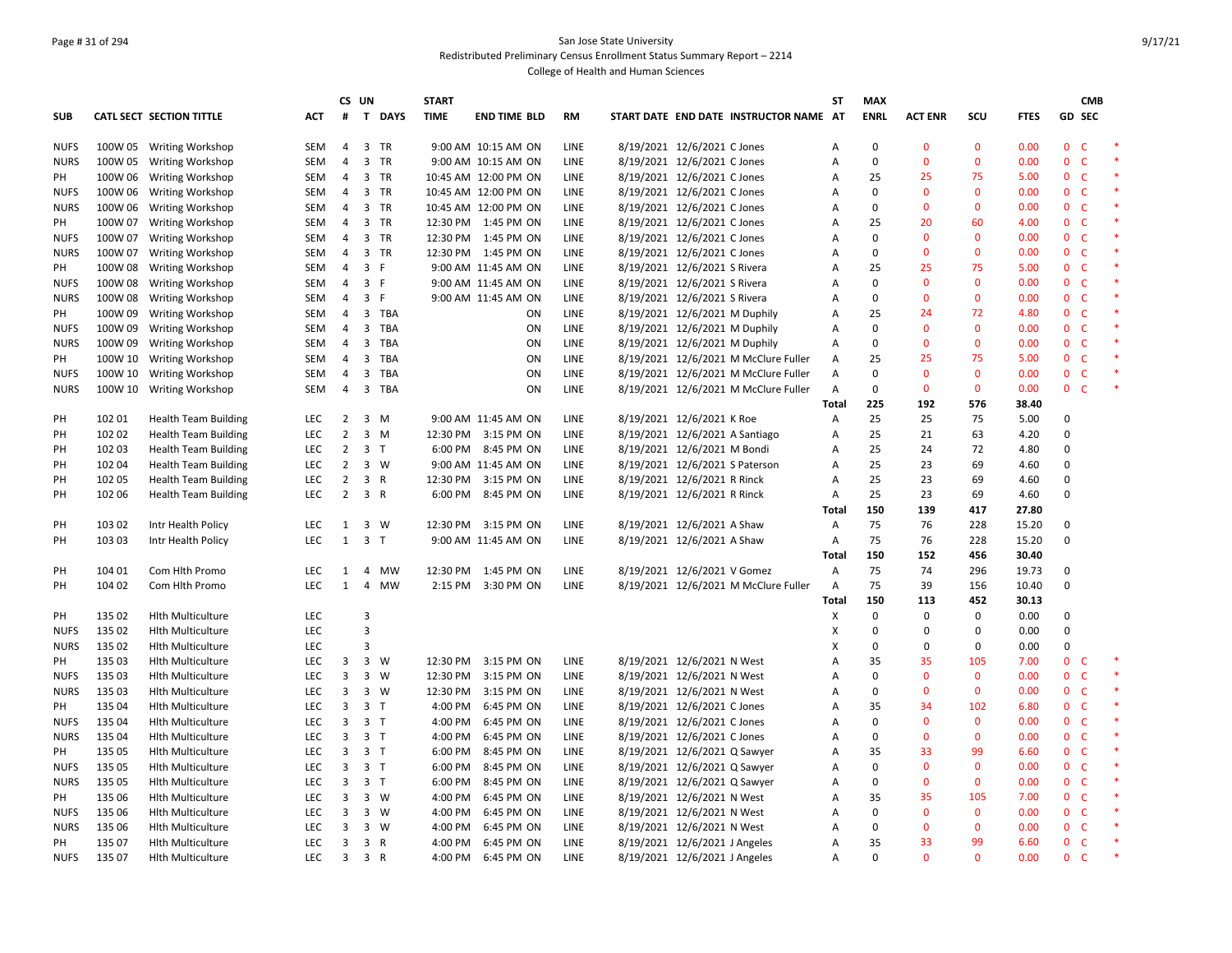San Jose State University
Redistributed Preliminary Census Enrollment Status Summary Report – 2214
College of Health and Human Sciences

| SUB | CATL SECT | SECTION TITTLE | ACT | CS # | UN T | DAYS | START TIME | END TIME | BLD | RM | START DATE | END DATE | INSTRUCTOR NAME | ST AT | MAX ENRL | ACT ENR | SCU | FTES | GD | CMB SEC | |
|---|---|---|---|---|---|---|---|---|---|---|---|---|---|---|---|---|---|---|---|---|---|
| NUFS | 100W 05 | Writing Workshop | SEM | 4 | 3 | TR | 9:00 AM | 10:15 AM | ON | LINE | 8/19/2021 | 12/6/2021 | C Jones | A | 0 | 0 | 0 | 0.00 | 0 | C | * |
| NURS | 100W 05 | Writing Workshop | SEM | 4 | 3 | TR | 9:00 AM | 10:15 AM | ON | LINE | 8/19/2021 | 12/6/2021 | C Jones | A | 0 | 0 | 0 | 0.00 | 0 | C | * |
| PH | 100W 06 | Writing Workshop | SEM | 4 | 3 | TR | 10:45 AM | 12:00 PM | ON | LINE | 8/19/2021 | 12/6/2021 | C Jones | A | 25 | 25 | 75 | 5.00 | 0 | C | * |
| NUFS | 100W 06 | Writing Workshop | SEM | 4 | 3 | TR | 10:45 AM | 12:00 PM | ON | LINE | 8/19/2021 | 12/6/2021 | C Jones | A | 0 | 0 | 0 | 0.00 | 0 | C | * |
| NURS | 100W 06 | Writing Workshop | SEM | 4 | 3 | TR | 10:45 AM | 12:00 PM | ON | LINE | 8/19/2021 | 12/6/2021 | C Jones | A | 0 | 0 | 0 | 0.00 | 0 | C | * |
| PH | 100W 07 | Writing Workshop | SEM | 4 | 3 | TR | 12:30 PM | 1:45 PM | ON | LINE | 8/19/2021 | 12/6/2021 | C Jones | A | 25 | 20 | 60 | 4.00 | 0 | C | * |
| NUFS | 100W 07 | Writing Workshop | SEM | 4 | 3 | TR | 12:30 PM | 1:45 PM | ON | LINE | 8/19/2021 | 12/6/2021 | C Jones | A | 0 | 0 | 0 | 0.00 | 0 | C | * |
| NURS | 100W 07 | Writing Workshop | SEM | 4 | 3 | TR | 12:30 PM | 1:45 PM | ON | LINE | 8/19/2021 | 12/6/2021 | C Jones | A | 0 | 0 | 0 | 0.00 | 0 | C | * |
| PH | 100W 08 | Writing Workshop | SEM | 4 | 3 | F | 9:00 AM | 11:45 AM | ON | LINE | 8/19/2021 | 12/6/2021 | S Rivera | A | 25 | 25 | 75 | 5.00 | 0 | C | * |
| NUFS | 100W 08 | Writing Workshop | SEM | 4 | 3 | F | 9:00 AM | 11:45 AM | ON | LINE | 8/19/2021 | 12/6/2021 | S Rivera | A | 0 | 0 | 0 | 0.00 | 0 | C | * |
| NURS | 100W 08 | Writing Workshop | SEM | 4 | 3 | F | 9:00 AM | 11:45 AM | ON | LINE | 8/19/2021 | 12/6/2021 | S Rivera | A | 0 | 0 | 0 | 0.00 | 0 | C | * |
| PH | 100W 09 | Writing Workshop | SEM | 4 | 3 | TBA | | | ON | LINE | 8/19/2021 | 12/6/2021 | M Duphily | A | 25 | 24 | 72 | 4.80 | 0 | C | * |
| NUFS | 100W 09 | Writing Workshop | SEM | 4 | 3 | TBA | | | ON | LINE | 8/19/2021 | 12/6/2021 | M Duphily | A | 0 | 0 | 0 | 0.00 | 0 | C | * |
| NURS | 100W 09 | Writing Workshop | SEM | 4 | 3 | TBA | | | ON | LINE | 8/19/2021 | 12/6/2021 | M Duphily | A | 0 | 0 | 0 | 0.00 | 0 | C | * |
| PH | 100W 10 | Writing Workshop | SEM | 4 | 3 | TBA | | | ON | LINE | 8/19/2021 | 12/6/2021 | M McClure Fuller | A | 25 | 25 | 75 | 5.00 | 0 | C | * |
| NUFS | 100W 10 | Writing Workshop | SEM | 4 | 3 | TBA | | | ON | LINE | 8/19/2021 | 12/6/2021 | M McClure Fuller | A | 0 | 0 | 0 | 0.00 | 0 | C | * |
| NURS | 100W 10 | Writing Workshop | SEM | 4 | 3 | TBA | | | ON | LINE | 8/19/2021 | 12/6/2021 | M McClure Fuller | A | 0 | 0 | 0 | 0.00 | 0 | C | * |
| | | | | | | | | | | | | | | **Total** | **225** | **192** | **576** | **38.40** | | | |
| PH | 102 01 | Health Team Building | LEC | 2 | 3 | M | 9:00 AM | 11:45 AM | ON | LINE | 8/19/2021 | 12/6/2021 | K Roe | A | 25 | 25 | 75 | 5.00 | 0 | | |
| PH | 102 02 | Health Team Building | LEC | 2 | 3 | M | 12:30 PM | 3:15 PM | ON | LINE | 8/19/2021 | 12/6/2021 | A Santiago | A | 25 | 21 | 63 | 4.20 | 0 | | |
| PH | 102 03 | Health Team Building | LEC | 2 | 3 | T | 6:00 PM | 8:45 PM | ON | LINE | 8/19/2021 | 12/6/2021 | M Bondi | A | 25 | 24 | 72 | 4.80 | 0 | | |
| PH | 102 04 | Health Team Building | LEC | 2 | 3 | W | 9:00 AM | 11:45 AM | ON | LINE | 8/19/2021 | 12/6/2021 | S Paterson | A | 25 | 23 | 69 | 4.60 | 0 | | |
| PH | 102 05 | Health Team Building | LEC | 2 | 3 | R | 12:30 PM | 3:15 PM | ON | LINE | 8/19/2021 | 12/6/2021 | R Rinck | A | 25 | 23 | 69 | 4.60 | 0 | | |
| PH | 102 06 | Health Team Building | LEC | 2 | 3 | R | 6:00 PM | 8:45 PM | ON | LINE | 8/19/2021 | 12/6/2021 | R Rinck | A | 25 | 23 | 69 | 4.60 | 0 | | |
| | | | | | | | | | | | | | | **Total** | **150** | **139** | **417** | **27.80** | | | |
| PH | 103 02 | Intr Health Policy | LEC | 1 | 3 | W | 12:30 PM | 3:15 PM | ON | LINE | 8/19/2021 | 12/6/2021 | A Shaw | A | 75 | 76 | 228 | 15.20 | 0 | | |
| PH | 103 03 | Intr Health Policy | LEC | 1 | 3 | T | 9:00 AM | 11:45 AM | ON | LINE | 8/19/2021 | 12/6/2021 | A Shaw | A | 75 | 76 | 228 | 15.20 | 0 | | |
| | | | | | | | | | | | | | | **Total** | **150** | **152** | **456** | **30.40** | | | |
| PH | 104 01 | Com Hlth Promo | LEC | 1 | 4 | MW | 12:30 PM | 1:45 PM | ON | LINE | 8/19/2021 | 12/6/2021 | V Gomez | A | 75 | 74 | 296 | 19.73 | 0 | | |
| PH | 104 02 | Com Hlth Promo | LEC | 1 | 4 | MW | 2:15 PM | 3:30 PM | ON | LINE | 8/19/2021 | 12/6/2021 | M McClure Fuller | A | 75 | 39 | 156 | 10.40 | 0 | | |
| | | | | | | | | | | | | | | **Total** | **150** | **113** | **452** | **30.13** | | | |
| PH | 135 02 | Hlth Multiculture | LEC | | 3 | | | | | | | | | X | 0 | 0 | 0 | 0.00 | 0 | | |
| NUFS | 135 02 | Hlth Multiculture | LEC | | 3 | | | | | | | | | X | 0 | 0 | 0 | 0.00 | 0 | | |
| NURS | 135 02 | Hlth Multiculture | LEC | | 3 | | | | | | | | | X | 0 | 0 | 0 | 0.00 | 0 | | |
| PH | 135 03 | Hlth Multiculture | LEC | 3 | 3 | W | 12:30 PM | 3:15 PM | ON | LINE | 8/19/2021 | 12/6/2021 | N West | A | 35 | 35 | 105 | 7.00 | 0 | C | * |
| NUFS | 135 03 | Hlth Multiculture | LEC | 3 | 3 | W | 12:30 PM | 3:15 PM | ON | LINE | 8/19/2021 | 12/6/2021 | N West | A | 0 | 0 | 0 | 0.00 | 0 | C | * |
| NURS | 135 03 | Hlth Multiculture | LEC | 3 | 3 | W | 12:30 PM | 3:15 PM | ON | LINE | 8/19/2021 | 12/6/2021 | N West | A | 0 | 0 | 0 | 0.00 | 0 | C | * |
| PH | 135 04 | Hlth Multiculture | LEC | 3 | 3 | T | 4:00 PM | 6:45 PM | ON | LINE | 8/19/2021 | 12/6/2021 | C Jones | A | 35 | 34 | 102 | 6.80 | 0 | C | * |
| NUFS | 135 04 | Hlth Multiculture | LEC | 3 | 3 | T | 4:00 PM | 6:45 PM | ON | LINE | 8/19/2021 | 12/6/2021 | C Jones | A | 0 | 0 | 0 | 0.00 | 0 | C | * |
| NURS | 135 04 | Hlth Multiculture | LEC | 3 | 3 | T | 4:00 PM | 6:45 PM | ON | LINE | 8/19/2021 | 12/6/2021 | C Jones | A | 0 | 0 | 0 | 0.00 | 0 | C | * |
| PH | 135 05 | Hlth Multiculture | LEC | 3 | 3 | T | 6:00 PM | 8:45 PM | ON | LINE | 8/19/2021 | 12/6/2021 | Q Sawyer | A | 35 | 33 | 99 | 6.60 | 0 | C | * |
| NUFS | 135 05 | Hlth Multiculture | LEC | 3 | 3 | T | 6:00 PM | 8:45 PM | ON | LINE | 8/19/2021 | 12/6/2021 | Q Sawyer | A | 0 | 0 | 0 | 0.00 | 0 | C | * |
| NURS | 135 05 | Hlth Multiculture | LEC | 3 | 3 | T | 6:00 PM | 8:45 PM | ON | LINE | 8/19/2021 | 12/6/2021 | Q Sawyer | A | 0 | 0 | 0 | 0.00 | 0 | C | * |
| PH | 135 06 | Hlth Multiculture | LEC | 3 | 3 | W | 4:00 PM | 6:45 PM | ON | LINE | 8/19/2021 | 12/6/2021 | N West | A | 35 | 35 | 105 | 7.00 | 0 | C | * |
| NUFS | 135 06 | Hlth Multiculture | LEC | 3 | 3 | W | 4:00 PM | 6:45 PM | ON | LINE | 8/19/2021 | 12/6/2021 | N West | A | 0 | 0 | 0 | 0.00 | 0 | C | * |
| NURS | 135 06 | Hlth Multiculture | LEC | 3 | 3 | W | 4:00 PM | 6:45 PM | ON | LINE | 8/19/2021 | 12/6/2021 | N West | A | 0 | 0 | 0 | 0.00 | 0 | C | * |
| PH | 135 07 | Hlth Multiculture | LEC | 3 | 3 | R | 4:00 PM | 6:45 PM | ON | LINE | 8/19/2021 | 12/6/2021 | J Angeles | A | 35 | 33 | 99 | 6.60 | 0 | C | * |
| NUFS | 135 07 | Hlth Multiculture | LEC | 3 | 3 | R | 4:00 PM | 6:45 PM | ON | LINE | 8/19/2021 | 12/6/2021 | J Angeles | A | 0 | 0 | 0 | 0.00 | 0 | C | * |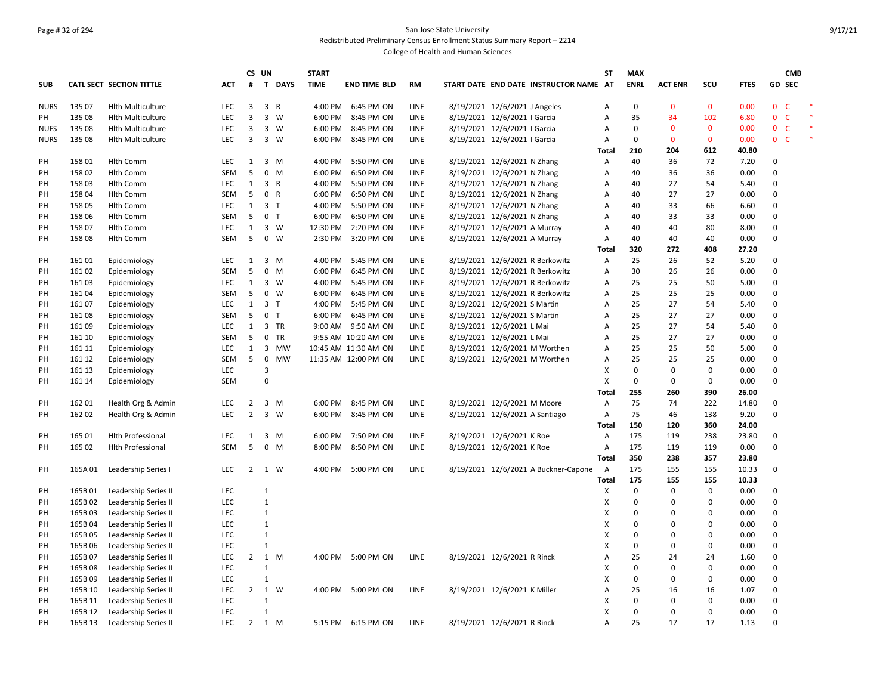San Jose State University

Redistributed Preliminary Census Enrollment Status Summary Report – 2214

College of Health and Human Sciences

| SUB | CATL | SECT | SECTION TITTLE | ACT | CS # | UN T | DAYS | START TIME | END TIME | BLD | RM | START DATE | END DATE | INSTRUCTOR NAME | ST AT | MAX ENRL | ACT ENR | SCU | FTES | GD | CMB SEC | |
|---|---|---|---|---|---|---|---|---|---|---|---|---|---|---|---|---|---|---|---|---|---|---|
| NURS | 135 | 07 | Hlth Multiculture | LEC | 3 | 3 | R | 4:00 PM | 6:45 PM | ON | LINE | 8/19/2021 | 12/6/2021 | J Angeles | A | 0 | 0 | 0 | 0.00 | 0 | C | * |
| PH | 135 | 08 | Hlth Multiculture | LEC | 3 | 3 | W | 6:00 PM | 8:45 PM | ON | LINE | 8/19/2021 | 12/6/2021 | I Garcia | A | 35 | 34 | 102 | 6.80 | 0 | C | * |
| NUFS | 135 | 08 | Hlth Multiculture | LEC | 3 | 3 | W | 6:00 PM | 8:45 PM | ON | LINE | 8/19/2021 | 12/6/2021 | I Garcia | A | 0 | 0 | 0 | 0.00 | 0 | C | * |
| NURS | 135 | 08 | Hlth Multiculture | LEC | 3 | 3 | W | 6:00 PM | 8:45 PM | ON | LINE | 8/19/2021 | 12/6/2021 | I Garcia | A | 0 | 0 | 0 | 0.00 | 0 | C | * |
| | | | | | | | | | | | | | | | Total | 210 | 204 | 612 | 40.80 | | | |
| PH | 158 | 01 | Hlth Comm | LEC | 1 | 3 | M | 4:00 PM | 5:50 PM | ON | LINE | 8/19/2021 | 12/6/2021 | N Zhang | A | 40 | 36 | 72 | 7.20 | 0 | | |
| PH | 158 | 02 | Hlth Comm | SEM | 5 | 0 | M | 6:00 PM | 6:50 PM | ON | LINE | 8/19/2021 | 12/6/2021 | N Zhang | A | 40 | 36 | 36 | 0.00 | 0 | | |
| PH | 158 | 03 | Hlth Comm | LEC | 1 | 3 | R | 4:00 PM | 5:50 PM | ON | LINE | 8/19/2021 | 12/6/2021 | N Zhang | A | 40 | 27 | 54 | 5.40 | 0 | | |
| PH | 158 | 04 | Hlth Comm | SEM | 5 | 0 | R | 6:00 PM | 6:50 PM | ON | LINE | 8/19/2021 | 12/6/2021 | N Zhang | A | 40 | 27 | 27 | 0.00 | 0 | | |
| PH | 158 | 05 | Hlth Comm | LEC | 1 | 3 | T | 4:00 PM | 5:50 PM | ON | LINE | 8/19/2021 | 12/6/2021 | N Zhang | A | 40 | 33 | 66 | 6.60 | 0 | | |
| PH | 158 | 06 | Hlth Comm | SEM | 5 | 0 | T | 6:00 PM | 6:50 PM | ON | LINE | 8/19/2021 | 12/6/2021 | N Zhang | A | 40 | 33 | 33 | 0.00 | 0 | | |
| PH | 158 | 07 | Hlth Comm | LEC | 1 | 3 | W | 12:30 PM | 2:20 PM | ON | LINE | 8/19/2021 | 12/6/2021 | A Murray | A | 40 | 40 | 80 | 8.00 | 0 | | |
| PH | 158 | 08 | Hlth Comm | SEM | 5 | 0 | W | 2:30 PM | 3:20 PM | ON | LINE | 8/19/2021 | 12/6/2021 | A Murray | A | 40 | 40 | 40 | 0.00 | 0 | | |
| | | | | | | | | | | | | | | | Total | 320 | 272 | 408 | 27.20 | | | |
| PH | 161 | 01 | Epidemiology | LEC | 1 | 3 | M | 4:00 PM | 5:45 PM | ON | LINE | 8/19/2021 | 12/6/2021 | R Berkowitz | A | 25 | 26 | 52 | 5.20 | 0 | | |
| PH | 161 | 02 | Epidemiology | SEM | 5 | 0 | M | 6:00 PM | 6:45 PM | ON | LINE | 8/19/2021 | 12/6/2021 | R Berkowitz | A | 30 | 26 | 26 | 0.00 | 0 | | |
| PH | 161 | 03 | Epidemiology | LEC | 1 | 3 | W | 4:00 PM | 5:45 PM | ON | LINE | 8/19/2021 | 12/6/2021 | R Berkowitz | A | 25 | 25 | 50 | 5.00 | 0 | | |
| PH | 161 | 04 | Epidemiology | SEM | 5 | 0 | W | 6:00 PM | 6:45 PM | ON | LINE | 8/19/2021 | 12/6/2021 | R Berkowitz | A | 25 | 25 | 25 | 0.00 | 0 | | |
| PH | 161 | 07 | Epidemiology | LEC | 1 | 3 | T | 4:00 PM | 5:45 PM | ON | LINE | 8/19/2021 | 12/6/2021 | S Martin | A | 25 | 27 | 54 | 5.40 | 0 | | |
| PH | 161 | 08 | Epidemiology | SEM | 5 | 0 | T | 6:00 PM | 6:45 PM | ON | LINE | 8/19/2021 | 12/6/2021 | S Martin | A | 25 | 27 | 27 | 0.00 | 0 | | |
| PH | 161 | 09 | Epidemiology | LEC | 1 | 3 | TR | 9:00 AM | 9:50 AM | ON | LINE | 8/19/2021 | 12/6/2021 | L Mai | A | 25 | 27 | 54 | 5.40 | 0 | | |
| PH | 161 | 10 | Epidemiology | SEM | 5 | 0 | TR | 9:55 AM | 10:20 AM | ON | LINE | 8/19/2021 | 12/6/2021 | L Mai | A | 25 | 27 | 27 | 0.00 | 0 | | |
| PH | 161 | 11 | Epidemiology | LEC | 1 | 3 | MW | 10:45 AM | 11:30 AM | ON | LINE | 8/19/2021 | 12/6/2021 | M Worthen | A | 25 | 25 | 50 | 5.00 | 0 | | |
| PH | 161 | 12 | Epidemiology | SEM | 5 | 0 | MW | 11:35 AM | 12:00 PM | ON | LINE | 8/19/2021 | 12/6/2021 | M Worthen | A | 25 | 25 | 25 | 0.00 | 0 | | |
| PH | 161 | 13 | Epidemiology | LEC | | 3 | | | | | | | | | X | 0 | 0 | 0 | 0.00 | 0 | | |
| PH | 161 | 14 | Epidemiology | SEM | | 0 | | | | | | | | | X | 0 | 0 | 0 | 0.00 | 0 | | |
| | | | | | | | | | | | | | | | Total | 255 | 260 | 390 | 26.00 | | | |
| PH | 162 | 01 | Health Org & Admin | LEC | 2 | 3 | M | 6:00 PM | 8:45 PM | ON | LINE | 8/19/2021 | 12/6/2021 | M Moore | A | 75 | 74 | 222 | 14.80 | 0 | | |
| PH | 162 | 02 | Health Org & Admin | LEC | 2 | 3 | W | 6:00 PM | 8:45 PM | ON | LINE | 8/19/2021 | 12/6/2021 | A Santiago | A | 75 | 46 | 138 | 9.20 | 0 | | |
| | | | | | | | | | | | | | | | Total | 150 | 120 | 360 | 24.00 | | | |
| PH | 165 | 01 | Hlth Professional | LEC | 1 | 3 | M | 6:00 PM | 7:50 PM | ON | LINE | 8/19/2021 | 12/6/2021 | K Roe | A | 175 | 119 | 238 | 23.80 | 0 | | |
| PH | 165 | 02 | Hlth Professional | SEM | 5 | 0 | M | 8:00 PM | 8:50 PM | ON | LINE | 8/19/2021 | 12/6/2021 | K Roe | A | 175 | 119 | 119 | 0.00 | 0 | | |
| | | | | | | | | | | | | | | | Total | 350 | 238 | 357 | 23.80 | | | |
| PH | 165A | 01 | Leadership Series I | LEC | 2 | 1 | W | 4:00 PM | 5:00 PM | ON | LINE | 8/19/2021 | 12/6/2021 | A Buckner-Capone | A | 175 | 155 | 155 | 10.33 | 0 | | |
| | | | | | | | | | | | | | | | Total | 175 | 155 | 155 | 10.33 | | | |
| PH | 165B | 01 | Leadership Series II | LEC | | 1 | | | | | | | | | X | 0 | 0 | 0 | 0.00 | 0 | | |
| PH | 165B | 02 | Leadership Series II | LEC | | 1 | | | | | | | | | X | 0 | 0 | 0 | 0.00 | 0 | | |
| PH | 165B | 03 | Leadership Series II | LEC | | 1 | | | | | | | | | X | 0 | 0 | 0 | 0.00 | 0 | | |
| PH | 165B | 04 | Leadership Series II | LEC | | 1 | | | | | | | | | X | 0 | 0 | 0 | 0.00 | 0 | | |
| PH | 165B | 05 | Leadership Series II | LEC | | 1 | | | | | | | | | X | 0 | 0 | 0 | 0.00 | 0 | | |
| PH | 165B | 06 | Leadership Series II | LEC | | 1 | | | | | | | | | X | 0 | 0 | 0 | 0.00 | 0 | | |
| PH | 165B | 07 | Leadership Series II | LEC | 2 | 1 | M | 4:00 PM | 5:00 PM | ON | LINE | 8/19/2021 | 12/6/2021 | R Rinck | A | 25 | 24 | 24 | 1.60 | 0 | | |
| PH | 165B | 08 | Leadership Series II | LEC | | 1 | | | | | | | | | X | 0 | 0 | 0 | 0.00 | 0 | | |
| PH | 165B | 09 | Leadership Series II | LEC | | 1 | | | | | | | | | X | 0 | 0 | 0 | 0.00 | 0 | | |
| PH | 165B | 10 | Leadership Series II | LEC | 2 | 1 | W | 4:00 PM | 5:00 PM | ON | LINE | 8/19/2021 | 12/6/2021 | K Miller | A | 25 | 16 | 16 | 1.07 | 0 | | |
| PH | 165B | 11 | Leadership Series II | LEC | | 1 | | | | | | | | | X | 0 | 0 | 0 | 0.00 | 0 | | |
| PH | 165B | 12 | Leadership Series II | LEC | | 1 | | | | | | | | | X | 0 | 0 | 0 | 0.00 | 0 | | |
| PH | 165B | 13 | Leadership Series II | LEC | 2 | 1 | M | 5:15 PM | 6:15 PM | ON | LINE | 8/19/2021 | 12/6/2021 | R Rinck | A | 25 | 17 | 17 | 1.13 | 0 | | |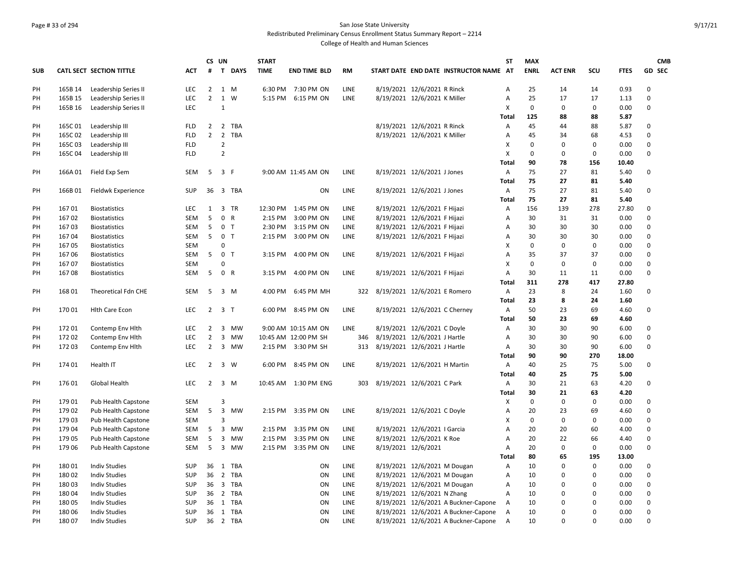San Jose State University

Redistributed Preliminary Census Enrollment Status Summary Report – 2214

College of Health and Human Sciences

| SUB | CATL SECT | SECTION TITTLE | ACT | CS # | UN T | DAYS | START TIME | END TIME | BLD | RM | START DATE | END DATE | INSTRUCTOR NAME | ST AT | MAX ENRL | ACT ENR | SCU | FTES | GD | CMB SEC |
|---|---|---|---|---|---|---|---|---|---|---|---|---|---|---|---|---|---|---|---|---|
| PH | 165B 14 | Leadership Series II | LEC | 2 | 1 | M | 6:30 PM | 7:30 PM | ON | LINE | 8/19/2021 | 12/6/2021 | R Rinck | A | 25 | 14 | 14 | 0.93 | 0 | |
| PH | 165B 15 | Leadership Series II | LEC | 2 | 1 | W | 5:15 PM | 6:15 PM | ON | LINE | 8/19/2021 | 12/6/2021 | K Miller | A | 25 | 17 | 17 | 1.13 | 0 | |
| PH | 165B 16 | Leadership Series II | LEC | | 1 | | | | | | | | | X | 0 | 0 | 0 | 0.00 | 0 | |
| | | | | | | | | | | | | | | Total | 125 | 88 | 88 | 5.87 | | |
| PH | 165C 01 | Leadership III | FLD | 2 | 2 | TBA | | | | | 8/19/2021 | 12/6/2021 | R Rinck | A | 45 | 44 | 88 | 5.87 | 0 | |
| PH | 165C 02 | Leadership III | FLD | 2 | 2 | TBA | | | | | 8/19/2021 | 12/6/2021 | K Miller | A | 45 | 34 | 68 | 4.53 | 0 | |
| PH | 165C 03 | Leadership III | FLD | | 2 | | | | | | | | | X | 0 | 0 | 0 | 0.00 | 0 | |
| PH | 165C 04 | Leadership III | FLD | | 2 | | | | | | | | | X | 0 | 0 | 0 | 0.00 | 0 | |
| | | | | | | | | | | | | | | Total | 90 | 78 | 156 | 10.40 | | |
| PH | 166A 01 | Field Exp Sem | SEM | 5 | 3 | F | 9:00 AM | 11:45 AM | ON | LINE | 8/19/2021 | 12/6/2021 | J Jones | A | 75 | 27 | 81 | 5.40 | 0 | |
| | | | | | | | | | | | | | | Total | 75 | 27 | 81 | 5.40 | | |
| PH | 166B 01 | Fieldwk Experience | SUP | 36 | 3 | TBA | | | ON | LINE | 8/19/2021 | 12/6/2021 | J Jones | A | 75 | 27 | 81 | 5.40 | 0 | |
| | | | | | | | | | | | | | | Total | 75 | 27 | 81 | 5.40 | | |
| PH | 167 01 | Biostatistics | LEC | 1 | 3 | TR | 12:30 PM | 1:45 PM | ON | LINE | 8/19/2021 | 12/6/2021 | F Hijazi | A | 156 | 139 | 278 | 27.80 | 0 | |
| PH | 167 02 | Biostatistics | SEM | 5 | 0 | R | 2:15 PM | 3:00 PM | ON | LINE | 8/19/2021 | 12/6/2021 | F Hijazi | A | 30 | 31 | 31 | 0.00 | 0 | |
| PH | 167 03 | Biostatistics | SEM | 5 | 0 | T | 2:30 PM | 3:15 PM | ON | LINE | 8/19/2021 | 12/6/2021 | F Hijazi | A | 30 | 30 | 30 | 0.00 | 0 | |
| PH | 167 04 | Biostatistics | SEM | 5 | 0 | T | 2:15 PM | 3:00 PM | ON | LINE | 8/19/2021 | 12/6/2021 | F Hijazi | A | 30 | 30 | 30 | 0.00 | 0 | |
| PH | 167 05 | Biostatistics | SEM | | 0 | | | | | | | | | X | 0 | 0 | 0 | 0.00 | 0 | |
| PH | 167 06 | Biostatistics | SEM | 5 | 0 | T | 3:15 PM | 4:00 PM | ON | LINE | 8/19/2021 | 12/6/2021 | F Hijazi | A | 35 | 37 | 37 | 0.00 | 0 | |
| PH | 167 07 | Biostatistics | SEM | | 0 | | | | | | | | | X | 0 | 0 | 0 | 0.00 | 0 | |
| PH | 167 08 | Biostatistics | SEM | 5 | 0 | R | 3:15 PM | 4:00 PM | ON | LINE | 8/19/2021 | 12/6/2021 | F Hijazi | A | 30 | 11 | 11 | 0.00 | 0 | |
| | | | | | | | | | | | | | | Total | 311 | 278 | 417 | 27.80 | | |
| PH | 168 01 | Theoretical Fdn CHE | SEM | 5 | 3 | M | 4:00 PM | 6:45 PM | MH | 322 | 8/19/2021 | 12/6/2021 | E Romero | A | 23 | 8 | 24 | 1.60 | 0 | |
| | | | | | | | | | | | | | | Total | 23 | 8 | 24 | 1.60 | | |
| PH | 170 01 | Hlth Care Econ | LEC | 2 | 3 | T | 6:00 PM | 8:45 PM | ON | LINE | 8/19/2021 | 12/6/2021 | C Cherney | A | 50 | 23 | 69 | 4.60 | 0 | |
| | | | | | | | | | | | | | | Total | 50 | 23 | 69 | 4.60 | | |
| PH | 172 01 | Contemp Env Hlth | LEC | 2 | 3 | MW | 9:00 AM | 10:15 AM | ON | LINE | 8/19/2021 | 12/6/2021 | C Doyle | A | 30 | 30 | 90 | 6.00 | 0 | |
| PH | 172 02 | Contemp Env Hlth | LEC | 2 | 3 | MW | 10:45 AM | 12:00 PM | SH | 346 | 8/19/2021 | 12/6/2021 | J Hartle | A | 30 | 30 | 90 | 6.00 | 0 | |
| PH | 172 03 | Contemp Env Hlth | LEC | 2 | 3 | MW | 2:15 PM | 3:30 PM | SH | 313 | 8/19/2021 | 12/6/2021 | J Hartle | A | 30 | 30 | 90 | 6.00 | 0 | |
| | | | | | | | | | | | | | | Total | 90 | 90 | 270 | 18.00 | | |
| PH | 174 01 | Health IT | LEC | 2 | 3 | W | 6:00 PM | 8:45 PM | ON | LINE | 8/19/2021 | 12/6/2021 | H Martin | A | 40 | 25 | 75 | 5.00 | 0 | |
| | | | | | | | | | | | | | | Total | 40 | 25 | 75 | 5.00 | | |
| PH | 176 01 | Global Health | LEC | 2 | 3 | M | 10:45 AM | 1:30 PM | ENG | 303 | 8/19/2021 | 12/6/2021 | C Park | A | 30 | 21 | 63 | 4.20 | 0 | |
| | | | | | | | | | | | | | | Total | 30 | 21 | 63 | 4.20 | | |
| PH | 179 01 | Pub Health Capstone | SEM | | 3 | | | | | | | | | X | 0 | 0 | 0 | 0.00 | 0 | |
| PH | 179 02 | Pub Health Capstone | SEM | 5 | 3 | MW | 2:15 PM | 3:35 PM | ON | LINE | 8/19/2021 | 12/6/2021 | C Doyle | A | 20 | 23 | 69 | 4.60 | 0 | |
| PH | 179 03 | Pub Health Capstone | SEM | | 3 | | | | | | | | | X | 0 | 0 | 0 | 0.00 | 0 | |
| PH | 179 04 | Pub Health Capstone | SEM | 5 | 3 | MW | 2:15 PM | 3:35 PM | ON | LINE | 8/19/2021 | 12/6/2021 | I Garcia | A | 20 | 20 | 60 | 4.00 | 0 | |
| PH | 179 05 | Pub Health Capstone | SEM | 5 | 3 | MW | 2:15 PM | 3:35 PM | ON | LINE | 8/19/2021 | 12/6/2021 | K Roe | A | 20 | 22 | 66 | 4.40 | 0 | |
| PH | 179 06 | Pub Health Capstone | SEM | 5 | 3 | MW | 2:15 PM | 3:35 PM | ON | LINE | 8/19/2021 | 12/6/2021 | | A | 20 | 0 | 0 | 0.00 | 0 | |
| | | | | | | | | | | | | | | Total | 80 | 65 | 195 | 13.00 | | |
| PH | 180 01 | Indiv Studies | SUP | 36 | 1 | TBA | | | ON | LINE | 8/19/2021 | 12/6/2021 | M Dougan | A | 10 | 0 | 0 | 0.00 | 0 | |
| PH | 180 02 | Indiv Studies | SUP | 36 | 2 | TBA | | | ON | LINE | 8/19/2021 | 12/6/2021 | M Dougan | A | 10 | 0 | 0 | 0.00 | 0 | |
| PH | 180 03 | Indiv Studies | SUP | 36 | 3 | TBA | | | ON | LINE | 8/19/2021 | 12/6/2021 | M Dougan | A | 10 | 0 | 0 | 0.00 | 0 | |
| PH | 180 04 | Indiv Studies | SUP | 36 | 2 | TBA | | | ON | LINE | 8/19/2021 | 12/6/2021 | N Zhang | A | 10 | 0 | 0 | 0.00 | 0 | |
| PH | 180 05 | Indiv Studies | SUP | 36 | 1 | TBA | | | ON | LINE | 8/19/2021 | 12/6/2021 | A Buckner-Capone | A | 10 | 0 | 0 | 0.00 | 0 | |
| PH | 180 06 | Indiv Studies | SUP | 36 | 1 | TBA | | | ON | LINE | 8/19/2021 | 12/6/2021 | A Buckner-Capone | A | 10 | 0 | 0 | 0.00 | 0 | |
| PH | 180 07 | Indiv Studies | SUP | 36 | 2 | TBA | | | ON | LINE | 8/19/2021 | 12/6/2021 | A Buckner-Capone | A | 10 | 0 | 0 | 0.00 | 0 | |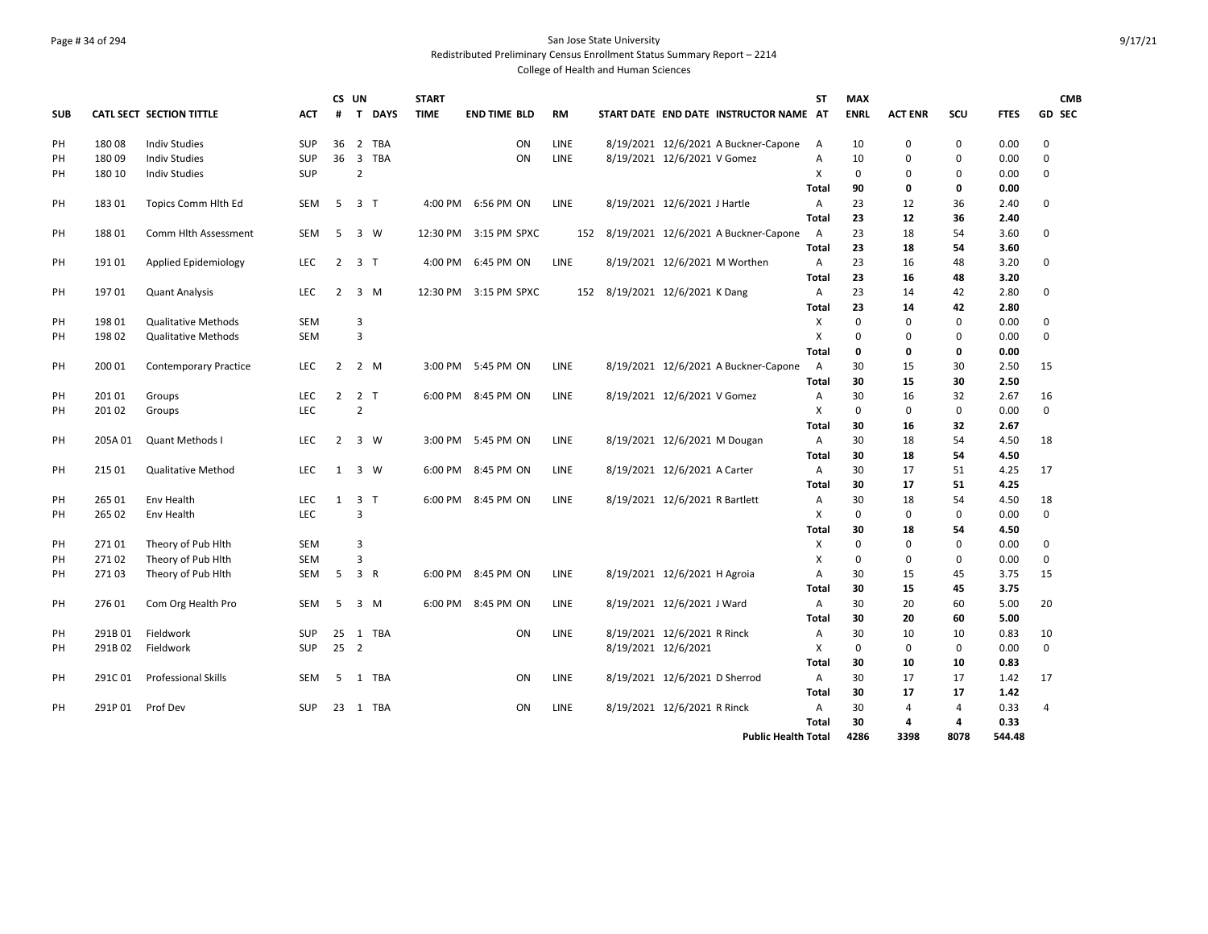San Jose State University

Redistributed Preliminary Census Enrollment Status Summary Report – 2214

College of Health and Human Sciences

| SUB | CATL SECT | SECTION TITTLE | ACT | CS # | UN T | DAYS | START TIME | END TIME | BLD | RM | START DATE | END DATE | INSTRUCTOR NAME | ST AT | MAX ENRL | ACT ENR | SCU | FTES | GD | CMB SEC |
|---|---|---|---|---|---|---|---|---|---|---|---|---|---|---|---|---|---|---|---|---|
| PH | 180 08 | Indiv Studies | SUP | 36 | 2 | TBA | | | ON | LINE | 8/19/2021 | 12/6/2021 | A Buckner-Capone | A | 10 | 0 | 0 | 0.00 | 0 | |
| PH | 180 09 | Indiv Studies | SUP | 36 | 3 | TBA | | | ON | LINE | 8/19/2021 | 12/6/2021 | V Gomez | A | 10 | 0 | 0 | 0.00 | 0 | |
| PH | 180 10 | Indiv Studies | SUP | | 2 | | | | | | | | | X | 0 | 0 | 0 | 0.00 | 0 | |
| | | | | | | | | | | | | | | **Total** | **90** | **0** | **0** | **0.00** | | |
| PH | 183 01 | Topics Comm Hlth Ed | SEM | 5 | 3 | T | 4:00 PM | 6:56 PM | ON | LINE | 8/19/2021 | 12/6/2021 | J Hartle | A | 23 | 12 | 36 | 2.40 | 0 | |
| | | | | | | | | | | | | | | **Total** | **23** | **12** | **36** | **2.40** | | |
| PH | 188 01 | Comm Hlth Assessment | SEM | 5 | 3 | W | 12:30 PM | 3:15 PM | SPXC | 152 | 8/19/2021 | 12/6/2021 | A Buckner-Capone | A | 23 | 18 | 54 | 3.60 | 0 | |
| | | | | | | | | | | | | | | **Total** | **23** | **18** | **54** | **3.60** | | |
| PH | 191 01 | Applied Epidemiology | LEC | 2 | 3 | T | 4:00 PM | 6:45 PM | ON | LINE | 8/19/2021 | 12/6/2021 | M Worthen | A | 23 | 16 | 48 | 3.20 | 0 | |
| | | | | | | | | | | | | | | **Total** | **23** | **16** | **48** | **3.20** | | |
| PH | 197 01 | Quant Analysis | LEC | 2 | 3 | M | 12:30 PM | 3:15 PM | SPXC | 152 | 8/19/2021 | 12/6/2021 | K Dang | A | 23 | 14 | 42 | 2.80 | 0 | |
| | | | | | | | | | | | | | | **Total** | **23** | **14** | **42** | **2.80** | | |
| PH | 198 01 | Qualitative Methods | SEM | | 3 | | | | | | | | | X | 0 | 0 | 0 | 0.00 | 0 | |
| PH | 198 02 | Qualitative Methods | SEM | | 3 | | | | | | | | | X | 0 | 0 | 0 | 0.00 | 0 | |
| | | | | | | | | | | | | | | **Total** | **0** | **0** | **0** | **0.00** | | |
| PH | 200 01 | Contemporary Practice | LEC | 2 | 2 | M | 3:00 PM | 5:45 PM | ON | LINE | 8/19/2021 | 12/6/2021 | A Buckner-Capone | A | 30 | 15 | 30 | 2.50 | 15 | |
| | | | | | | | | | | | | | | **Total** | **30** | **15** | **30** | **2.50** | | |
| PH | 201 01 | Groups | LEC | 2 | 2 | T | 6:00 PM | 8:45 PM | ON | LINE | 8/19/2021 | 12/6/2021 | V Gomez | A | 30 | 16 | 32 | 2.67 | 16 | |
| PH | 201 02 | Groups | LEC | | 2 | | | | | | | | | X | 0 | 0 | 0 | 0.00 | 0 | |
| | | | | | | | | | | | | | | **Total** | **30** | **16** | **32** | **2.67** | | |
| PH | 205A 01 | Quant Methods I | LEC | 2 | 3 | W | 3:00 PM | 5:45 PM | ON | LINE | 8/19/2021 | 12/6/2021 | M Dougan | A | 30 | 18 | 54 | 4.50 | 18 | |
| | | | | | | | | | | | | | | **Total** | **30** | **18** | **54** | **4.50** | | |
| PH | 215 01 | Qualitative Method | LEC | 1 | 3 | W | 6:00 PM | 8:45 PM | ON | LINE | 8/19/2021 | 12/6/2021 | A Carter | A | 30 | 17 | 51 | 4.25 | 17 | |
| | | | | | | | | | | | | | | **Total** | **30** | **17** | **51** | **4.25** | | |
| PH | 265 01 | Env Health | LEC | 1 | 3 | T | 6:00 PM | 8:45 PM | ON | LINE | 8/19/2021 | 12/6/2021 | R Bartlett | A | 30 | 18 | 54 | 4.50 | 18 | |
| PH | 265 02 | Env Health | LEC | | 3 | | | | | | | | | X | 0 | 0 | 0 | 0.00 | 0 | |
| | | | | | | | | | | | | | | **Total** | **30** | **18** | **54** | **4.50** | | |
| PH | 271 01 | Theory of Pub Hlth | SEM | | 3 | | | | | | | | | X | 0 | 0 | 0 | 0.00 | 0 | |
| PH | 271 02 | Theory of Pub Hlth | SEM | | 3 | | | | | | | | | X | 0 | 0 | 0 | 0.00 | 0 | |
| PH | 271 03 | Theory of Pub Hlth | SEM | 5 | 3 | R | 6:00 PM | 8:45 PM | ON | LINE | 8/19/2021 | 12/6/2021 | H Agroia | A | 30 | 15 | 45 | 3.75 | 15 | |
| | | | | | | | | | | | | | | **Total** | **30** | **15** | **45** | **3.75** | | |
| PH | 276 01 | Com Org Health Pro | SEM | 5 | 3 | M | 6:00 PM | 8:45 PM | ON | LINE | 8/19/2021 | 12/6/2021 | J Ward | A | 30 | 20 | 60 | 5.00 | 20 | |
| | | | | | | | | | | | | | | **Total** | **30** | **20** | **60** | **5.00** | | |
| PH | 291B 01 | Fieldwork | SUP | 25 | 1 | TBA | | | ON | LINE | 8/19/2021 | 12/6/2021 | R Rinck | A | 30 | 10 | 10 | 0.83 | 10 | |
| PH | 291B 02 | Fieldwork | SUP | 25 | 2 | | | | | | 8/19/2021 | 12/6/2021 | | X | 0 | 0 | 0 | 0.00 | 0 | |
| | | | | | | | | | | | | | | **Total** | **30** | **10** | **10** | **0.83** | | |
| PH | 291C 01 | Professional Skills | SEM | 5 | 1 | TBA | | | ON | LINE | 8/19/2021 | 12/6/2021 | D Sherrod | A | 30 | 17 | 17 | 1.42 | 17 | |
| | | | | | | | | | | | | | | **Total** | **30** | **17** | **17** | **1.42** | | |
| PH | 291P 01 | Prof Dev | SUP | 23 | 1 | TBA | | | ON | LINE | 8/19/2021 | 12/6/2021 | R Rinck | A | 30 | 4 | 4 | 0.33 | 4 | |
| | | | | | | | | | | | | | | **Total** | **30** | **4** | **4** | **0.33** | | |
| | | | | | | | | | | | | | **Public Health Total** | | **4286** | **3398** | **8078** | **544.48** | | |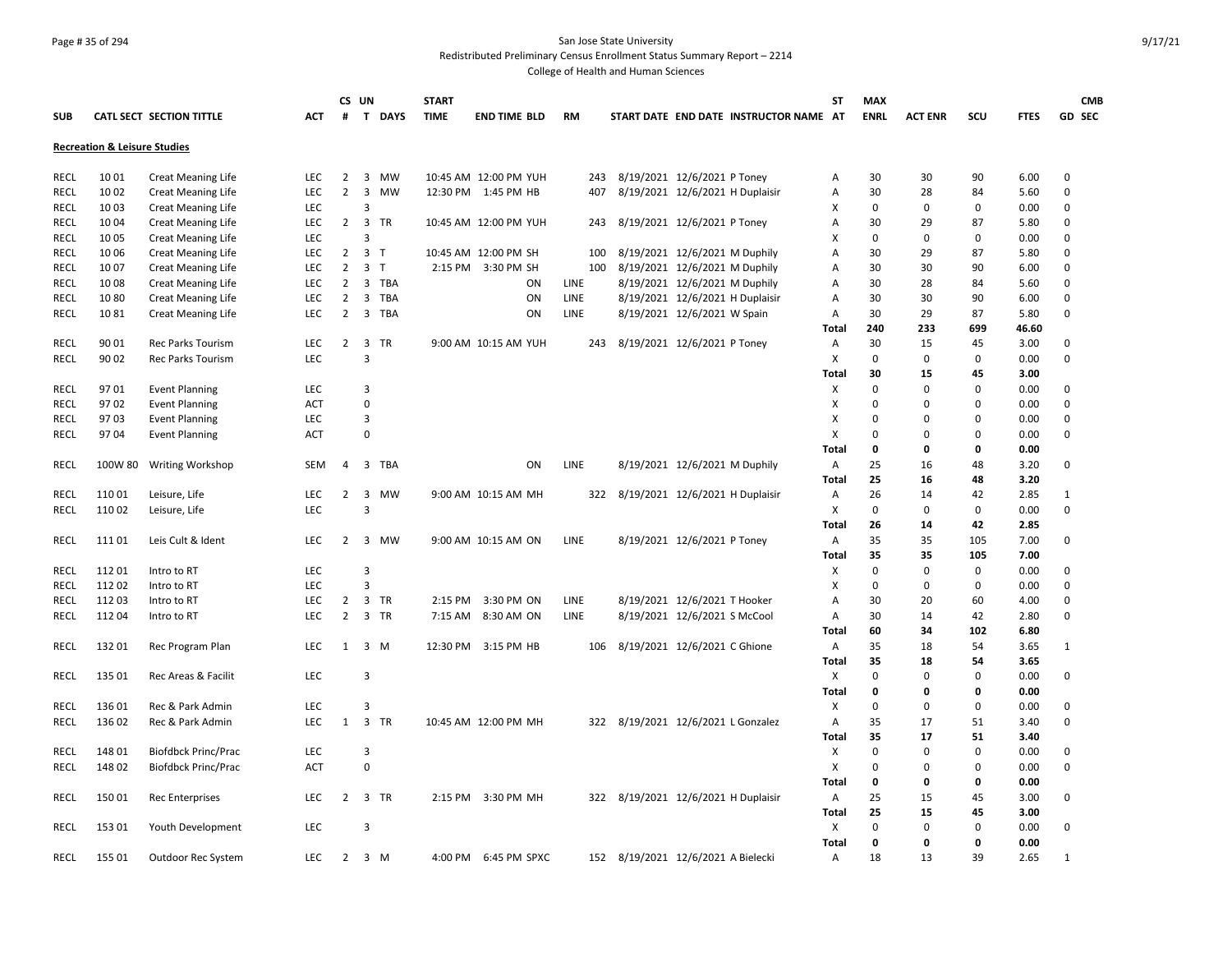San Jose State University

Redistributed Preliminary Census Enrollment Status Summary Report – 2214

College of Health and Human Sciences

## Recreation & Leisure Studies

| SUB | CATL | SECT | SECTION TITTLE | ACT | CS # | UN T | DAYS | START TIME | END TIME | BLD | RM | START DATE | END DATE | INSTRUCTOR NAME | ST AT | MAX ENRL | ACT ENR | SCU | FTES | GD | CMB SEC |
|---|---|---|---|---|---|---|---|---|---|---|---|---|---|---|---|---|---|---|---|---|---|
| RECL | 10 | 01 | Creat Meaning Life | LEC | 2 | 3 | MW | 10:45 AM | 12:00 PM | YUH | 243 | 8/19/2021 | 12/6/2021 | P Toney | A | 30 | 30 | 90 | 6.00 | 0 | |
| RECL | 10 | 02 | Creat Meaning Life | LEC | 2 | 3 | MW | 12:30 PM | 1:45 PM | HB | 407 | 8/19/2021 | 12/6/2021 | H Duplaisir | A | 30 | 28 | 84 | 5.60 | 0 | |
| RECL | 10 | 03 | Creat Meaning Life | LEC | | 3 | | | | | | | | | X | 0 | 0 | 0 | 0.00 | 0 | |
| RECL | 10 | 04 | Creat Meaning Life | LEC | 2 | 3 | TR | 10:45 AM | 12:00 PM | YUH | 243 | 8/19/2021 | 12/6/2021 | P Toney | A | 30 | 29 | 87 | 5.80 | 0 | |
| RECL | 10 | 05 | Creat Meaning Life | LEC | | 3 | | | | | | | | | X | 0 | 0 | 0 | 0.00 | 0 | |
| RECL | 10 | 06 | Creat Meaning Life | LEC | 2 | 3 | T | 10:45 AM | 12:00 PM | SH | 100 | 8/19/2021 | 12/6/2021 | M Duphily | A | 30 | 29 | 87 | 5.80 | 0 | |
| RECL | 10 | 07 | Creat Meaning Life | LEC | 2 | 3 | T | 2:15 PM | 3:30 PM | SH | 100 | 8/19/2021 | 12/6/2021 | M Duphily | A | 30 | 30 | 90 | 6.00 | 0 | |
| RECL | 10 | 08 | Creat Meaning Life | LEC | 2 | 3 | TBA | | | ON | LINE | 8/19/2021 | 12/6/2021 | M Duphily | A | 30 | 28 | 84 | 5.60 | 0 | |
| RECL | 10 | 80 | Creat Meaning Life | LEC | 2 | 3 | TBA | | | ON | LINE | 8/19/2021 | 12/6/2021 | H Duplaisir | A | 30 | 30 | 90 | 6.00 | 0 | |
| RECL | 10 | 81 | Creat Meaning Life | LEC | 2 | 3 | TBA | | | ON | LINE | 8/19/2021 | 12/6/2021 | W Spain | A | 30 | 29 | 87 | 5.80 | 0 | |
| | | | | | | | | | | | | | | | **Total** | **240** | **233** | **699** | **46.60** | | |
| RECL | 90 | 01 | Rec Parks Tourism | LEC | 2 | 3 | TR | 9:00 AM | 10:15 AM | YUH | 243 | 8/19/2021 | 12/6/2021 | P Toney | A | 30 | 15 | 45 | 3.00 | 0 | |
| RECL | 90 | 02 | Rec Parks Tourism | LEC | | 3 | | | | | | | | | X | 0 | 0 | 0 | 0.00 | 0 | |
| | | | | | | | | | | | | | | | **Total** | **30** | **15** | **45** | **3.00** | | |
| RECL | 97 | 01 | Event Planning | LEC | | 3 | | | | | | | | | X | 0 | 0 | 0 | 0.00 | 0 | |
| RECL | 97 | 02 | Event Planning | ACT | | 0 | | | | | | | | | X | 0 | 0 | 0 | 0.00 | 0 | |
| RECL | 97 | 03 | Event Planning | LEC | | 3 | | | | | | | | | X | 0 | 0 | 0 | 0.00 | 0 | |
| RECL | 97 | 04 | Event Planning | ACT | | 0 | | | | | | | | | X | 0 | 0 | 0 | 0.00 | 0 | |
| | | | | | | | | | | | | | | | **Total** | **0** | **0** | **0** | **0.00** | | |
| RECL | 100W | 80 | Writing Workshop | SEM | 4 | 3 | TBA | | | ON | LINE | 8/19/2021 | 12/6/2021 | M Duphily | A | 25 | 16 | 48 | 3.20 | 0 | |
| | | | | | | | | | | | | | | | **Total** | **25** | **16** | **48** | **3.20** | | |
| RECL | 110 | 01 | Leisure, Life | LEC | 2 | 3 | MW | 9:00 AM | 10:15 AM | MH | 322 | 8/19/2021 | 12/6/2021 | H Duplaisir | A | 26 | 14 | 42 | 2.85 | 1 | |
| RECL | 110 | 02 | Leisure, Life | LEC | | 3 | | | | | | | | | X | 0 | 0 | 0 | 0.00 | 0 | |
| | | | | | | | | | | | | | | | **Total** | **26** | **14** | **42** | **2.85** | | |
| RECL | 111 | 01 | Leis Cult & Ident | LEC | 2 | 3 | MW | 9:00 AM | 10:15 AM | ON | LINE | 8/19/2021 | 12/6/2021 | P Toney | A | 35 | 35 | 105 | 7.00 | 0 | |
| | | | | | | | | | | | | | | | **Total** | **35** | **35** | **105** | **7.00** | | |
| RECL | 112 | 01 | Intro to RT | LEC | | 3 | | | | | | | | | X | 0 | 0 | 0 | 0.00 | 0 | |
| RECL | 112 | 02 | Intro to RT | LEC | | 3 | | | | | | | | | X | 0 | 0 | 0 | 0.00 | 0 | |
| RECL | 112 | 03 | Intro to RT | LEC | 2 | 3 | TR | 2:15 PM | 3:30 PM | ON | LINE | 8/19/2021 | 12/6/2021 | T Hooker | A | 30 | 20 | 60 | 4.00 | 0 | |
| RECL | 112 | 04 | Intro to RT | LEC | 2 | 3 | TR | 7:15 AM | 8:30 AM | ON | LINE | 8/19/2021 | 12/6/2021 | S McCool | A | 30 | 14 | 42 | 2.80 | 0 | |
| | | | | | | | | | | | | | | | **Total** | **60** | **34** | **102** | **6.80** | | |
| RECL | 132 | 01 | Rec Program Plan | LEC | 1 | 3 | M | 12:30 PM | 3:15 PM | HB | 106 | 8/19/2021 | 12/6/2021 | C Ghione | A | 35 | 18 | 54 | 3.65 | 1 | |
| | | | | | | | | | | | | | | | **Total** | **35** | **18** | **54** | **3.65** | | |
| RECL | 135 | 01 | Rec Areas & Facilit | LEC | | 3 | | | | | | | | | X | 0 | 0 | 0 | 0.00 | 0 | |
| | | | | | | | | | | | | | | | **Total** | **0** | **0** | **0** | **0.00** | | |
| RECL | 136 | 01 | Rec & Park Admin | LEC | | 3 | | | | | | | | | X | 0 | 0 | 0 | 0.00 | 0 | |
| RECL | 136 | 02 | Rec & Park Admin | LEC | 1 | 3 | TR | 10:45 AM | 12:00 PM | MH | 322 | 8/19/2021 | 12/6/2021 | L Gonzalez | A | 35 | 17 | 51 | 3.40 | 0 | |
| | | | | | | | | | | | | | | | **Total** | **35** | **17** | **51** | **3.40** | | |
| RECL | 148 | 01 | Biofdbck Princ/Prac | LEC | | 3 | | | | | | | | | X | 0 | 0 | 0 | 0.00 | 0 | |
| RECL | 148 | 02 | Biofdbck Princ/Prac | ACT | | 0 | | | | | | | | | X | 0 | 0 | 0 | 0.00 | 0 | |
| | | | | | | | | | | | | | | | **Total** | **0** | **0** | **0** | **0.00** | | |
| RECL | 150 | 01 | Rec Enterprises | LEC | 2 | 3 | TR | 2:15 PM | 3:30 PM | MH | 322 | 8/19/2021 | 12/6/2021 | H Duplaisir | A | 25 | 15 | 45 | 3.00 | 0 | |
| | | | | | | | | | | | | | | | **Total** | **25** | **15** | **45** | **3.00** | | |
| RECL | 153 | 01 | Youth Development | LEC | | 3 | | | | | | | | | X | 0 | 0 | 0 | 0.00 | 0 | |
| | | | | | | | | | | | | | | | **Total** | **0** | **0** | **0** | **0.00** | | |
| RECL | 155 | 01 | Outdoor Rec System | LEC | 2 | 3 | M | 4:00 PM | 6:45 PM | SPXC | 152 | 8/19/2021 | 12/6/2021 | A Bielecki | A | 18 | 13 | 39 | 2.65 | 1 | |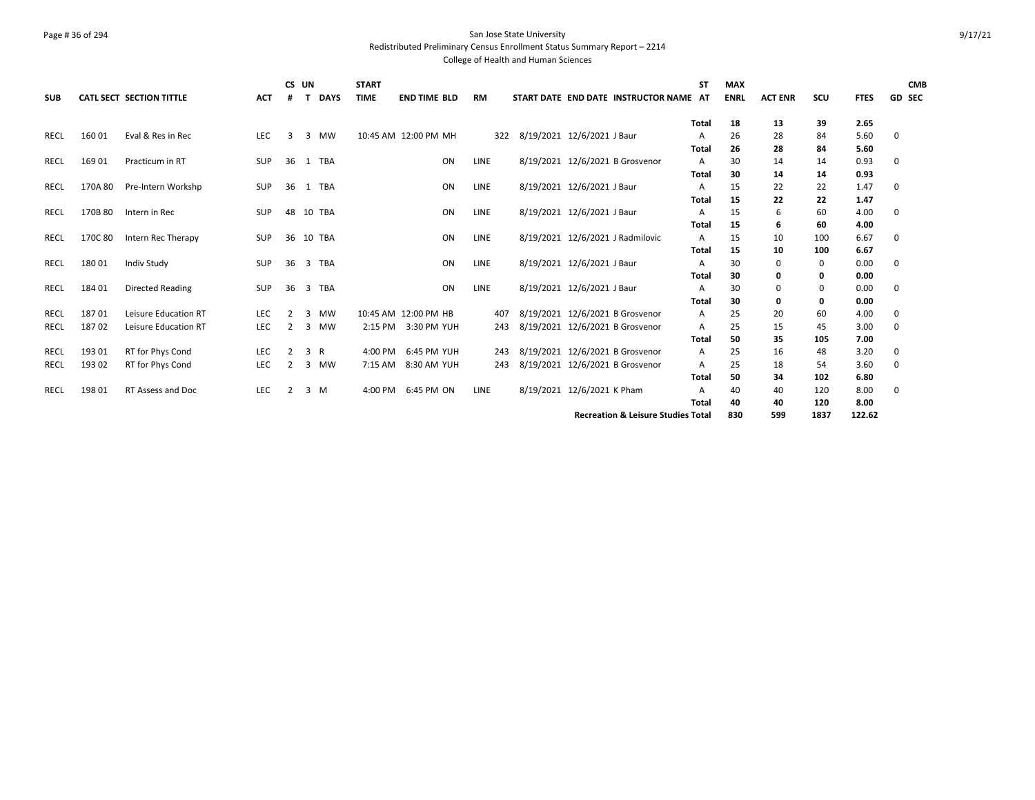San Jose State University
Redistributed Preliminary Census Enrollment Status Summary Report – 2214
College of Health and Human Sciences

| SUB | CATL SECT | SECTION TITTLE | ACT | CS # | UN T | DAYS | START TIME | END TIME | BLD | RM | START DATE | END DATE | INSTRUCTOR NAME | ST AT | MAX ENRL | ACT ENR | SCU | FTES | GD | CMB SEC |
|---|---|---|---|---|---|---|---|---|---|---|---|---|---|---|---|---|---|---|---|---|
| | | | | | | | | | | | | | | Total | 18 | 13 | 39 | 2.65 | | |
| RECL | 160 01 | Eval & Res in Rec | LEC | 3 | 3 | MW | 10:45 AM | 12:00 PM | MH | 322 | 8/19/2021 | 12/6/2021 | J Baur | A | 26 | 28 | 84 | 5.60 | 0 | |
| | | | | | | | | | | | | | | Total | 26 | 28 | 84 | 5.60 | | |
| RECL | 169 01 | Practicum in RT | SUP | 36 | 1 | TBA | | | ON | LINE | 8/19/2021 | 12/6/2021 | B Grosvenor | A | 30 | 14 | 14 | 0.93 | 0 | |
| | | | | | | | | | | | | | | Total | 30 | 14 | 14 | 0.93 | | |
| RECL | 170A 80 | Pre-Intern Workshp | SUP | 36 | 1 | TBA | | | ON | LINE | 8/19/2021 | 12/6/2021 | J Baur | A | 15 | 22 | 22 | 1.47 | 0 | |
| | | | | | | | | | | | | | | Total | 15 | 22 | 22 | 1.47 | | |
| RECL | 170B 80 | Intern in Rec | SUP | 48 | 10 | TBA | | | ON | LINE | 8/19/2021 | 12/6/2021 | J Baur | A | 15 | 6 | 60 | 4.00 | 0 | |
| | | | | | | | | | | | | | | Total | 15 | 6 | 60 | 4.00 | | |
| RECL | 170C 80 | Intern Rec Therapy | SUP | 36 | 10 | TBA | | | ON | LINE | 8/19/2021 | 12/6/2021 | J Radmilovic | A | 15 | 10 | 100 | 6.67 | 0 | |
| | | | | | | | | | | | | | | Total | 15 | 10 | 100 | 6.67 | | |
| RECL | 180 01 | Indiv Study | SUP | 36 | 3 | TBA | | | ON | LINE | 8/19/2021 | 12/6/2021 | J Baur | A | 30 | 0 | 0 | 0.00 | 0 | |
| | | | | | | | | | | | | | | Total | 30 | 0 | 0 | 0.00 | | |
| RECL | 184 01 | Directed Reading | SUP | 36 | 3 | TBA | | | ON | LINE | 8/19/2021 | 12/6/2021 | J Baur | A | 30 | 0 | 0 | 0.00 | 0 | |
| | | | | | | | | | | | | | | Total | 30 | 0 | 0 | 0.00 | | |
| RECL | 187 01 | Leisure Education RT | LEC | 2 | 3 | MW | 10:45 AM | 12:00 PM | HB | 407 | 8/19/2021 | 12/6/2021 | B Grosvenor | A | 25 | 20 | 60 | 4.00 | 0 | |
| RECL | 187 02 | Leisure Education RT | LEC | 2 | 3 | MW | 2:15 PM | 3:30 PM | YUH | 243 | 8/19/2021 | 12/6/2021 | B Grosvenor | A | 25 | 15 | 45 | 3.00 | 0 | |
| | | | | | | | | | | | | | | Total | 50 | 35 | 105 | 7.00 | | |
| RECL | 193 01 | RT for Phys Cond | LEC | 2 | 3 | R | 4:00 PM | 6:45 PM | YUH | 243 | 8/19/2021 | 12/6/2021 | B Grosvenor | A | 25 | 16 | 48 | 3.20 | 0 | |
| RECL | 193 02 | RT for Phys Cond | LEC | 2 | 3 | MW | 7:15 AM | 8:30 AM | YUH | 243 | 8/19/2021 | 12/6/2021 | B Grosvenor | A | 25 | 18 | 54 | 3.60 | 0 | |
| | | | | | | | | | | | | | | Total | 50 | 34 | 102 | 6.80 | | |
| RECL | 198 01 | RT Assess and Doc | LEC | 2 | 3 | M | 4:00 PM | 6:45 PM | ON | LINE | 8/19/2021 | 12/6/2021 | K Pham | A | 40 | 40 | 120 | 8.00 | 0 | |
| | | | | | | | | | | | | | | Total | 40 | 40 | 120 | 8.00 | | |
| | | | | | | | | | | | | | Recreation & Leisure Studies Total | | 830 | 599 | 1837 | 122.62 | | |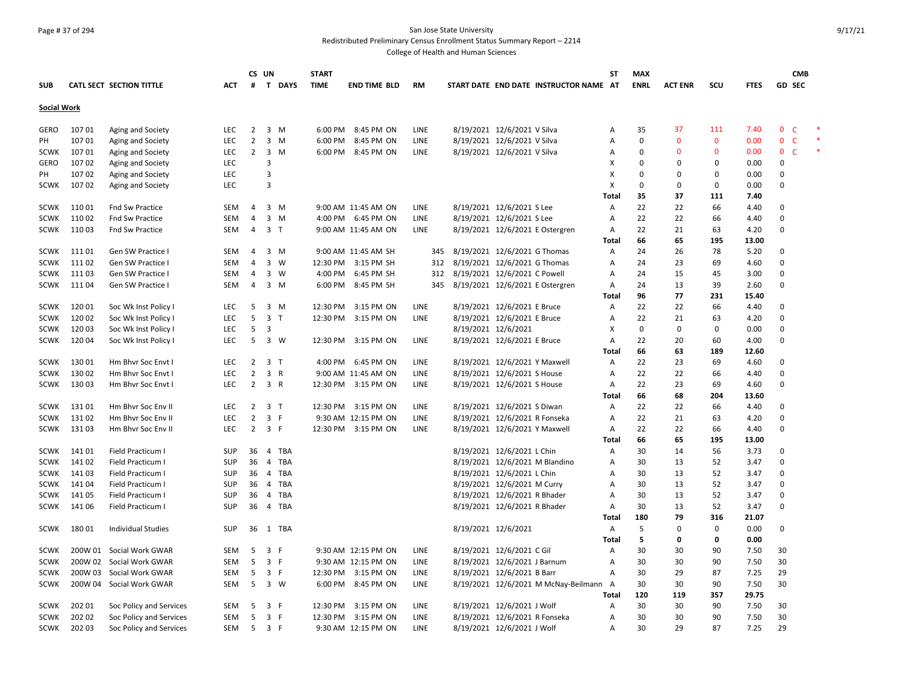San Jose State University

Redistributed Preliminary Census Enrollment Status Summary Report – 2214

College of Health and Human Sciences

| SUB | CATL SECT | SECTION TITTLE | ACT | CS # | UN T | DAYS | START TIME | END TIME | BLD | RM | START DATE | END DATE | INSTRUCTOR NAME | ST AT | MAX ENRL | ACT ENR | SCU | FTES | GD | CMB SEC |
|---|---|---|---|---|---|---|---|---|---|---|---|---|---|---|---|---|---|---|---|---|
| **Social Work** | | | | | | | | | | | | | | | | | | | | |
| GERO | 107 01 | Aging and Society | LEC | 2 | 3 | M | 6:00 PM | 8:45 PM | ON | LINE | 8/19/2021 | 12/6/2021 | V Silva | A | 35 | 37 | 111 | 7.40 | 0 | C * |
| PH | 107 01 | Aging and Society | LEC | 2 | 3 | M | 6:00 PM | 8:45 PM | ON | LINE | 8/19/2021 | 12/6/2021 | V Silva | A | 0 | 0 | 0 | 0.00 | 0 | C * |
| SCWK | 107 01 | Aging and Society | LEC | 2 | 3 | M | 6:00 PM | 8:45 PM | ON | LINE | 8/19/2021 | 12/6/2021 | V Silva | A | 0 | 0 | 0 | 0.00 | 0 | C * |
| GERO | 107 02 | Aging and Society | LEC | | 3 | | | | | | | | | X | 0 | 0 | 0 | 0.00 | 0 | |
| PH | 107 02 | Aging and Society | LEC | | 3 | | | | | | | | | X | 0 | 0 | 0 | 0.00 | 0 | |
| SCWK | 107 02 | Aging and Society | LEC | | 3 | | | | | | | | | X | 0 | 0 | 0 | 0.00 | 0 | |
| | | | | | | | | | | | | | | **Total** | **35** | **37** | **111** | **7.40** | | |
| SCWK | 110 01 | Fnd Sw Practice | SEM | 4 | 3 | M | 9:00 AM | 11:45 AM | ON | LINE | 8/19/2021 | 12/6/2021 | S Lee | A | 22 | 22 | 66 | 4.40 | 0 | |
| SCWK | 110 02 | Fnd Sw Practice | SEM | 4 | 3 | M | 4:00 PM | 6:45 PM | ON | LINE | 8/19/2021 | 12/6/2021 | S Lee | A | 22 | 22 | 66 | 4.40 | 0 | |
| SCWK | 110 03 | Fnd Sw Practice | SEM | 4 | 3 | T | 9:00 AM | 11:45 AM | ON | LINE | 8/19/2021 | 12/6/2021 | E Ostergren | A | 22 | 21 | 63 | 4.20 | 0 | |
| | | | | | | | | | | | | | | **Total** | **66** | **65** | **195** | **13.00** | | |
| SCWK | 111 01 | Gen SW Practice I | SEM | 4 | 3 | M | 9:00 AM | 11:45 AM | SH | 345 | 8/19/2021 | 12/6/2021 | G Thomas | A | 24 | 26 | 78 | 5.20 | 0 | |
| SCWK | 111 02 | Gen SW Practice I | SEM | 4 | 3 | W | 12:30 PM | 3:15 PM | SH | 312 | 8/19/2021 | 12/6/2021 | G Thomas | A | 24 | 23 | 69 | 4.60 | 0 | |
| SCWK | 111 03 | Gen SW Practice I | SEM | 4 | 3 | W | 4:00 PM | 6:45 PM | SH | 312 | 8/19/2021 | 12/6/2021 | C Powell | A | 24 | 15 | 45 | 3.00 | 0 | |
| SCWK | 111 04 | Gen SW Practice I | SEM | 4 | 3 | M | 6:00 PM | 8:45 PM | SH | 345 | 8/19/2021 | 12/6/2021 | E Ostergren | A | 24 | 13 | 39 | 2.60 | 0 | |
| | | | | | | | | | | | | | | **Total** | **96** | **77** | **231** | **15.40** | | |
| SCWK | 120 01 | Soc Wk Inst Policy I | LEC | 5 | 3 | M | 12:30 PM | 3:15 PM | ON | LINE | 8/19/2021 | 12/6/2021 | E Bruce | A | 22 | 22 | 66 | 4.40 | 0 | |
| SCWK | 120 02 | Soc Wk Inst Policy I | LEC | 5 | 3 | T | 12:30 PM | 3:15 PM | ON | LINE | 8/19/2021 | 12/6/2021 | E Bruce | A | 22 | 21 | 63 | 4.20 | 0 | |
| SCWK | 120 03 | Soc Wk Inst Policy I | LEC | 5 | 3 | | | | | | 8/19/2021 | 12/6/2021 | | X | 0 | 0 | 0 | 0.00 | 0 | |
| SCWK | 120 04 | Soc Wk Inst Policy I | LEC | 5 | 3 | W | 12:30 PM | 3:15 PM | ON | LINE | 8/19/2021 | 12/6/2021 | E Bruce | A | 22 | 20 | 60 | 4.00 | 0 | |
| | | | | | | | | | | | | | | **Total** | **66** | **63** | **189** | **12.60** | | |
| SCWK | 130 01 | Hm Bhvr Soc Envt I | LEC | 2 | 3 | T | 4:00 PM | 6:45 PM | ON | LINE | 8/19/2021 | 12/6/2021 | Y Maxwell | A | 22 | 23 | 69 | 4.60 | 0 | |
| SCWK | 130 02 | Hm Bhvr Soc Envt I | LEC | 2 | 3 | R | 9:00 AM | 11:45 AM | ON | LINE | 8/19/2021 | 12/6/2021 | S House | A | 22 | 22 | 66 | 4.40 | 0 | |
| SCWK | 130 03 | Hm Bhvr Soc Envt I | LEC | 2 | 3 | R | 12:30 PM | 3:15 PM | ON | LINE | 8/19/2021 | 12/6/2021 | S House | A | 22 | 23 | 69 | 4.60 | 0 | |
| | | | | | | | | | | | | | | **Total** | **66** | **68** | **204** | **13.60** | | |
| SCWK | 131 01 | Hm Bhvr Soc Env II | LEC | 2 | 3 | T | 12:30 PM | 3:15 PM | ON | LINE | 8/19/2021 | 12/6/2021 | S Diwan | A | 22 | 22 | 66 | 4.40 | 0 | |
| SCWK | 131 02 | Hm Bhvr Soc Env II | LEC | 2 | 3 | F | 9:30 AM | 12:15 PM | ON | LINE | 8/19/2021 | 12/6/2021 | R Fonseka | A | 22 | 21 | 63 | 4.20 | 0 | |
| SCWK | 131 03 | Hm Bhvr Soc Env II | LEC | 2 | 3 | F | 12:30 PM | 3:15 PM | ON | LINE | 8/19/2021 | 12/6/2021 | Y Maxwell | A | 22 | 22 | 66 | 4.40 | 0 | |
| | | | | | | | | | | | | | | **Total** | **66** | **65** | **195** | **13.00** | | |
| SCWK | 141 01 | Field Practicum I | SUP | 36 | 4 | TBA | | | | | 8/19/2021 | 12/6/2021 | L Chin | A | 30 | 14 | 56 | 3.73 | 0 | |
| SCWK | 141 02 | Field Practicum I | SUP | 36 | 4 | TBA | | | | | 8/19/2021 | 12/6/2021 | M Blandino | A | 30 | 13 | 52 | 3.47 | 0 | |
| SCWK | 141 03 | Field Practicum I | SUP | 36 | 4 | TBA | | | | | 8/19/2021 | 12/6/2021 | L Chin | A | 30 | 13 | 52 | 3.47 | 0 | |
| SCWK | 141 04 | Field Practicum I | SUP | 36 | 4 | TBA | | | | | 8/19/2021 | 12/6/2021 | M Curry | A | 30 | 13 | 52 | 3.47 | 0 | |
| SCWK | 141 05 | Field Practicum I | SUP | 36 | 4 | TBA | | | | | 8/19/2021 | 12/6/2021 | R Bhader | A | 30 | 13 | 52 | 3.47 | 0 | |
| SCWK | 141 06 | Field Practicum I | SUP | 36 | 4 | TBA | | | | | 8/19/2021 | 12/6/2021 | R Bhader | A | 30 | 13 | 52 | 3.47 | 0 | |
| | | | | | | | | | | | | | | **Total** | **180** | **79** | **316** | **21.07** | | |
| SCWK | 180 01 | Individual Studies | SUP | 36 | 1 | TBA | | | | | 8/19/2021 | 12/6/2021 | | A | 5 | 0 | 0 | 0.00 | 0 | |
| | | | | | | | | | | | | | | **Total** | **5** | **0** | **0** | **0.00** | | |
| SCWK | 200W 01 | Social Work GWAR | SEM | 5 | 3 | F | 9:30 AM | 12:15 PM | ON | LINE | 8/19/2021 | 12/6/2021 | C Gil | A | 30 | 30 | 90 | 7.50 | 30 | |
| SCWK | 200W 02 | Social Work GWAR | SEM | 5 | 3 | F | 9:30 AM | 12:15 PM | ON | LINE | 8/19/2021 | 12/6/2021 | J Barnum | A | 30 | 30 | 90 | 7.50 | 30 | |
| SCWK | 200W 03 | Social Work GWAR | SEM | 5 | 3 | F | 12:30 PM | 3:15 PM | ON | LINE | 8/19/2021 | 12/6/2021 | B Barr | A | 30 | 29 | 87 | 7.25 | 29 | |
| SCWK | 200W 04 | Social Work GWAR | SEM | 5 | 3 | W | 6:00 PM | 8:45 PM | ON | LINE | 8/19/2021 | 12/6/2021 | M McNay-Beilmann | A | 30 | 30 | 90 | 7.50 | 30 | |
| | | | | | | | | | | | | | | **Total** | **120** | **119** | **357** | **29.75** | | |
| SCWK | 202 01 | Soc Policy and Services | SEM | 5 | 3 | F | 12:30 PM | 3:15 PM | ON | LINE | 8/19/2021 | 12/6/2021 | J Wolf | A | 30 | 30 | 90 | 7.50 | 30 | |
| SCWK | 202 02 | Soc Policy and Services | SEM | 5 | 3 | F | 12:30 PM | 3:15 PM | ON | LINE | 8/19/2021 | 12/6/2021 | R Fonseka | A | 30 | 30 | 90 | 7.50 | 30 | |
| SCWK | 202 03 | Soc Policy and Services | SEM | 5 | 3 | F | 9:30 AM | 12:15 PM | ON | LINE | 8/19/2021 | 12/6/2021 | J Wolf | A | 30 | 29 | 87 | 7.25 | 29 | |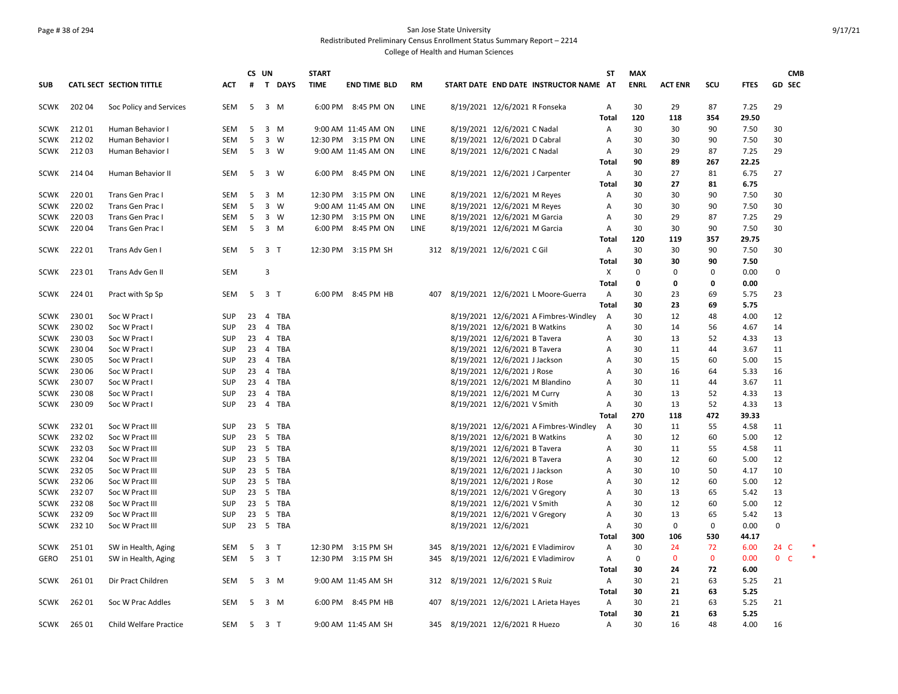San Jose State University

Redistributed Preliminary Census Enrollment Status Summary Report – 2214

College of Health and Human Sciences

| SUB | CATL SECT | SECTION TITTLE | ACT | CS # | UN T | DAYS | START TIME | END TIME | BLD | RM | START DATE | END DATE | INSTRUCTOR NAME | ST AT | MAX ENRL | ACT ENR | SCU | FTES | GD | CMB SEC |
|---|---|---|---|---|---|---|---|---|---|---|---|---|---|---|---|---|---|---|---|---|
| SCWK | 202 04 | Soc Policy and Services | SEM | 5 | 3 | M | 6:00 PM | 8:45 PM | ON | LINE | 8/19/2021 | 12/6/2021 | R Fonseka | A | 30 | 29 | 87 | 7.25 | 29 | |
| | | | | | | | | | | | | | | Total | 120 | 118 | 354 | 29.50 | | |
| SCWK | 212 01 | Human Behavior I | SEM | 5 | 3 | M | 9:00 AM | 11:45 AM | ON | LINE | 8/19/2021 | 12/6/2021 | C Nadal | A | 30 | 30 | 90 | 7.50 | 30 | |
| SCWK | 212 02 | Human Behavior I | SEM | 5 | 3 | W | 12:30 PM | 3:15 PM | ON | LINE | 8/19/2021 | 12/6/2021 | D Cabral | A | 30 | 30 | 90 | 7.50 | 30 | |
| SCWK | 212 03 | Human Behavior I | SEM | 5 | 3 | W | 9:00 AM | 11:45 AM | ON | LINE | 8/19/2021 | 12/6/2021 | C Nadal | A | 30 | 29 | 87 | 7.25 | 29 | |
| | | | | | | | | | | | | | | Total | 90 | 89 | 267 | 22.25 | | |
| SCWK | 214 04 | Human Behavior II | SEM | 5 | 3 | W | 6:00 PM | 8:45 PM | ON | LINE | 8/19/2021 | 12/6/2021 | J Carpenter | A | 30 | 27 | 81 | 6.75 | 27 | |
| | | | | | | | | | | | | | | Total | 30 | 27 | 81 | 6.75 | | |
| SCWK | 220 01 | Trans Gen Prac I | SEM | 5 | 3 | M | 12:30 PM | 3:15 PM | ON | LINE | 8/19/2021 | 12/6/2021 | M Reyes | A | 30 | 30 | 90 | 7.50 | 30 | |
| SCWK | 220 02 | Trans Gen Prac I | SEM | 5 | 3 | W | 9:00 AM | 11:45 AM | ON | LINE | 8/19/2021 | 12/6/2021 | M Reyes | A | 30 | 30 | 90 | 7.50 | 30 | |
| SCWK | 220 03 | Trans Gen Prac I | SEM | 5 | 3 | W | 12:30 PM | 3:15 PM | ON | LINE | 8/19/2021 | 12/6/2021 | M Garcia | A | 30 | 29 | 87 | 7.25 | 29 | |
| SCWK | 220 04 | Trans Gen Prac I | SEM | 5 | 3 | M | 6:00 PM | 8:45 PM | ON | LINE | 8/19/2021 | 12/6/2021 | M Garcia | A | 30 | 30 | 90 | 7.50 | 30 | |
| | | | | | | | | | | | | | | Total | 120 | 119 | 357 | 29.75 | | |
| SCWK | 222 01 | Trans Adv Gen I | SEM | 5 | 3 | T | 12:30 PM | 3:15 PM | SH | 312 | 8/19/2021 | 12/6/2021 | C Gil | A | 30 | 30 | 90 | 7.50 | 30 | |
| | | | | | | | | | | | | | | Total | 30 | 30 | 90 | 7.50 | | |
| SCWK | 223 01 | Trans Adv Gen II | SEM | | 3 | | | | | | | | | X | 0 | 0 | 0 | 0.00 | 0 | |
| | | | | | | | | | | | | | | Total | 0 | 0 | 0 | 0.00 | | |
| SCWK | 224 01 | Pract with Sp Sp | SEM | 5 | 3 | T | 6:00 PM | 8:45 PM | HB | 407 | 8/19/2021 | 12/6/2021 | L Moore-Guerra | A | 30 | 23 | 69 | 5.75 | 23 | |
| | | | | | | | | | | | | | | Total | 30 | 23 | 69 | 5.75 | | |
| SCWK | 230 01 | Soc W Pract I | SUP | 23 | 4 | TBA | | | | | 8/19/2021 | 12/6/2021 | A Fimbres-Windley | A | 30 | 12 | 48 | 4.00 | 12 | |
| SCWK | 230 02 | Soc W Pract I | SUP | 23 | 4 | TBA | | | | | 8/19/2021 | 12/6/2021 | B Watkins | A | 30 | 14 | 56 | 4.67 | 14 | |
| SCWK | 230 03 | Soc W Pract I | SUP | 23 | 4 | TBA | | | | | 8/19/2021 | 12/6/2021 | B Tavera | A | 30 | 13 | 52 | 4.33 | 13 | |
| SCWK | 230 04 | Soc W Pract I | SUP | 23 | 4 | TBA | | | | | 8/19/2021 | 12/6/2021 | B Tavera | A | 30 | 11 | 44 | 3.67 | 11 | |
| SCWK | 230 05 | Soc W Pract I | SUP | 23 | 4 | TBA | | | | | 8/19/2021 | 12/6/2021 | J Jackson | A | 30 | 15 | 60 | 5.00 | 15 | |
| SCWK | 230 06 | Soc W Pract I | SUP | 23 | 4 | TBA | | | | | 8/19/2021 | 12/6/2021 | J Rose | A | 30 | 16 | 64 | 5.33 | 16 | |
| SCWK | 230 07 | Soc W Pract I | SUP | 23 | 4 | TBA | | | | | 8/19/2021 | 12/6/2021 | M Blandino | A | 30 | 11 | 44 | 3.67 | 11 | |
| SCWK | 230 08 | Soc W Pract I | SUP | 23 | 4 | TBA | | | | | 8/19/2021 | 12/6/2021 | M Curry | A | 30 | 13 | 52 | 4.33 | 13 | |
| SCWK | 230 09 | Soc W Pract I | SUP | 23 | 4 | TBA | | | | | 8/19/2021 | 12/6/2021 | V Smith | A | 30 | 13 | 52 | 4.33 | 13 | |
| | | | | | | | | | | | | | | Total | 270 | 118 | 472 | 39.33 | | |
| SCWK | 232 01 | Soc W Pract III | SUP | 23 | 5 | TBA | | | | | 8/19/2021 | 12/6/2021 | A Fimbres-Windley | A | 30 | 11 | 55 | 4.58 | 11 | |
| SCWK | 232 02 | Soc W Pract III | SUP | 23 | 5 | TBA | | | | | 8/19/2021 | 12/6/2021 | B Watkins | A | 30 | 12 | 60 | 5.00 | 12 | |
| SCWK | 232 03 | Soc W Pract III | SUP | 23 | 5 | TBA | | | | | 8/19/2021 | 12/6/2021 | B Tavera | A | 30 | 11 | 55 | 4.58 | 11 | |
| SCWK | 232 04 | Soc W Pract III | SUP | 23 | 5 | TBA | | | | | 8/19/2021 | 12/6/2021 | B Tavera | A | 30 | 12 | 60 | 5.00 | 12 | |
| SCWK | 232 05 | Soc W Pract III | SUP | 23 | 5 | TBA | | | | | 8/19/2021 | 12/6/2021 | J Jackson | A | 30 | 10 | 50 | 4.17 | 10 | |
| SCWK | 232 06 | Soc W Pract III | SUP | 23 | 5 | TBA | | | | | 8/19/2021 | 12/6/2021 | J Rose | A | 30 | 12 | 60 | 5.00 | 12 | |
| SCWK | 232 07 | Soc W Pract III | SUP | 23 | 5 | TBA | | | | | 8/19/2021 | 12/6/2021 | V Gregory | A | 30 | 13 | 65 | 5.42 | 13 | |
| SCWK | 232 08 | Soc W Pract III | SUP | 23 | 5 | TBA | | | | | 8/19/2021 | 12/6/2021 | V Smith | A | 30 | 12 | 60 | 5.00 | 12 | |
| SCWK | 232 09 | Soc W Pract III | SUP | 23 | 5 | TBA | | | | | 8/19/2021 | 12/6/2021 | V Gregory | A | 30 | 13 | 65 | 5.42 | 13 | |
| SCWK | 232 10 | Soc W Pract III | SUP | 23 | 5 | TBA | | | | | 8/19/2021 | 12/6/2021 | | A | 30 | 0 | 0 | 0.00 | 0 | |
| | | | | | | | | | | | | | | Total | 300 | 106 | 530 | 44.17 | | |
| SCWK | 251 01 | SW in Health, Aging | SEM | 5 | 3 | T | 12:30 PM | 3:15 PM | SH | 345 | 8/19/2021 | 12/6/2021 | E Vladimirov | A | 30 | 24 | 72 | 6.00 | 24 | C * |
| GERO | 251 01 | SW in Health, Aging | SEM | 5 | 3 | T | 12:30 PM | 3:15 PM | SH | 345 | 8/19/2021 | 12/6/2021 | E Vladimirov | A | 0 | 0 | 0 | 0.00 | 0 | C * |
| | | | | | | | | | | | | | | Total | 30 | 24 | 72 | 6.00 | | |
| SCWK | 261 01 | Dir Pract Children | SEM | 5 | 3 | M | 9:00 AM | 11:45 AM | SH | 312 | 8/19/2021 | 12/6/2021 | S Ruiz | A | 30 | 21 | 63 | 5.25 | 21 | |
| | | | | | | | | | | | | | | Total | 30 | 21 | 63 | 5.25 | | |
| SCWK | 262 01 | Soc W Prac Addles | SEM | 5 | 3 | M | 6:00 PM | 8:45 PM | HB | 407 | 8/19/2021 | 12/6/2021 | L Arieta Hayes | A | 30 | 21 | 63 | 5.25 | 21 | |
| | | | | | | | | | | | | | | Total | 30 | 21 | 63 | 5.25 | | |
| SCWK | 265 01 | Child Welfare Practice | SEM | 5 | 3 | T | 9:00 AM | 11:45 AM | SH | 345 | 8/19/2021 | 12/6/2021 | R Huezo | A | 30 | 16 | 48 | 4.00 | 16 | |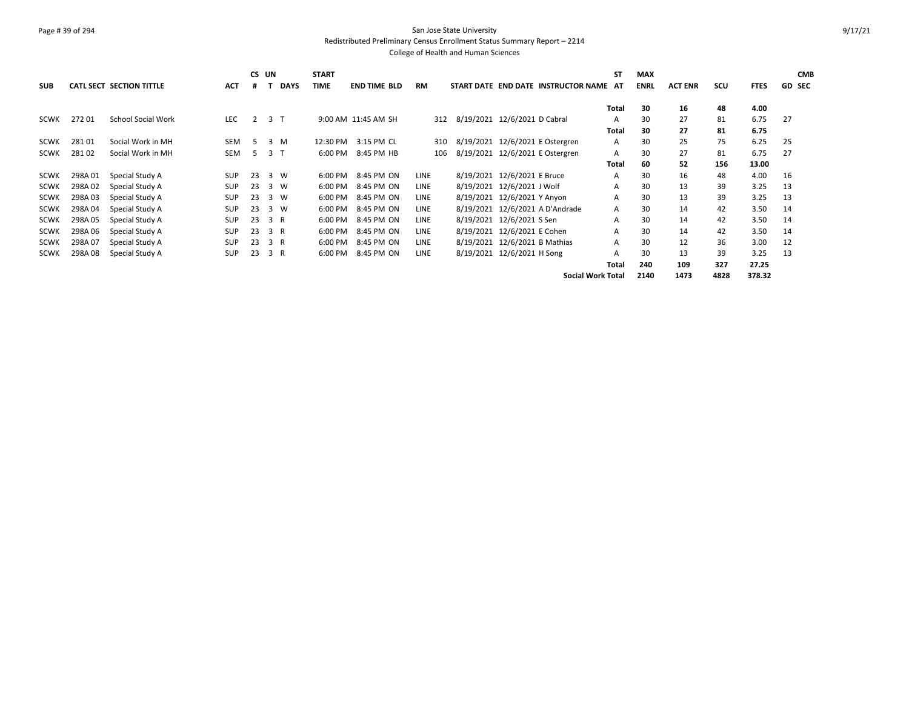San Jose State University

Redistributed Preliminary Census Enrollment Status Summary Report – 2214

College of Health and Human Sciences

| SUB | CATL SECT | SECTION TITTLE | ACT | CS # | UN T | DAYS | START TIME | END TIME | BLD | RM | START DATE | END DATE | INSTRUCTOR NAME | ST AT | MAX ENRL | ACT ENR | SCU | FTES | GD | CMB SEC |
|---|---|---|---|---|---|---|---|---|---|---|---|---|---|---|---|---|---|---|---|---|
| | | | | | | | | | | | | | | **Total** | **30** | **16** | **48** | **4.00** | | |
| SCWK | 272 01 | School Social Work | LEC | 2 | 3 | T | 9:00 AM | 11:45 AM | SH | 312 | 8/19/2021 | 12/6/2021 | D Cabral | A | 30 | 27 | 81 | 6.75 | 27 | |
| | | | | | | | | | | | | | | **Total** | **30** | **27** | **81** | **6.75** | | |
| SCWK | 281 01 | Social Work in MH | SEM | 5 | 3 | M | 12:30 PM | 3:15 PM | CL | 310 | 8/19/2021 | 12/6/2021 | E Ostergren | A | 30 | 25 | 75 | 6.25 | 25 | |
| SCWK | 281 02 | Social Work in MH | SEM | 5 | 3 | T | 6:00 PM | 8:45 PM | HB | 106 | 8/19/2021 | 12/6/2021 | E Ostergren | A | 30 | 27 | 81 | 6.75 | 27 | |
| | | | | | | | | | | | | | | **Total** | **60** | **52** | **156** | **13.00** | | |
| SCWK | 298A 01 | Special Study A | SUP | 23 | 3 | W | 6:00 PM | 8:45 PM | ON | LINE | 8/19/2021 | 12/6/2021 | E Bruce | A | 30 | 16 | 48 | 4.00 | 16 | |
| SCWK | 298A 02 | Special Study A | SUP | 23 | 3 | W | 6:00 PM | 8:45 PM | ON | LINE | 8/19/2021 | 12/6/2021 | J Wolf | A | 30 | 13 | 39 | 3.25 | 13 | |
| SCWK | 298A 03 | Special Study A | SUP | 23 | 3 | W | 6:00 PM | 8:45 PM | ON | LINE | 8/19/2021 | 12/6/2021 | Y Anyon | A | 30 | 13 | 39 | 3.25 | 13 | |
| SCWK | 298A 04 | Special Study A | SUP | 23 | 3 | W | 6:00 PM | 8:45 PM | ON | LINE | 8/19/2021 | 12/6/2021 | A D'Andrade | A | 30 | 14 | 42 | 3.50 | 14 | |
| SCWK | 298A 05 | Special Study A | SUP | 23 | 3 | R | 6:00 PM | 8:45 PM | ON | LINE | 8/19/2021 | 12/6/2021 | S Sen | A | 30 | 14 | 42 | 3.50 | 14 | |
| SCWK | 298A 06 | Special Study A | SUP | 23 | 3 | R | 6:00 PM | 8:45 PM | ON | LINE | 8/19/2021 | 12/6/2021 | E Cohen | A | 30 | 14 | 42 | 3.50 | 14 | |
| SCWK | 298A 07 | Special Study A | SUP | 23 | 3 | R | 6:00 PM | 8:45 PM | ON | LINE | 8/19/2021 | 12/6/2021 | B Mathias | A | 30 | 12 | 36 | 3.00 | 12 | |
| SCWK | 298A 08 | Special Study A | SUP | 23 | 3 | R | 6:00 PM | 8:45 PM | ON | LINE | 8/19/2021 | 12/6/2021 | H Song | A | 30 | 13 | 39 | 3.25 | 13 | |
| | | | | | | | | | | | | | | **Total** | **240** | **109** | **327** | **27.25** | | |
| | | | | | | | | | | | | | **Social Work Total** | | **2140** | **1473** | **4828** | **378.32** | | |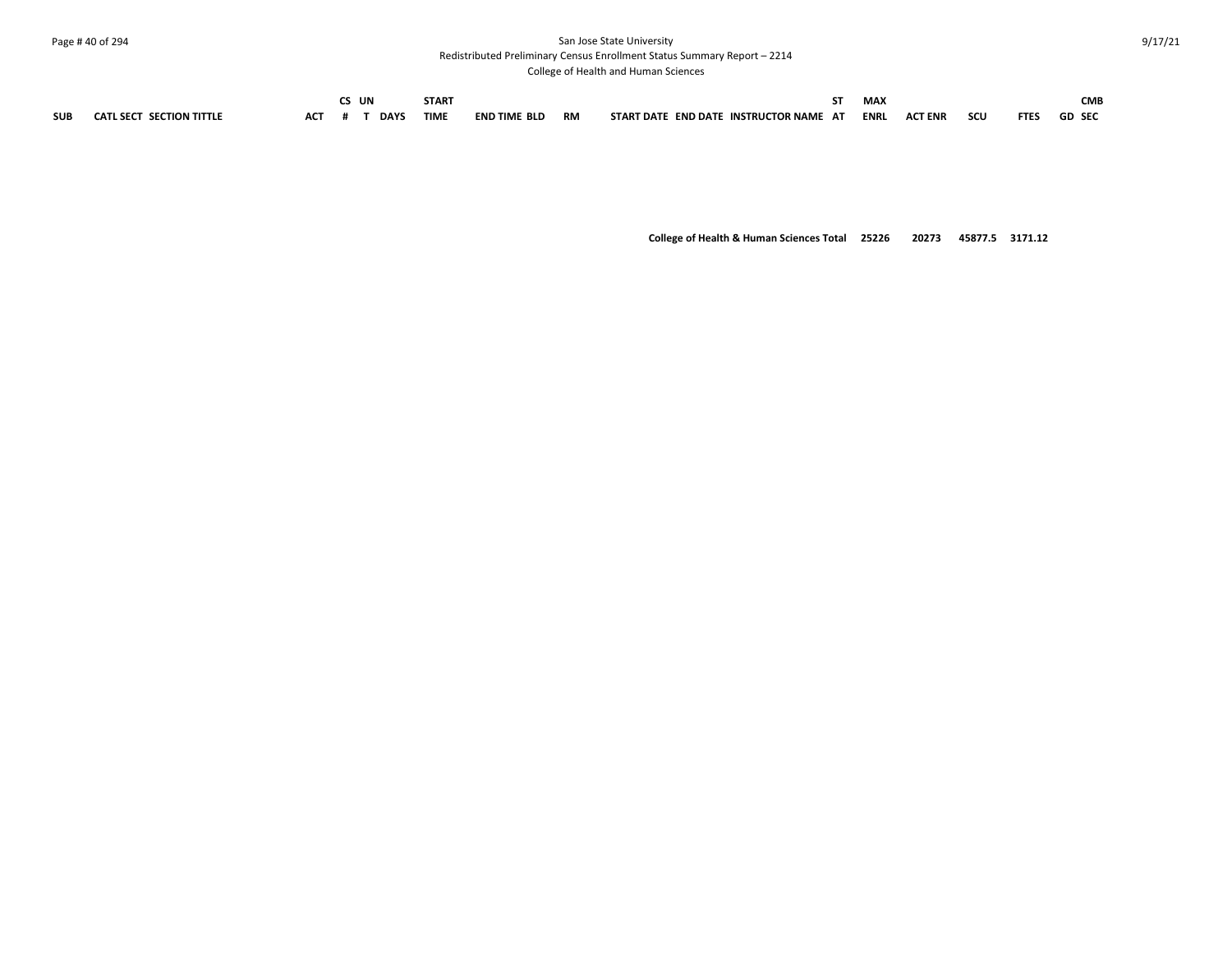| SUB | CATL SECT | SECTION TITTLE | ACT | CS # | UN T | DAYS | START TIME | END TIME | BLD | RM | START DATE | END DATE | INSTRUCTOR NAME | ST AT | MAX ENRL | ACT ENR | SCU | FTES | GD | CMB SEC |
|---|---|---|---|---|---|---|---|---|---|---|---|---|---|---|---|---|---|---|---|---|
| | | | | | | | | | | | | | **College of Health & Human Sciences Total** | | **25226** | **20273** | **45877.5** | **3171.12** | | |